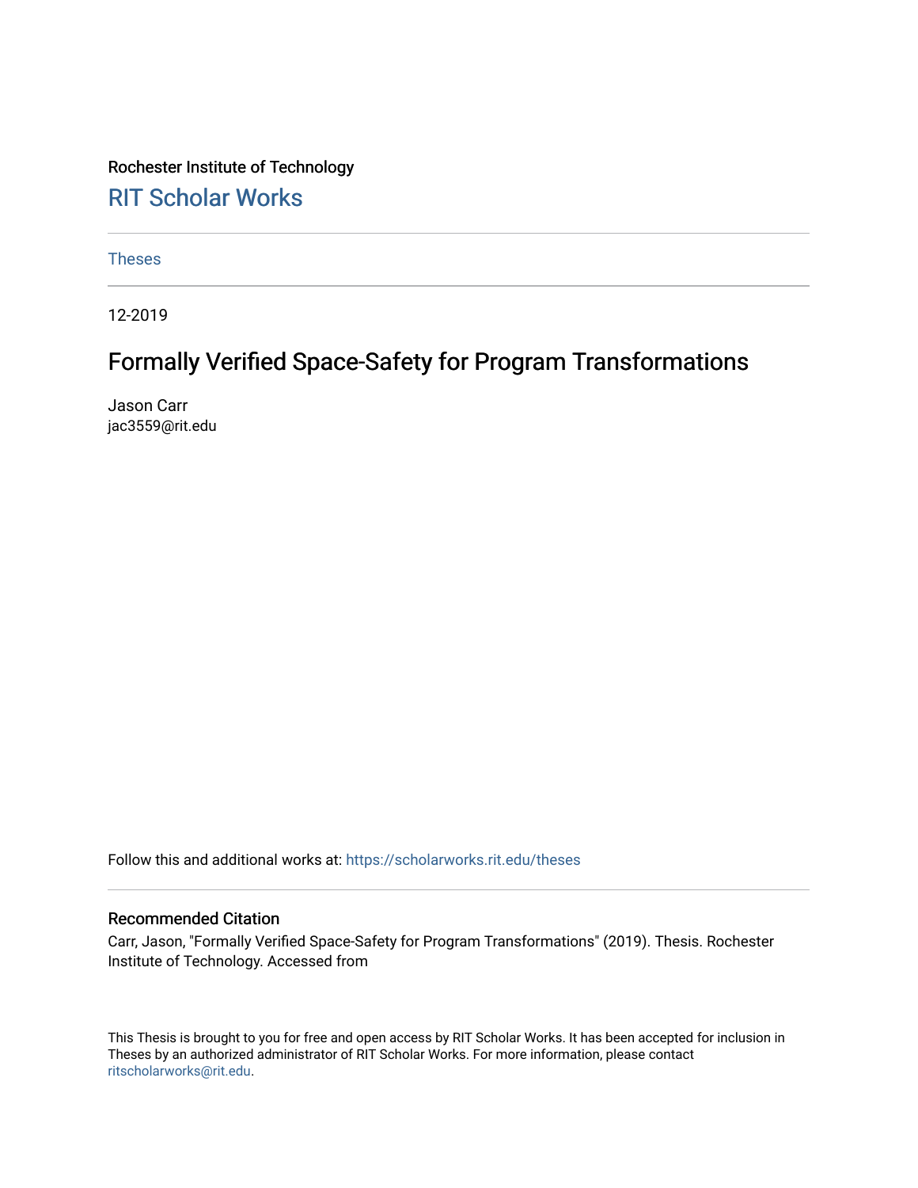Rochester Institute of Technology

RIT Scholar Works

Theses

12-2019

# Formally Verified Space-Safety for Program Transformations

Jason Carr
jac3559@rit.edu

Follow this and additional works at: https://scholarworks.rit.edu/theses

## Recommended Citation

Carr, Jason, "Formally Verified Space-Safety for Program Transformations" (2019). Thesis. Rochester Institute of Technology. Accessed from

This Thesis is brought to you for free and open access by RIT Scholar Works. It has been accepted for inclusion in Theses by an authorized administrator of RIT Scholar Works. For more information, please contact ritscholarworks@rit.edu.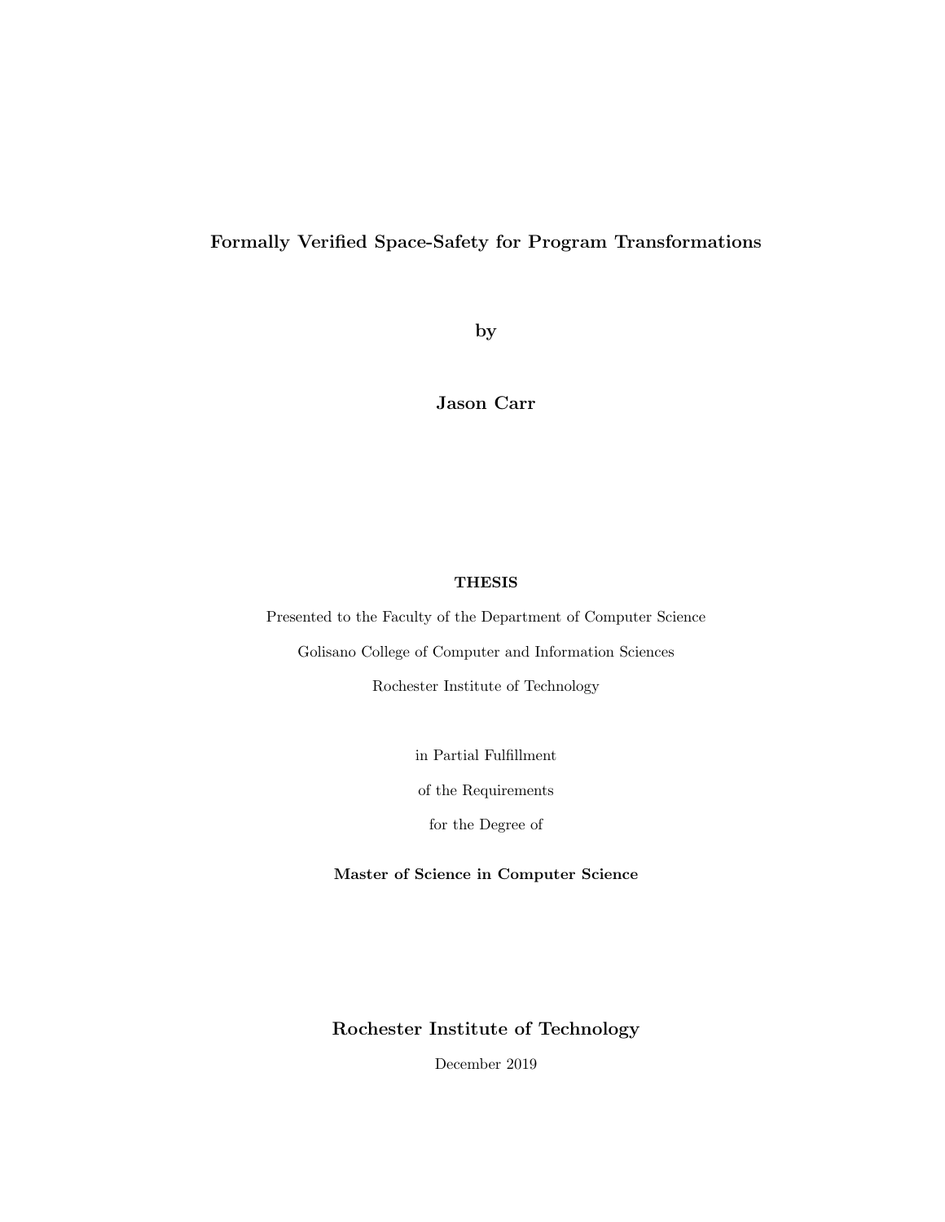**Formally Verified Space-Safety for Program Transformations**

**by**

**Jason Carr**

**THESIS**

Presented to the Faculty of the Department of Computer Science

Golisano College of Computer and Information Sciences

Rochester Institute of Technology

in Partial Fulfillment

of the Requirements

for the Degree of

**Master of Science in Computer Science**

**Rochester Institute of Technology**

December 2019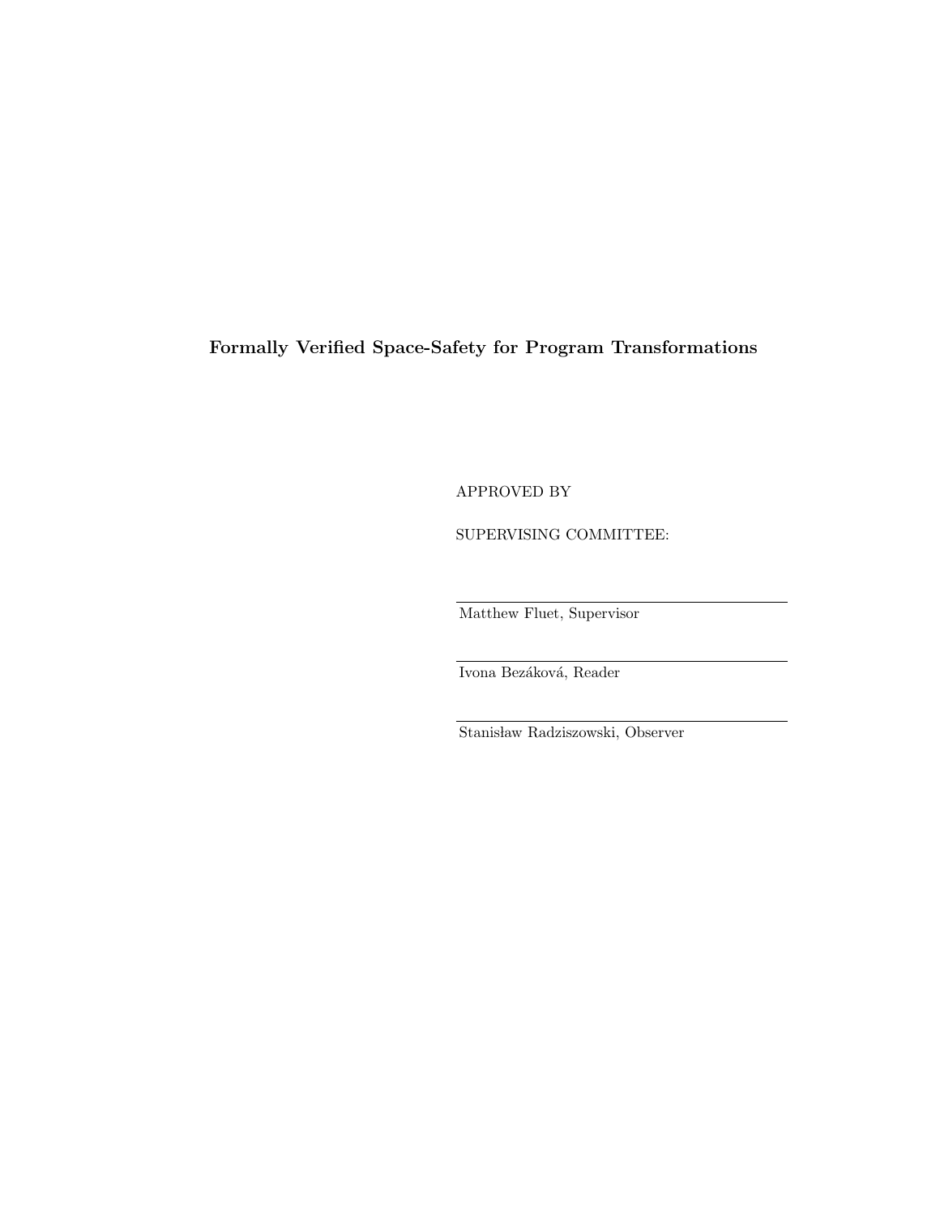**Formally Verified Space-Safety for Program Transformations**

APPROVED BY

SUPERVISING COMMITTEE:

Matthew Fluet, Supervisor

Ivona Bezáková, Reader

Stanisław Radziszowski, Observer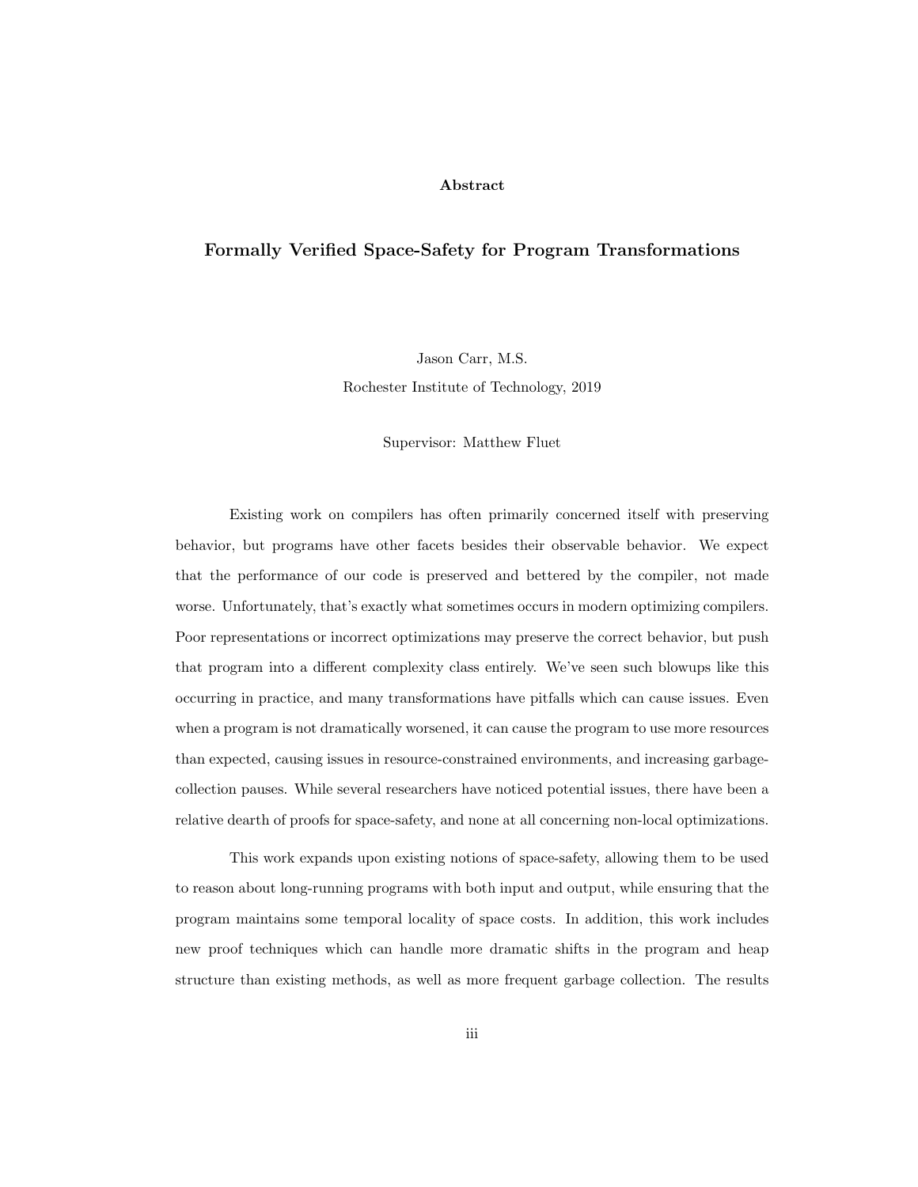**Abstract**

## Formally Verified Space-Safety for Program Transformations

Jason Carr, M.S.

Rochester Institute of Technology, 2019

Supervisor: Matthew Fluet

Existing work on compilers has often primarily concerned itself with preserving behavior, but programs have other facets besides their observable behavior. We expect that the performance of our code is preserved and bettered by the compiler, not made worse. Unfortunately, that's exactly what sometimes occurs in modern optimizing compilers. Poor representations or incorrect optimizations may preserve the correct behavior, but push that program into a different complexity class entirely. We've seen such blowups like this occurring in practice, and many transformations have pitfalls which can cause issues. Even when a program is not dramatically worsened, it can cause the program to use more resources than expected, causing issues in resource-constrained environments, and increasing garbage-collection pauses. While several researchers have noticed potential issues, there have been a relative dearth of proofs for space-safety, and none at all concerning non-local optimizations.

This work expands upon existing notions of space-safety, allowing them to be used to reason about long-running programs with both input and output, while ensuring that the program maintains some temporal locality of space costs. In addition, this work includes new proof techniques which can handle more dramatic shifts in the program and heap structure than existing methods, as well as more frequent garbage collection. The results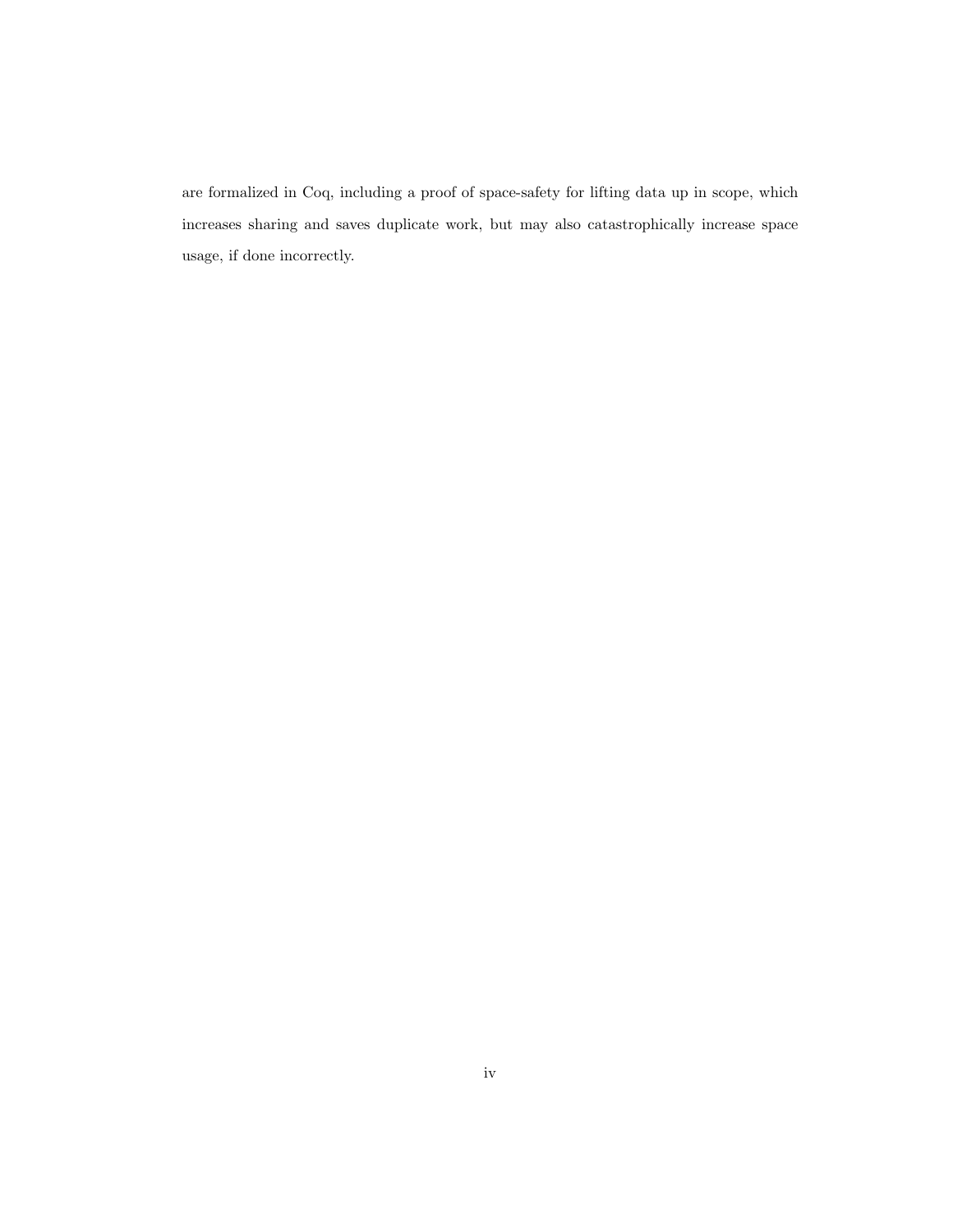are formalized in Coq, including a proof of space-safety for lifting data up in scope, which increases sharing and saves duplicate work, but may also catastrophically increase space usage, if done incorrectly.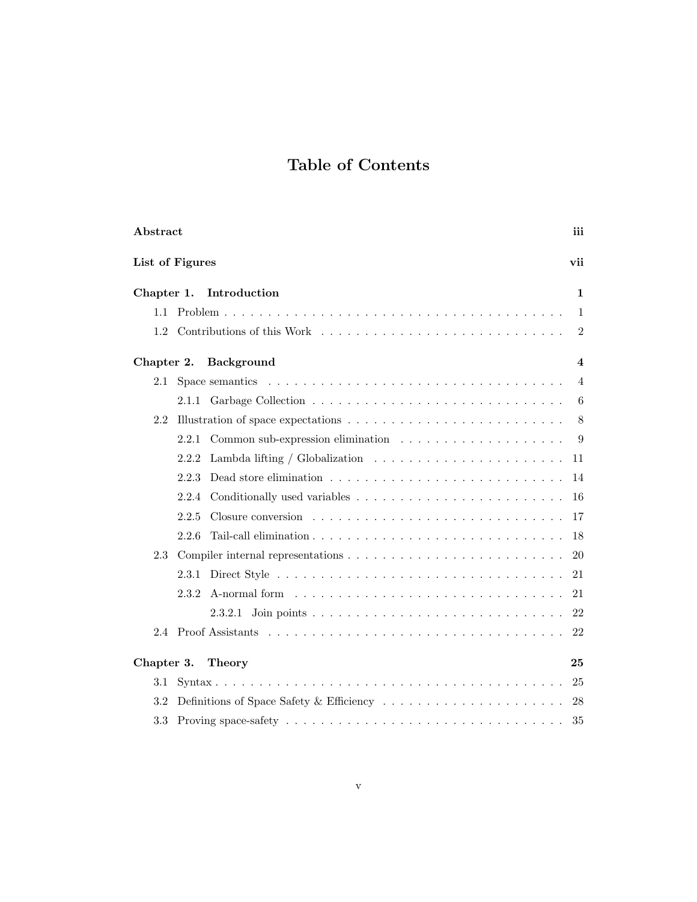# Table of Contents

| | |
|---|---|
| **Abstract** | **iii** |
| **List of Figures** | **vii** |
| **Chapter 1. Introduction** | **1** |
| 1.1 Problem | 1 |
| 1.2 Contributions of this Work | 2 |
| **Chapter 2. Background** | **4** |
| 2.1 Space semantics | 4 |
| 2.1.1 Garbage Collection | 6 |
| 2.2 Illustration of space expectations | 8 |
| 2.2.1 Common sub-expression elimination | 9 |
| 2.2.2 Lambda lifting / Globalization | 11 |
| 2.2.3 Dead store elimination | 14 |
| 2.2.4 Conditionally used variables | 16 |
| 2.2.5 Closure conversion | 17 |
| 2.2.6 Tail-call elimination | 18 |
| 2.3 Compiler internal representations | 20 |
| 2.3.1 Direct Style | 21 |
| 2.3.2 A-normal form | 21 |
| 2.3.2.1 Join points | 22 |
| 2.4 Proof Assistants | 22 |
| **Chapter 3. Theory** | **25** |
| 3.1 Syntax | 25 |
| 3.2 Definitions of Space Safety & Efficiency | 28 |
| 3.3 Proving space-safety | 35 |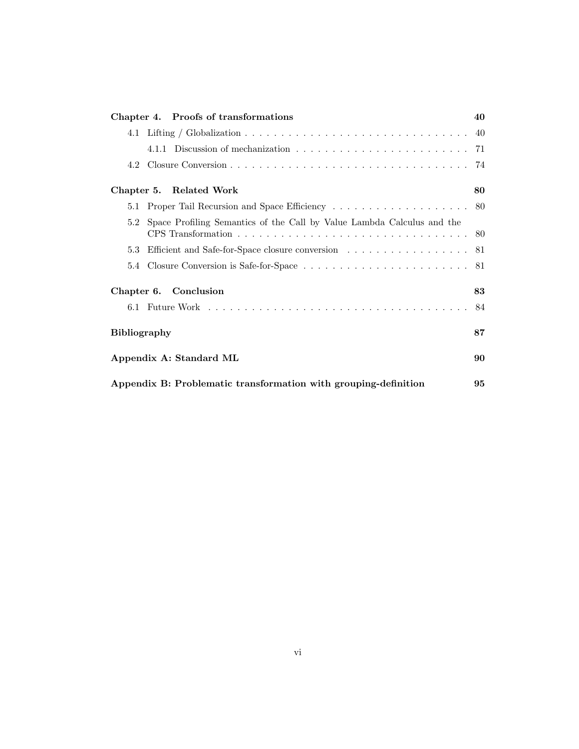**Chapter 4. Proofs of transformations** **40**

- 4.1 Lifting / Globalization . . . 40
  - 4.1.1 Discussion of mechanization . . . 71
- 4.2 Closure Conversion . . . 74

**Chapter 5. Related Work** **80**

- 5.1 Proper Tail Recursion and Space Efficiency . . . 80
- 5.2 Space Profiling Semantics of the Call by Value Lambda Calculus and the CPS Transformation . . . 80
- 5.3 Efficient and Safe-for-Space closure conversion . . . 81
- 5.4 Closure Conversion is Safe-for-Space . . . 81

**Chapter 6. Conclusion** **83**

- 6.1 Future Work . . . 84

**Bibliography** **87**

**Appendix A: Standard ML** **90**

**Appendix B: Problematic transformation with grouping-definition** **95**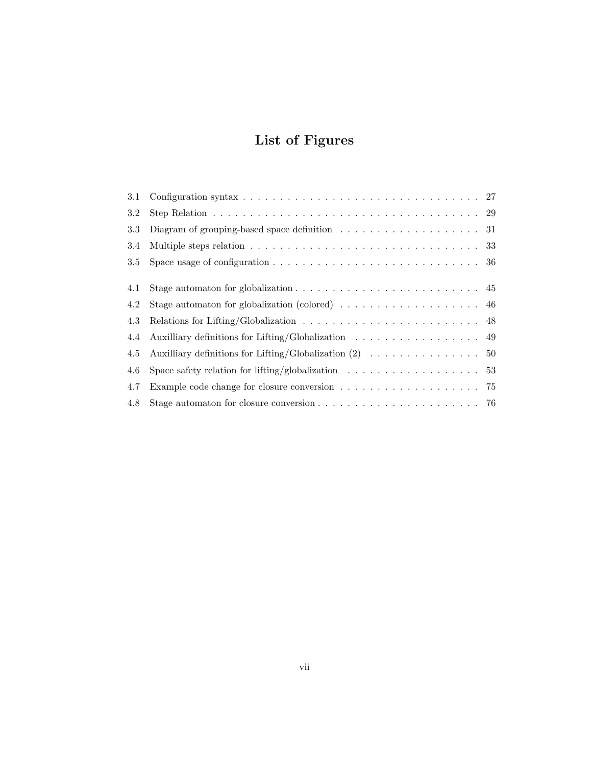# List of Figures

| | | |
|---|---|---|
| 3.1 | Configuration syntax | 27 |
| 3.2 | Step Relation | 29 |
| 3.3 | Diagram of grouping-based space definition | 31 |
| 3.4 | Multiple steps relation | 33 |
| 3.5 | Space usage of configuration | 36 |
| 4.1 | Stage automaton for globalization | 45 |
| 4.2 | Stage automaton for globalization (colored) | 46 |
| 4.3 | Relations for Lifting/Globalization | 48 |
| 4.4 | Auxilliary definitions for Lifting/Globalization | 49 |
| 4.5 | Auxilliary definitions for Lifting/Globalization (2) | 50 |
| 4.6 | Space safety relation for lifting/globalization | 53 |
| 4.7 | Example code change for closure conversion | 75 |
| 4.8 | Stage automaton for closure conversion | 76 |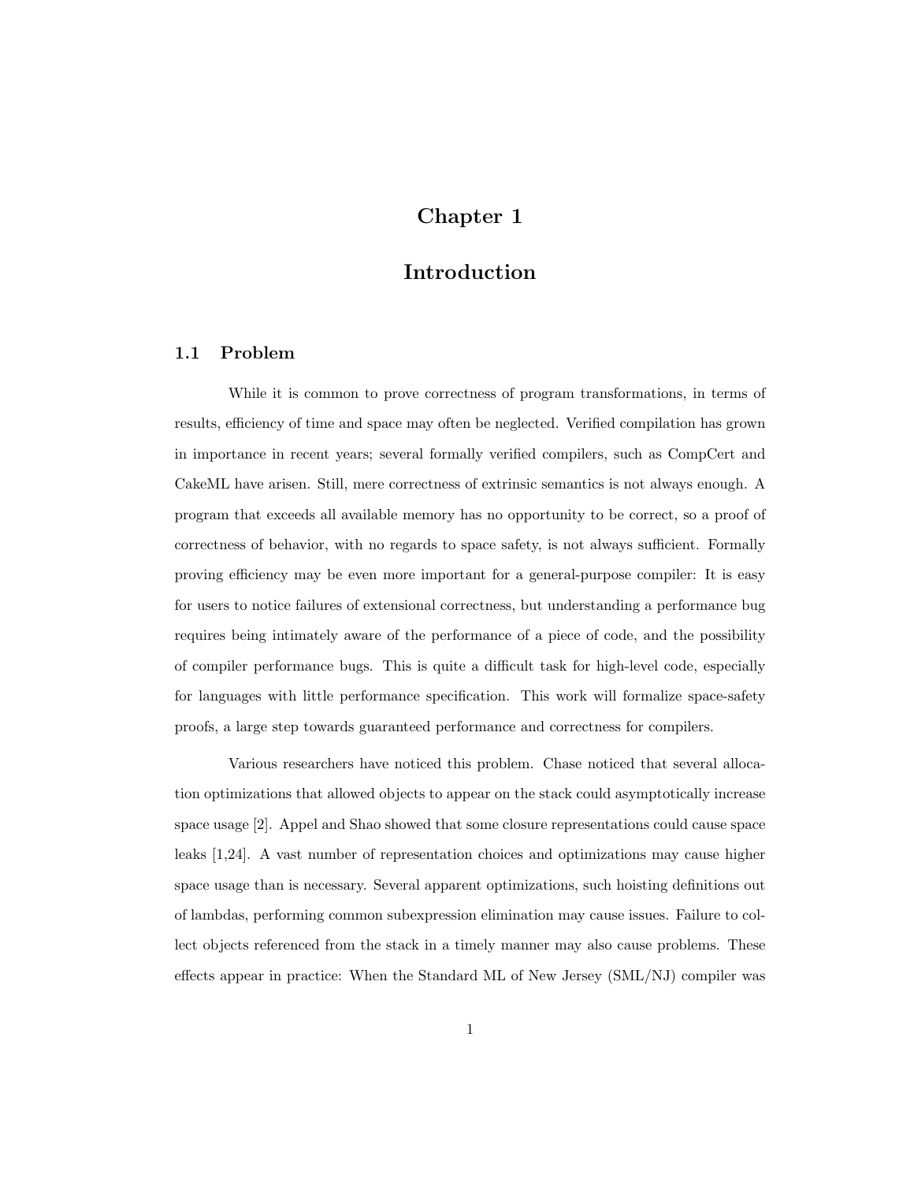# Chapter 1

# Introduction

## 1.1 Problem

While it is common to prove correctness of program transformations, in terms of results, efficiency of time and space may often be neglected. Verified compilation has grown in importance in recent years; several formally verified compilers, such as CompCert and CakeML have arisen. Still, mere correctness of extrinsic semantics is not always enough. A program that exceeds all available memory has no opportunity to be correct, so a proof of correctness of behavior, with no regards to space safety, is not always sufficient. Formally proving efficiency may be even more important for a general-purpose compiler: It is easy for users to notice failures of extensional correctness, but understanding a performance bug requires being intimately aware of the performance of a piece of code, and the possibility of compiler performance bugs. This is quite a difficult task for high-level code, especially for languages with little performance specification. This work will formalize space-safety proofs, a large step towards guaranteed performance and correctness for compilers.

Various researchers have noticed this problem. Chase noticed that several allocation optimizations that allowed objects to appear on the stack could asymptotically increase space usage [2]. Appel and Shao showed that some closure representations could cause space leaks [1,24]. A vast number of representation choices and optimizations may cause higher space usage than is necessary. Several apparent optimizations, such hoisting definitions out of lambdas, performing common subexpression elimination may cause issues. Failure to collect objects referenced from the stack in a timely manner may also cause problems. These effects appear in practice: When the Standard ML of New Jersey (SML/NJ) compiler was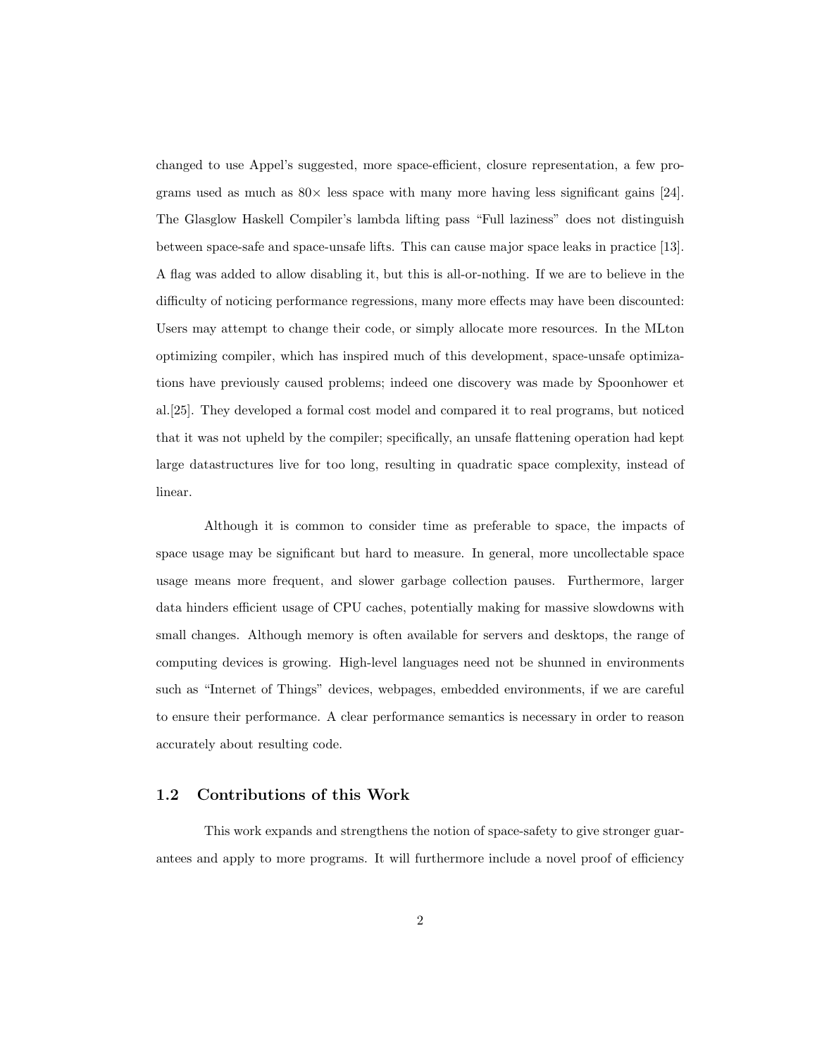changed to use Appel's suggested, more space-efficient, closure representation, a few programs used as much as $80\times$ less space with many more having less significant gains [24]. The Glasgow Haskell Compiler's lambda lifting pass "Full laziness" does not distinguish between space-safe and space-unsafe lifts. This can cause major space leaks in practice [13]. A flag was added to allow disabling it, but this is all-or-nothing. If we are to believe in the difficulty of noticing performance regressions, many more effects may have been discounted: Users may attempt to change their code, or simply allocate more resources. In the MLton optimizing compiler, which has inspired much of this development, space-unsafe optimizations have previously caused problems; indeed one discovery was made by Spoonhower et al.[25]. They developed a formal cost model and compared it to real programs, but noticed that it was not upheld by the compiler; specifically, an unsafe flattening operation had kept large datastructures live for too long, resulting in quadratic space complexity, instead of linear.

Although it is common to consider time as preferable to space, the impacts of space usage may be significant but hard to measure. In general, more uncollectable space usage means more frequent, and slower garbage collection pauses. Furthermore, larger data hinders efficient usage of CPU caches, potentially making for massive slowdowns with small changes. Although memory is often available for servers and desktops, the range of computing devices is growing. High-level languages need not be shunned in environments such as "Internet of Things" devices, webpages, embedded environments, if we are careful to ensure their performance. A clear performance semantics is necessary in order to reason accurately about resulting code.

## 1.2 Contributions of this Work

This work expands and strengthens the notion of space-safety to give stronger guarantees and apply to more programs. It will furthermore include a novel proof of efficiency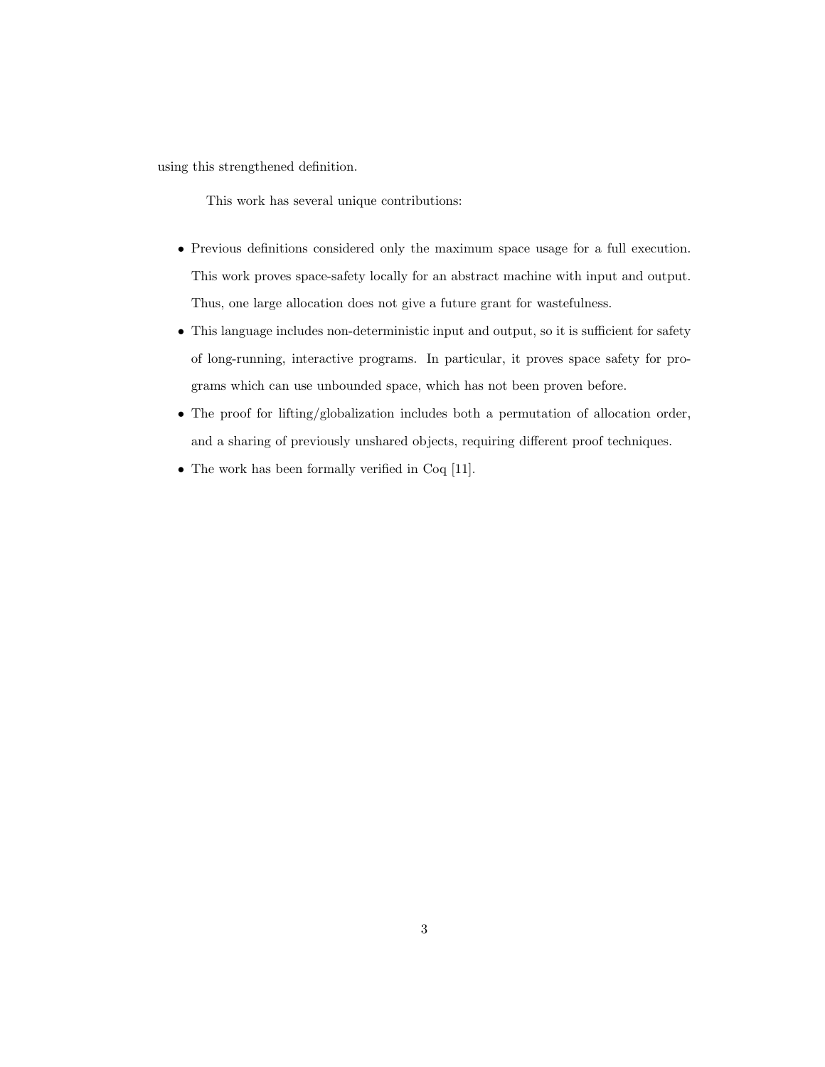using this strengthened definition.

This work has several unique contributions:

- Previous definitions considered only the maximum space usage for a full execution. This work proves space-safety locally for an abstract machine with input and output. Thus, one large allocation does not give a future grant for wastefulness.
- This language includes non-deterministic input and output, so it is sufficient for safety of long-running, interactive programs. In particular, it proves space safety for programs which can use unbounded space, which has not been proven before.
- The proof for lifting/globalization includes both a permutation of allocation order, and a sharing of previously unshared objects, requiring different proof techniques.
- The work has been formally verified in Coq [11].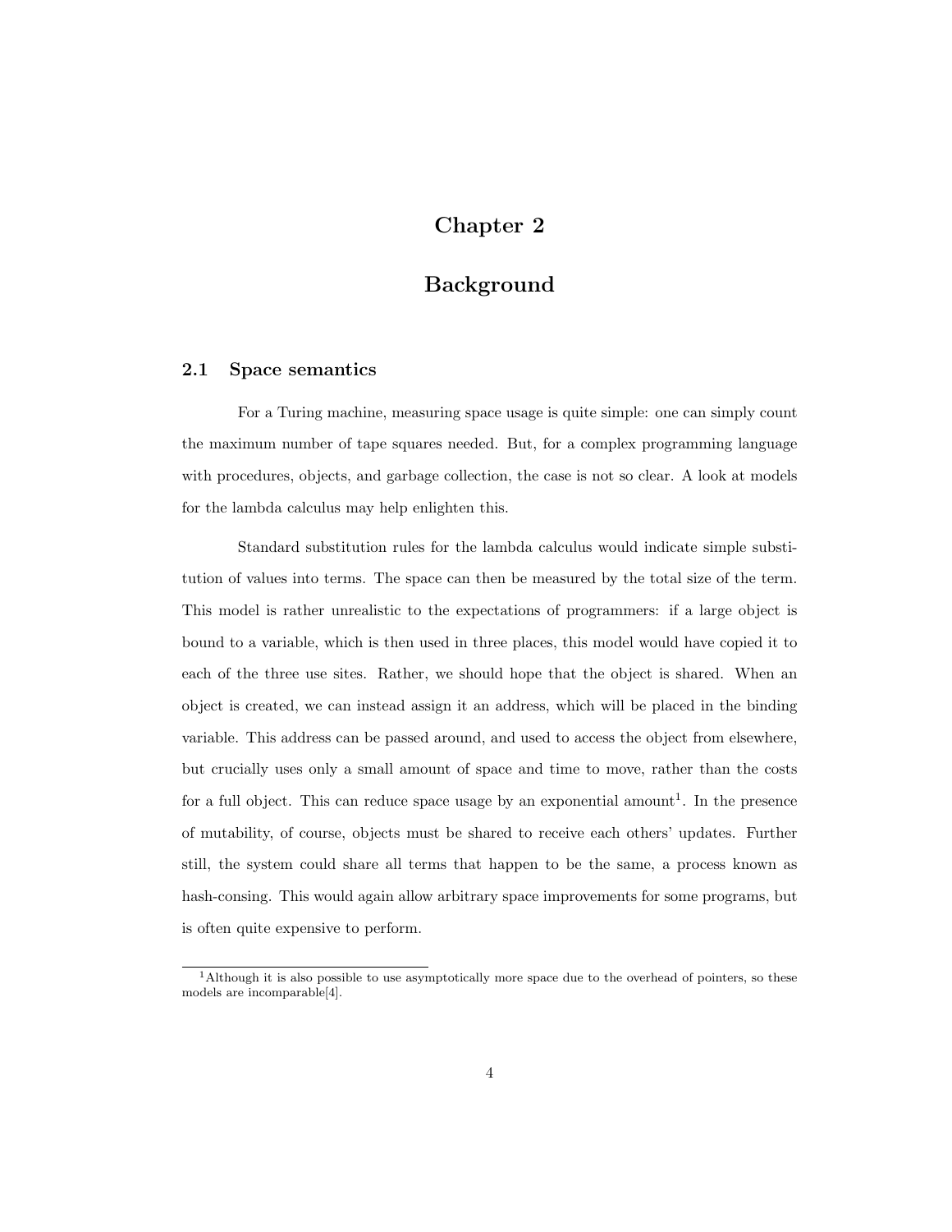# Chapter 2

# Background

## 2.1 Space semantics

For a Turing machine, measuring space usage is quite simple: one can simply count the maximum number of tape squares needed. But, for a complex programming language with procedures, objects, and garbage collection, the case is not so clear. A look at models for the lambda calculus may help enlighten this.

Standard substitution rules for the lambda calculus would indicate simple substitution of values into terms. The space can then be measured by the total size of the term. This model is rather unrealistic to the expectations of programmers: if a large object is bound to a variable, which is then used in three places, this model would have copied it to each of the three use sites. Rather, we should hope that the object is shared. When an object is created, we can instead assign it an address, which will be placed in the binding variable. This address can be passed around, and used to access the object from elsewhere, but crucially uses only a small amount of space and time to move, rather than the costs for a full object. This can reduce space usage by an exponential amount[1]. In the presence of mutability, of course, objects must be shared to receive each others' updates. Further still, the system could share all terms that happen to be the same, a process known as hash-consing. This would again allow arbitrary space improvements for some programs, but is often quite expensive to perform.

[1] Although it is also possible to use asymptotically more space due to the overhead of pointers, so these models are incomparable[4].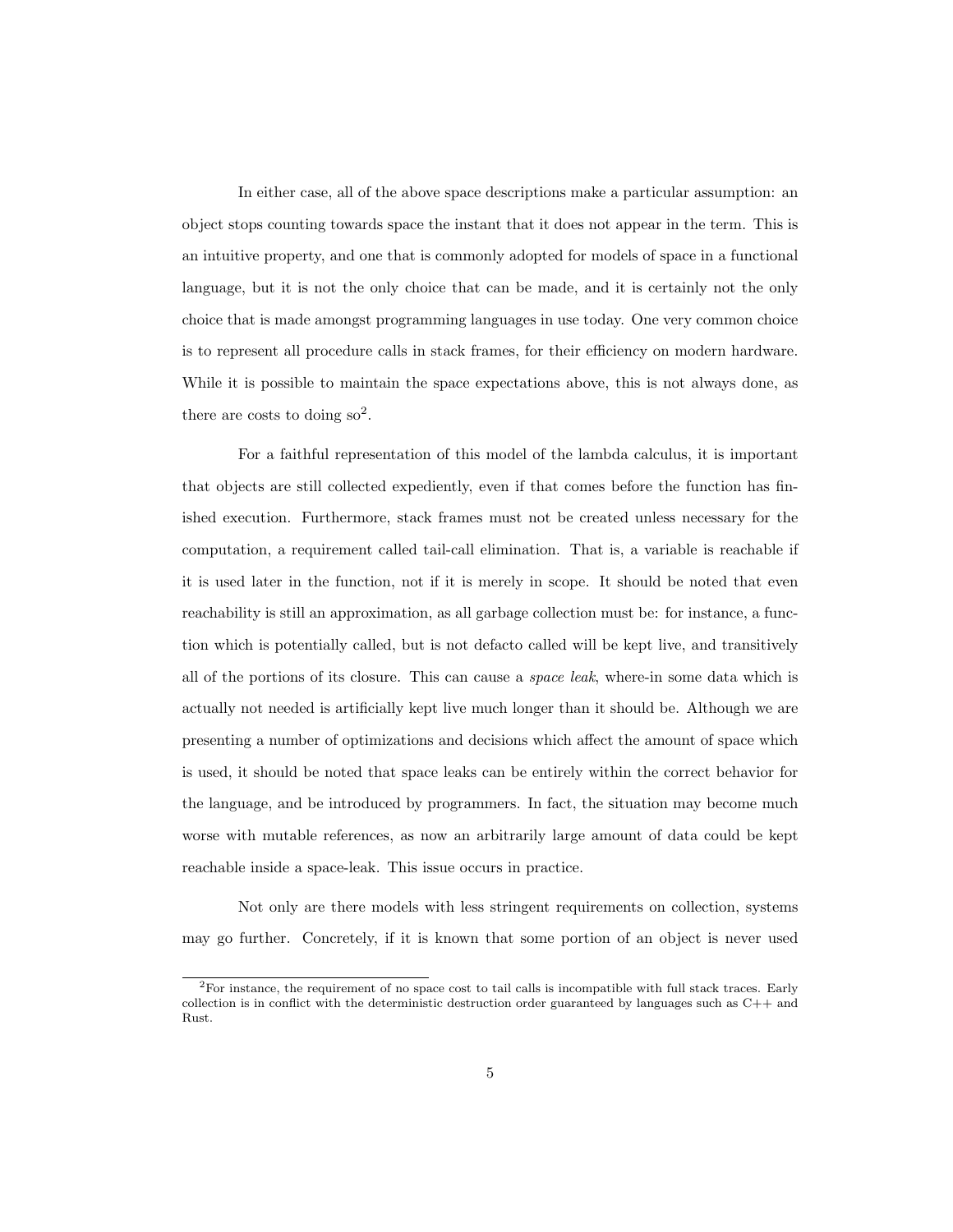In either case, all of the above space descriptions make a particular assumption: an object stops counting towards space the instant that it does not appear in the term. This is an intuitive property, and one that is commonly adopted for models of space in a functional language, but it is not the only choice that can be made, and it is certainly not the only choice that is made amongst programming languages in use today. One very common choice is to represent all procedure calls in stack frames, for their efficiency on modern hardware. While it is possible to maintain the space expectations above, this is not always done, as there are costs to doing so[2].

For a faithful representation of this model of the lambda calculus, it is important that objects are still collected expediently, even if that comes before the function has finished execution. Furthermore, stack frames must not be created unless necessary for the computation, a requirement called tail-call elimination. That is, a variable is reachable if it is used later in the function, not if it is merely in scope. It should be noted that even reachability is still an approximation, as all garbage collection must be: for instance, a function which is potentially called, but is not defacto called will be kept live, and transitively all of the portions of its closure. This can cause a *space leak*, where-in some data which is actually not needed is artificially kept live much longer than it should be. Although we are presenting a number of optimizations and decisions which affect the amount of space which is used, it should be noted that space leaks can be entirely within the correct behavior for the language, and be introduced by programmers. In fact, the situation may become much worse with mutable references, as now an arbitrarily large amount of data could be kept reachable inside a space-leak. This issue occurs in practice.

Not only are there models with less stringent requirements on collection, systems may go further. Concretely, if it is known that some portion of an object is never used

[2]For instance, the requirement of no space cost to tail calls is incompatible with full stack traces. Early collection is in conflict with the deterministic destruction order guaranteed by languages such as C++ and Rust.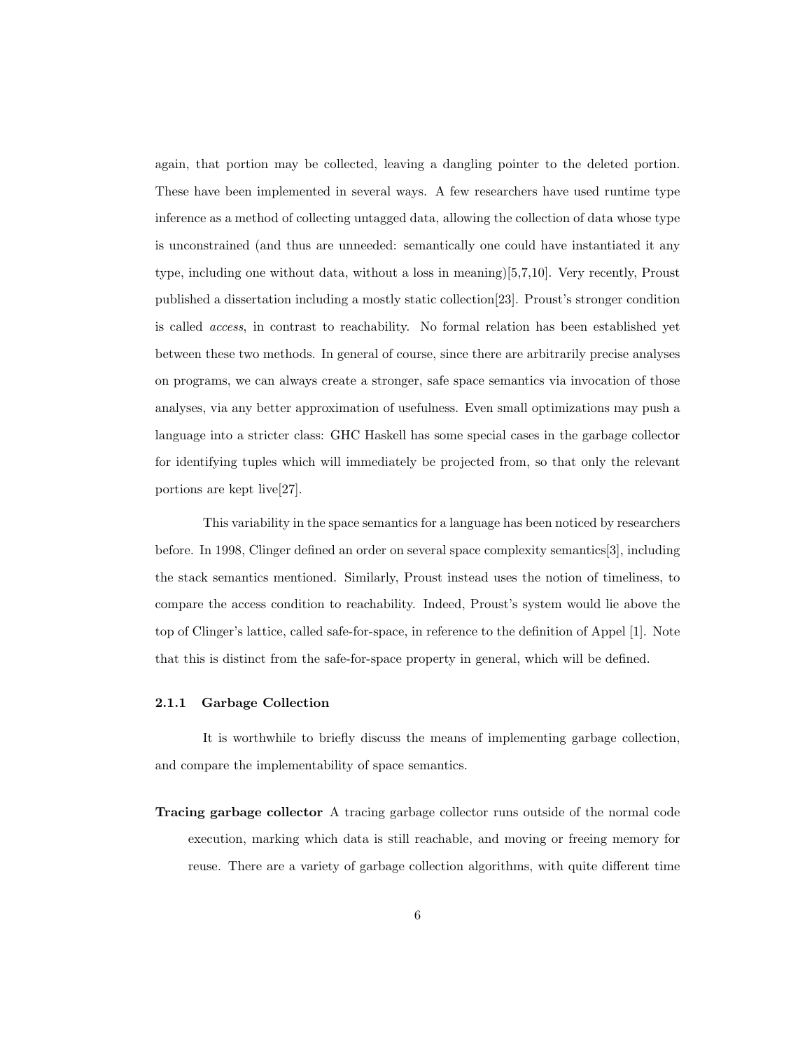again, that portion may be collected, leaving a dangling pointer to the deleted portion. These have been implemented in several ways. A few researchers have used runtime type inference as a method of collecting untagged data, allowing the collection of data whose type is unconstrained (and thus are unneeded: semantically one could have instantiated it any type, including one without data, without a loss in meaning)[5,7,10]. Very recently, Proust published a dissertation including a mostly static collection[23]. Proust's stronger condition is called *access*, in contrast to reachability. No formal relation has been established yet between these two methods. In general of course, since there are arbitrarily precise analyses on programs, we can always create a stronger, safe space semantics via invocation of those analyses, via any better approximation of usefulness. Even small optimizations may push a language into a stricter class: GHC Haskell has some special cases in the garbage collector for identifying tuples which will immediately be projected from, so that only the relevant portions are kept live[27].

This variability in the space semantics for a language has been noticed by researchers before. In 1998, Clinger defined an order on several space complexity semantics[3], including the stack semantics mentioned. Similarly, Proust instead uses the notion of timeliness, to compare the access condition to reachability. Indeed, Proust's system would lie above the top of Clinger's lattice, called safe-for-space, in reference to the definition of Appel [1]. Note that this is distinct from the safe-for-space property in general, which will be defined.

### 2.1.1 Garbage Collection

It is worthwhile to briefly discuss the means of implementing garbage collection, and compare the implementability of space semantics.

**Tracing garbage collector** A tracing garbage collector runs outside of the normal code execution, marking which data is still reachable, and moving or freeing memory for reuse. There are a variety of garbage collection algorithms, with quite different time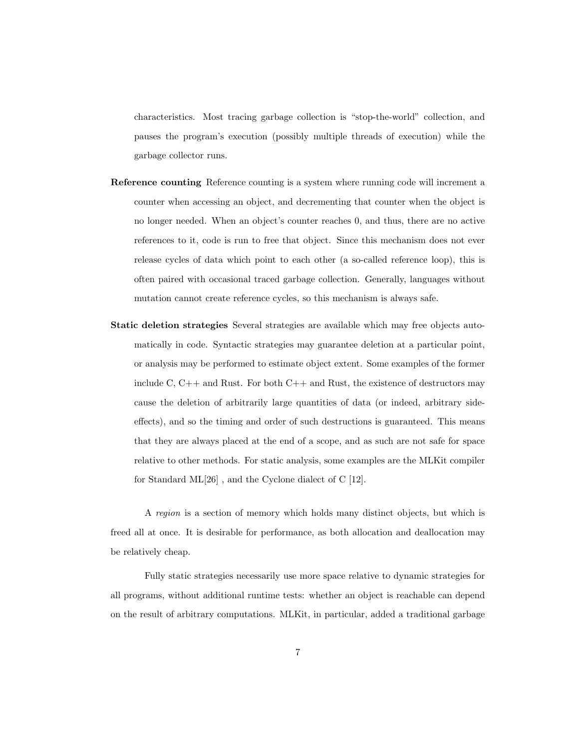characteristics. Most tracing garbage collection is "stop-the-world" collection, and pauses the program's execution (possibly multiple threads of execution) while the garbage collector runs.

**Reference counting** Reference counting is a system where running code will increment a counter when accessing an object, and decrementing that counter when the object is no longer needed. When an object's counter reaches 0, and thus, there are no active references to it, code is run to free that object. Since this mechanism does not ever release cycles of data which point to each other (a so-called reference loop), this is often paired with occasional traced garbage collection. Generally, languages without mutation cannot create reference cycles, so this mechanism is always safe.

**Static deletion strategies** Several strategies are available which may free objects automatically in code. Syntactic strategies may guarantee deletion at a particular point, or analysis may be performed to estimate object extent. Some examples of the former include C, C++ and Rust. For both C++ and Rust, the existence of destructors may cause the deletion of arbitrarily large quantities of data (or indeed, arbitrary side-effects), and so the timing and order of such destructions is guaranteed. This means that they are always placed at the end of a scope, and as such are not safe for space relative to other methods. For static analysis, some examples are the MLKit compiler for Standard ML[26] , and the Cyclone dialect of C [12].

A *region* is a section of memory which holds many distinct objects, but which is freed all at once. It is desirable for performance, as both allocation and deallocation may be relatively cheap.

Fully static strategies necessarily use more space relative to dynamic strategies for all programs, without additional runtime tests: whether an object is reachable can depend on the result of arbitrary computations. MLKit, in particular, added a traditional garbage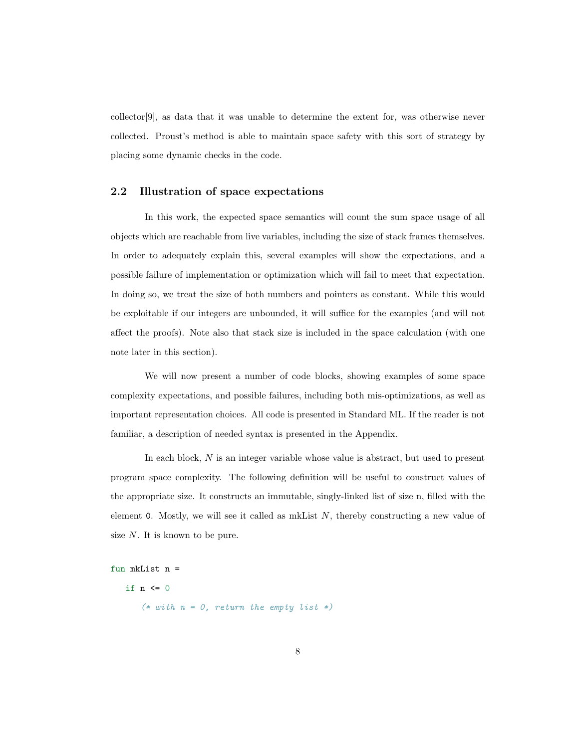collector[9], as data that it was unable to determine the extent for, was otherwise never collected. Proust's method is able to maintain space safety with this sort of strategy by placing some dynamic checks in the code.

## 2.2 Illustration of space expectations

In this work, the expected space semantics will count the sum space usage of all objects which are reachable from live variables, including the size of stack frames themselves. In order to adequately explain this, several examples will show the expectations, and a possible failure of implementation or optimization which will fail to meet that expectation. In doing so, we treat the size of both numbers and pointers as constant. While this would be exploitable if our integers are unbounded, it will suffice for the examples (and will not affect the proofs). Note also that stack size is included in the space calculation (with one note later in this section).

We will now present a number of code blocks, showing examples of some space complexity expectations, and possible failures, including both mis-optimizations, as well as important representation choices. All code is presented in Standard ML. If the reader is not familiar, a description of needed syntax is presented in the Appendix.

In each block, $N$ is an integer variable whose value is abstract, but used to present program space complexity. The following definition will be useful to construct values of the appropriate size. It constructs an immutable, singly-linked list of size n, filled with the element `0`. Mostly, we will see it called as mkList $N$, thereby constructing a new value of size $N$. It is known to be pure.

```
fun mkList n =
  if n <= 0
    (* with n = 0, return the empty list *)
```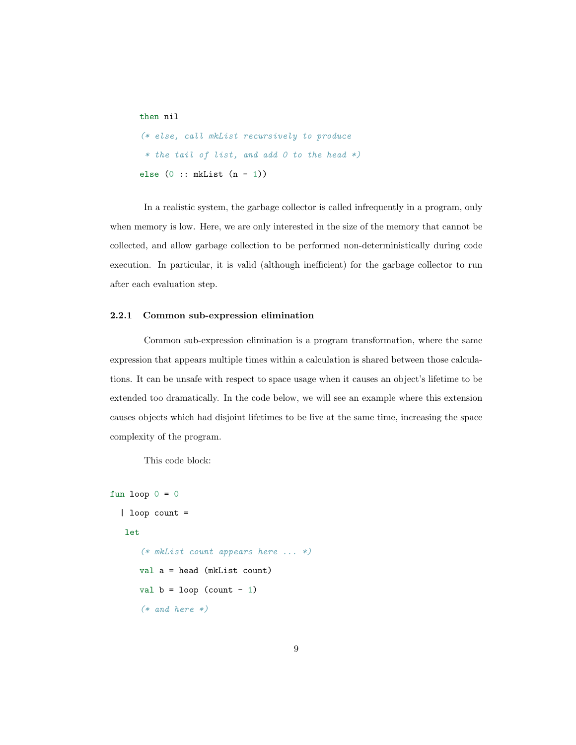```
    then nil
    (* else, call mkList recursively to produce
     * the tail of list, and add 0 to the head *)
    else (0 :: mkList (n - 1))
```

In a realistic system, the garbage collector is called infrequently in a program, only when memory is low. Here, we are only interested in the size of the memory that cannot be collected, and allow garbage collection to be performed non-deterministically during code execution. In particular, it is valid (although inefficient) for the garbage collector to run after each evaluation step.

### 2.2.1 Common sub-expression elimination

Common sub-expression elimination is a program transformation, where the same expression that appears multiple times within a calculation is shared between those calculations. It can be unsafe with respect to space usage when it causes an object's lifetime to be extended too dramatically. In the code below, we will see an example where this extension causes objects which had disjoint lifetimes to be live at the same time, increasing the space complexity of the program.

This code block:

```
fun loop 0 = 0
  | loop count =
   let
      (* mkList count appears here ... *)
      val a = head (mkList count)
      val b = loop (count - 1)
      (* and here *)
```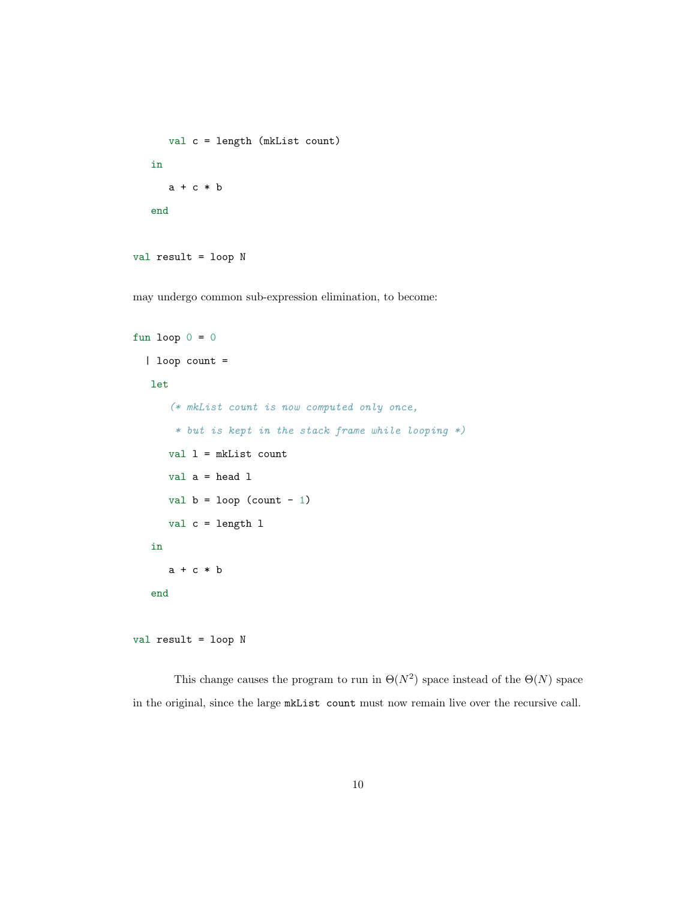```
      val c = length (mkList count)
   in
      a + c * b
   end

val result = loop N
```

may undergo common sub-expression elimination, to become:

```
fun loop 0 = 0
  | loop count =
   let
      (* mkList count is now computed only once,
       * but is kept in the stack frame while looping *)
      val l = mkList count
      val a = head l
      val b = loop (count - 1)
      val c = length l
   in
      a + c * b
   end

val result = loop N
```

This change causes the program to run in $\Theta(N^2)$ space instead of the $\Theta(N)$ space in the original, since the large `mkList count` must now remain live over the recursive call.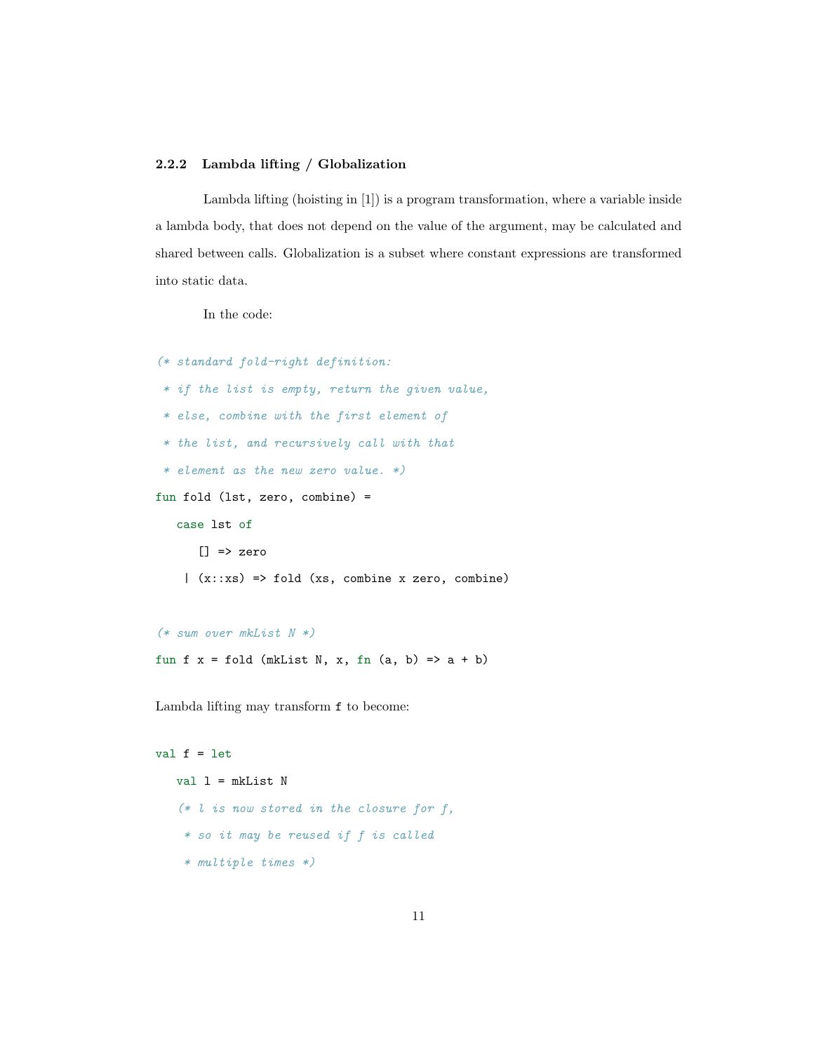### 2.2.2 Lambda lifting / Globalization

Lambda lifting (hoisting in [1]) is a program transformation, where a variable inside a lambda body, that does not depend on the value of the argument, may be calculated and shared between calls. Globalization is a subset where constant expressions are transformed into static data.

In the code:

```
(* standard fold-right definition:
 * if the list is empty, return the given value,
 * else, combine with the first element of
 * the list, and recursively call with that
 * element as the new zero value. *)
fun fold (lst, zero, combine) =
   case lst of
      [] => zero
    | (x::xs) => fold (xs, combine x zero, combine)

(* sum over mkList N *)
fun f x = fold (mkList N, x, fn (a, b) => a + b)
```

Lambda lifting may transform `f` to become:

```
val f = let
   val l = mkList N
   (* l is now stored in the closure for f,
    * so it may be reused if f is called
    * multiple times *)
```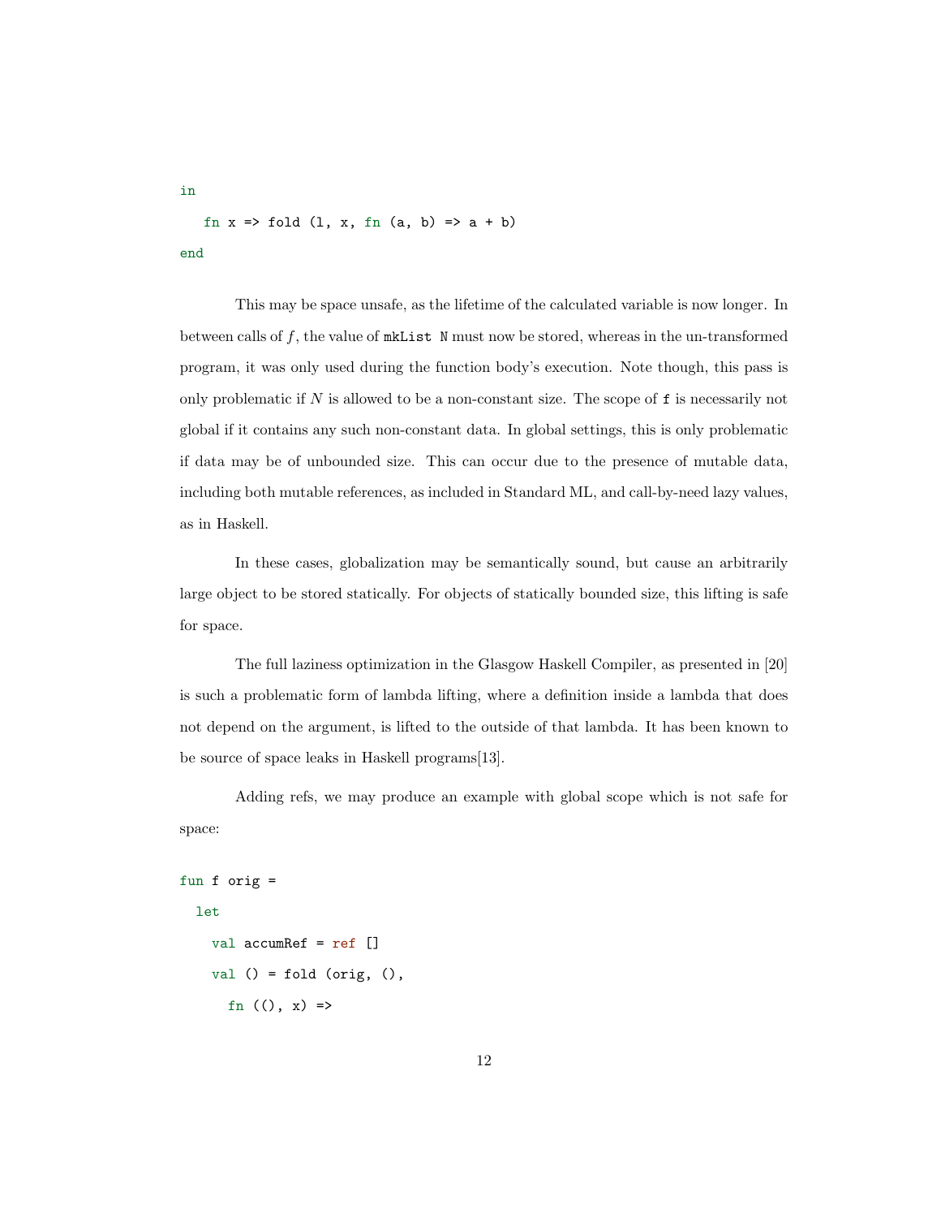```
in
  fn x => fold (l, x, fn (a, b) => a + b)
end
```

This may be space unsafe, as the lifetime of the calculated variable is now longer. In between calls of $f$, the value of `mkList N` must now be stored, whereas in the un-transformed program, it was only used during the function body's execution. Note though, this pass is only problematic if $N$ is allowed to be a non-constant size. The scope of `f` is necessarily not global if it contains any such non-constant data. In global settings, this is only problematic if data may be of unbounded size. This can occur due to the presence of mutable data, including both mutable references, as included in Standard ML, and call-by-need lazy values, as in Haskell.

In these cases, globalization may be semantically sound, but cause an arbitrarily large object to be stored statically. For objects of statically bounded size, this lifting is safe for space.

The full laziness optimization in the Glasgow Haskell Compiler, as presented in [20] is such a problematic form of lambda lifting, where a definition inside a lambda that does not depend on the argument, is lifted to the outside of that lambda. It has been known to be source of space leaks in Haskell programs[13].

Adding refs, we may produce an example with global scope which is not safe for space:

```
fun f orig =
  let
    val accumRef = ref []
    val () = fold (orig, (),
      fn ((), x) =>
```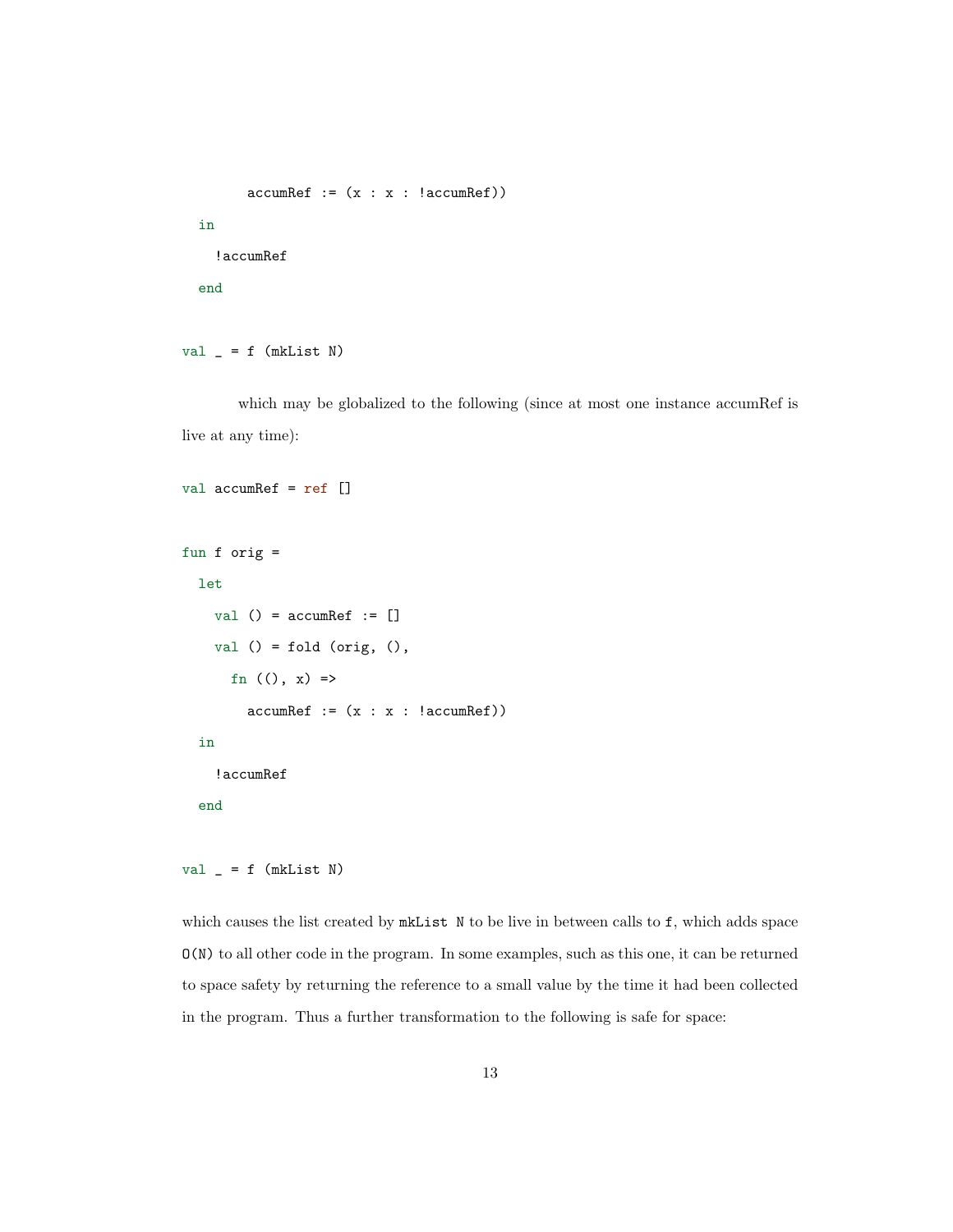```
        accumRef := (x : x : !accumRef))
  in
    !accumRef
  end

val _ = f (mkList N)
```

which may be globalized to the following (since at most one instance accumRef is live at any time):

```
val accumRef = ref []

fun f orig =
  let
    val () = accumRef := []
    val () = fold (orig, (),
      fn ((), x) =>
        accumRef := (x : x : !accumRef))
  in
    !accumRef
  end

val _ = f (mkList N)
```

which causes the list created by `mkList N` to be live in between calls to `f`, which adds space `O(N)` to all other code in the program. In some examples, such as this one, it can be returned to space safety by returning the reference to a small value by the time it had been collected in the program. Thus a further transformation to the following is safe for space: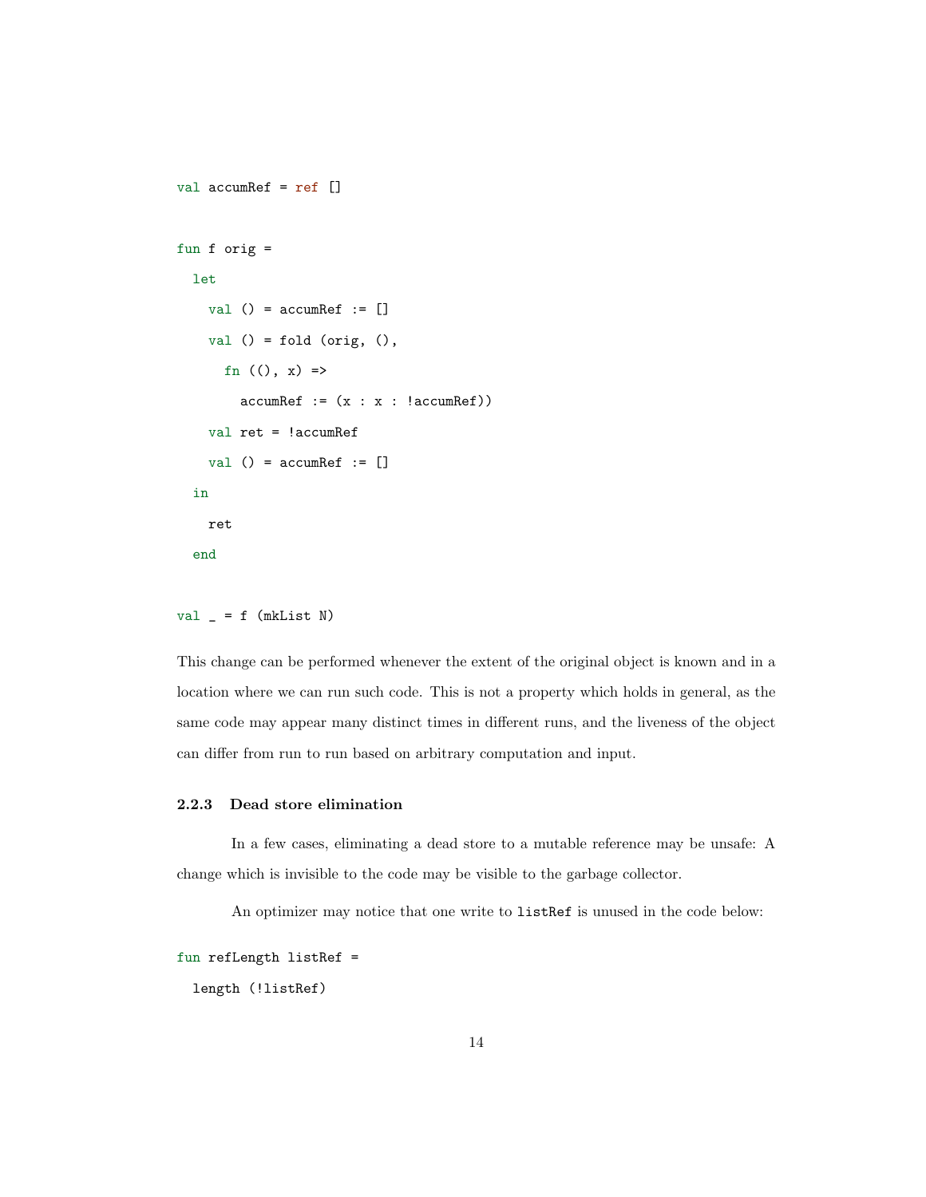```
val accumRef = ref []

fun f orig =
  let
    val () = accumRef := []
    val () = fold (orig, (),
      fn ((), x) =>
        accumRef := (x : x : !accumRef))
    val ret = !accumRef
    val () = accumRef := []
  in
    ret
  end

val _ = f (mkList N)
```

This change can be performed whenever the extent of the original object is known and in a location where we can run such code. This is not a property which holds in general, as the same code may appear many distinct times in different runs, and the liveness of the object can differ from run to run based on arbitrary computation and input.

### 2.2.3 Dead store elimination

In a few cases, eliminating a dead store to a mutable reference may be unsafe: A change which is invisible to the code may be visible to the garbage collector.

An optimizer may notice that one write to `listRef` is unused in the code below:

```
fun refLength listRef =
  length (!listRef)
```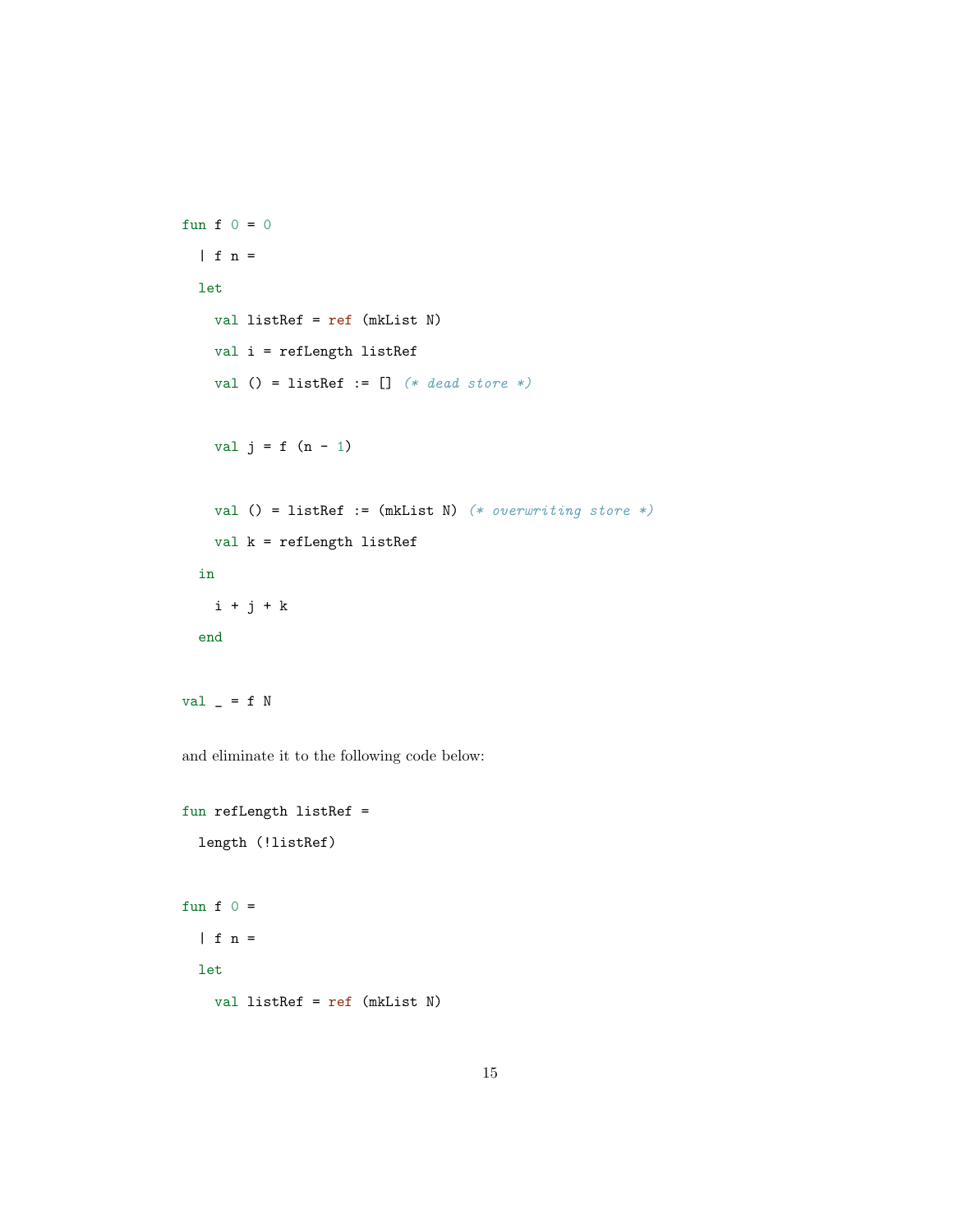```
fun f 0 = 0
  | f n =
  let
    val listRef = ref (mkList N)
    val i = refLength listRef
    val () = listRef := [] (* dead store *)

    val j = f (n - 1)

    val () = listRef := (mkList N) (* overwriting store *)
    val k = refLength listRef
  in
    i + j + k
  end

val _ = f N
```

and eliminate it to the following code below:

```
fun refLength listRef =
  length (!listRef)

fun f 0 =
  | f n =
  let
    val listRef = ref (mkList N)
```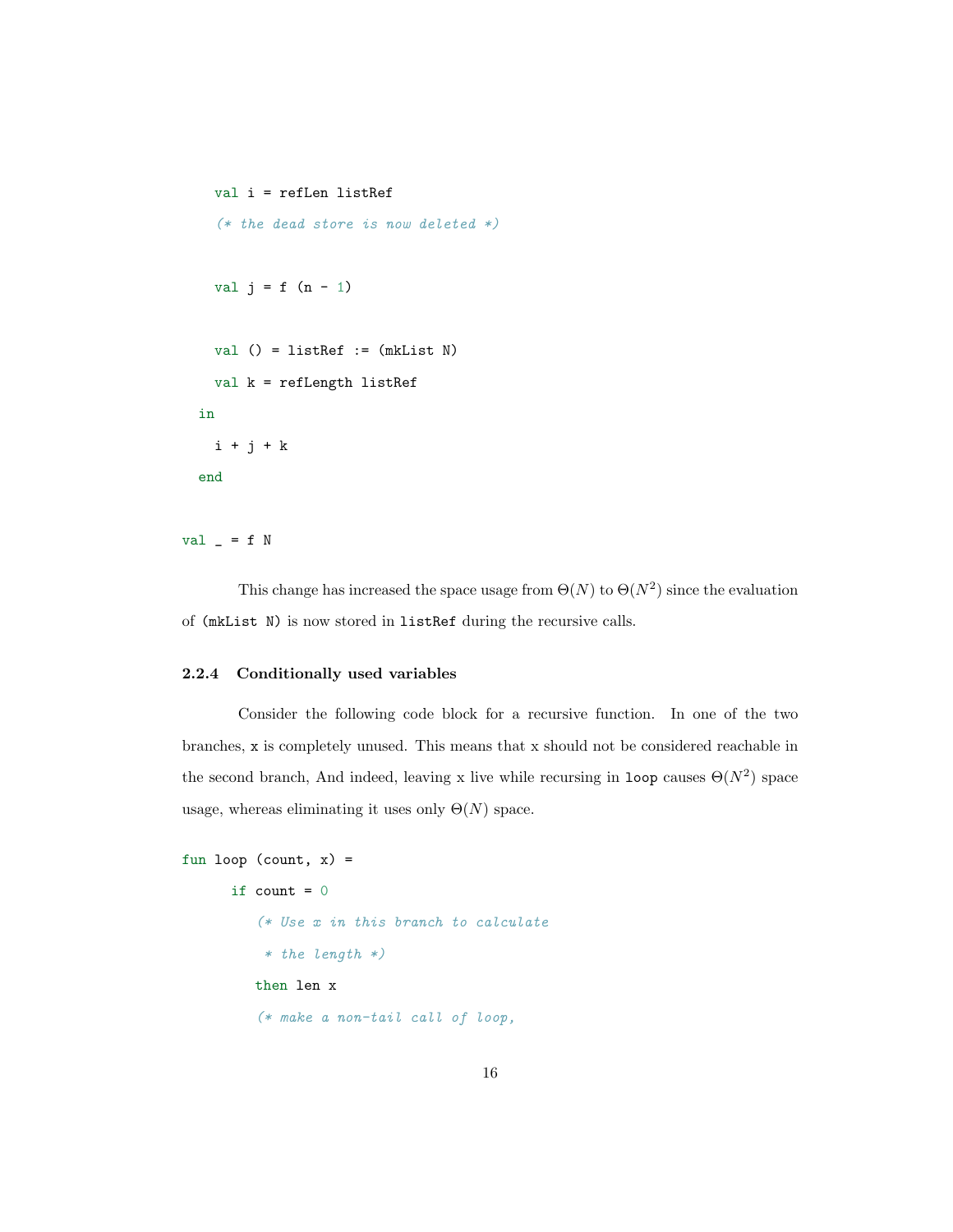```
    val i = refLen listRef
    (* the dead store is now deleted *)

    val j = f (n - 1)

    val () = listRef := (mkList N)
    val k = refLength listRef
  in
    i + j + k
  end

val _ = f N
```

This change has increased the space usage from $\Theta(N)$ to $\Theta(N^2)$ since the evaluation of (mkList N) is now stored in listRef during the recursive calls.

### 2.2.4 Conditionally used variables

Consider the following code block for a recursive function. In one of the two branches, x is completely unused. This means that x should not be considered reachable in the second branch, And indeed, leaving x live while recursing in loop causes $\Theta(N^2)$ space usage, whereas eliminating it uses only $\Theta(N)$ space.

```
fun loop (count, x) =
      if count = 0
         (* Use x in this branch to calculate
          * the length *)
         then len x
         (* make a non-tail call of loop,
```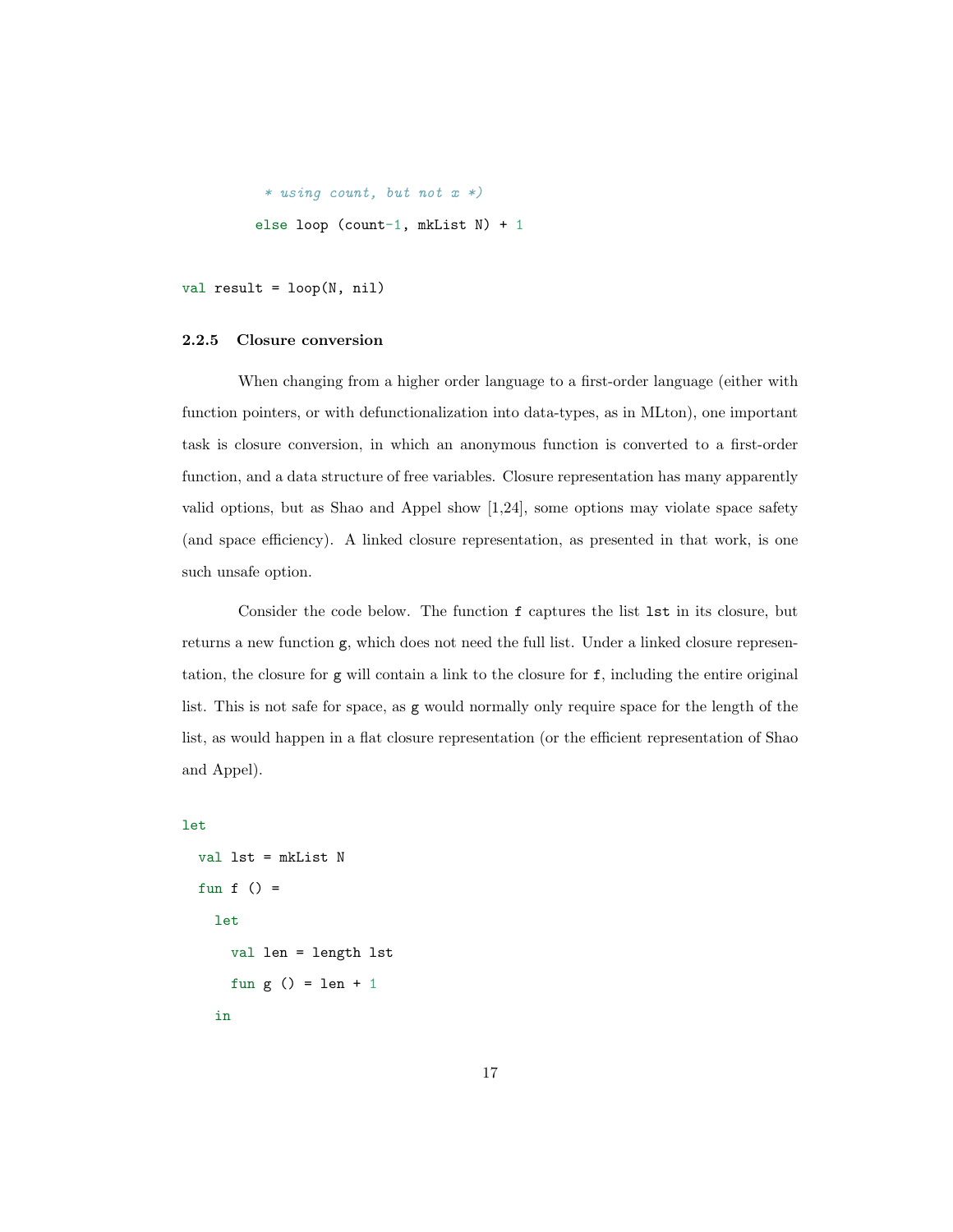```
         * using count, but not x *)
        else loop (count-1, mkList N) + 1

val result = loop(N, nil)
```

### 2.2.5 Closure conversion

When changing from a higher order language to a first-order language (either with function pointers, or with defunctionalization into data-types, as in MLton), one important task is closure conversion, in which an anonymous function is converted to a first-order function, and a data structure of free variables. Closure representation has many apparently valid options, but as Shao and Appel show [1,24], some options may violate space safety (and space efficiency). A linked closure representation, as presented in that work, is one such unsafe option.

Consider the code below. The function `f` captures the list `lst` in its closure, but returns a new function `g`, which does not need the full list. Under a linked closure representation, the closure for `g` will contain a link to the closure for `f`, including the entire original list. This is not safe for space, as `g` would normally only require space for the length of the list, as would happen in a flat closure representation (or the efficient representation of Shao and Appel).

```
let
  val lst = mkList N
  fun f () =
    let
      val len = length lst
      fun g () = len + 1
    in
```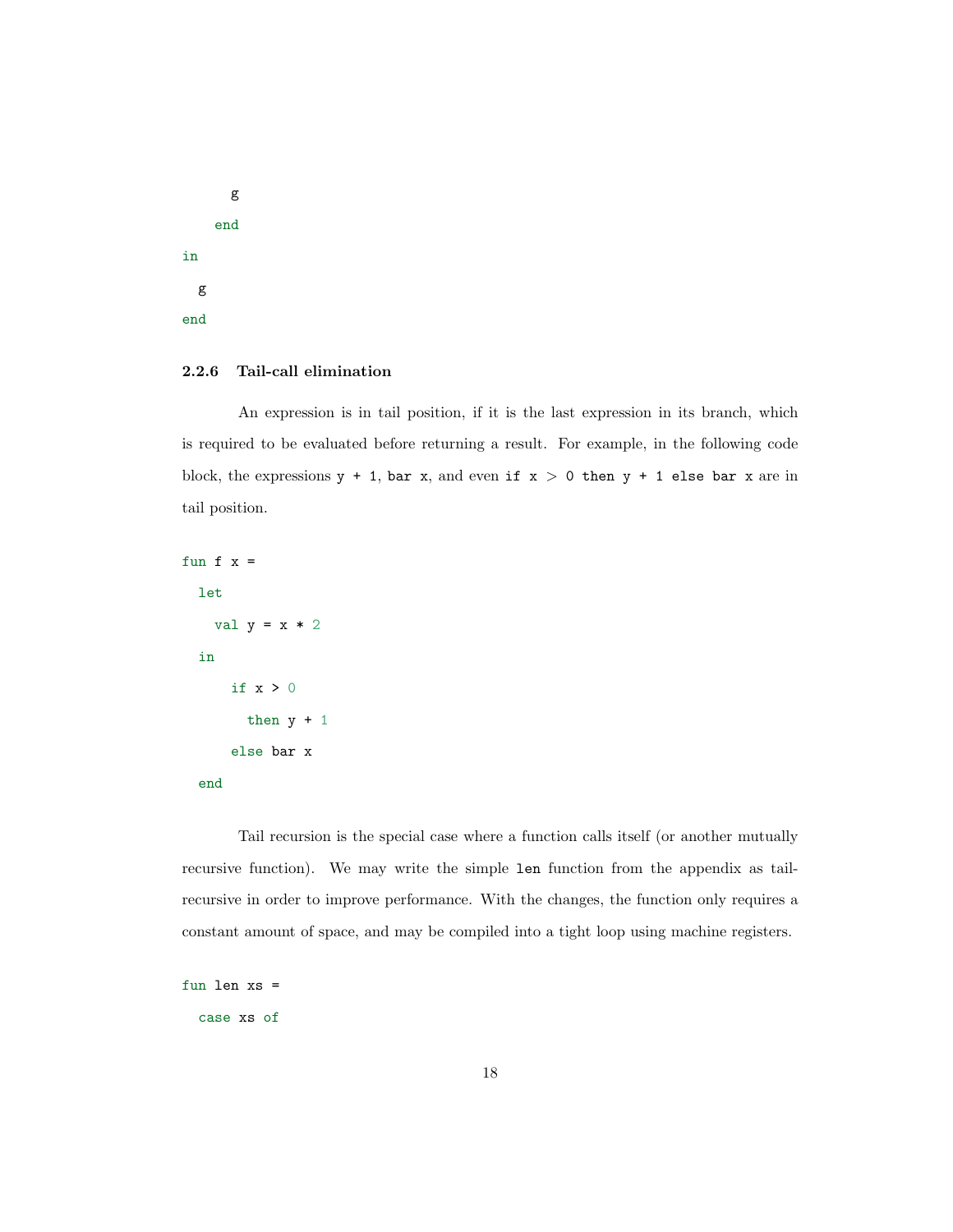```
      g
    end
in
  g
end
```

### 2.2.6 Tail-call elimination

An expression is in tail position, if it is the last expression in its branch, which is required to be evaluated before returning a result. For example, in the following code block, the expressions `y + 1`, `bar x`, and even `if x > 0 then y + 1 else bar x` are in tail position.

```
fun f x =
  let
    val y = x * 2
  in
      if x > 0
        then y + 1
      else bar x
  end
```

Tail recursion is the special case where a function calls itself (or another mutually recursive function). We may write the simple `len` function from the appendix as tail-recursive in order to improve performance. With the changes, the function only requires a constant amount of space, and may be compiled into a tight loop using machine registers.

```
fun len xs =
  case xs of
```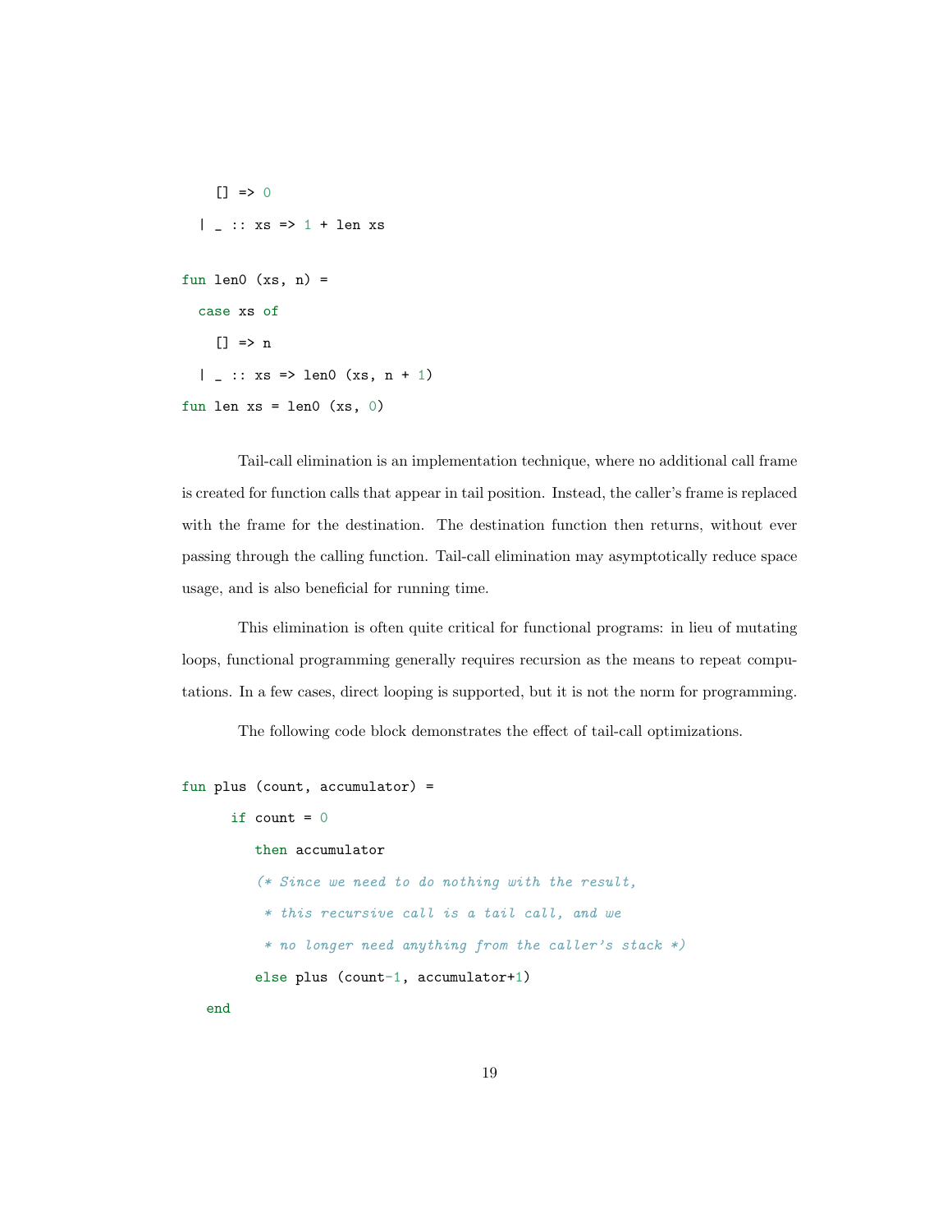```
    [] => 0
  | _ :: xs => 1 + len xs

fun len0 (xs, n) =
  case xs of
    [] => n
  | _ :: xs => len0 (xs, n + 1)
fun len xs = len0 (xs, 0)
```

Tail-call elimination is an implementation technique, where no additional call frame is created for function calls that appear in tail position. Instead, the caller's frame is replaced with the frame for the destination. The destination function then returns, without ever passing through the calling function. Tail-call elimination may asymptotically reduce space usage, and is also beneficial for running time.

This elimination is often quite critical for functional programs: in lieu of mutating loops, functional programming generally requires recursion as the means to repeat computations. In a few cases, direct looping is supported, but it is not the norm for programming.

The following code block demonstrates the effect of tail-call optimizations.

```
fun plus (count, accumulator) =
      if count = 0
         then accumulator
         (* Since we need to do nothing with the result,
          * this recursive call is a tail call, and we
          * no longer need anything from the caller's stack *)
         else plus (count-1, accumulator+1)
   end
```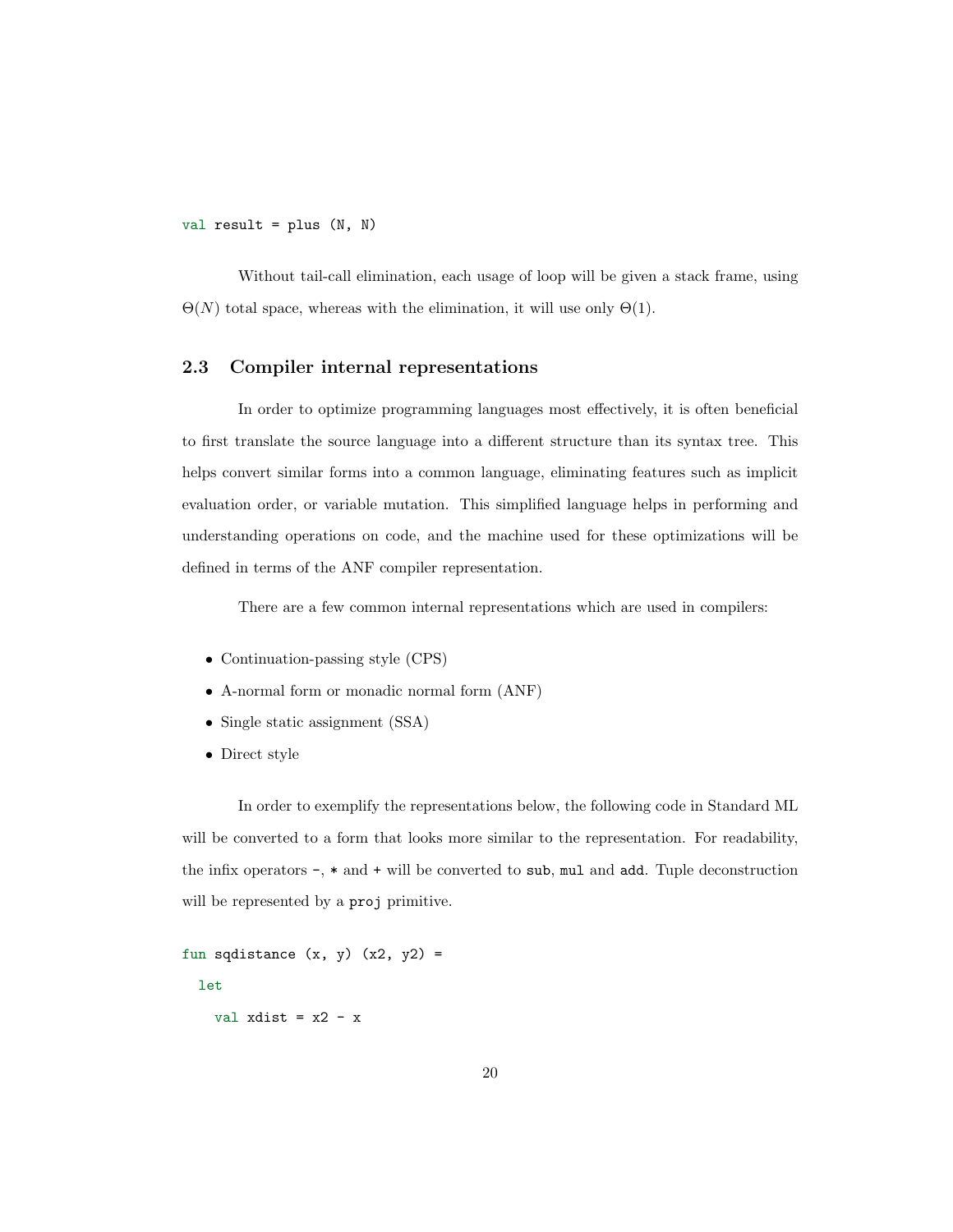```
val result = plus (N, N)
```

Without tail-call elimination, each usage of loop will be given a stack frame, using $\Theta(N)$ total space, whereas with the elimination, it will use only $\Theta(1)$.

### 2.3 Compiler internal representations

In order to optimize programming languages most effectively, it is often beneficial to first translate the source language into a different structure than its syntax tree. This helps convert similar forms into a common language, eliminating features such as implicit evaluation order, or variable mutation. This simplified language helps in performing and understanding operations on code, and the machine used for these optimizations will be defined in terms of the ANF compiler representation.

There are a few common internal representations which are used in compilers:

- Continuation-passing style (CPS)
- A-normal form or monadic normal form (ANF)
- Single static assignment (SSA)
- Direct style

In order to exemplify the representations below, the following code in Standard ML will be converted to a form that looks more similar to the representation. For readability, the infix operators `-`, `*` and `+` will be converted to `sub`, `mul` and `add`. Tuple deconstruction will be represented by a `proj` primitive.

```
fun sqdistance (x, y) (x2, y2) =
  let
    val xdist = x2 - x
```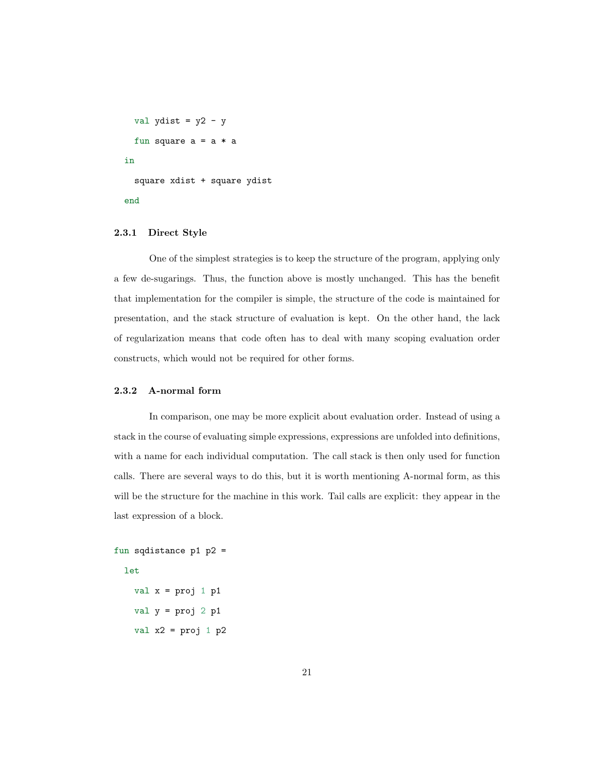```
    val ydist = y2 - y
    fun square a = a * a
  in
    square xdist + square ydist
  end
```

### 2.3.1 Direct Style

One of the simplest strategies is to keep the structure of the program, applying only a few de-sugarings. Thus, the function above is mostly unchanged. This has the benefit that implementation for the compiler is simple, the structure of the code is maintained for presentation, and the stack structure of evaluation is kept. On the other hand, the lack of regularization means that code often has to deal with many scoping evaluation order constructs, which would not be required for other forms.

### 2.3.2 A-normal form

In comparison, one may be more explicit about evaluation order. Instead of using a stack in the course of evaluating simple expressions, expressions are unfolded into definitions, with a name for each individual computation. The call stack is then only used for function calls. There are several ways to do this, but it is worth mentioning A-normal form, as this will be the structure for the machine in this work. Tail calls are explicit: they appear in the last expression of a block.

```
fun sqdistance p1 p2 =
  let
    val x = proj 1 p1
    val y = proj 2 p1
    val x2 = proj 1 p2
```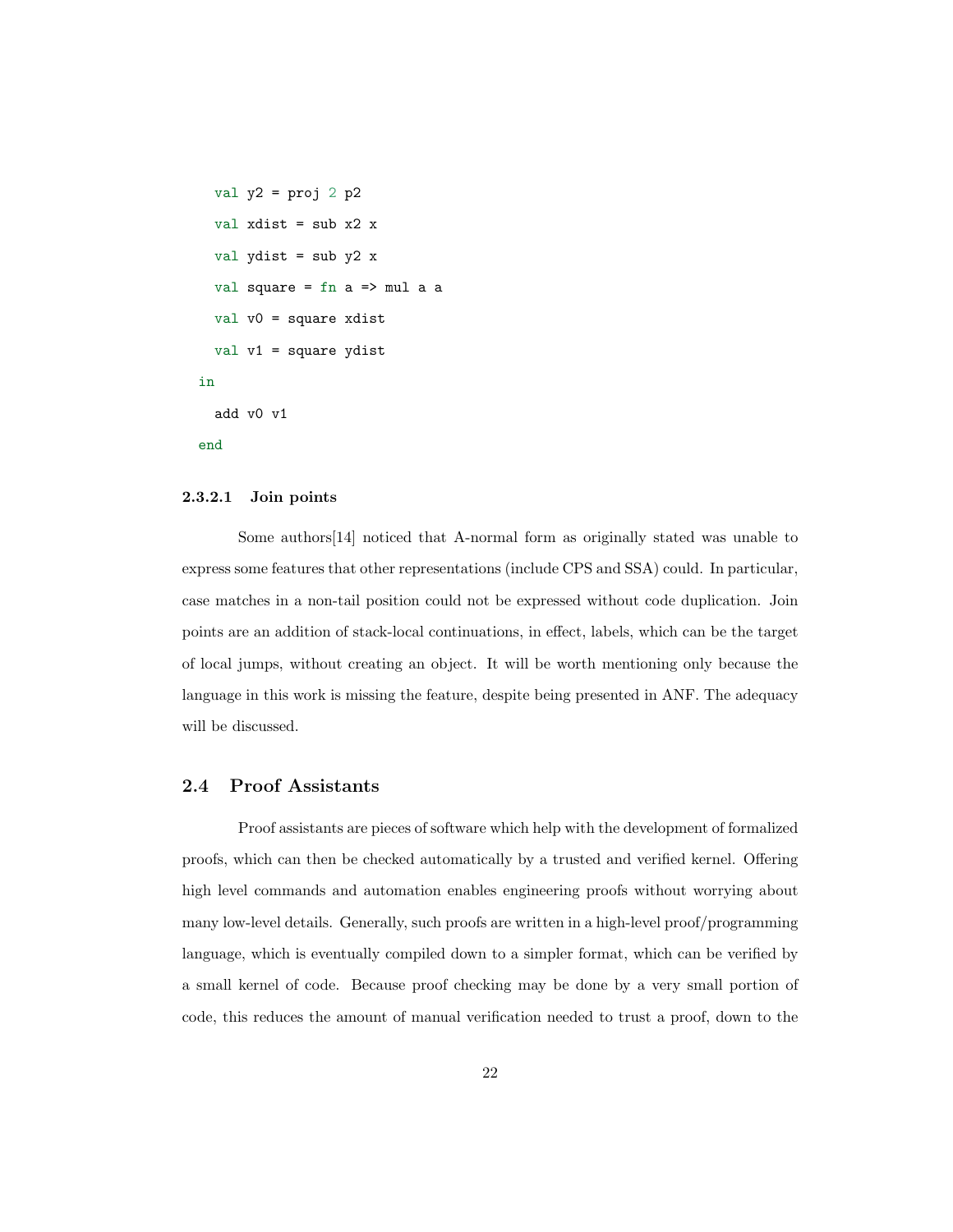```
    val y2 = proj 2 p2
    val xdist = sub x2 x
    val ydist = sub y2 x
    val square = fn a => mul a a
    val v0 = square xdist
    val v1 = square ydist
  in
    add v0 v1
  end
```

#### 2.3.2.1 Join points

Some authors[14] noticed that A-normal form as originally stated was unable to express some features that other representations (include CPS and SSA) could. In particular, case matches in a non-tail position could not be expressed without code duplication. Join points are an addition of stack-local continuations, in effect, labels, which can be the target of local jumps, without creating an object. It will be worth mentioning only because the language in this work is missing the feature, despite being presented in ANF. The adequacy will be discussed.

## 2.4 Proof Assistants

Proof assistants are pieces of software which help with the development of formalized proofs, which can then be checked automatically by a trusted and verified kernel. Offering high level commands and automation enables engineering proofs without worrying about many low-level details. Generally, such proofs are written in a high-level proof/programming language, which is eventually compiled down to a simpler format, which can be verified by a small kernel of code. Because proof checking may be done by a very small portion of code, this reduces the amount of manual verification needed to trust a proof, down to the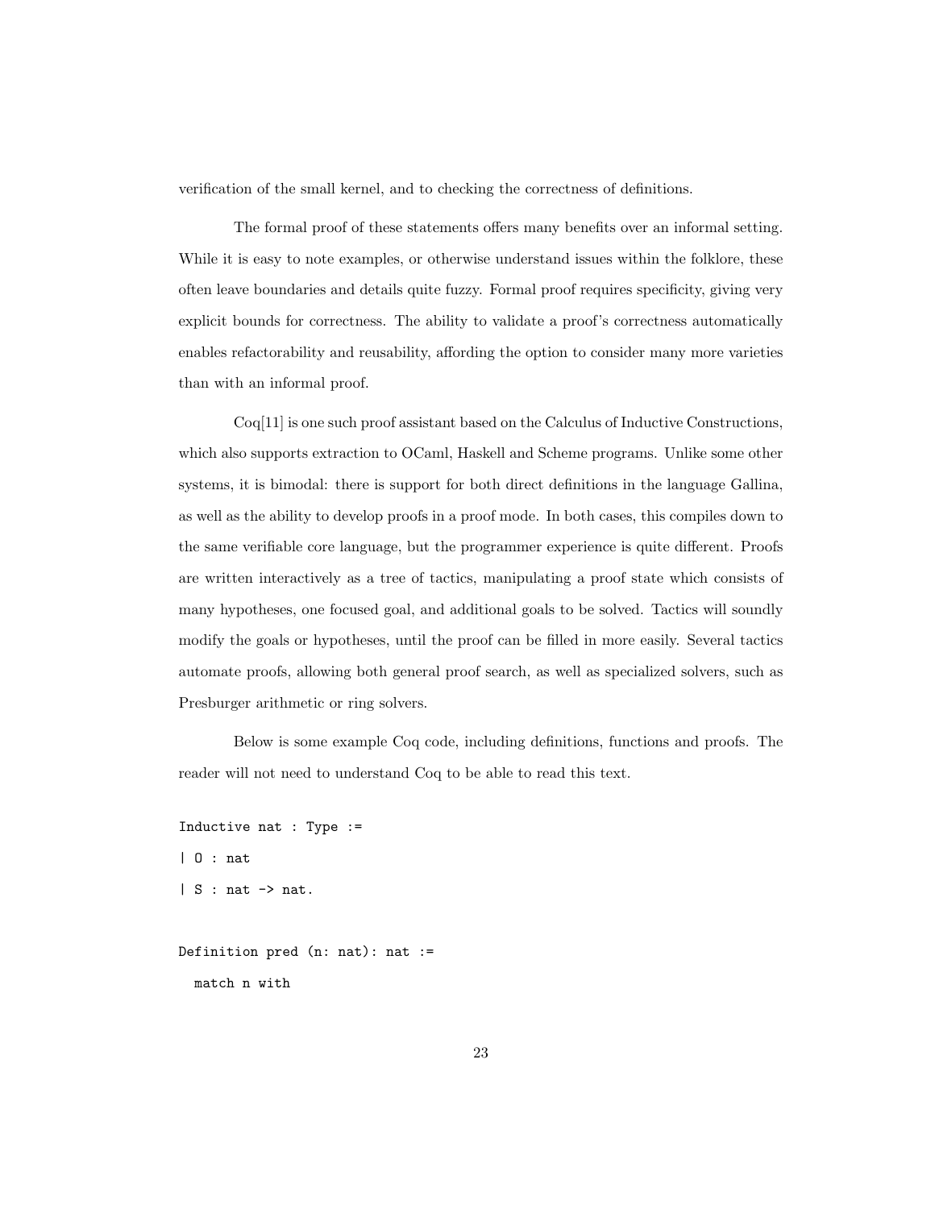verification of the small kernel, and to checking the correctness of definitions.

The formal proof of these statements offers many benefits over an informal setting. While it is easy to note examples, or otherwise understand issues within the folklore, these often leave boundaries and details quite fuzzy. Formal proof requires specificity, giving very explicit bounds for correctness. The ability to validate a proof's correctness automatically enables refactorability and reusability, affording the option to consider many more varieties than with an informal proof.

Coq[11] is one such proof assistant based on the Calculus of Inductive Constructions, which also supports extraction to OCaml, Haskell and Scheme programs. Unlike some other systems, it is bimodal: there is support for both direct definitions in the language Gallina, as well as the ability to develop proofs in a proof mode. In both cases, this compiles down to the same verifiable core language, but the programmer experience is quite different. Proofs are written interactively as a tree of tactics, manipulating a proof state which consists of many hypotheses, one focused goal, and additional goals to be solved. Tactics will soundly modify the goals or hypotheses, until the proof can be filled in more easily. Several tactics automate proofs, allowing both general proof search, as well as specialized solvers, such as Presburger arithmetic or ring solvers.

Below is some example Coq code, including definitions, functions and proofs. The reader will not need to understand Coq to be able to read this text.

```
Inductive nat : Type :=
| O : nat
| S : nat -> nat.

Definition pred (n: nat): nat :=
  match n with
```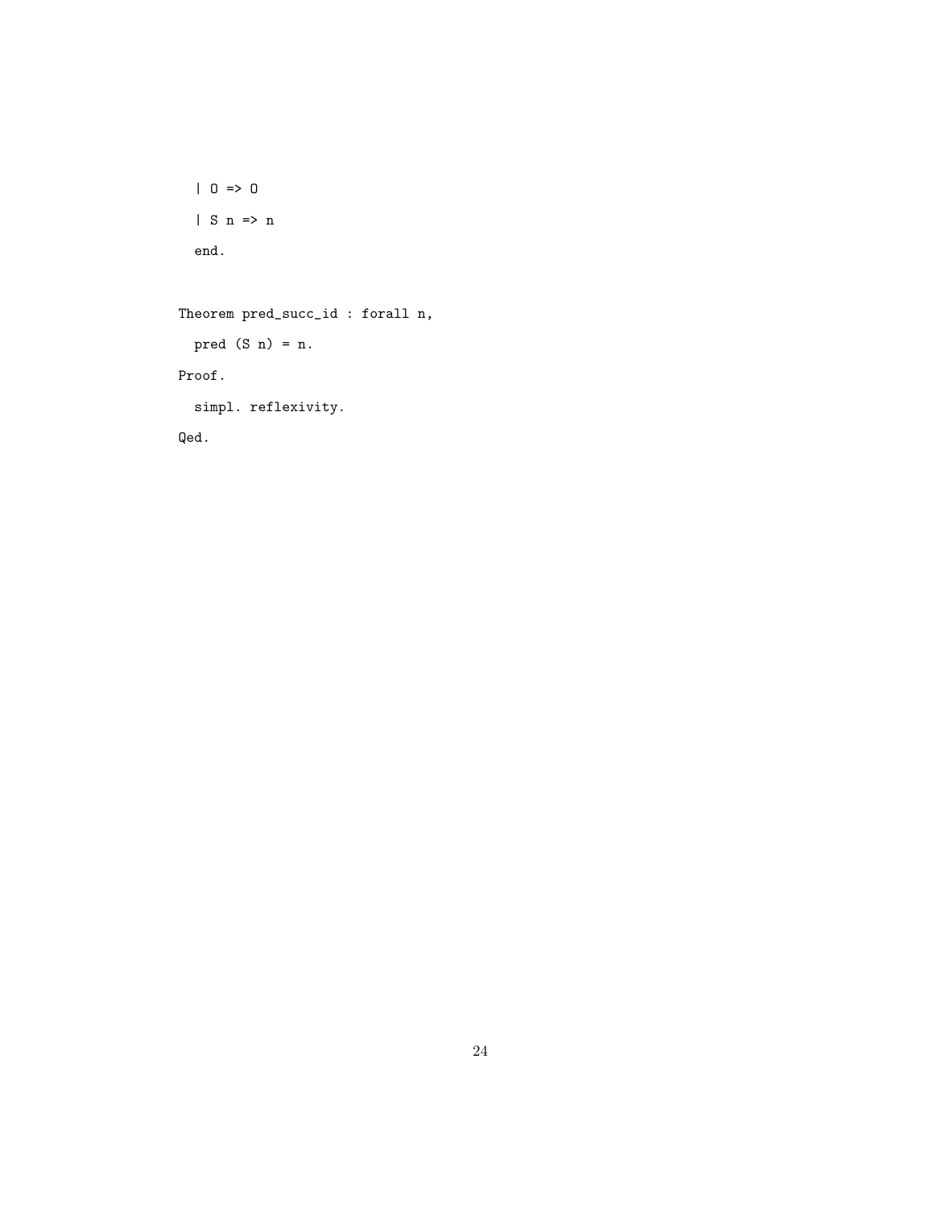```
  | O => O
  | S n => n
  end.

Theorem pred_succ_id : forall n,
  pred (S n) = n.
Proof.
  simpl. reflexivity.
Qed.
```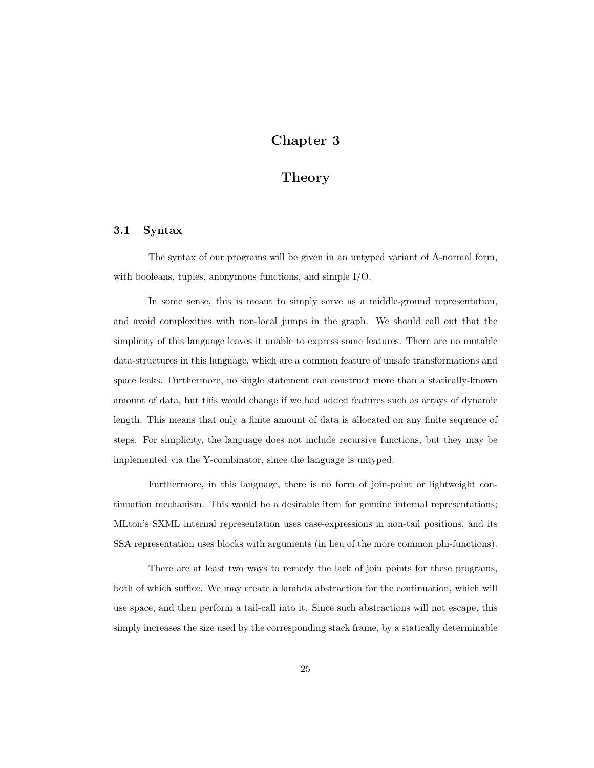# Chapter 3

# Theory

## 3.1 Syntax

The syntax of our programs will be given in an untyped variant of A-normal form, with booleans, tuples, anonymous functions, and simple I/O.

In some sense, this is meant to simply serve as a middle-ground representation, and avoid complexities with non-local jumps in the graph. We should call out that the simplicity of this language leaves it unable to express some features. There are no mutable data-structures in this language, which are a common feature of unsafe transformations and space leaks. Furthermore, no single statement can construct more than a statically-known amount of data, but this would change if we had added features such as arrays of dynamic length. This means that only a finite amount of data is allocated on any finite sequence of steps. For simplicity, the language does not include recursive functions, but they may be implemented via the Y-combinator, since the language is untyped.

Furthermore, in this language, there is no form of join-point or lightweight continuation mechanism. This would be a desirable item for genuine internal representations; MLton's SXML internal representation uses case-expressions in non-tail positions, and its SSA representation uses blocks with arguments (in lieu of the more common phi-functions).

There are at least two ways to remedy the lack of join points for these programs, both of which suffice. We may create a lambda abstraction for the continuation, which will use space, and then perform a tail-call into it. Since such abstractions will not escape, this simply increases the size used by the corresponding stack frame, by a statically determinable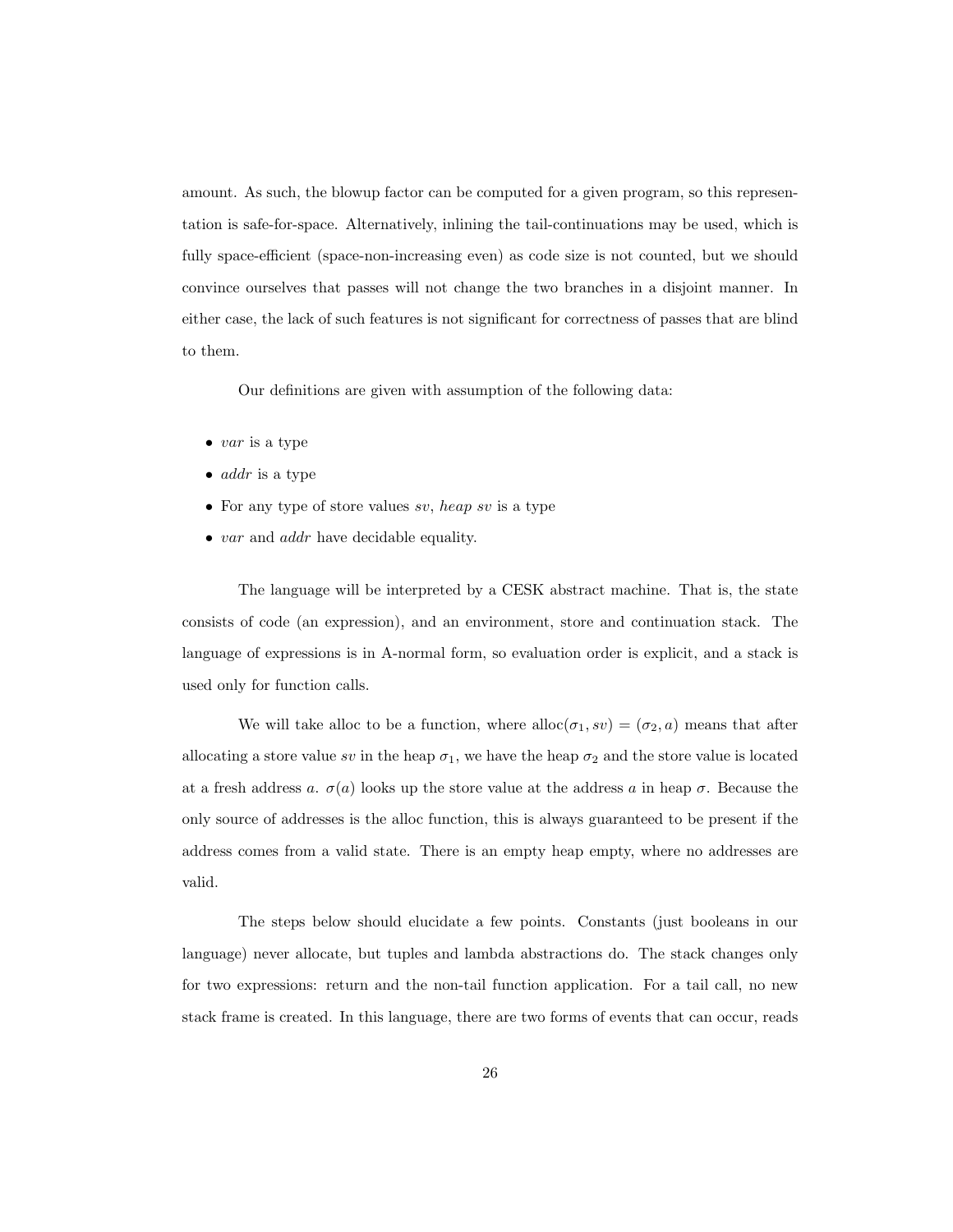amount. As such, the blowup factor can be computed for a given program, so this representation is safe-for-space. Alternatively, inlining the tail-continuations may be used, which is fully space-efficient (space-non-increasing even) as code size is not counted, but we should convince ourselves that passes will not change the two branches in a disjoint manner. In either case, the lack of such features is not significant for correctness of passes that are blind to them.

Our definitions are given with assumption of the following data:

- *var* is a type
- *addr* is a type
- For any type of store values *sv*, *heap sv* is a type
- *var* and *addr* have decidable equality.

The language will be interpreted by a CESK abstract machine. That is, the state consists of code (an expression), and an environment, store and continuation stack. The language of expressions is in A-normal form, so evaluation order is explicit, and a stack is used only for function calls.

We will take alloc to be a function, where $\text{alloc}(\sigma_1, sv) = (\sigma_2, a)$ means that after allocating a store value $sv$ in the heap $\sigma_1$, we have the heap $\sigma_2$ and the store value is located at a fresh address $a$. $\sigma(a)$ looks up the store value at the address $a$ in heap $\sigma$. Because the only source of addresses is the alloc function, this is always guaranteed to be present if the address comes from a valid state. There is an empty heap empty, where no addresses are valid.

The steps below should elucidate a few points. Constants (just booleans in our language) never allocate, but tuples and lambda abstractions do. The stack changes only for two expressions: return and the non-tail function application. For a tail call, no new stack frame is created. In this language, there are two forms of events that can occur, reads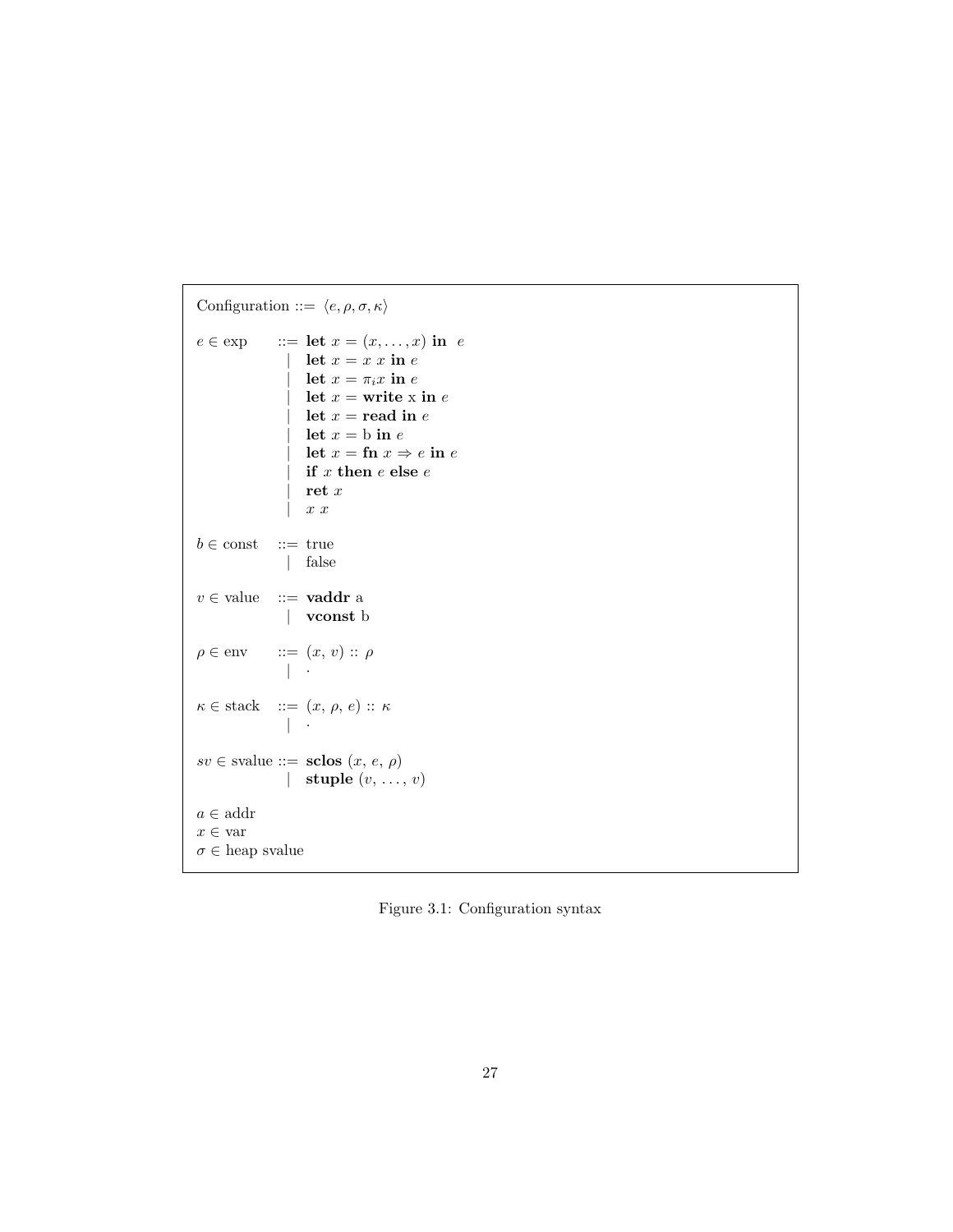Configuration ::= $\langle e, \rho, \sigma, \kappa \rangle$

$$
\begin{array}{lcl}
e \in \text{exp} & ::= & \textbf{let } x = (x, \ldots, x) \textbf{ in } e \\
& | & \textbf{let } x = x\ x \textbf{ in } e \\
& | & \textbf{let } x = \pi_i x \textbf{ in } e \\
& | & \textbf{let } x = \textbf{write}\ \text{x} \textbf{ in } e \\
& | & \textbf{let } x = \textbf{read} \textbf{ in } e \\
& | & \textbf{let } x = \text{b} \textbf{ in } e \\
& | & \textbf{let } x = \textbf{fn } x \Rightarrow e \textbf{ in } e \\
& | & \textbf{if } x \textbf{ then } e \textbf{ else } e \\
& | & \textbf{ret } x \\
& | & x\ x
\end{array}
$$

$$
\begin{array}{lcl}
b \in \text{const} & ::= & \text{true} \\
& | & \text{false}
\end{array}
$$

$$
\begin{array}{lcl}
v \in \text{value} & ::= & \textbf{vaddr}\ \text{a} \\
& | & \textbf{vconst}\ \text{b}
\end{array}
$$

$$
\begin{array}{lcl}
\rho \in \text{env} & ::= & (x,\ v) :: \rho \\
& | & \cdot
\end{array}
$$

$$
\begin{array}{lcl}
\kappa \in \text{stack} & ::= & (x,\ \rho,\ e) :: \kappa \\
& | & \cdot
\end{array}
$$

$$
\begin{array}{lcl}
sv \in \text{svalue} & ::= & \textbf{sclos}\ (x,\ e,\ \rho) \\
& | & \textbf{stuple}\ (v,\ \ldots,\ v)
\end{array}
$$

$a \in$ addr
$x \in$ var
$\sigma \in$ heap svalue

Figure 3.1: Configuration syntax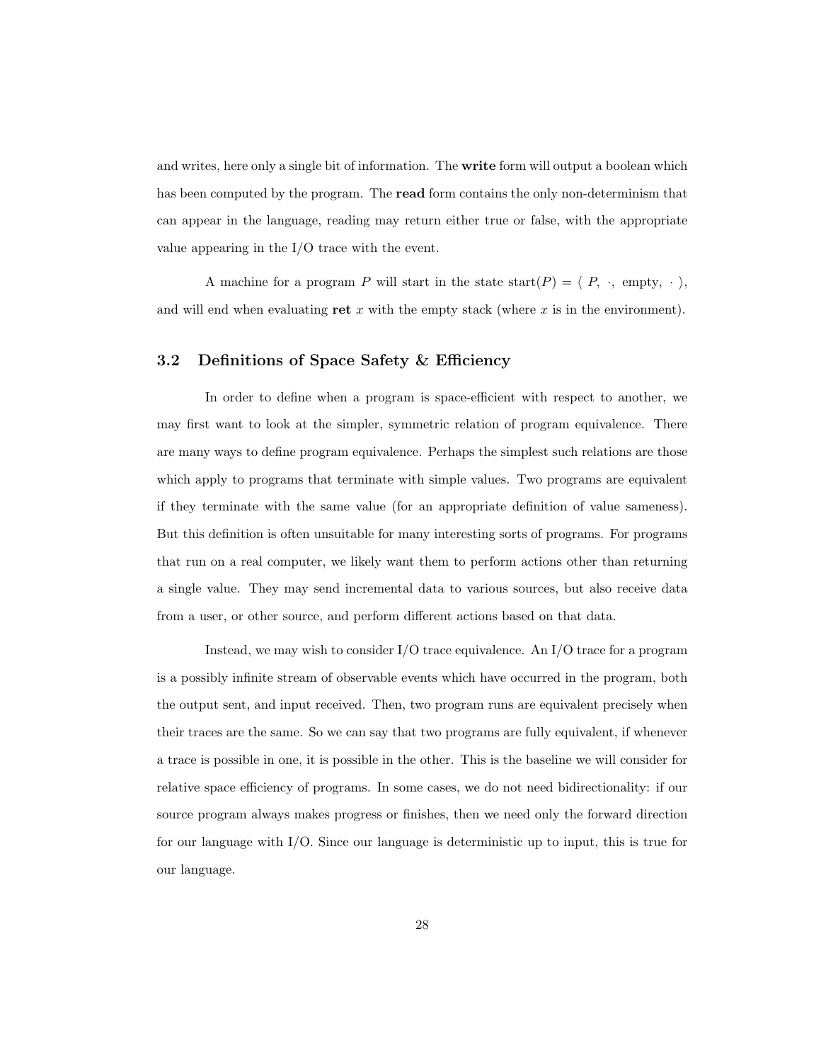and writes, here only a single bit of information. The **write** form will output a boolean which has been computed by the program. The **read** form contains the only non-determinism that can appear in the language, reading may return either true or false, with the appropriate value appearing in the I/O trace with the event.

A machine for a program $P$ will start in the state $\text{start}(P) = \langle\ P,\ \cdot,\ \text{empty},\ \cdot\ \rangle$, and will end when evaluating **ret** $x$ with the empty stack (where $x$ is in the environment).

## 3.2 Definitions of Space Safety & Efficiency

In order to define when a program is space-efficient with respect to another, we may first want to look at the simpler, symmetric relation of program equivalence. There are many ways to define program equivalence. Perhaps the simplest such relations are those which apply to programs that terminate with simple values. Two programs are equivalent if they terminate with the same value (for an appropriate definition of value sameness). But this definition is often unsuitable for many interesting sorts of programs. For programs that run on a real computer, we likely want them to perform actions other than returning a single value. They may send incremental data to various sources, but also receive data from a user, or other source, and perform different actions based on that data.

Instead, we may wish to consider I/O trace equivalence. An I/O trace for a program is a possibly infinite stream of observable events which have occurred in the program, both the output sent, and input received. Then, two program runs are equivalent precisely when their traces are the same. So we can say that two programs are fully equivalent, if whenever a trace is possible in one, it is possible in the other. This is the baseline we will consider for relative space efficiency of programs. In some cases, we do not need bidirectionality: if our source program always makes progress or finishes, then we need only the forward direction for our language with I/O. Since our language is deterministic up to input, this is true for our language.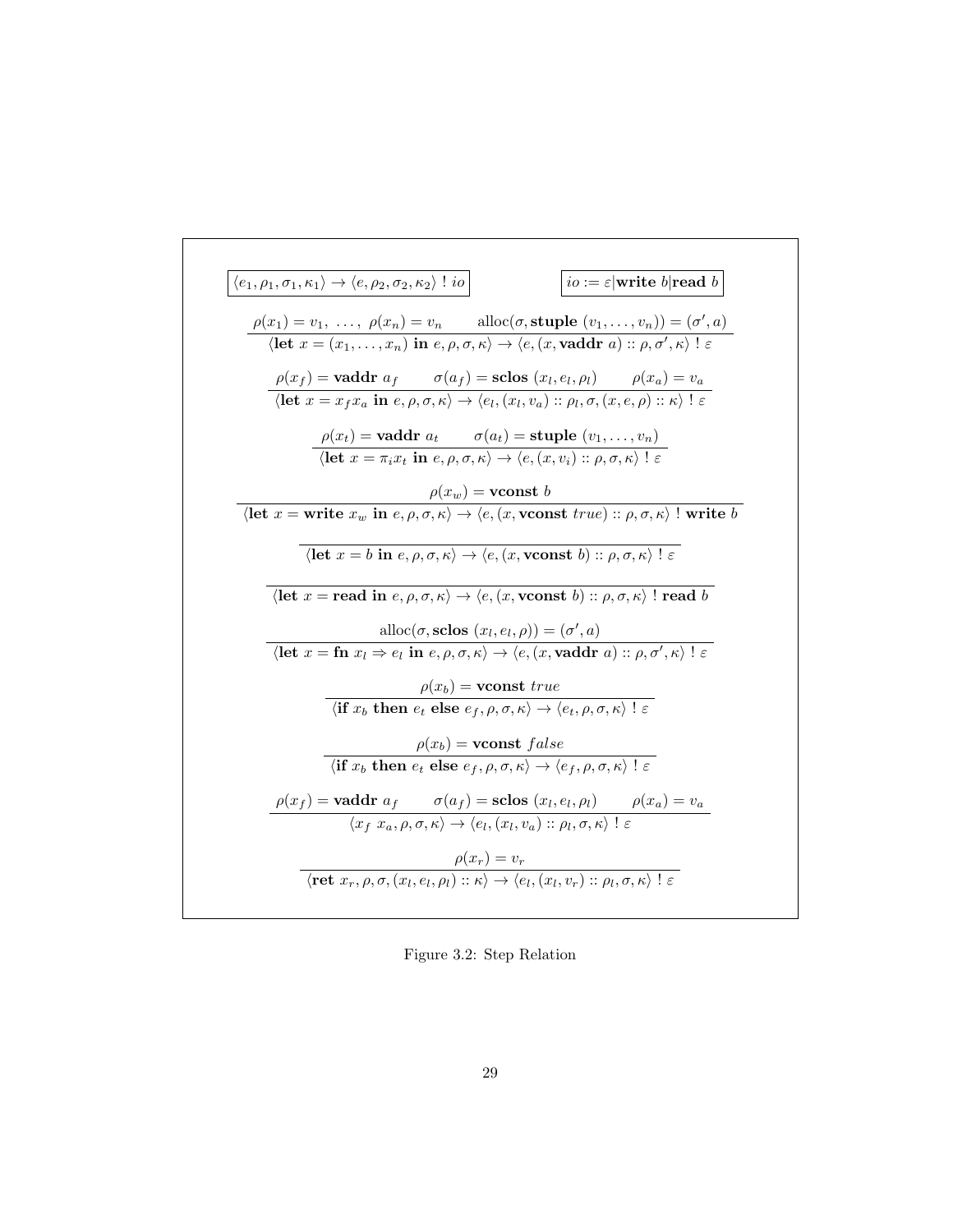$$\boxed{\langle e_1, \rho_1, \sigma_1, \kappa_1 \rangle \to \langle e, \rho_2, \sigma_2, \kappa_2 \rangle \; ! \; io} \qquad \boxed{io := \varepsilon | \textbf{write } b | \textbf{read } b}$$

$$\frac{\rho(x_1) = v_1, \; \ldots, \; \rho(x_n) = v_n \qquad \text{alloc}(\sigma, \textbf{stuple } (v_1, \ldots, v_n)) = (\sigma', a)}{\langle \textbf{let } x = (x_1, \ldots, x_n) \textbf{ in } e, \rho, \sigma, \kappa \rangle \to \langle e, (x, \textbf{vaddr } a) :: \rho, \sigma', \kappa \rangle \; ! \; \varepsilon}$$

$$\frac{\rho(x_f) = \textbf{vaddr } a_f \qquad \sigma(a_f) = \textbf{sclos } (x_l, e_l, \rho_l) \qquad \rho(x_a) = v_a}{\langle \textbf{let } x = x_f x_a \textbf{ in } e, \rho, \sigma, \kappa \rangle \to \langle e_l, (x_l, v_a) :: \rho_l, \sigma, (x, e, \rho) :: \kappa \rangle \; ! \; \varepsilon}$$

$$\frac{\rho(x_t) = \textbf{vaddr } a_t \qquad \sigma(a_t) = \textbf{stuple } (v_1, \ldots, v_n)}{\langle \textbf{let } x = \pi_i x_t \textbf{ in } e, \rho, \sigma, \kappa \rangle \to \langle e, (x, v_i) :: \rho, \sigma, \kappa \rangle \; ! \; \varepsilon}$$

$$\frac{\rho(x_w) = \textbf{vconst } b}{\langle \textbf{let } x = \textbf{write } x_w \textbf{ in } e, \rho, \sigma, \kappa \rangle \to \langle e, (x, \textbf{vconst } true) :: \rho, \sigma, \kappa \rangle \; ! \; \textbf{write } b}$$

$$\frac{}{\langle \textbf{let } x = b \textbf{ in } e, \rho, \sigma, \kappa \rangle \to \langle e, (x, \textbf{vconst } b) :: \rho, \sigma, \kappa \rangle \; ! \; \varepsilon}$$

$$\frac{}{\langle \textbf{let } x = \textbf{read in } e, \rho, \sigma, \kappa \rangle \to \langle e, (x, \textbf{vconst } b) :: \rho, \sigma, \kappa \rangle \; ! \; \textbf{read } b}$$

$$\frac{\text{alloc}(\sigma, \textbf{sclos } (x_l, e_l, \rho)) = (\sigma', a)}{\langle \textbf{let } x = \textbf{fn } x_l \Rightarrow e_l \textbf{ in } e, \rho, \sigma, \kappa \rangle \to \langle e, (x, \textbf{vaddr } a) :: \rho, \sigma', \kappa \rangle \; ! \; \varepsilon}$$

$$\frac{\rho(x_b) = \textbf{vconst } true}{\langle \textbf{if } x_b \textbf{ then } e_t \textbf{ else } e_f, \rho, \sigma, \kappa \rangle \to \langle e_t, \rho, \sigma, \kappa \rangle \; ! \; \varepsilon}$$

$$\frac{\rho(x_b) = \textbf{vconst } false}{\langle \textbf{if } x_b \textbf{ then } e_t \textbf{ else } e_f, \rho, \sigma, \kappa \rangle \to \langle e_f, \rho, \sigma, \kappa \rangle \; ! \; \varepsilon}$$

$$\frac{\rho(x_f) = \textbf{vaddr } a_f \qquad \sigma(a_f) = \textbf{sclos } (x_l, e_l, \rho_l) \qquad \rho(x_a) = v_a}{\langle x_f \; x_a, \rho, \sigma, \kappa \rangle \to \langle e_l, (x_l, v_a) :: \rho_l, \sigma, \kappa \rangle \; ! \; \varepsilon}$$

$$\frac{\rho(x_r) = v_r}{\langle \textbf{ret } x_r, \rho, \sigma, (x_l, e_l, \rho_l) :: \kappa \rangle \to \langle e_l, (x_l, v_r) :: \rho_l, \sigma, \kappa \rangle \; ! \; \varepsilon}$$

Figure 3.2: Step Relation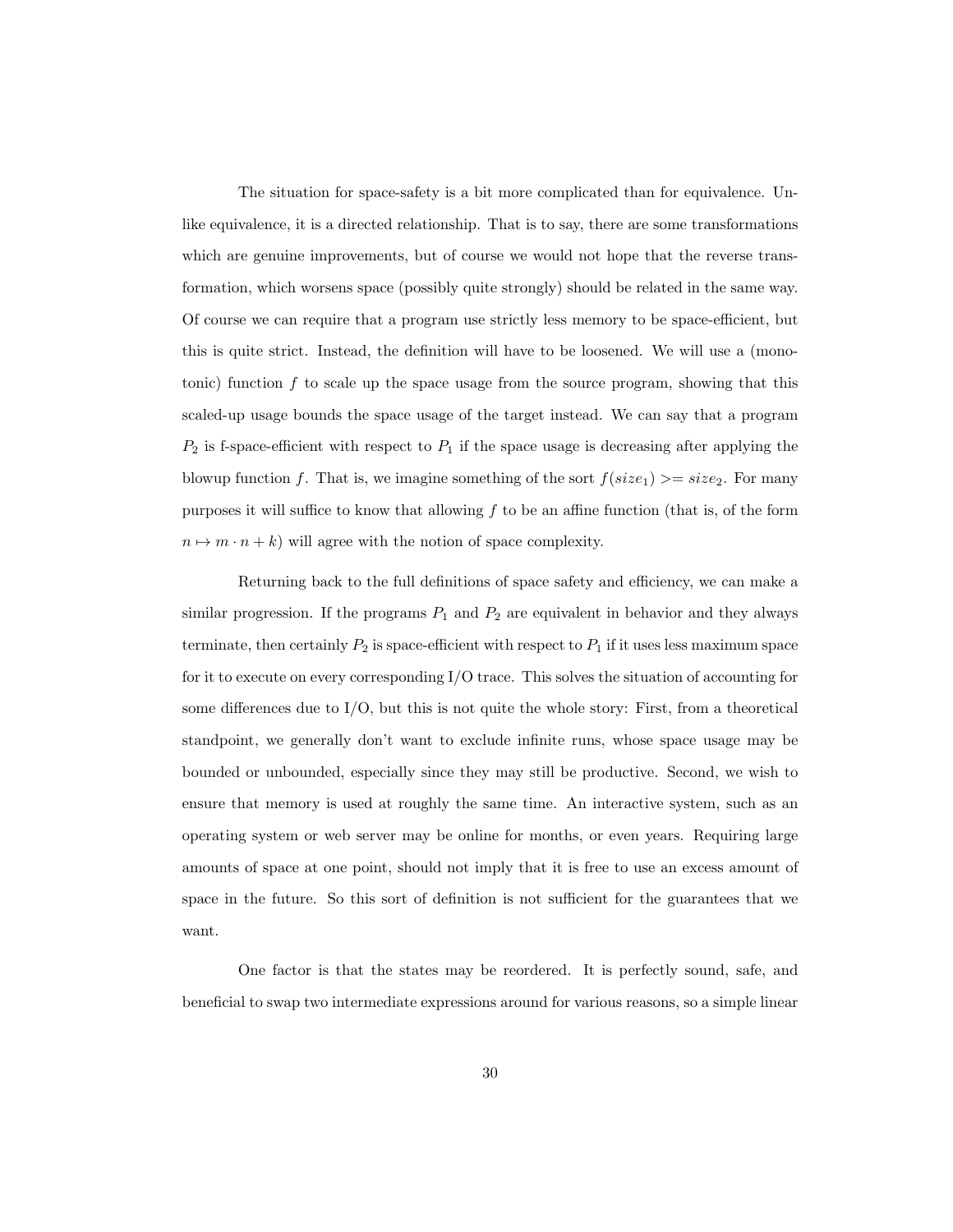The situation for space-safety is a bit more complicated than for equivalence. Unlike equivalence, it is a directed relationship. That is to say, there are some transformations which are genuine improvements, but of course we would not hope that the reverse transformation, which worsens space (possibly quite strongly) should be related in the same way. Of course we can require that a program use strictly less memory to be space-efficient, but this is quite strict. Instead, the definition will have to be loosened. We will use a (monotonic) function $f$ to scale up the space usage from the source program, showing that this scaled-up usage bounds the space usage of the target instead. We can say that a program $P_2$ is f-space-efficient with respect to $P_1$ if the space usage is decreasing after applying the blowup function $f$. That is, we imagine something of the sort $f(size_1) >= size_2$. For many purposes it will suffice to know that allowing $f$ to be an affine function (that is, of the form $n \mapsto m \cdot n + k$) will agree with the notion of space complexity.

Returning back to the full definitions of space safety and efficiency, we can make a similar progression. If the programs $P_1$ and $P_2$ are equivalent in behavior and they always terminate, then certainly $P_2$ is space-efficient with respect to $P_1$ if it uses less maximum space for it to execute on every corresponding I/O trace. This solves the situation of accounting for some differences due to I/O, but this is not quite the whole story: First, from a theoretical standpoint, we generally don't want to exclude infinite runs, whose space usage may be bounded or unbounded, especially since they may still be productive. Second, we wish to ensure that memory is used at roughly the same time. An interactive system, such as an operating system or web server may be online for months, or even years. Requiring large amounts of space at one point, should not imply that it is free to use an excess amount of space in the future. So this sort of definition is not sufficient for the guarantees that we want.

One factor is that the states may be reordered. It is perfectly sound, safe, and beneficial to swap two intermediate expressions around for various reasons, so a simple linear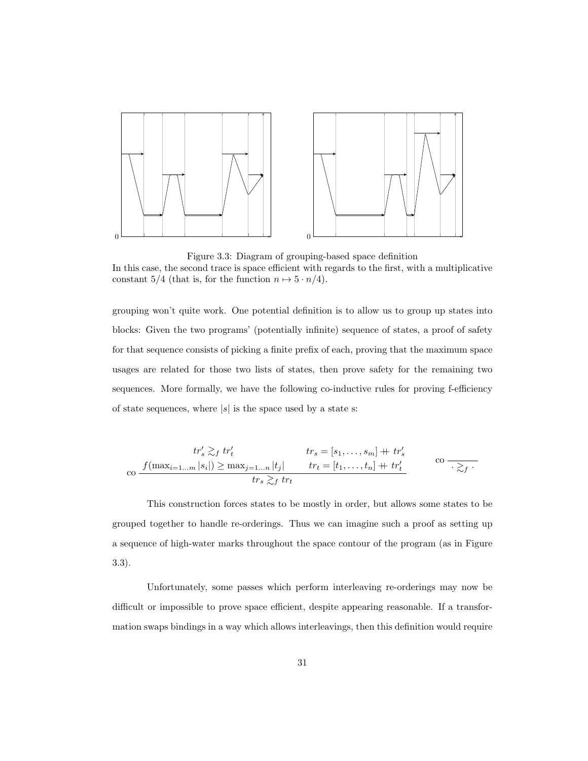Figure 3.3: Diagram of grouping-based space definition
In this case, the second trace is space efficient with regards to the first, with a multiplicative constant 5/4 (that is, for the function $n \mapsto 5 \cdot n/4$).

grouping won't quite work. One potential definition is to allow us to group up states into blocks: Given the two programs' (potentially infinite) sequence of states, a proof of safety for that sequence consists of picking a finite prefix of each, proving that the maximum space usages are related for those two lists of states, then prove safety for the remaining two sequences. More formally, we have the following co-inductive rules for proving f-efficiency of state sequences, where $|s|$ is the space used by a state s:

$$\text{co}\ \frac{\begin{array}{cc} tr'_s \gtrsim_f tr'_t & tr_s = [s_1, \ldots, s_m] +\!\!+\ tr'_s \\ f(\max_{i=1 \ldots m} |s_i|) \geq \max_{j=1 \ldots n} |t_j| & tr_t = [t_1, \ldots, t_n] +\!\!+\ tr'_t \end{array}}{tr_s \gtrsim_f tr_t} \qquad \text{co}\ \frac{}{\cdot \gtrsim_f \cdot}$$

This construction forces states to be mostly in order, but allows some states to be grouped together to handle re-orderings. Thus we can imagine such a proof as setting up a sequence of high-water marks throughout the space contour of the program (as in Figure 3.3).

Unfortunately, some passes which perform interleaving re-orderings may now be difficult or impossible to prove space efficient, despite appearing reasonable. If a transformation swaps bindings in a way which allows interleavings, then this definition would require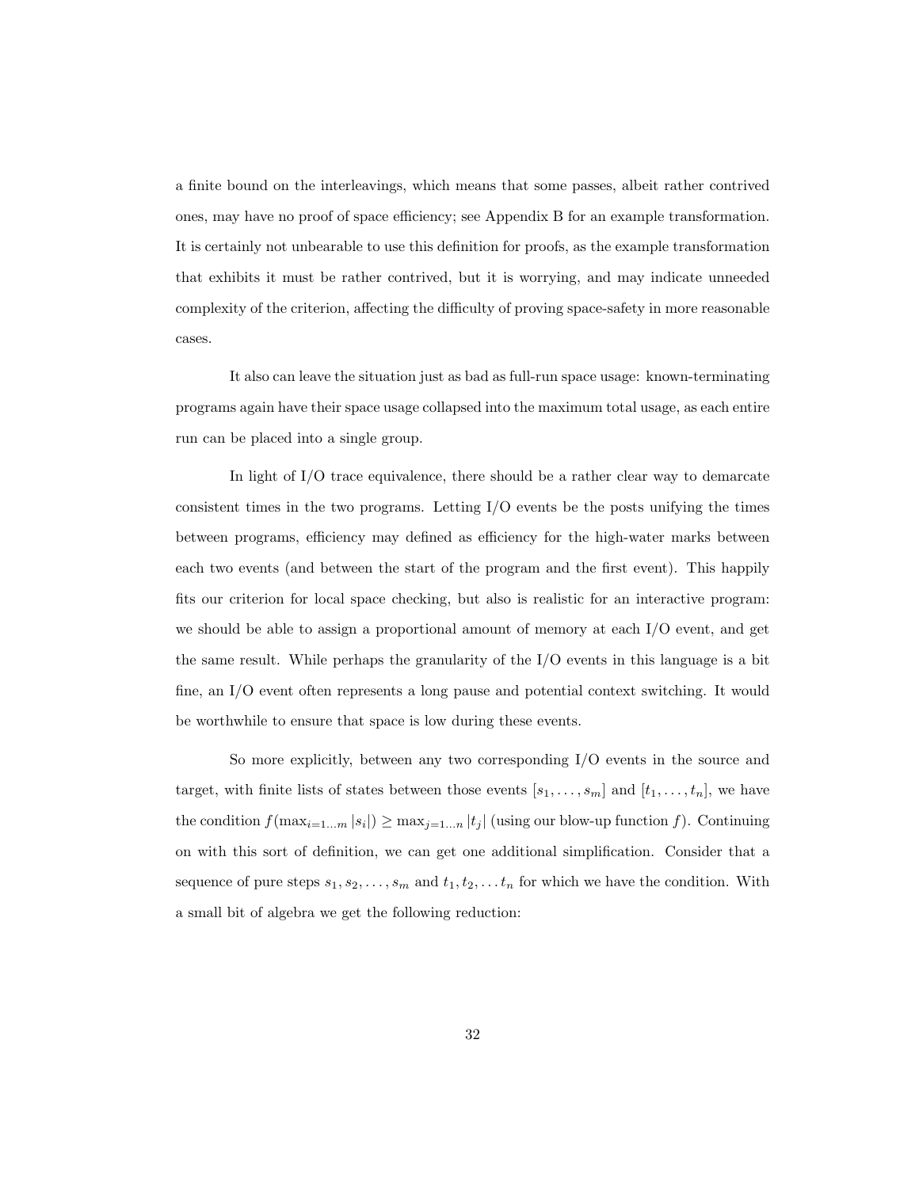a finite bound on the interleavings, which means that some passes, albeit rather contrived ones, may have no proof of space efficiency; see Appendix B for an example transformation. It is certainly not unbearable to use this definition for proofs, as the example transformation that exhibits it must be rather contrived, but it is worrying, and may indicate unneeded complexity of the criterion, affecting the difficulty of proving space-safety in more reasonable cases.

It also can leave the situation just as bad as full-run space usage: known-terminating programs again have their space usage collapsed into the maximum total usage, as each entire run can be placed into a single group.

In light of I/O trace equivalence, there should be a rather clear way to demarcate consistent times in the two programs. Letting I/O events be the posts unifying the times between programs, efficiency may defined as efficiency for the high-water marks between each two events (and between the start of the program and the first event). This happily fits our criterion for local space checking, but also is realistic for an interactive program: we should be able to assign a proportional amount of memory at each I/O event, and get the same result. While perhaps the granularity of the I/O events in this language is a bit fine, an I/O event often represents a long pause and potential context switching. It would be worthwhile to ensure that space is low during these events.

So more explicitly, between any two corresponding I/O events in the source and target, with finite lists of states between those events $[s_1, \ldots, s_m]$ and $[t_1, \ldots, t_n]$, we have the condition $f(\max_{i=1\ldots m} |s_i|) \geq \max_{j=1\ldots n} |t_j|$ (using our blow-up function $f$). Continuing on with this sort of definition, we can get one additional simplification. Consider that a sequence of pure steps $s_1, s_2, \ldots, s_m$ and $t_1, t_2, \ldots t_n$ for which we have the condition. With a small bit of algebra we get the following reduction: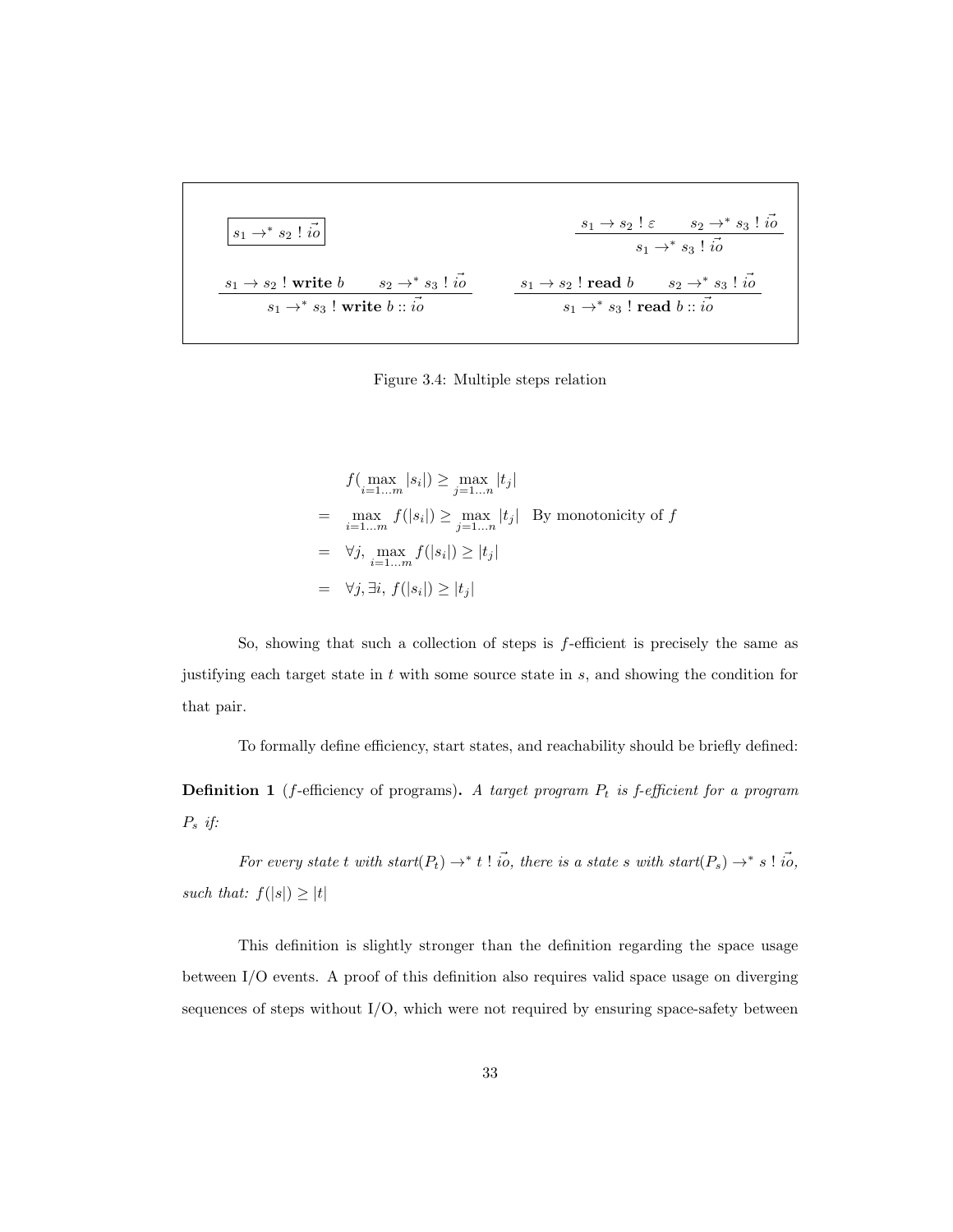$$\boxed{s_1 \to^* s_2 \ ! \ \vec{io}} \qquad\qquad \frac{s_1 \to s_2 \ ! \ \varepsilon \qquad s_2 \to^* s_3 \ ! \ \vec{io}}{s_1 \to^* s_3 \ ! \ \vec{io}}$$

$$\frac{s_1 \to s_2 \ ! \ \textbf{write}\ b \qquad s_2 \to^* s_3 \ ! \ \vec{io}}{s_1 \to^* s_3 \ ! \ \textbf{write}\ b :: \vec{io}} \qquad \frac{s_1 \to s_2 \ ! \ \textbf{read}\ b \qquad s_2 \to^* s_3 \ ! \ \vec{io}}{s_1 \to^* s_3 \ ! \ \textbf{read}\ b :: \vec{io}}$$

Figure 3.4: Multiple steps relation

$$\begin{aligned}
& f(\max_{i=1\ldots m} |s_i|) \geq \max_{j=1\ldots n} |t_j| \\
= \quad & \max_{i=1\ldots m} f(|s_i|) \geq \max_{j=1\ldots n} |t_j| \quad \text{By monotonicity of } f \\
= \quad & \forall j, \max_{i=1\ldots m} f(|s_i|) \geq |t_j| \\
= \quad & \forall j, \exists i, \ f(|s_i|) \geq |t_j|
\end{aligned}$$

So, showing that such a collection of steps is $f$-efficient is precisely the same as justifying each target state in $t$ with some source state in $s$, and showing the condition for that pair.

To formally define efficiency, start states, and reachability should be briefly defined:

**Definition 1** ($f$-efficiency of programs)**.** *A target program $P_t$ is f-efficient for a program $P_s$ if:*

*For every state t with start($P_t$) $\to^* t \ ! \ \vec{io}$, there is a state s with start($P_s$) $\to^* s \ ! \ \vec{io}$, such that: $f(|s|) \geq |t|$*

This definition is slightly stronger than the definition regarding the space usage between I/O events. A proof of this definition also requires valid space usage on diverging sequences of steps without I/O, which were not required by ensuring space-safety between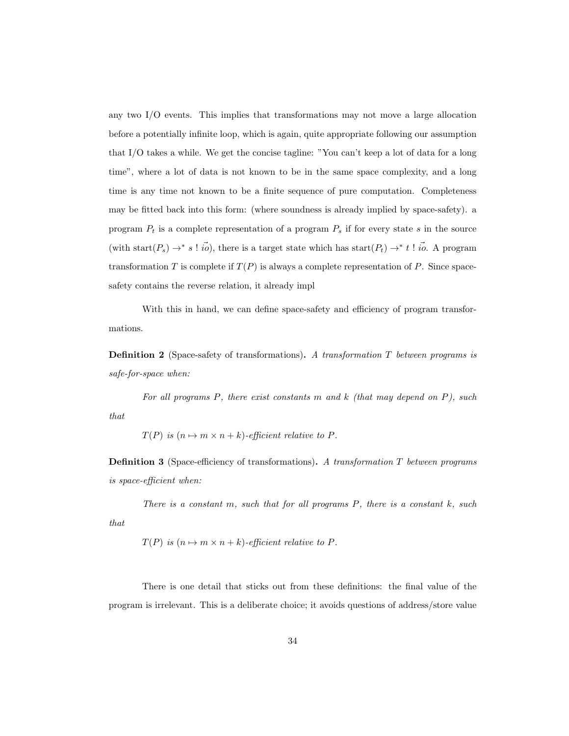any two I/O events. This implies that transformations may not move a large allocation before a potentially infinite loop, which is again, quite appropriate following our assumption that I/O takes a while. We get the concise tagline: "You can't keep a lot of data for a long time", where a lot of data is not known to be in the same space complexity, and a long time is any time not known to be a finite sequence of pure computation. Completeness may be fitted back into this form: (where soundness is already implied by space-safety). a program $P_t$ is a complete representation of a program $P_s$ if for every state $s$ in the source (with $\text{start}(P_s) \to^* s \mathbin{!} \vec{io}$), there is a target state which has $\text{start}(P_t) \to^* t \mathbin{!} \vec{io}$. A program transformation $T$ is complete if $T(P)$ is always a complete representation of $P$. Since space-safety contains the reverse relation, it already impl

With this in hand, we can define space-safety and efficiency of program transformations.

**Definition 2** (Space-safety of transformations)**.** *A transformation $T$ between programs is safe-for-space when:*

*For all programs $P$, there exist constants $m$ and $k$ (that may depend on $P$), such that*

*$T(P)$ is $(n \mapsto m \times n + k)$-efficient relative to $P$.*

**Definition 3** (Space-efficiency of transformations)**.** *A transformation $T$ between programs is space-efficient when:*

*There is a constant $m$, such that for all programs $P$, there is a constant $k$, such that*

*$T(P)$ is $(n \mapsto m \times n + k)$-efficient relative to $P$.*

There is one detail that sticks out from these definitions: the final value of the program is irrelevant. This is a deliberate choice; it avoids questions of address/store value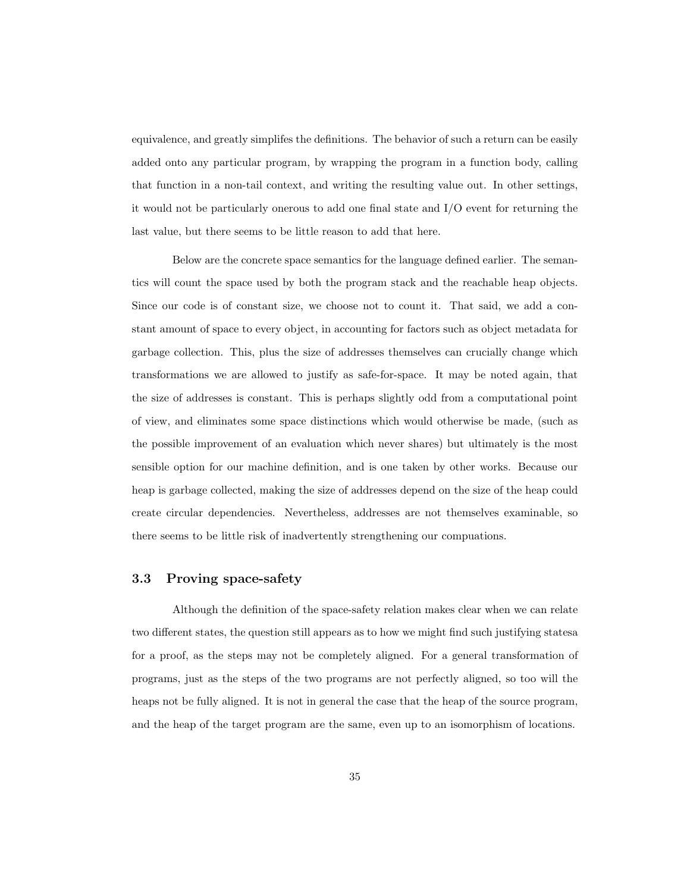equivalence, and greatly simplifes the definitions. The behavior of such a return can be easily added onto any particular program, by wrapping the program in a function body, calling that function in a non-tail context, and writing the resulting value out. In other settings, it would not be particularly onerous to add one final state and I/O event for returning the last value, but there seems to be little reason to add that here.

Below are the concrete space semantics for the language defined earlier. The semantics will count the space used by both the program stack and the reachable heap objects. Since our code is of constant size, we choose not to count it. That said, we add a constant amount of space to every object, in accounting for factors such as object metadata for garbage collection. This, plus the size of addresses themselves can crucially change which transformations we are allowed to justify as safe-for-space. It may be noted again, that the size of addresses is constant. This is perhaps slightly odd from a computational point of view, and eliminates some space distinctions which would otherwise be made, (such as the possible improvement of an evaluation which never shares) but ultimately is the most sensible option for our machine definition, and is one taken by other works. Because our heap is garbage collected, making the size of addresses depend on the size of the heap could create circular dependencies. Nevertheless, addresses are not themselves examinable, so there seems to be little risk of inadvertently strengthening our compuations.

## 3.3 Proving space-safety

Although the definition of the space-safety relation makes clear when we can relate two different states, the question still appears as to how we might find such justifying statesa for a proof, as the steps may not be completely aligned. For a general transformation of programs, just as the steps of the two programs are not perfectly aligned, so too will the heaps not be fully aligned. It is not in general the case that the heap of the source program, and the heap of the target program are the same, even up to an isomorphism of locations.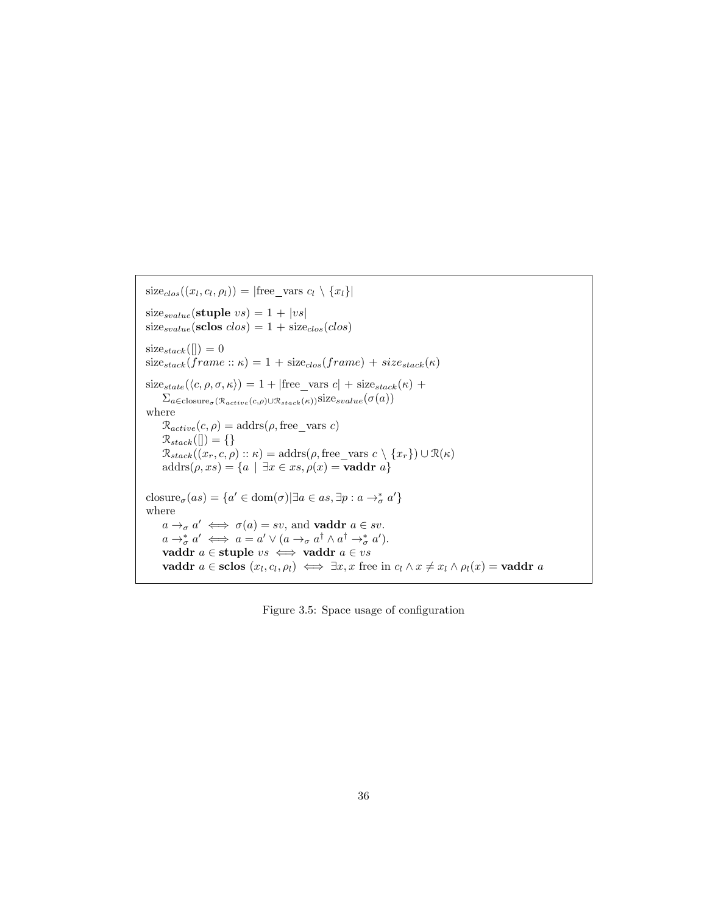$$\text{size}_{clos}((x_l, c_l, \rho_l)) = |\text{free\_vars } c_l \setminus \{x_l\}|$$

$$\text{size}_{svalue}(\textbf{stuple } vs) = 1 + |vs|$$
$$\text{size}_{svalue}(\textbf{sclos } clos) = 1 + \text{size}_{clos}(clos)$$

$$\text{size}_{stack}([]) = 0$$
$$\text{size}_{stack}(frame :: \kappa) = 1 + \text{size}_{clos}(frame) + size_{stack}(\kappa)$$

$$\text{size}_{state}(\langle c, \rho, \sigma, \kappa \rangle) = 1 + |\text{free\_vars } c| + \text{size}_{stack}(\kappa) + \Sigma_{a \in \text{closure}_\sigma(\mathcal{R}_{active}(c,\rho) \cup \mathcal{R}_{stack}(\kappa))} \text{size}_{svalue}(\sigma(a))$$

where

$$\mathcal{R}_{active}(c, \rho) = \text{addrs}(\rho, \text{free\_vars } c)$$
$$\mathcal{R}_{stack}([]) = \{\}$$
$$\mathcal{R}_{stack}((x_r, c, \rho) :: \kappa) = \text{addrs}(\rho, \text{free\_vars } c \setminus \{x_r\}) \cup \mathcal{R}(\kappa)$$
$$\text{addrs}(\rho, xs) = \{a \mid \exists x \in xs, \rho(x) = \textbf{vaddr } a\}$$

$$\text{closure}_\sigma(as) = \{a' \in \text{dom}(\sigma) | \exists a \in as, \exists p : a \to_\sigma^* a'\}$$

where

$$a \to_\sigma a' \iff \sigma(a) = sv, \text{ and } \textbf{vaddr } a \in sv.$$
$$a \to_\sigma^* a' \iff a = a' \vee (a \to_\sigma a^\dagger \wedge a^\dagger \to_\sigma^* a').$$
$$\textbf{vaddr } a \in \textbf{stuple } vs \iff \textbf{vaddr } a \in vs$$
$$\textbf{vaddr } a \in \textbf{sclos } (x_l, c_l, \rho_l) \iff \exists x, x \text{ free in } c_l \wedge x \neq x_l \wedge \rho_l(x) = \textbf{vaddr } a$$

Figure 3.5: Space usage of configuration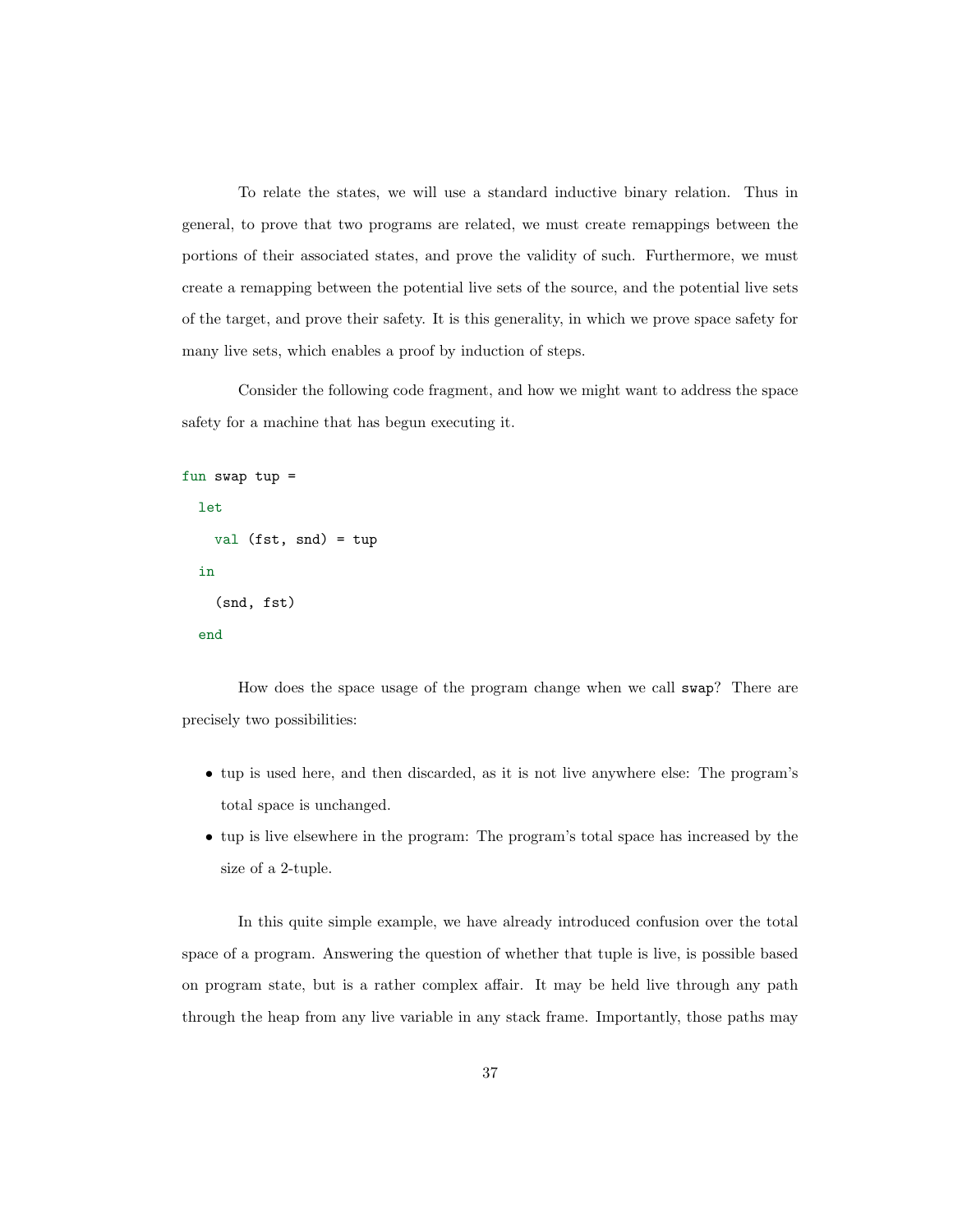To relate the states, we will use a standard inductive binary relation. Thus in general, to prove that two programs are related, we must create remappings between the portions of their associated states, and prove the validity of such. Furthermore, we must create a remapping between the potential live sets of the source, and the potential live sets of the target, and prove their safety. It is this generality, in which we prove space safety for many live sets, which enables a proof by induction of steps.

Consider the following code fragment, and how we might want to address the space safety for a machine that has begun executing it.

```
fun swap tup =
  let
    val (fst, snd) = tup
  in
    (snd, fst)
  end
```

How does the space usage of the program change when we call `swap`? There are precisely two possibilities:

- tup is used here, and then discarded, as it is not live anywhere else: The program's total space is unchanged.
- tup is live elsewhere in the program: The program's total space has increased by the size of a 2-tuple.

In this quite simple example, we have already introduced confusion over the total space of a program. Answering the question of whether that tuple is live, is possible based on program state, but is a rather complex affair. It may be held live through any path through the heap from any live variable in any stack frame. Importantly, those paths may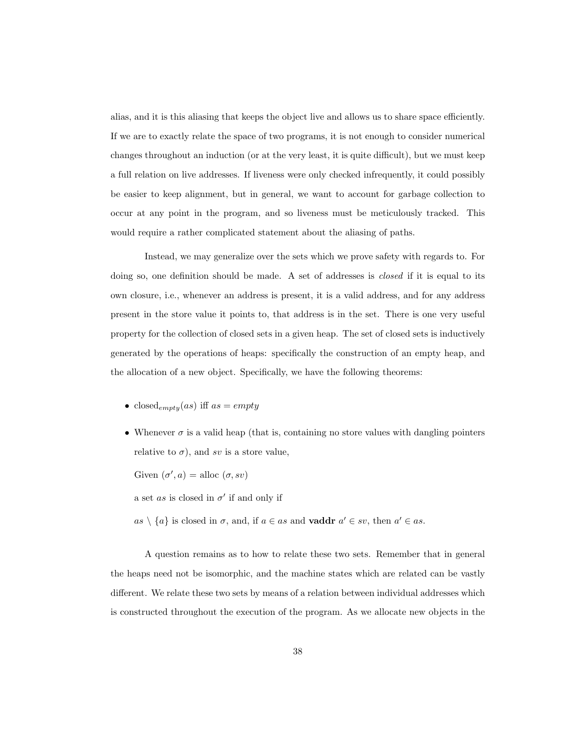alias, and it is this aliasing that keeps the object live and allows us to share space efficiently. If we are to exactly relate the space of two programs, it is not enough to consider numerical changes throughout an induction (or at the very least, it is quite difficult), but we must keep a full relation on live addresses. If liveness were only checked infrequently, it could possibly be easier to keep alignment, but in general, we want to account for garbage collection to occur at any point in the program, and so liveness must be meticulously tracked. This would require a rather complicated statement about the aliasing of paths.

Instead, we may generalize over the sets which we prove safety with regards to. For doing so, one definition should be made. A set of addresses is *closed* if it is equal to its own closure, i.e., whenever an address is present, it is a valid address, and for any address present in the store value it points to, that address is in the set. There is one very useful property for the collection of closed sets in a given heap. The set of closed sets is inductively generated by the operations of heaps: specifically the construction of an empty heap, and the allocation of a new object. Specifically, we have the following theorems:

- $\text{closed}_{empty}(as)$ iff $as = empty$
- Whenever $\sigma$ is a valid heap (that is, containing no store values with dangling pointers relative to $\sigma$), and $sv$ is a store value,

  Given $(\sigma', a) = \text{alloc}\ (\sigma, sv)$

  a set $as$ is closed in $\sigma'$ if and only if

  $as \setminus \{a\}$ is closed in $\sigma$, and, if $a \in as$ and $\textbf{vaddr}\ a' \in sv$, then $a' \in as$.

A question remains as to how to relate these two sets. Remember that in general the heaps need not be isomorphic, and the machine states which are related can be vastly different. We relate these two sets by means of a relation between individual addresses which is constructed throughout the execution of the program. As we allocate new objects in the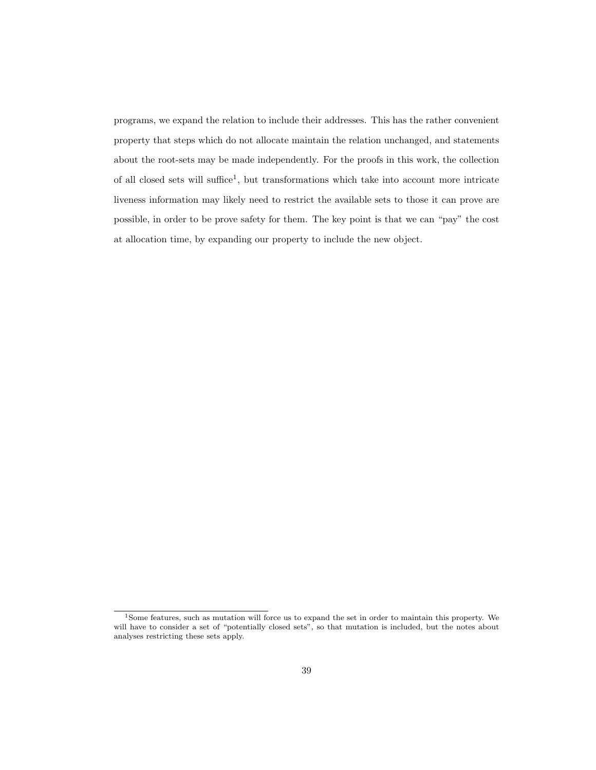programs, we expand the relation to include their addresses. This has the rather convenient property that steps which do not allocate maintain the relation unchanged, and statements about the root-sets may be made independently. For the proofs in this work, the collection of all closed sets will suffice[1], but transformations which take into account more intricate liveness information may likely need to restrict the available sets to those it can prove are possible, in order to be prove safety for them. The key point is that we can "pay" the cost at allocation time, by expanding our property to include the new object.

---

[1] Some features, such as mutation will force us to expand the set in order to maintain this property. We will have to consider a set of "potentially closed sets", so that mutation is included, but the notes about analyses restricting these sets apply.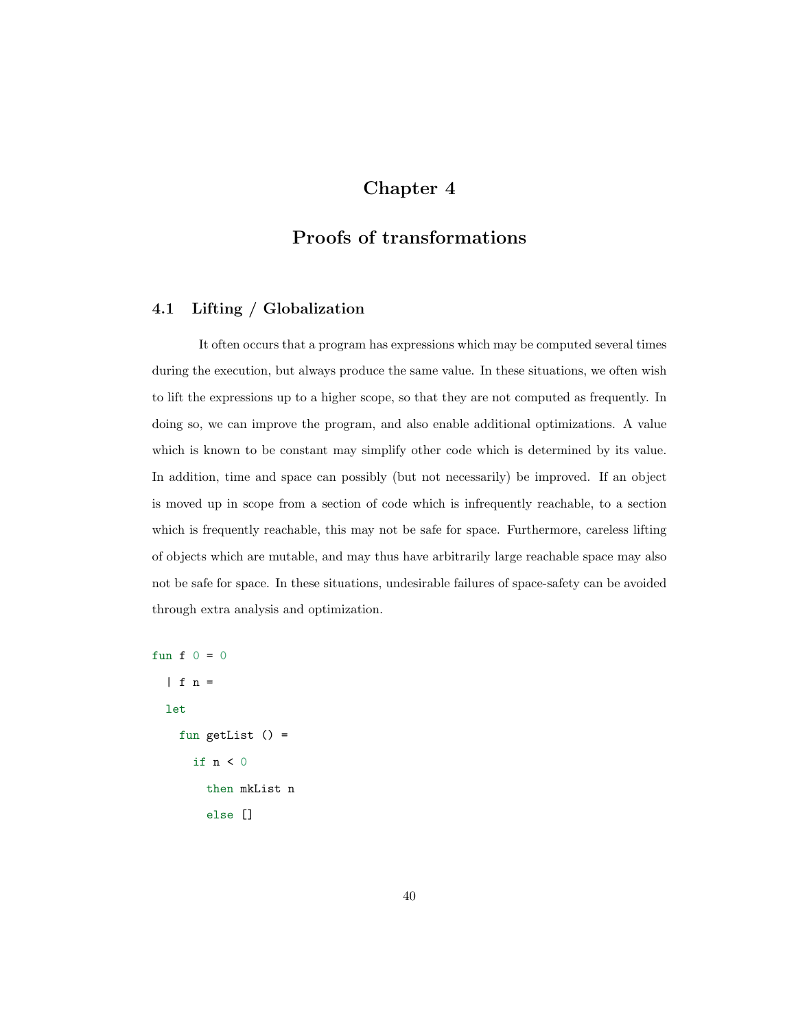# Chapter 4

# Proofs of transformations

## 4.1 Lifting / Globalization

It often occurs that a program has expressions which may be computed several times during the execution, but always produce the same value. In these situations, we often wish to lift the expressions up to a higher scope, so that they are not computed as frequently. In doing so, we can improve the program, and also enable additional optimizations. A value which is known to be constant may simplify other code which is determined by its value. In addition, time and space can possibly (but not necessarily) be improved. If an object is moved up in scope from a section of code which is infrequently reachable, to a section which is frequently reachable, this may not be safe for space. Furthermore, careless lifting of objects which are mutable, and may thus have arbitrarily large reachable space may also not be safe for space. In these situations, undesirable failures of space-safety can be avoided through extra analysis and optimization.

```
fun f 0 = 0
  | f n =
  let
    fun getList () =
      if n < 0
        then mkList n
        else []
```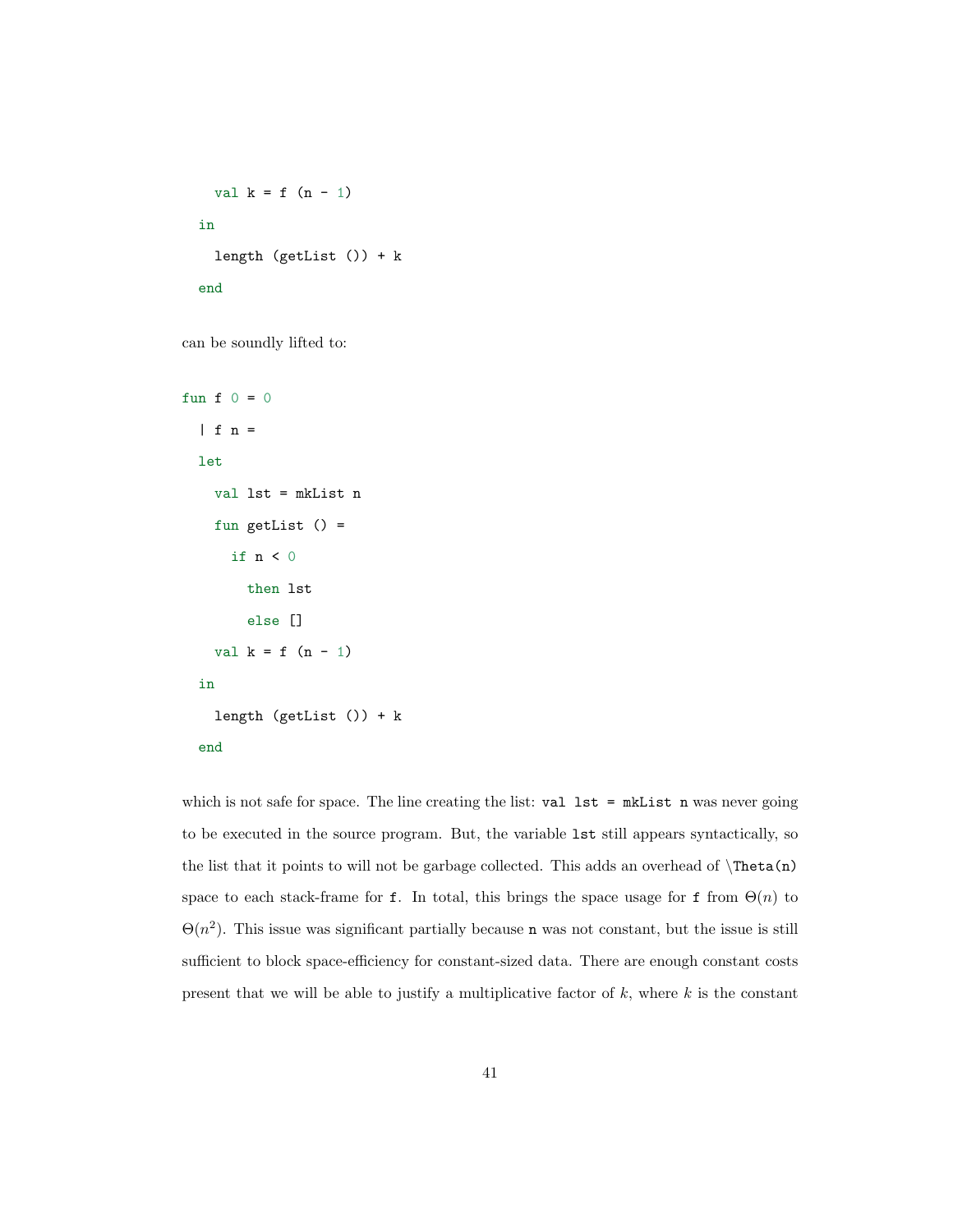```
    val k = f (n - 1)
  in
    length (getList ()) + k
  end
```

can be soundly lifted to:

```
fun f 0 = 0
  | f n =
  let
    val lst = mkList n
    fun getList () =
      if n < 0
        then lst
        else []
    val k = f (n - 1)
  in
    length (getList ()) + k
  end
```

which is not safe for space. The line creating the list: `val lst = mkList n` was never going to be executed in the source program. But, the variable `lst` still appears syntactically, so the list that it points to will not be garbage collected. This adds an overhead of `\Theta(n)` space to each stack-frame for `f`. In total, this brings the space usage for `f` from $\Theta(n)$ to $\Theta(n^2)$. This issue was significant partially because `n` was not constant, but the issue is still sufficient to block space-efficiency for constant-sized data. There are enough constant costs present that we will be able to justify a multiplicative factor of $k$, where $k$ is the constant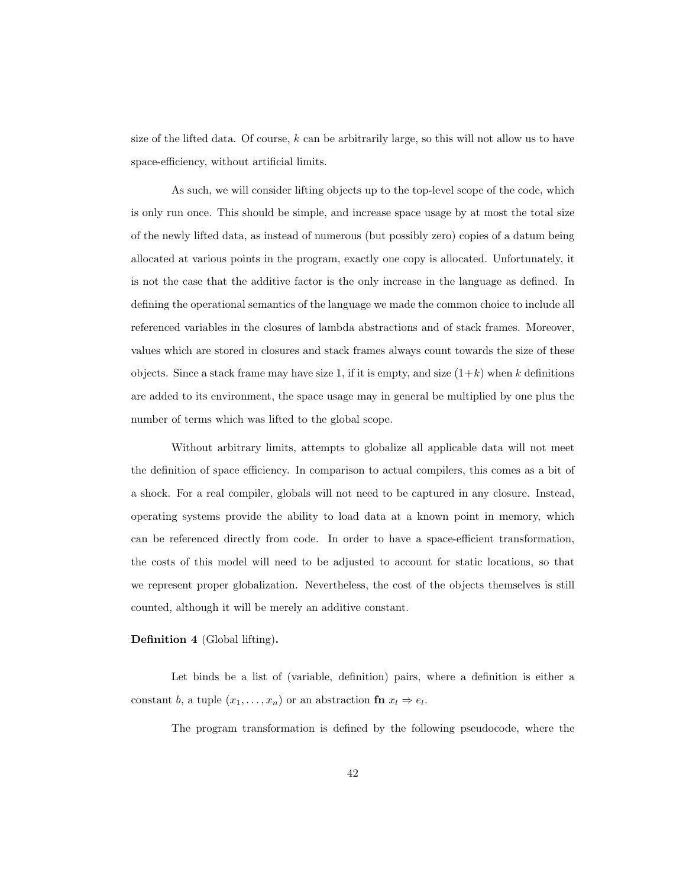size of the lifted data. Of course, $k$ can be arbitrarily large, so this will not allow us to have space-efficiency, without artificial limits.

As such, we will consider lifting objects up to the top-level scope of the code, which is only run once. This should be simple, and increase space usage by at most the total size of the newly lifted data, as instead of numerous (but possibly zero) copies of a datum being allocated at various points in the program, exactly one copy is allocated. Unfortunately, it is not the case that the additive factor is the only increase in the language as defined. In defining the operational semantics of the language we made the common choice to include all referenced variables in the closures of lambda abstractions and of stack frames. Moreover, values which are stored in closures and stack frames always count towards the size of these objects. Since a stack frame may have size 1, if it is empty, and size $(1+k)$ when $k$ definitions are added to its environment, the space usage may in general be multiplied by one plus the number of terms which was lifted to the global scope.

Without arbitrary limits, attempts to globalize all applicable data will not meet the definition of space efficiency. In comparison to actual compilers, this comes as a bit of a shock. For a real compiler, globals will not need to be captured in any closure. Instead, operating systems provide the ability to load data at a known point in memory, which can be referenced directly from code. In order to have a space-efficient transformation, the costs of this model will need to be adjusted to account for static locations, so that we represent proper globalization. Nevertheless, the cost of the objects themselves is still counted, although it will be merely an additive constant.

**Definition 4** (Global lifting)**.**

Let binds be a list of (variable, definition) pairs, where a definition is either a constant $b$, a tuple $(x_1, \ldots, x_n)$ or an abstraction $\textbf{fn}\ x_l \Rightarrow e_l$.

The program transformation is defined by the following pseudocode, where the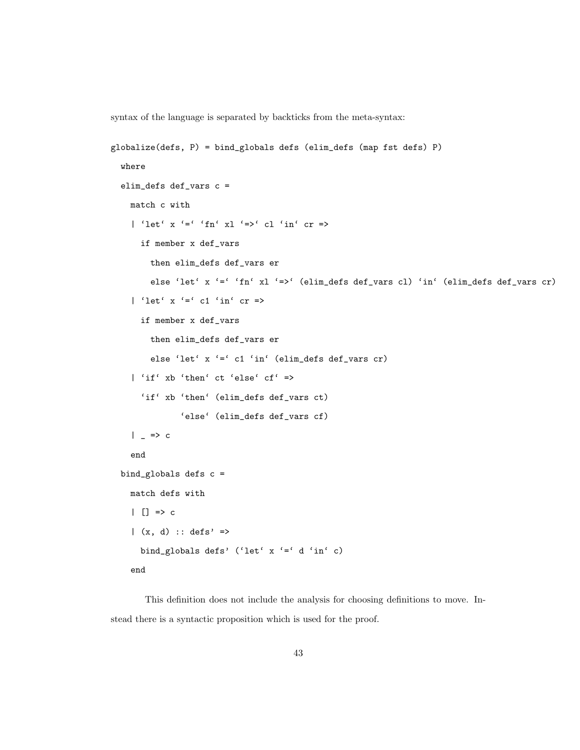syntax of the language is separated by backticks from the meta-syntax:

```
globalize(defs, P) = bind_globals defs (elim_defs (map fst defs) P)
  where
  elim_defs def_vars c =
    match c with
    | `let` x `=` `fn` xl `=>` cl `in` cr =>
      if member x def_vars
        then elim_defs def_vars er
        else `let` x `=` `fn` xl `=>` (elim_defs def_vars cl) `in` (elim_defs def_vars cr)
    | `let` x `=` c1 `in` cr =>
      if member x def_vars
        then elim_defs def_vars er
        else `let` x `=` c1 `in` (elim_defs def_vars cr)
    | `if` xb `then` ct `else` cf` =>
      `if` xb `then` (elim_defs def_vars ct)
              `else` (elim_defs def_vars cf)
    | _ => c
    end
  bind_globals defs c =
    match defs with
    | [] => c
    | (x, d) :: defs' =>
      bind_globals defs' (`let` x `=` d `in` c)
    end
```

This definition does not include the analysis for choosing definitions to move. Instead there is a syntactic proposition which is used for the proof.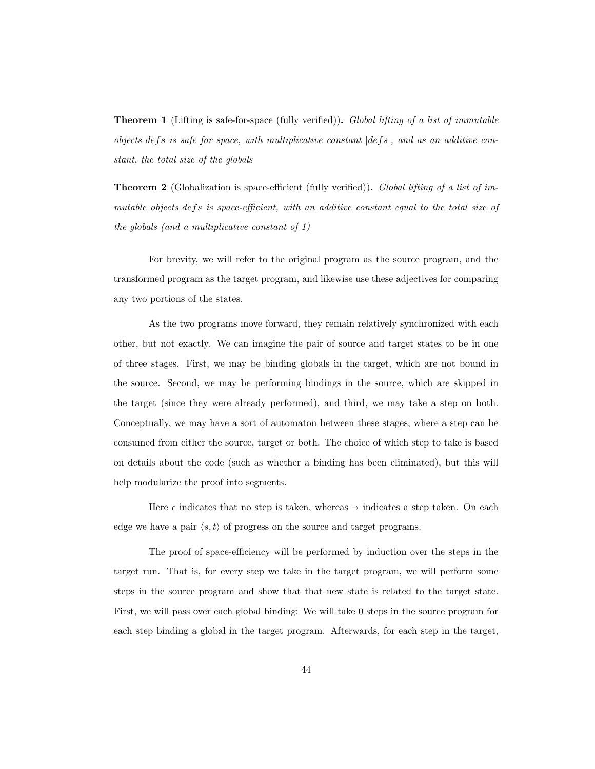**Theorem 1** (Lifting is safe-for-space (fully verified))**.** *Global lifting of a list of immutable objects $defs$ is safe for space, with multiplicative constant $|defs|$, and as an additive constant, the total size of the globals*

**Theorem 2** (Globalization is space-efficient (fully verified))**.** *Global lifting of a list of immutable objects $defs$ is space-efficient, with an additive constant equal to the total size of the globals (and a multiplicative constant of 1)*

For brevity, we will refer to the original program as the source program, and the transformed program as the target program, and likewise use these adjectives for comparing any two portions of the states.

As the two programs move forward, they remain relatively synchronized with each other, but not exactly. We can imagine the pair of source and target states to be in one of three stages. First, we may be binding globals in the target, which are not bound in the source. Second, we may be performing bindings in the source, which are skipped in the target (since they were already performed), and third, we may take a step on both. Conceptually, we may have a sort of automaton between these stages, where a step can be consumed from either the source, target or both. The choice of which step to take is based on details about the code (such as whether a binding has been eliminated), but this will help modularize the proof into segments.

Here $\epsilon$ indicates that no step is taken, whereas $\rightarrow$ indicates a step taken. On each edge we have a pair $\langle s, t \rangle$ of progress on the source and target programs.

The proof of space-efficiency will be performed by induction over the steps in the target run. That is, for every step we take in the target program, we will perform some steps in the source program and show that that new state is related to the target state. First, we will pass over each global binding: We will take 0 steps in the source program for each step binding a global in the target program. Afterwards, for each step in the target,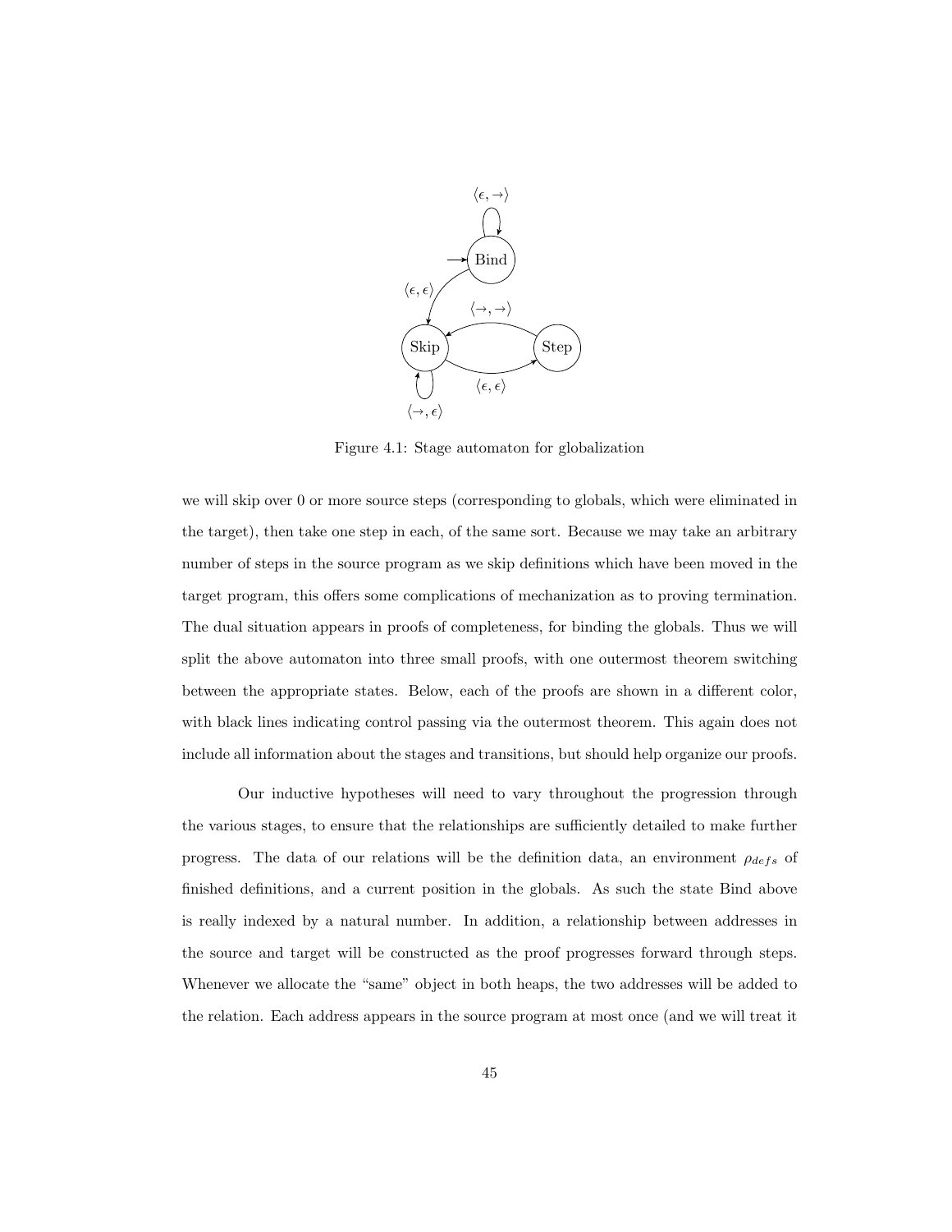Figure 4.1: Stage automaton for globalization

we will skip over 0 or more source steps (corresponding to globals, which were eliminated in the target), then take one step in each, of the same sort. Because we may take an arbitrary number of steps in the source program as we skip definitions which have been moved in the target program, this offers some complications of mechanization as to proving termination. The dual situation appears in proofs of completeness, for binding the globals. Thus we will split the above automaton into three small proofs, with one outermost theorem switching between the appropriate states. Below, each of the proofs are shown in a different color, with black lines indicating control passing via the outermost theorem. This again does not include all information about the stages and transitions, but should help organize our proofs.

Our inductive hypotheses will need to vary throughout the progression through the various stages, to ensure that the relationships are sufficiently detailed to make further progress. The data of our relations will be the definition data, an environment $\rho_{defs}$ of finished definitions, and a current position in the globals. As such the state Bind above is really indexed by a natural number. In addition, a relationship between addresses in the source and target will be constructed as the proof progresses forward through steps. Whenever we allocate the "same" object in both heaps, the two addresses will be added to the relation. Each address appears in the source program at most once (and we will treat it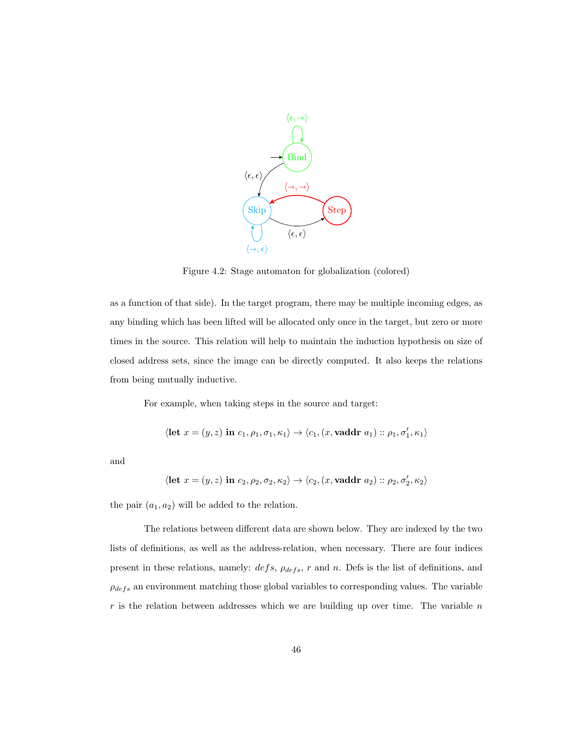Figure 4.2: Stage automaton for globalization (colored)

as a function of that side). In the target program, there may be multiple incoming edges, as any binding which has been lifted will be allocated only once in the target, but zero or more times in the source. This relation will help to maintain the induction hypothesis on size of closed address sets, since the image can be directly computed. It also keeps the relations from being mutually inductive.

For example, when taking steps in the source and target:

$$\langle \textbf{let } x = (y, z) \textbf{ in } c_1, \rho_1, \sigma_1, \kappa_1 \rangle \rightarrow \langle c_1, (x, \textbf{vaddr } a_1) :: \rho_1, \sigma_1', \kappa_1 \rangle$$

and

$$\langle \textbf{let } x = (y, z) \textbf{ in } c_2, \rho_2, \sigma_2, \kappa_2 \rangle \rightarrow \langle c_2, (x, \textbf{vaddr } a_2) :: \rho_2, \sigma_2', \kappa_2 \rangle$$

the pair $(a_1, a_2)$ will be added to the relation.

The relations between different data are shown below. They are indexed by the two lists of definitions, as well as the address-relation, when necessary. There are four indices present in these relations, namely: $defs$, $\rho_{defs}$, $r$ and $n$. Defs is the list of definitions, and $\rho_{defs}$ an environment matching those global variables to corresponding values. The variable $r$ is the relation between addresses which we are building up over time. The variable $n$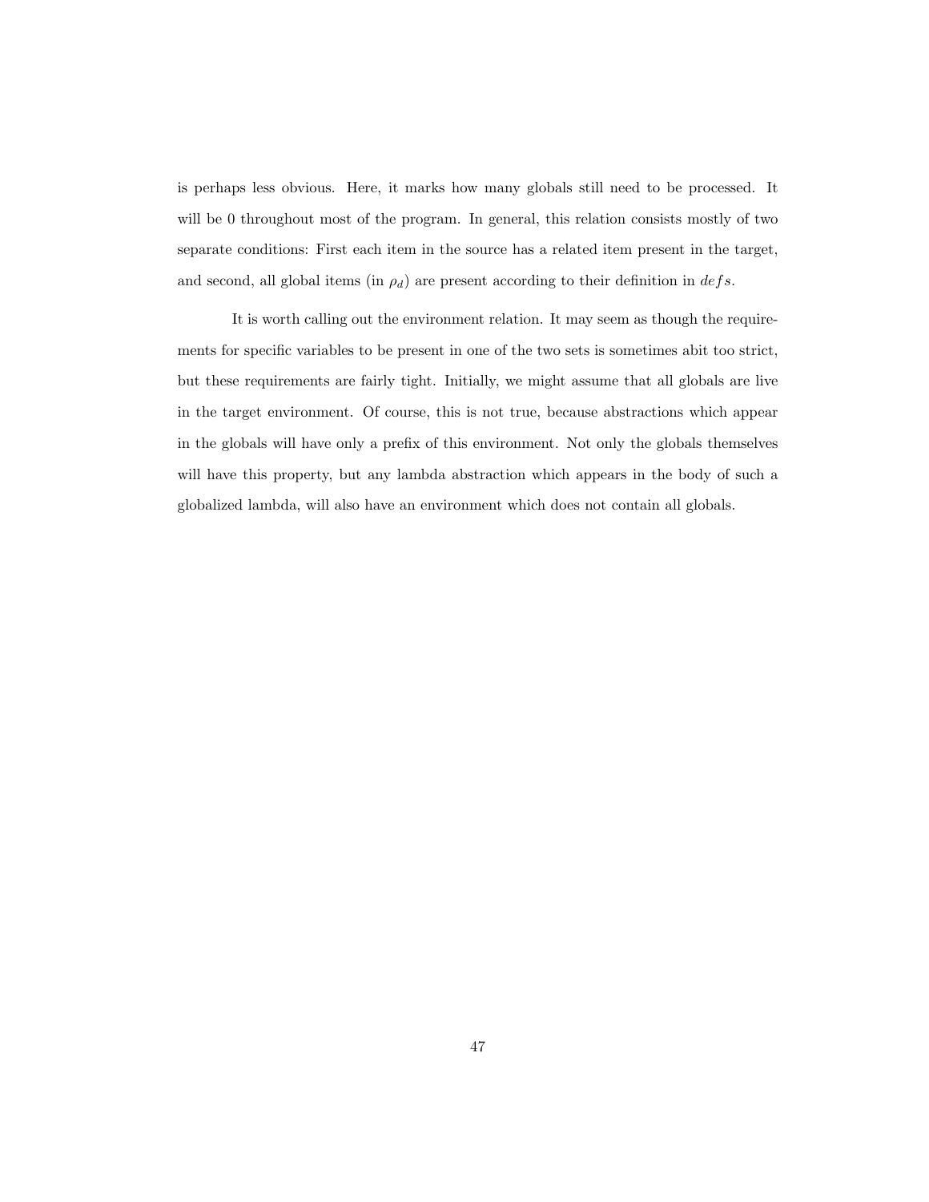is perhaps less obvious. Here, it marks how many globals still need to be processed. It will be 0 throughout most of the program. In general, this relation consists mostly of two separate conditions: First each item in the source has a related item present in the target, and second, all global items (in $\rho_d$) are present according to their definition in $defs$.

It is worth calling out the environment relation. It may seem as though the requirements for specific variables to be present in one of the two sets is sometimes abit too strict, but these requirements are fairly tight. Initially, we might assume that all globals are live in the target environment. Of course, this is not true, because abstractions which appear in the globals will have only a prefix of this environment. Not only the globals themselves will have this property, but any lambda abstraction which appears in the body of such a globalized lambda, will also have an environment which does not contain all globals.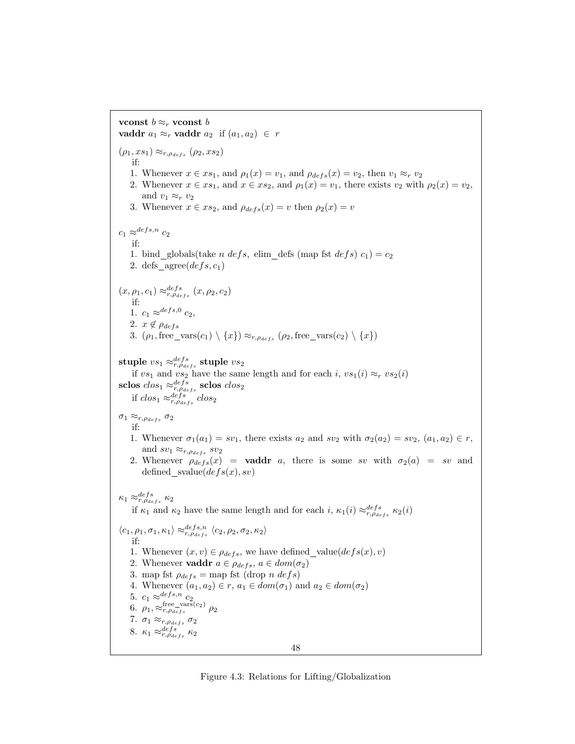**vconst** $b \approx_r$ **vconst** $b$
**vaddr** $a_1 \approx_r$ **vaddr** $a_2$ if $(a_1, a_2) \in r$

$(\rho_1, xs_1) \approx_{r,\rho_{defs}} (\rho_2, xs_2)$
if:

1. Whenever $x \in xs_1$, and $\rho_1(x) = v_1$, and $\rho_{defs}(x) = v_2$, then $v_1 \approx_r v_2$
2. Whenever $x \in xs_1$, and $x \in xs_2$, and $\rho_1(x) = v_1$, there exists $v_2$ with $\rho_2(x) = v_2$, and $v_1 \approx_r v_2$
3. Whenever $x \in xs_2$, and $\rho_{defs}(x) = v$ then $\rho_2(x) = v$

$c_1 \approx^{defs,n} c_2$
if:

1. bind_globals(take $n$ $defs$, elim_defs (map fst $defs$) $c_1$) = $c_2$
2. defs_agree($defs, c_1$)

$(x, \rho_1, c_1) \approx^{defs}_{r,\rho_{defs}} (x, \rho_2, c_2)$
if:

1. $c_1 \approx^{defs,0} c_2$,
2. $x \notin \rho_{defs}$
3. $(\rho_1, \text{free\_vars}(c_1) \setminus \{x\}) \approx_{r,\rho_{defs}} (\rho_2, \text{free\_vars}(c_2) \setminus \{x\})$

**stuple** $vs_1 \approx^{defs}_{r,\rho_{defs}}$ **stuple** $vs_2$
if $vs_1$ and $vs_2$ have the same length and for each $i$, $vs_1(i) \approx_r vs_2(i)$
**sclos** $clos_1 \approx^{defs}_{r,\rho_{defs}}$ **sclos** $clos_2$
if $clos_1 \approx^{defs}_{r,\rho_{defs}} clos_2$

$\sigma_1 \approx_{r,\rho_{defs}} \sigma_2$
if:

1. Whenever $\sigma_1(a_1) = sv_1$, there exists $a_2$ and $sv_2$ with $\sigma_2(a_2) = sv_2$, $(a_1, a_2) \in r$, and $sv_1 \approx_{r,\rho_{defs}} sv_2$
2. Whenever $\rho_{defs}(x)$ = **vaddr** $a$, there is some $sv$ with $\sigma_2(a) = sv$ and defined_svalue($defs(x), sv$)

$\kappa_1 \approx^{defs}_{r,\rho_{defs}} \kappa_2$
if $\kappa_1$ and $\kappa_2$ have the same length and for each $i$, $\kappa_1(i) \approx^{defs}_{r,\rho_{defs}} \kappa_2(i)$

$\langle c_1, \rho_1, \sigma_1, \kappa_1 \rangle \approx^{defs,n}_{r,\rho_{defs}} \langle c_2, \rho_2, \sigma_2, \kappa_2 \rangle$
if:

1. Whenever $(x, v) \in \rho_{defs}$, we have defined_value($defs(x), v$)
2. Whenever **vaddr** $a \in \rho_{defs}$, $a \in dom(\sigma_2)$
3. map fst $\rho_{defs}$ = map fst (drop $n$ $defs$)
4. Whenever $(a_1, a_2) \in r$, $a_1 \in dom(\sigma_1)$ and $a_2 \in dom(\sigma_2)$
5. $c_1 \approx^{defs,n} c_2$
6. $\rho_1, \approx^{\text{free\_vars}(c_2)}_{r,\rho_{defs}} \rho_2$
7. $\sigma_1 \approx_{r,\rho_{defs}} \sigma_2$
8. $\kappa_1 \approx^{defs}_{r,\rho_{defs}} \kappa_2$

Figure 4.3: Relations for Lifting/Globalization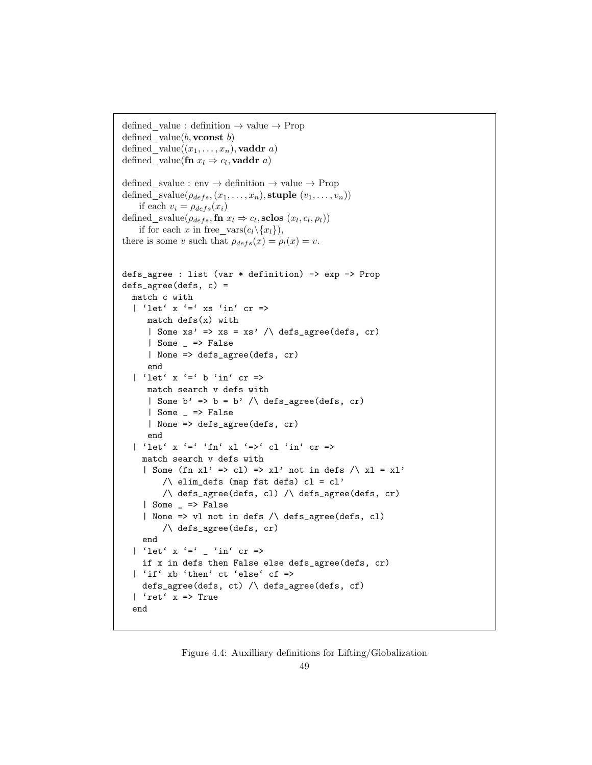defined_value : definition $\to$ value $\to$ Prop
defined_value($b$, **vconst** $b$)
defined_value($(x_1, \ldots, x_n)$, **vaddr** $a$)
defined_value(**fn** $x_l \Rightarrow c_l$, **vaddr** $a$)

defined_svalue : env $\to$ definition $\to$ value $\to$ Prop
defined_svalue($\rho_{defs}$, $(x_1, \ldots, x_n)$, **stuple** $(v_1, \ldots, v_n)$)
  if each $v_i = \rho_{defs}(x_i)$
defined_svalue($\rho_{defs}$, **fn** $x_l \Rightarrow c_l$, **sclos** $(x_l, c_l, \rho_l)$)
  if for each $x$ in free_vars($c_l \backslash \{x_l\}$),
there is some $v$ such that $\rho_{defs}(x) = \rho_l(x) = v$.

```
defs_agree : list (var * definition) -> exp -> Prop
defs_agree(defs, c) =
  match c with
  | `let` x `=` xs `in` cr =>
     match defs(x) with
     | Some xs' => xs = xs' /\ defs_agree(defs, cr)
     | Some _ => False
     | None => defs_agree(defs, cr)
     end
  | `let` x `=` b `in` cr =>
     match search v defs with
     | Some b' => b = b' /\ defs_agree(defs, cr)
     | Some _ => False
     | None => defs_agree(defs, cr)
     end
  | `let` x `=` `fn` xl `=>` cl `in` cr =>
    match search v defs with
    | Some (fn xl' => cl) => xl' not in defs /\ xl = xl'
        /\ elim_defs (map fst defs) cl = cl'
        /\ defs_agree(defs, cl) /\ defs_agree(defs, cr)
    | Some _ => False
    | None => vl not in defs /\ defs_agree(defs, cl)
        /\ defs_agree(defs, cr)
    end
  | `let` x `=` _ `in` cr =>
    if x in defs then False else defs_agree(defs, cr)
  | `if` xb `then` ct `else` cf =>
    defs_agree(defs, ct) /\ defs_agree(defs, cf)
  | `ret` x => True
  end
```

Figure 4.4: Auxilliary definitions for Lifting/Globalization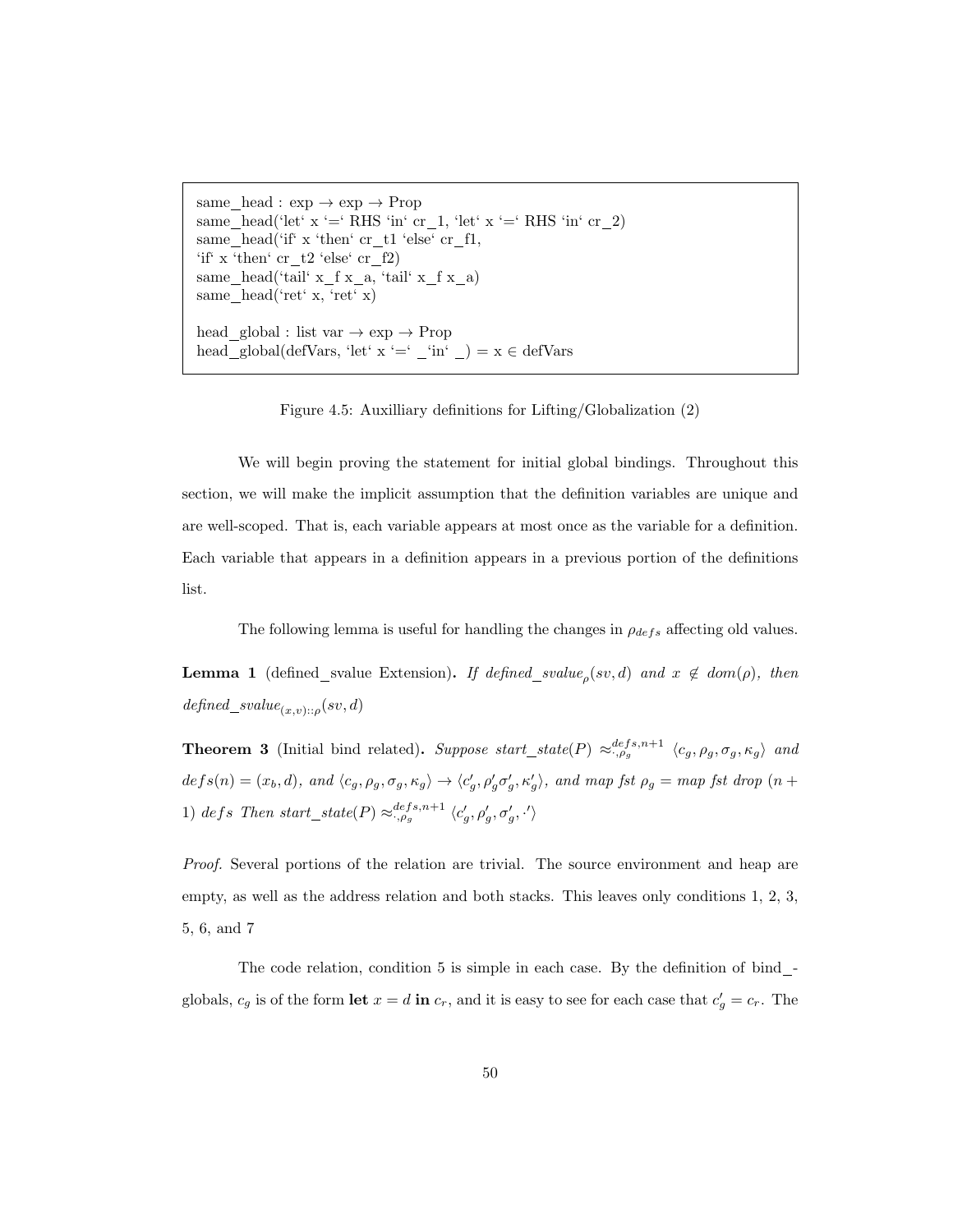```
same_head : exp → exp → Prop
same_head(‘let‘ x ‘=‘ RHS ‘in‘ cr_1, ‘let‘ x ‘=‘ RHS ‘in‘ cr_2)
same_head(‘if‘ x ‘then‘ cr_t1 ‘else‘ cr_f1,
‘if‘ x ‘then‘ cr_t2 ‘else‘ cr_f2)
same_head(‘tail‘ x_f x_a, ‘tail‘ x_f x_a)
same_head(‘ret‘ x, ‘ret‘ x)

head_global : list var → exp → Prop
head_global(defVars, ‘let‘ x ‘=‘ _‘in‘ _) = x ∈ defVars
```

Figure 4.5: Auxilliary definitions for Lifting/Globalization (2)

We will begin proving the statement for initial global bindings. Throughout this section, we will make the implicit assumption that the definition variables are unique and are well-scoped. That is, each variable appears at most once as the variable for a definition. Each variable that appears in a definition appears in a previous portion of the definitions list.

The following lemma is useful for handling the changes in $\rho_{defs}$ affecting old values.

**Lemma 1** (defined_svalue Extension)**.** *If defined_svalue*$_\rho(sv, d)$ *and* $x \notin dom(\rho)$*, then defined_svalue*$_{(x,v)::\rho}(sv, d)$

**Theorem 3** (Initial bind related)**.** *Suppose start_state*$(P) \approx^{defs,n+1}_{\cdot,\rho_g} \langle c_g, \rho_g, \sigma_g, \kappa_g\rangle$ *and* $defs(n) = (x_b, d)$*, and* $\langle c_g, \rho_g, \sigma_g, \kappa_g\rangle \to \langle c'_g, \rho'_g \sigma'_g, \kappa'_g\rangle$*, and map fst* $\rho_g =$ *map fst drop* $(n+1)$ *defs Then start_state*$(P) \approx^{defs,n+1}_{\cdot,\rho_g} \langle c'_g, \rho'_g, \sigma'_g, \cdot'\rangle$

*Proof.* Several portions of the relation are trivial. The source environment and heap are empty, as well as the address relation and both stacks. This leaves only conditions 1, 2, 3, 5, 6, and 7

The code relation, condition 5 is simple in each case. By the definition of bind_globals, $c_g$ is of the form **let** $x = d$ **in** $c_r$, and it is easy to see for each case that $c'_g = c_r$. The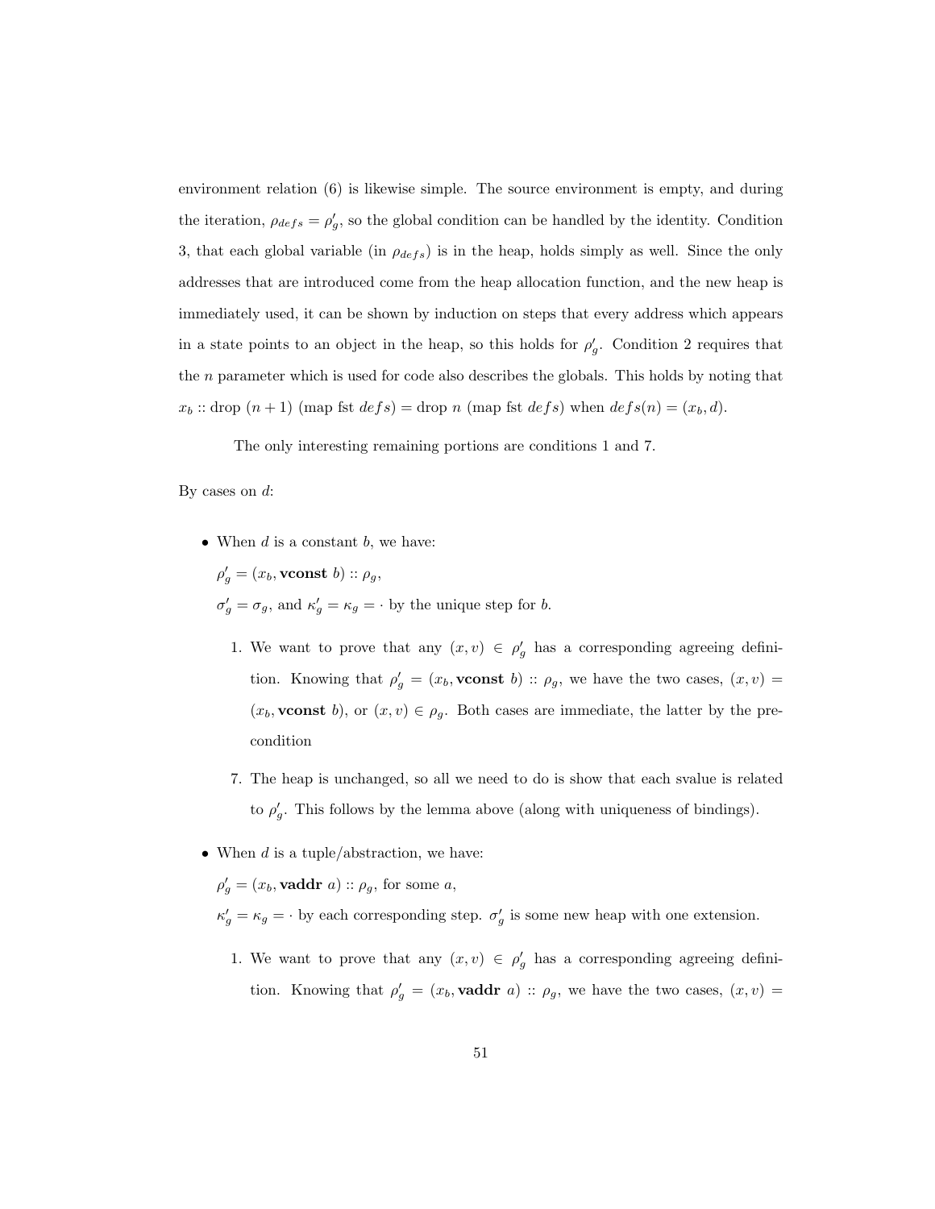environment relation (6) is likewise simple. The source environment is empty, and during the iteration, $\rho_{defs} = \rho'_g$, so the global condition can be handled by the identity. Condition 3, that each global variable (in $\rho_{defs}$) is in the heap, holds simply as well. Since the only addresses that are introduced come from the heap allocation function, and the new heap is immediately used, it can be shown by induction on steps that every address which appears in a state points to an object in the heap, so this holds for $\rho'_g$. Condition 2 requires that the $n$ parameter which is used for code also describes the globals. This holds by noting that $x_b :: \text{drop}\ (n+1)\ (\text{map fst}\ defs) = \text{drop}\ n\ (\text{map fst}\ defs)$ when $defs(n) = (x_b, d)$.

The only interesting remaining portions are conditions 1 and 7.

By cases on $d$:

- When $d$ is a constant $b$, we have:

  $\rho'_g = (x_b, \textbf{vconst}\ b) :: \rho_g$,

  $\sigma'_g = \sigma_g$, and $\kappa'_g = \kappa_g = \cdot$ by the unique step for $b$.

  1. We want to prove that any $(x, v) \in \rho'_g$ has a corresponding agreeing definition. Knowing that $\rho'_g = (x_b, \textbf{vconst}\ b) :: \rho_g$, we have the two cases, $(x, v) = (x_b, \textbf{vconst}\ b)$, or $(x, v) \in \rho_g$. Both cases are immediate, the latter by the precondition

  7. The heap is unchanged, so all we need to do is show that each svalue is related to $\rho'_g$. This follows by the lemma above (along with uniqueness of bindings).

- When $d$ is a tuple/abstraction, we have:

  $\rho'_g = (x_b, \textbf{vaddr}\ a) :: \rho_g$, for some $a$,

  $\kappa'_g = \kappa_g = \cdot$ by each corresponding step. $\sigma'_g$ is some new heap with one extension.

  1. We want to prove that any $(x, v) \in \rho'_g$ has a corresponding agreeing definition. Knowing that $\rho'_g = (x_b, \textbf{vaddr}\ a) :: \rho_g$, we have the two cases, $(x, v) =$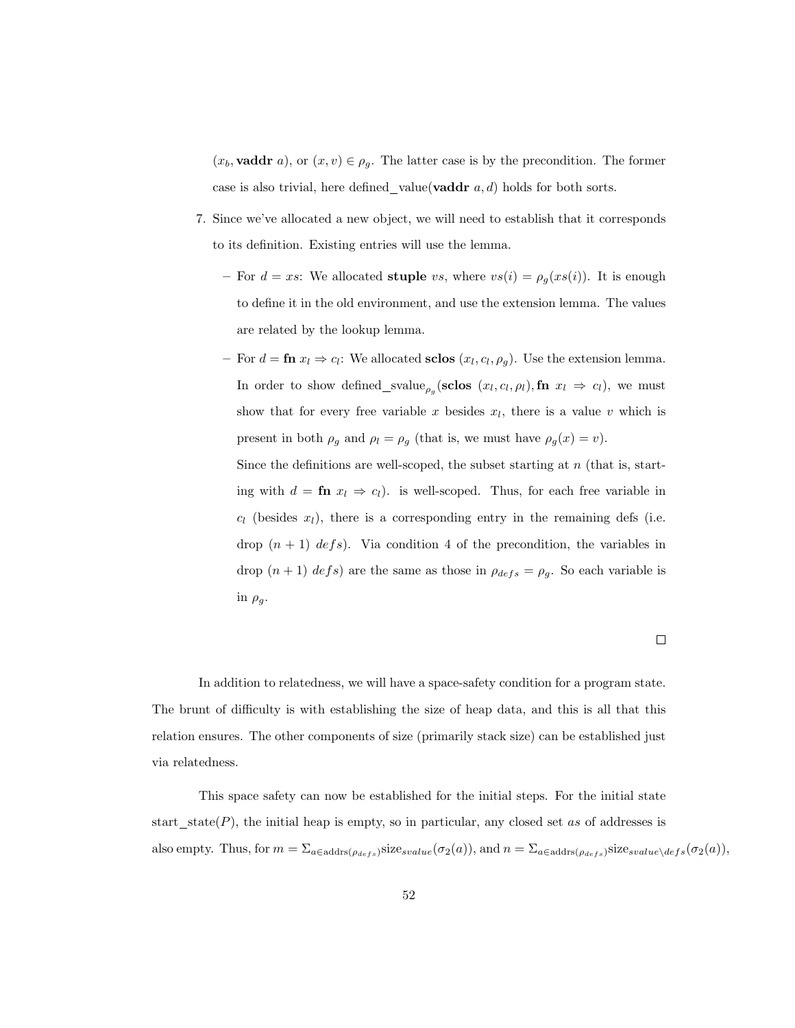$(x_b, \textbf{vaddr } a)$, or $(x, v) \in \rho_g$. The latter case is by the precondition. The former case is also trivial, here defined_value($\textbf{vaddr } a, d$) holds for both sorts.

7. Since we've allocated a new object, we will need to establish that it corresponds to its definition. Existing entries will use the lemma.

   – For $d = xs$: We allocated $\textbf{stuple } vs$, where $vs(i) = \rho_g(xs(i))$. It is enough to define it in the old environment, and use the extension lemma. The values are related by the lookup lemma.

   – For $d = \textbf{fn } x_l \Rightarrow c_l$: We allocated $\textbf{sclos } (x_l, c_l, \rho_g)$. Use the extension lemma. In order to show $\text{defined\_svalue}_{\rho_g}(\textbf{sclos } (x_l, c_l, \rho_l), \textbf{fn } x_l \Rightarrow c_l)$, we must show that for every free variable $x$ besides $x_l$, there is a value $v$ which is present in both $\rho_g$ and $\rho_l = \rho_g$ (that is, we must have $\rho_g(x) = v$).

     Since the definitions are well-scoped, the subset starting at $n$ (that is, starting with $d = \textbf{fn } x_l \Rightarrow c_l$). is well-scoped. Thus, for each free variable in $c_l$ (besides $x_l$), there is a corresponding entry in the remaining defs (i.e. drop $(n+1)$ $defs$). Via condition 4 of the precondition, the variables in drop $(n+1)$ $defs$) are the same as those in $\rho_{defs} = \rho_g$. So each variable is in $\rho_g$.

□

In addition to relatedness, we will have a space-safety condition for a program state. The brunt of difficulty is with establishing the size of heap data, and this is all that this relation ensures. The other components of size (primarily stack size) can be established just via relatedness.

This space safety can now be established for the initial steps. For the initial state start_state($P$), the initial heap is empty, so in particular, any closed set $as$ of addresses is also empty. Thus, for $m = \Sigma_{a \in \text{addrs}(\rho_{defs})} \text{size}_{svalue}(\sigma_2(a))$, and $n = \Sigma_{a \in \text{addrs}(\rho_{defs})} \text{size}_{svalue \setminus defs}(\sigma_2(a))$,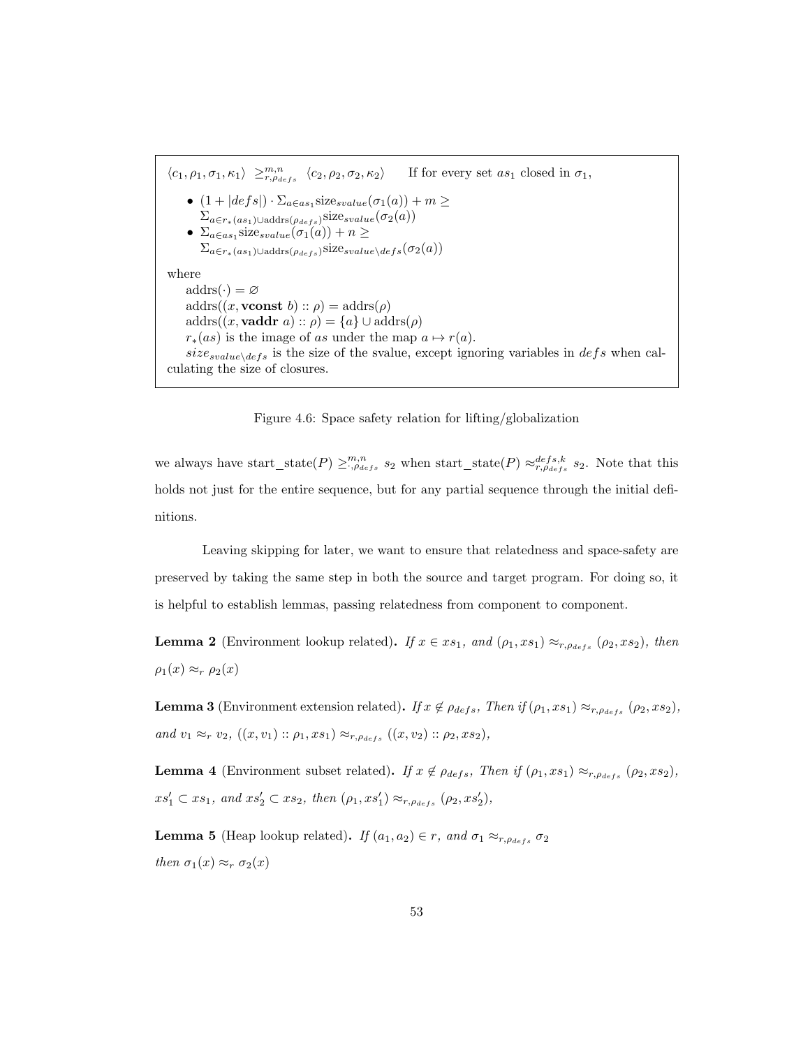$\langle c_1, \rho_1, \sigma_1, \kappa_1 \rangle \ \geq^{m,n}_{r,\rho_{defs}} \ \langle c_2, \rho_2, \sigma_2, \kappa_2 \rangle$ If for every set $as_1$ closed in $\sigma_1$,

- $(1 + |defs|) \cdot \Sigma_{a \in as_1} \text{size}_{svalue}(\sigma_1(a)) + m \geq \Sigma_{a \in r_*(as_1) \cup \text{addrs}(\rho_{defs})} \text{size}_{svalue}(\sigma_2(a))$
- $\Sigma_{a \in as_1} \text{size}_{svalue}(\sigma_1(a)) + n \geq \Sigma_{a \in r_*(as_1) \cup \text{addrs}(\rho_{defs})} \text{size}_{svalue \setminus defs}(\sigma_2(a))$

where

$\text{addrs}(\cdot) = \varnothing$

$\text{addrs}((x, \textbf{vconst } b) :: \rho) = \text{addrs}(\rho)$

$\text{addrs}((x, \textbf{vaddr } a) :: \rho) = \{a\} \cup \text{addrs}(\rho)$

$r_*(as)$ is the image of $as$ under the map $a \mapsto r(a)$.

$size_{svalue \setminus defs}$ is the size of the svalue, except ignoring variables in $defs$ when calculating the size of closures.

Figure 4.6: Space safety relation for lifting/globalization

we always have start_state$(P) \geq^{m,n}_{\cdot,\rho_{defs}} s_2$ when start_state$(P) \approx^{defs,k}_{r,\rho_{defs}} s_2$. Note that this holds not just for the entire sequence, but for any partial sequence through the initial definitions.

Leaving skipping for later, we want to ensure that relatedness and space-safety are preserved by taking the same step in both the source and target program. For doing so, it is helpful to establish lemmas, passing relatedness from component to component.

**Lemma 2** (Environment lookup related)**.** *If $x \in xs_1$, and $(\rho_1, xs_1) \approx_{r,\rho_{defs}} (\rho_2, xs_2)$, then $\rho_1(x) \approx_r \rho_2(x)$*

**Lemma 3** (Environment extension related)**.** *If $x \notin \rho_{defs}$, Then if $(\rho_1, xs_1) \approx_{r,\rho_{defs}} (\rho_2, xs_2)$, and $v_1 \approx_r v_2$, $((x, v_1) :: \rho_1, xs_1) \approx_{r,\rho_{defs}} ((x, v_2) :: \rho_2, xs_2)$,*

**Lemma 4** (Environment subset related)**.** *If $x \notin \rho_{defs}$, Then if $(\rho_1, xs_1) \approx_{r,\rho_{defs}} (\rho_2, xs_2)$, $xs'_1 \subset xs_1$, and $xs'_2 \subset xs_2$, then $(\rho_1, xs'_1) \approx_{r,\rho_{defs}} (\rho_2, xs'_2)$,*

**Lemma 5** (Heap lookup related)**.** *If $(a_1, a_2) \in r$, and $\sigma_1 \approx_{r,\rho_{defs}} \sigma_2$ then $\sigma_1(x) \approx_r \sigma_2(x)$*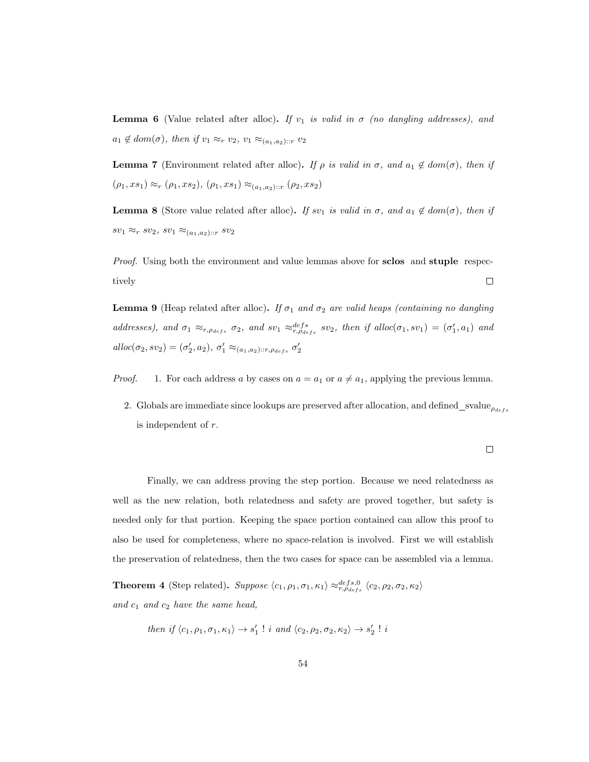**Lemma 6** (Value related after alloc)**.** *If $v_1$ is valid in $\sigma$ (no dangling addresses), and $a_1 \notin dom(\sigma)$, then if $v_1 \approx_r v_2$, $v_1 \approx_{(a_1,a_2)::r} v_2$*

**Lemma 7** (Environment related after alloc)**.** *If $\rho$ is valid in $\sigma$, and $a_1 \notin dom(\sigma)$, then if $(\rho_1, xs_1) \approx_r (\rho_1, xs_2)$, $(\rho_1, xs_1) \approx_{(a_1,a_2)::r} (\rho_2, xs_2)$*

**Lemma 8** (Store value related after alloc)**.** *If $sv_1$ is valid in $\sigma$, and $a_1 \notin dom(\sigma)$, then if $sv_1 \approx_r sv_2$, $sv_1 \approx_{(a_1,a_2)::r} sv_2$*

*Proof.* Using both the environment and value lemmas above for **sclos** and **stuple** respectively □

**Lemma 9** (Heap related after alloc)**.** *If $\sigma_1$ and $\sigma_2$ are valid heaps (containing no dangling addresses), and $\sigma_1 \approx_{r,\rho_{defs}} \sigma_2$, and $sv_1 \approx^{defs}_{r,\rho_{defs}} sv_2$, then if $alloc(\sigma_1, sv_1) = (\sigma_1', a_1)$ and $alloc(\sigma_2, sv_2) = (\sigma_2', a_2)$, $\sigma_1' \approx_{(a_1,a_2)::r,\rho_{defs}} \sigma_2'$*

*Proof.*

1. For each address $a$ by cases on $a = a_1$ or $a \neq a_1$, applying the previous lemma.
2. Globals are immediate since lookups are preserved after allocation, and defined_svalue$_{\rho_{defs}}$ is independent of $r$.

□

Finally, we can address proving the step portion. Because we need relatedness as well as the new relation, both relatedness and safety are proved together, but safety is needed only for that portion. Keeping the space portion contained can allow this proof to also be used for completeness, where no space-relation is involved. First we will establish the preservation of relatedness, then the two cases for space can be assembled via a lemma.

**Theorem 4** (Step related)**.** *Suppose $\langle c_1, \rho_1, \sigma_1, \kappa_1 \rangle \approx^{defs,0}_{r,\rho_{defs}} \langle c_2, \rho_2, \sigma_2, \kappa_2 \rangle$ and $c_1$ and $c_2$ have the same head,*

*then if $\langle c_1, \rho_1, \sigma_1, \kappa_1 \rangle \rightarrow s_1' \ ! \ i$ and $\langle c_2, \rho_2, \sigma_2, \kappa_2 \rangle \rightarrow s_2' \ ! \ i$*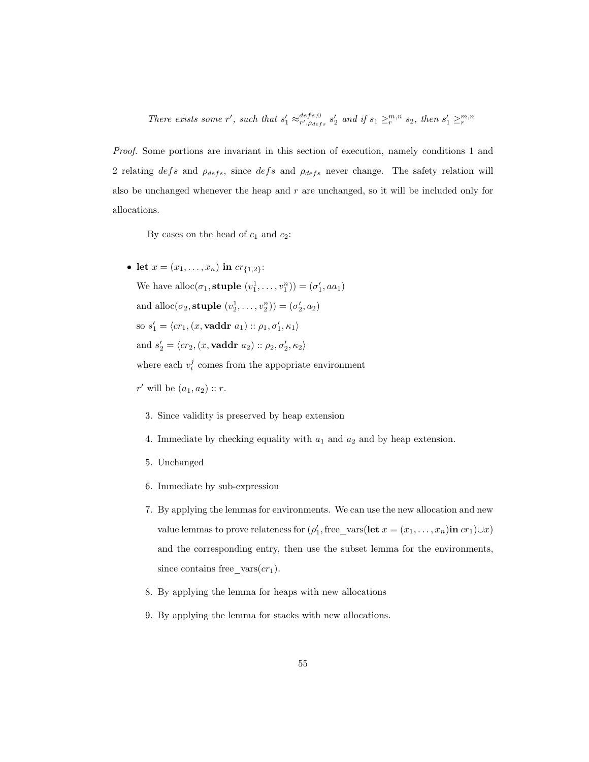*There exists some $r'$, such that $s'_1 \approx^{defs,0}_{r',\rho_{defs}} s'_2$ and if $s_1 \geq^{m,n}_r s_2$, then $s'_1 \geq^{m,n}_r$*

*Proof.* Some portions are invariant in this section of execution, namely conditions 1 and 2 relating $defs$ and $\rho_{defs}$, since $defs$ and $\rho_{defs}$ never change. The safety relation will also be unchanged whenever the heap and $r$ are unchanged, so it will be included only for allocations.

By cases on the head of $c_1$ and $c_2$:

- **let** $x = (x_1, \ldots, x_n)$ **in** $cr_{\{1,2\}}$:

  We have $\text{alloc}(\sigma_1, \textbf{stuple } (v_1^1, \ldots, v_1^n)) = (\sigma'_1, aa_1)$

  and $\text{alloc}(\sigma_2, \textbf{stuple } (v_2^1, \ldots, v_2^n)) = (\sigma'_2, a_2)$

  so $s'_1 = \langle cr_1, (x, \textbf{vaddr } a_1) :: \rho_1, \sigma'_1, \kappa_1 \rangle$

  and $s'_2 = \langle cr_2, (x, \textbf{vaddr } a_2) :: \rho_2, \sigma'_2, \kappa_2 \rangle$

  where each $v_i^j$ comes from the appopriate environment

  $r'$ will be $(a_1, a_2) :: r$.

  3. Since validity is preserved by heap extension
  4. Immediate by checking equality with $a_1$ and $a_2$ and by heap extension.
  5. Unchanged
  6. Immediate by sub-expression
  7. By applying the lemmas for environments. We can use the new allocation and new value lemmas to prove relateness for $(\rho'_1, \text{free\_vars}(\textbf{let } x = (x_1, \ldots, x_n) \textbf{in } cr_1) \cup x)$ and the corresponding entry, then use the subset lemma for the environments, since contains $\text{free\_vars}(cr_1)$.
  8. By applying the lemma for heaps with new allocations
  9. By applying the lemma for stacks with new allocations.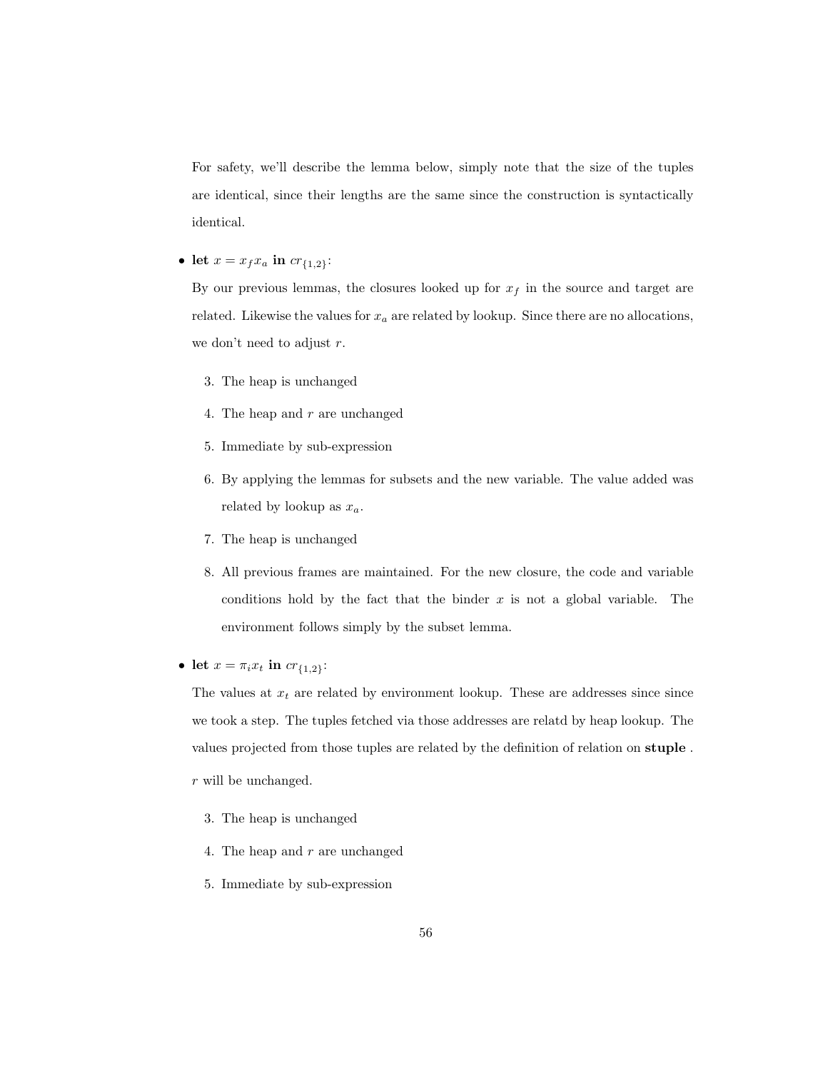For safety, we'll describe the lemma below, simply note that the size of the tuples are identical, since their lengths are the same since the construction is syntactically identical.

- **let** $x = x_f x_a$ **in** $cr_{\{1,2\}}$:

  By our previous lemmas, the closures looked up for $x_f$ in the source and target are related. Likewise the values for $x_a$ are related by lookup. Since there are no allocations, we don't need to adjust $r$.

  3. The heap is unchanged
  4. The heap and $r$ are unchanged
  5. Immediate by sub-expression
  6. By applying the lemmas for subsets and the new variable. The value added was related by lookup as $x_a$.
  7. The heap is unchanged
  8. All previous frames are maintained. For the new closure, the code and variable conditions hold by the fact that the binder $x$ is not a global variable. The environment follows simply by the subset lemma.

- **let** $x = \pi_i x_t$ **in** $cr_{\{1,2\}}$:

  The values at $x_t$ are related by environment lookup. These are addresses since since we took a step. The tuples fetched via those addresses are relatd by heap lookup. The values projected from those tuples are related by the definition of relation on **stuple** .

  $r$ will be unchanged.

  3. The heap is unchanged
  4. The heap and $r$ are unchanged
  5. Immediate by sub-expression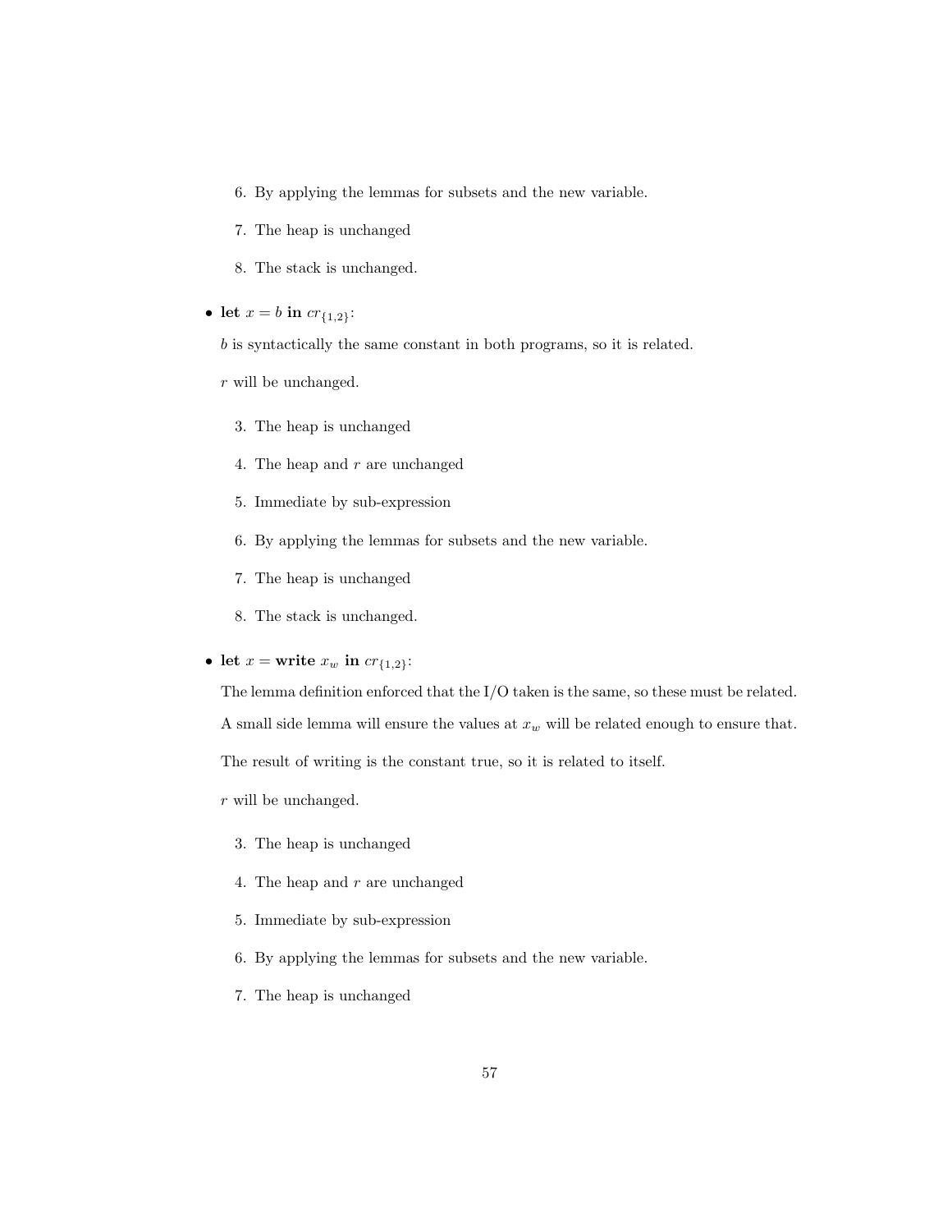6. By applying the lemmas for subsets and the new variable.

7. The heap is unchanged

8. The stack is unchanged.

- **let** $x = b$ **in** $cr_{\{1,2\}}$:

  $b$ is syntactically the same constant in both programs, so it is related.

  $r$ will be unchanged.

  3. The heap is unchanged

  4. The heap and $r$ are unchanged

  5. Immediate by sub-expression

  6. By applying the lemmas for subsets and the new variable.

  7. The heap is unchanged

  8. The stack is unchanged.

- **let** $x =$ **write** $x_w$ **in** $cr_{\{1,2\}}$:

  The lemma definition enforced that the I/O taken is the same, so these must be related.

  A small side lemma will ensure the values at $x_w$ will be related enough to ensure that.

  The result of writing is the constant true, so it is related to itself.

  $r$ will be unchanged.

  3. The heap is unchanged

  4. The heap and $r$ are unchanged

  5. Immediate by sub-expression

  6. By applying the lemmas for subsets and the new variable.

  7. The heap is unchanged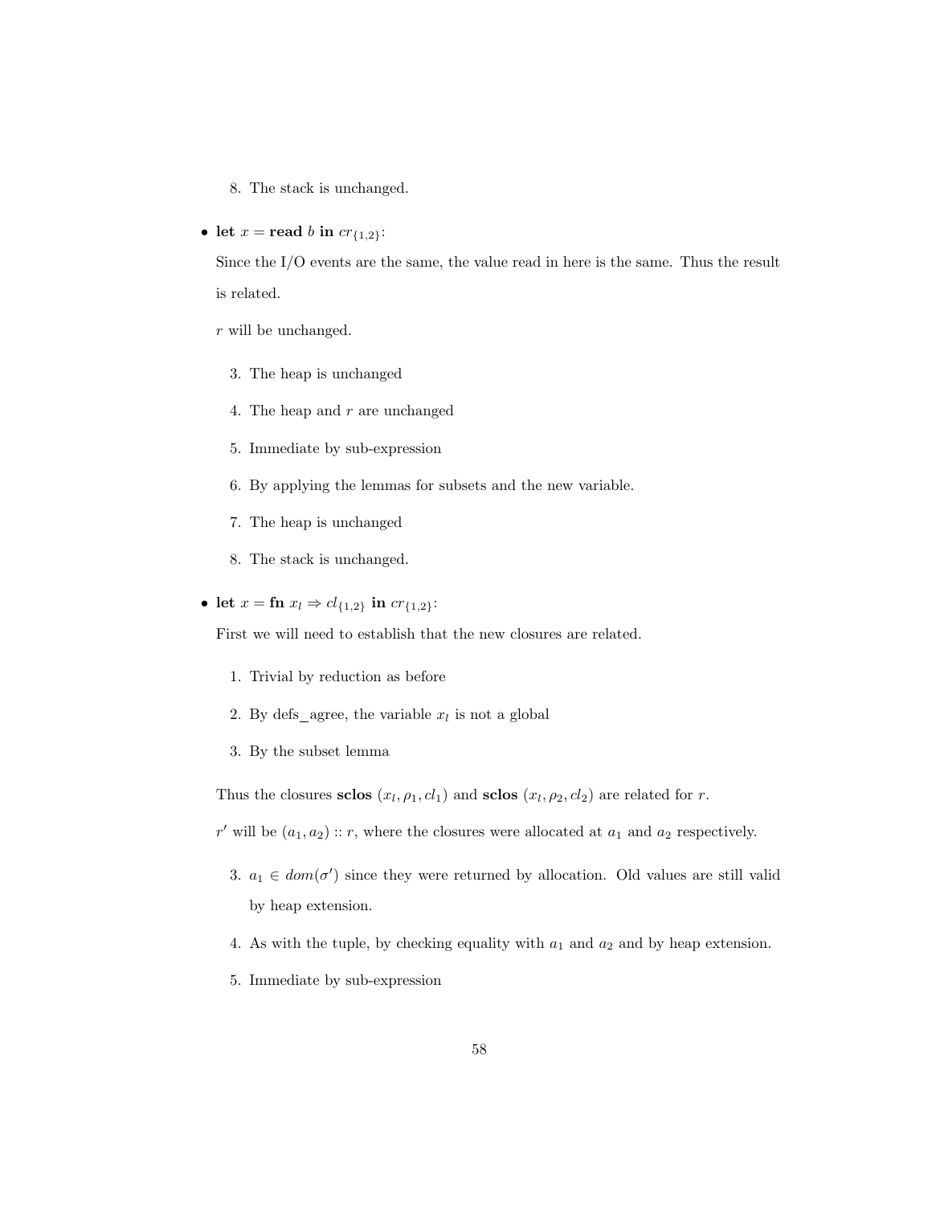8. The stack is unchanged.

- **let** $x$ = **read** $b$ **in** $cr_{\{1,2\}}$:

  Since the I/O events are the same, the value read in here is the same. Thus the result is related.

  $r$ will be unchanged.

  3. The heap is unchanged
  4. The heap and $r$ are unchanged
  5. Immediate by sub-expression
  6. By applying the lemmas for subsets and the new variable.
  7. The heap is unchanged
  8. The stack is unchanged.

- **let** $x$ = **fn** $x_l \Rightarrow cl_{\{1,2\}}$ **in** $cr_{\{1,2\}}$:

  First we will need to establish that the new closures are related.

  1. Trivial by reduction as before
  2. By defs_agree, the variable $x_l$ is not a global
  3. By the subset lemma

  Thus the closures **sclos** $(x_l, \rho_1, cl_1)$ and **sclos** $(x_l, \rho_2, cl_2)$ are related for $r$.

  $r'$ will be $(a_1, a_2) :: r$, where the closures were allocated at $a_1$ and $a_2$ respectively.

  3. $a_1 \in dom(\sigma')$ since they were returned by allocation. Old values are still valid by heap extension.
  4. As with the tuple, by checking equality with $a_1$ and $a_2$ and by heap extension.
  5. Immediate by sub-expression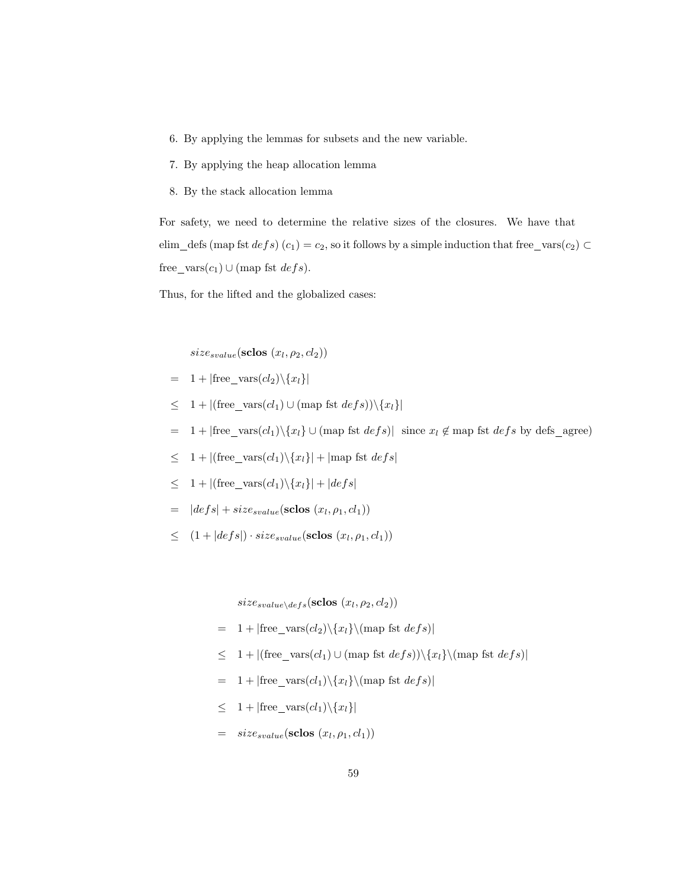6. By applying the lemmas for subsets and the new variable.
7. By applying the heap allocation lemma
8. By the stack allocation lemma

For safety, we need to determine the relative sizes of the closures. We have that elim_defs (map fst $defs$) $(c_1) = c_2$, so it follows by a simple induction that free_vars$(c_2) \subset$ free_vars$(c_1) \cup$ (map fst $defs$).

Thus, for the lifted and the globalized cases:

$$
\begin{aligned}
& size_{svalue}(\textbf{sclos}\ (x_l, \rho_2, cl_2)) \\
= \quad & 1 + |\text{free\_vars}(cl_2) \backslash \{x_l\}| \\
\leq \quad & 1 + |(\text{free\_vars}(cl_1) \cup (\text{map fst } defs)) \backslash \{x_l\}| \\
= \quad & 1 + |\text{free\_vars}(cl_1) \backslash \{x_l\} \cup (\text{map fst } defs)| \quad \text{since } x_l \notin \text{map fst } defs \text{ by defs\_agree)} \\
\leq \quad & 1 + |(\text{free\_vars}(cl_1) \backslash \{x_l\}| + |\text{map fst } defs| \\
\leq \quad & 1 + |(\text{free\_vars}(cl_1) \backslash \{x_l\}| + |defs| \\
= \quad & |defs| + size_{svalue}(\textbf{sclos}\ (x_l, \rho_1, cl_1)) \\
\leq \quad & (1 + |defs|) \cdot size_{svalue}(\textbf{sclos}\ (x_l, \rho_1, cl_1))
\end{aligned}
$$

$$
\begin{aligned}
& size_{svalue \backslash defs}(\textbf{sclos}\ (x_l, \rho_2, cl_2)) \\
= \quad & 1 + |\text{free\_vars}(cl_2) \backslash \{x_l\} \backslash (\text{map fst } defs)| \\
\leq \quad & 1 + |(\text{free\_vars}(cl_1) \cup (\text{map fst } defs)) \backslash \{x_l\} \backslash (\text{map fst } defs)| \\
= \quad & 1 + |\text{free\_vars}(cl_1) \backslash \{x_l\} \backslash (\text{map fst } defs)| \\
\leq \quad & 1 + |\text{free\_vars}(cl_1) \backslash \{x_l\}| \\
= \quad & size_{svalue}(\textbf{sclos}\ (x_l, \rho_1, cl_1))
\end{aligned}
$$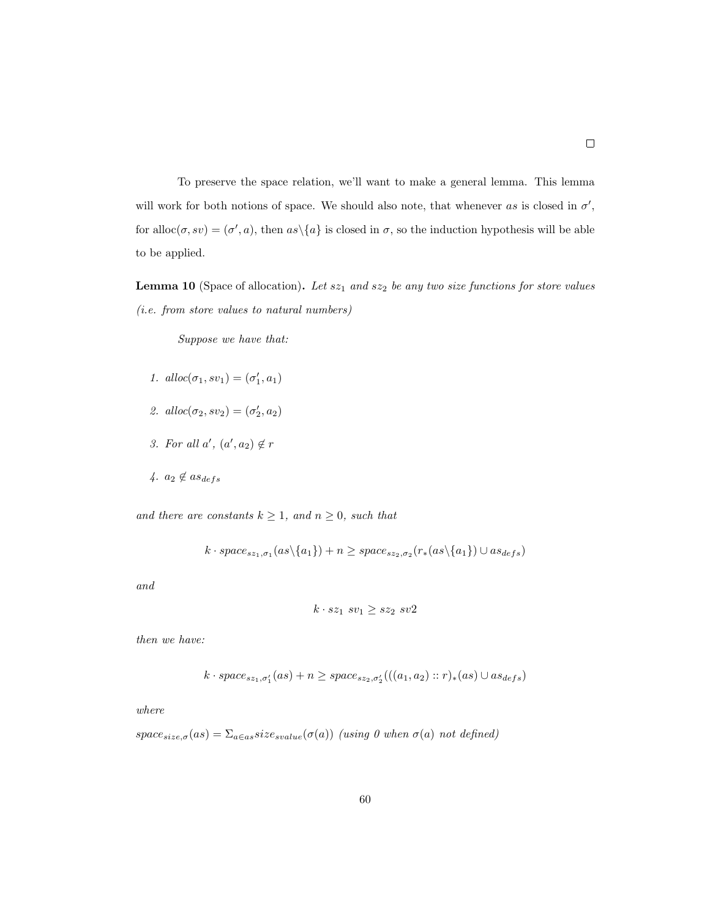□

To preserve the space relation, we'll want to make a general lemma. This lemma will work for both notions of space. We should also note, that whenever $as$ is closed in $\sigma'$, for $\text{alloc}(\sigma, sv) = (\sigma', a)$, then $as \backslash \{a\}$ is closed in $\sigma$, so the induction hypothesis will be able to be applied.

**Lemma 10** (Space of allocation)**.** *Let $sz_1$ and $sz_2$ be any two size functions for store values (i.e. from store values to natural numbers)*

*Suppose we have that:*

1. $alloc(\sigma_1, sv_1) = (\sigma_1', a_1)$
2. $alloc(\sigma_2, sv_2) = (\sigma_2', a_2)$
3. *For all $a'$, $(a', a_2) \notin r$*
4. $a_2 \notin as_{defs}$

*and there are constants $k \geq 1$, and $n \geq 0$, such that*

$$k \cdot space_{sz_1,\sigma_1}(as \backslash \{a_1\}) + n \geq space_{sz_2,\sigma_2}(r_*(as \backslash \{a_1\}) \cup as_{defs})$$

*and*

$$k \cdot sz_1 \ sv_1 \geq sz_2 \ sv2$$

*then we have:*

$$k \cdot space_{sz_1,\sigma_1'}(as) + n \geq space_{sz_2,\sigma_2'}(((a_1, a_2) :: r)_*(as) \cup as_{defs})$$

*where*

$space_{size,\sigma}(as) = \Sigma_{a \in as} size_{svalue}(\sigma(a))$ *(using 0 when $\sigma(a)$ not defined)*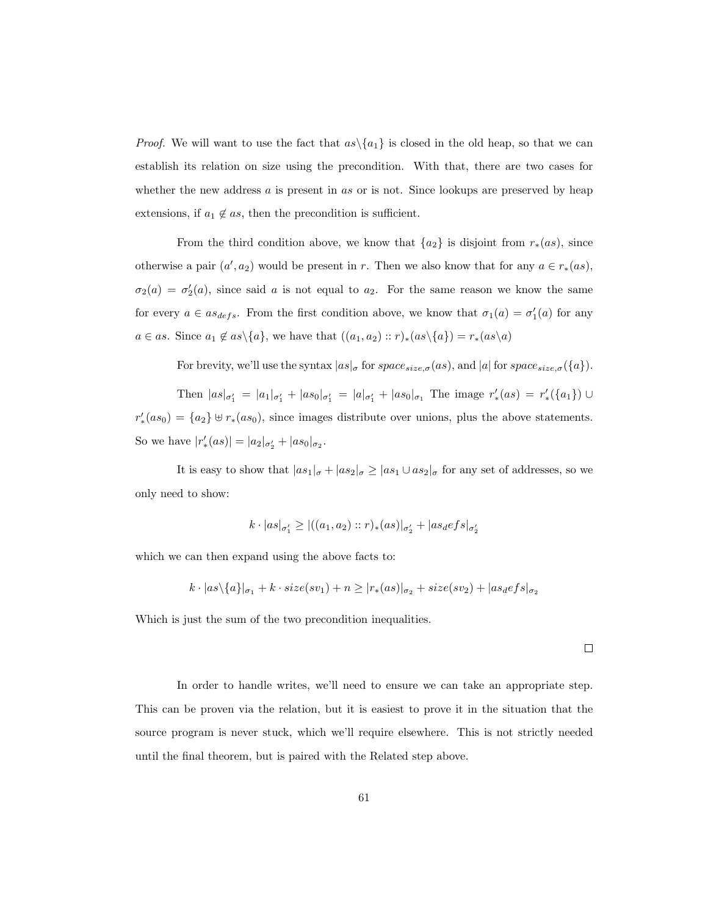*Proof.* We will want to use the fact that $as\backslash\{a_1\}$ is closed in the old heap, so that we can establish its relation on size using the precondition. With that, there are two cases for whether the new address $a$ is present in $as$ or is not. Since lookups are preserved by heap extensions, if $a_1 \notin as$, then the precondition is sufficient.

From the third condition above, we know that $\{a_2\}$ is disjoint from $r_*(as)$, since otherwise a pair $(a', a_2)$ would be present in $r$. Then we also know that for any $a \in r_*(as)$, $\sigma_2(a) = \sigma_2'(a)$, since said $a$ is not equal to $a_2$. For the same reason we know the same for every $a \in as_{defs}$. From the first condition above, we know that $\sigma_1(a) = \sigma_1'(a)$ for any $a \in as$. Since $a_1 \notin as\backslash\{a\}$, we have that $((a_1, a_2) :: r)_*(as\backslash\{a\}) = r_*(as\backslash a)$

For brevity, we'll use the syntax $|as|_\sigma$ for $space_{size,\sigma}(as)$, and $|a|$ for $space_{size,\sigma}(\{a\})$.

Then $|as|_{\sigma_1'} = |a_1|_{\sigma_1'} + |as_0|_{\sigma_1'} = |a|_{\sigma_1'} + |as_0|_{\sigma_1}$ The image $r_*'(as) = r_*'(\{a_1\}) \cup r_*'(as_0) = \{a_2\} \uplus r_*(as_0)$, since images distribute over unions, plus the above statements. So we have $|r_*'(as)| = |a_2|_{\sigma_2'} + |as_0|_{\sigma_2}$.

It is easy to show that $|as_1|_\sigma + |as_2|_\sigma \geq |as_1 \cup as_2|_\sigma$ for any set of addresses, so we only need to show:

$$k \cdot |as|_{\sigma_1'} \geq |((a_1, a_2) :: r)_*(as)|_{\sigma_2'} + |as_defs|_{\sigma_2'}$$

which we can then expand using the above facts to:

$$k \cdot |as\backslash\{a\}|_{\sigma_1} + k \cdot size(sv_1) + n \geq |r_*(as)|_{\sigma_2} + size(sv_2) + |as_defs|_{\sigma_2}$$

Which is just the sum of the two precondition inequalities.

□

In order to handle writes, we'll need to ensure we can take an appropriate step. This can be proven via the relation, but it is easiest to prove it in the situation that the source program is never stuck, which we'll require elsewhere. This is not strictly needed until the final theorem, but is paired with the Related step above.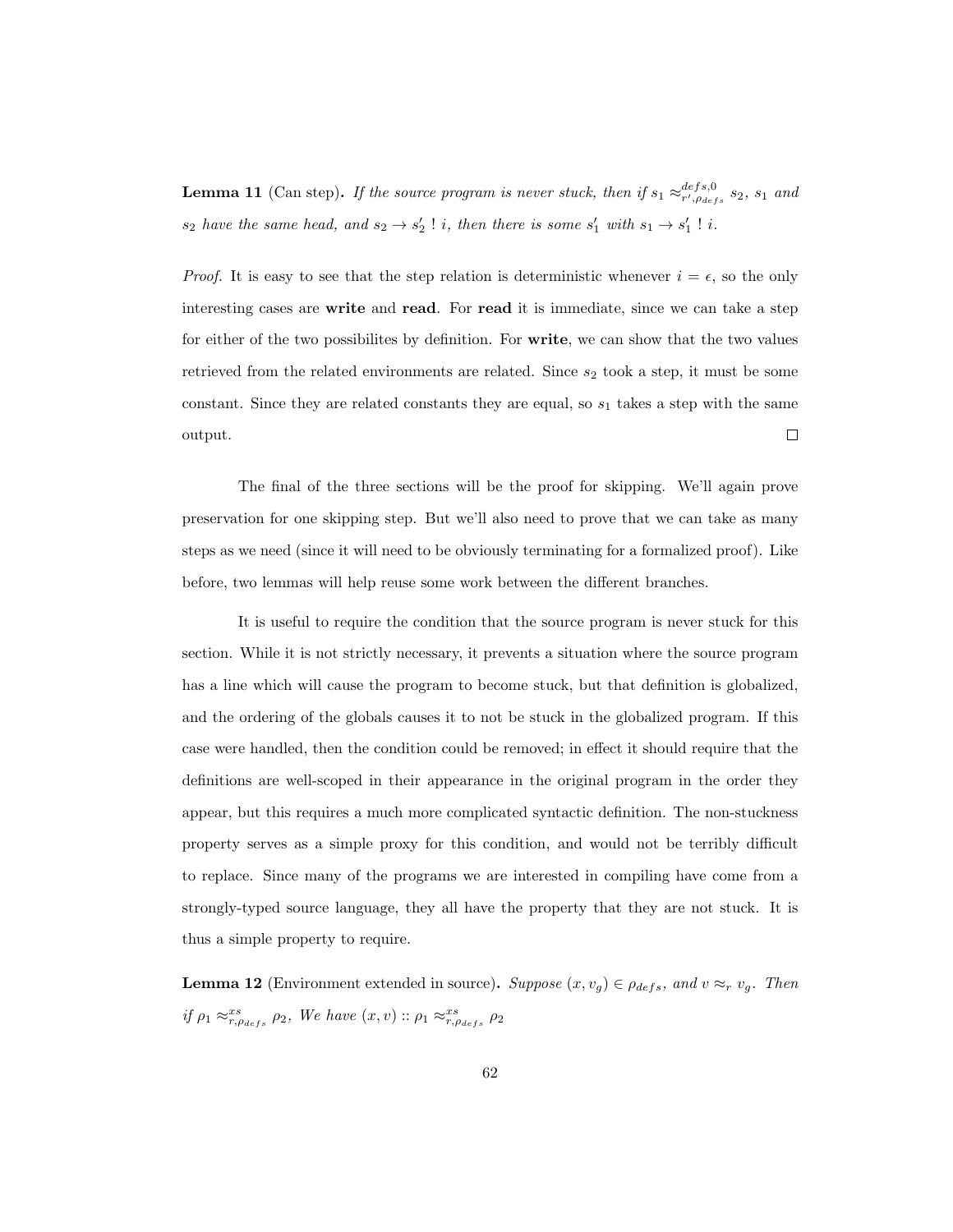**Lemma 11** (Can step)**.** *If the source program is never stuck, then if $s_1 \approx^{defs,0}_{r',\rho_{defs}} s_2$, $s_1$ and $s_2$ have the same head, and $s_2 \to s_2' \; ! \; i$, then there is some $s_1'$ with $s_1 \to s_1' \; ! \; i$.*

*Proof.* It is easy to see that the step relation is deterministic whenever $i = \epsilon$, so the only interesting cases are **write** and **read**. For **read** it is immediate, since we can take a step for either of the two possibilites by definition. For **write**, we can show that the two values retrieved from the related environments are related. Since $s_2$ took a step, it must be some constant. Since they are related constants they are equal, so $s_1$ takes a step with the same output. □

The final of the three sections will be the proof for skipping. We'll again prove preservation for one skipping step. But we'll also need to prove that we can take as many steps as we need (since it will need to be obviously terminating for a formalized proof). Like before, two lemmas will help reuse some work between the different branches.

It is useful to require the condition that the source program is never stuck for this section. While it is not strictly necessary, it prevents a situation where the source program has a line which will cause the program to become stuck, but that definition is globalized, and the ordering of the globals causes it to not be stuck in the globalized program. If this case were handled, then the condition could be removed; in effect it should require that the definitions are well-scoped in their appearance in the original program in the order they appear, but this requires a much more complicated syntactic definition. The non-stuckness property serves as a simple proxy for this condition, and would not be terribly difficult to replace. Since many of the programs we are interested in compiling have come from a strongly-typed source language, they all have the property that they are not stuck. It is thus a simple property to require.

**Lemma 12** (Environment extended in source)**.** *Suppose $(x, v_g) \in \rho_{defs}$, and $v \approx_r v_g$. Then if $\rho_1 \approx^{xs}_{r,\rho_{defs}} \rho_2$, We have $(x, v) :: \rho_1 \approx^{xs}_{r,\rho_{defs}} \rho_2$*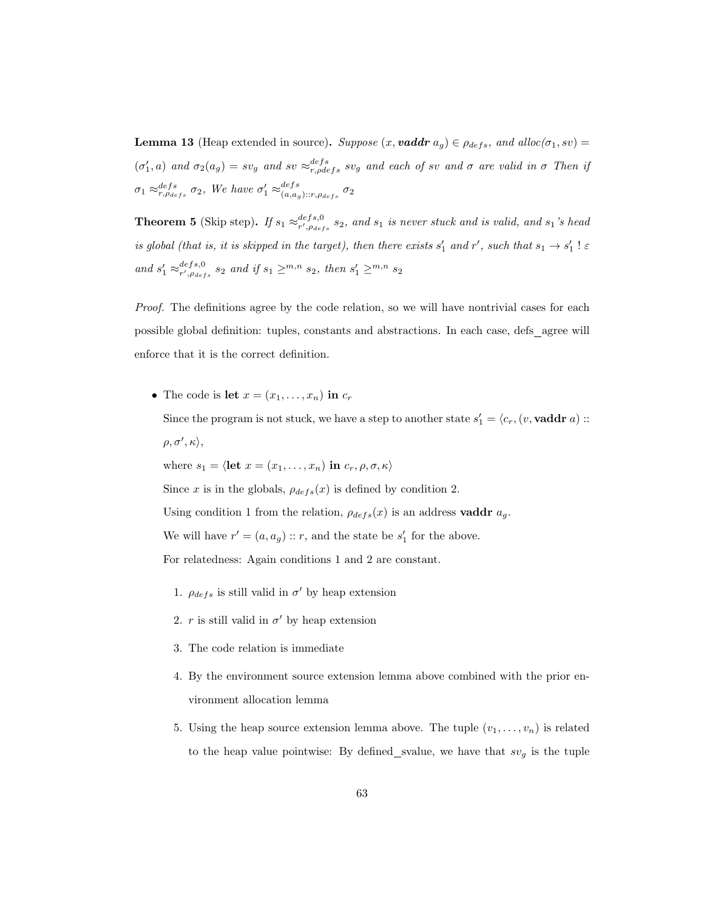**Lemma 13** (Heap extended in source)**.** *Suppose $(x, \textbf{\textit{vaddr}}\ a_g) \in \rho_{defs}$, and alloc($\sigma_1, sv$) $=$ $(\sigma_1', a)$ and $\sigma_2(a_g) = sv_g$ and $sv \approx^{defs}_{r,\rho defs} sv_g$ and each of $sv$ and $\sigma$ are valid in $\sigma$ Then if $\sigma_1 \approx^{defs}_{r,\rho_{defs}} \sigma_2$, We have $\sigma_1' \approx^{defs}_{(a,a_g)::r,\rho_{defs}} \sigma_2$*

**Theorem 5** (Skip step)**.** *If $s_1 \approx^{defs,0}_{r',\rho_{defs}} s_2$, and $s_1$ is never stuck and is valid, and $s_1$'s head is global (that is, it is skipped in the target), then there exists $s_1'$ and $r'$, such that $s_1 \to s_1'\ !\ \varepsilon$ and $s_1' \approx^{defs,0}_{r',\rho_{defs}} s_2$ and if $s_1 \geq^{m,n} s_2$, then $s_1' \geq^{m,n} s_2$*

*Proof.* The definitions agree by the code relation, so we will have nontrivial cases for each possible global definition: tuples, constants and abstractions. In each case, defs_agree will enforce that it is the correct definition.

- The code is **let** $x = (x_1, \ldots, x_n)$ **in** $c_r$

  Since the program is not stuck, we have a step to another state $s_1' = \langle c_r, (v, \textbf{vaddr}\ a) :: \rho, \sigma', \kappa \rangle$,

  where $s_1 = \langle \textbf{let}\ x = (x_1, \ldots, x_n)\ \textbf{in}\ c_r, \rho, \sigma, \kappa \rangle$

  Since $x$ is in the globals, $\rho_{defs}(x)$ is defined by condition 2.

  Using condition 1 from the relation, $\rho_{defs}(x)$ is an address **vaddr** $a_g$.

  We will have $r' = (a, a_g) :: r$, and the state be $s_1'$ for the above.

  For relatedness: Again conditions 1 and 2 are constant.

  1. $\rho_{defs}$ is still valid in $\sigma'$ by heap extension
  2. $r$ is still valid in $\sigma'$ by heap extension
  3. The code relation is immediate
  4. By the environment source extension lemma above combined with the prior environment allocation lemma
  5. Using the heap source extension lemma above. The tuple $(v_1, \ldots, v_n)$ is related to the heap value pointwise: By defined_svalue, we have that $sv_g$ is the tuple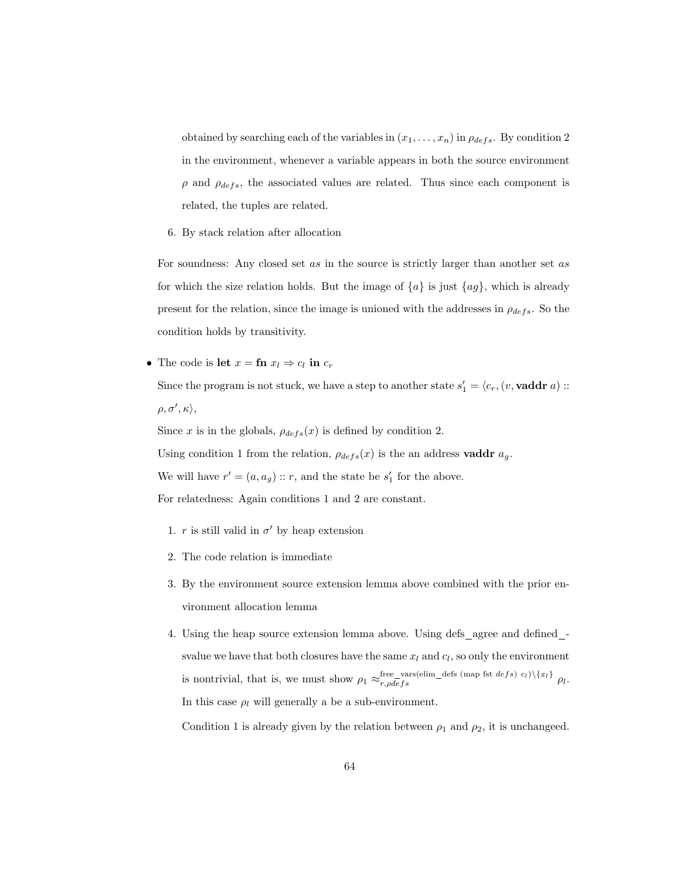obtained by searching each of the variables in $(x_1, \ldots, x_n)$ in $\rho_{defs}$. By condition 2 in the environment, whenever a variable appears in both the source environment $\rho$ and $\rho_{defs}$, the associated values are related. Thus since each component is related, the tuples are related.

6. By stack relation after allocation

For soundness: Any closed set $as$ in the source is strictly larger than another set $as$ for which the size relation holds. But the image of $\{a\}$ is just $\{ag\}$, which is already present for the relation, since the image is unioned with the addresses in $\rho_{defs}$. So the condition holds by transitivity.

- The code is **let** $x =$ **fn** $x_l \Rightarrow c_l$ **in** $c_r$

  Since the program is not stuck, we have a step to another state $s_1' = \langle c_r, (v, \textbf{vaddr}\ a) :: \rho, \sigma', \kappa\rangle$,

  Since $x$ is in the globals, $\rho_{defs}(x)$ is defined by condition 2.

  Using condition 1 from the relation, $\rho_{defs}(x)$ is the an address **vaddr** $a_g$.

  We will have $r' = (a, a_g) :: r$, and the state be $s_1'$ for the above.

  For relatedness: Again conditions 1 and 2 are constant.

  1. $r$ is still valid in $\sigma'$ by heap extension

  2. The code relation is immediate

  3. By the environment source extension lemma above combined with the prior environment allocation lemma

  4. Using the heap source extension lemma above. Using defs_agree and defined_svalue we have that both closures have the same $x_l$ and $c_l$, so only the environment is nontrivial, that is, we must show $\rho_1 \approx_{r,\rho defs}^{\text{free\_vars(elim\_defs (map fst } defs\text{) } c_l)\setminus\{x_l\}} \rho_l$. In this case $\rho_l$ will generally a be a sub-environment.

     Condition 1 is already given by the relation between $\rho_1$ and $\rho_2$, it is unchangeed.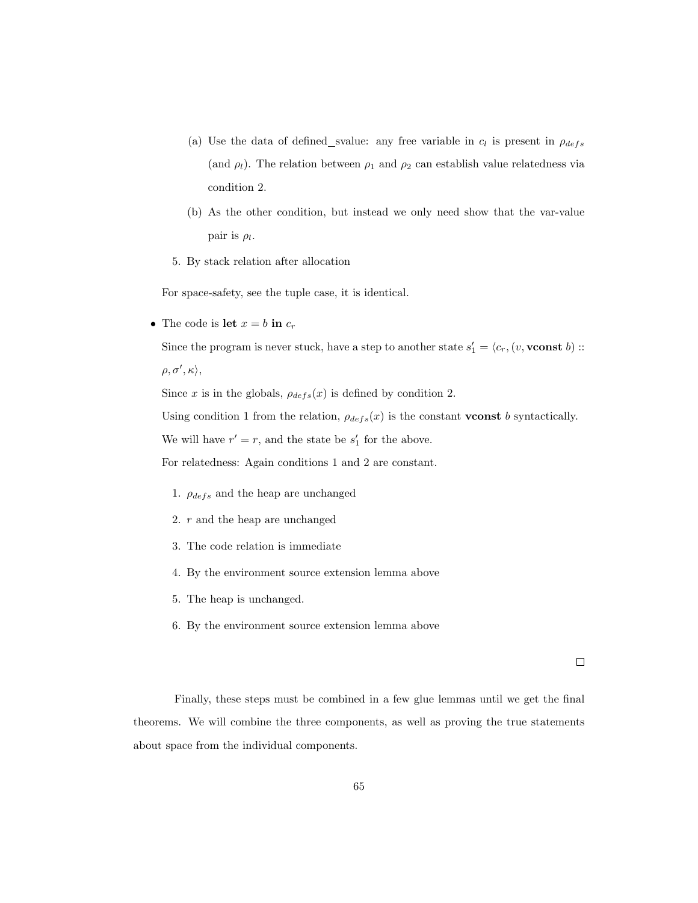(a) Use the data of defined_svalue: any free variable in $c_l$ is present in $\rho_{defs}$ (and $\rho_l$). The relation between $\rho_1$ and $\rho_2$ can establish value relatedness via condition 2.

(b) As the other condition, but instead we only need show that the var-value pair is $\rho_l$.

5. By stack relation after allocation

For space-safety, see the tuple case, it is identical.

- The code is **let** $x = b$ **in** $c_r$

  Since the program is never stuck, have a step to another state $s_1' = \langle c_r, (v, \textbf{vconst } b) :: \rho, \sigma', \kappa\rangle$,

  Since $x$ is in the globals, $\rho_{defs}(x)$ is defined by condition 2.

  Using condition 1 from the relation, $\rho_{defs}(x)$ is the constant **vconst** $b$ syntactically.

  We will have $r' = r$, and the state be $s_1'$ for the above.

  For relatedness: Again conditions 1 and 2 are constant.

  1. $\rho_{defs}$ and the heap are unchanged
  2. $r$ and the heap are unchanged
  3. The code relation is immediate
  4. By the environment source extension lemma above
  5. The heap is unchanged.
  6. By the environment source extension lemma above

□

Finally, these steps must be combined in a few glue lemmas until we get the final theorems. We will combine the three components, as well as proving the true statements about space from the individual components.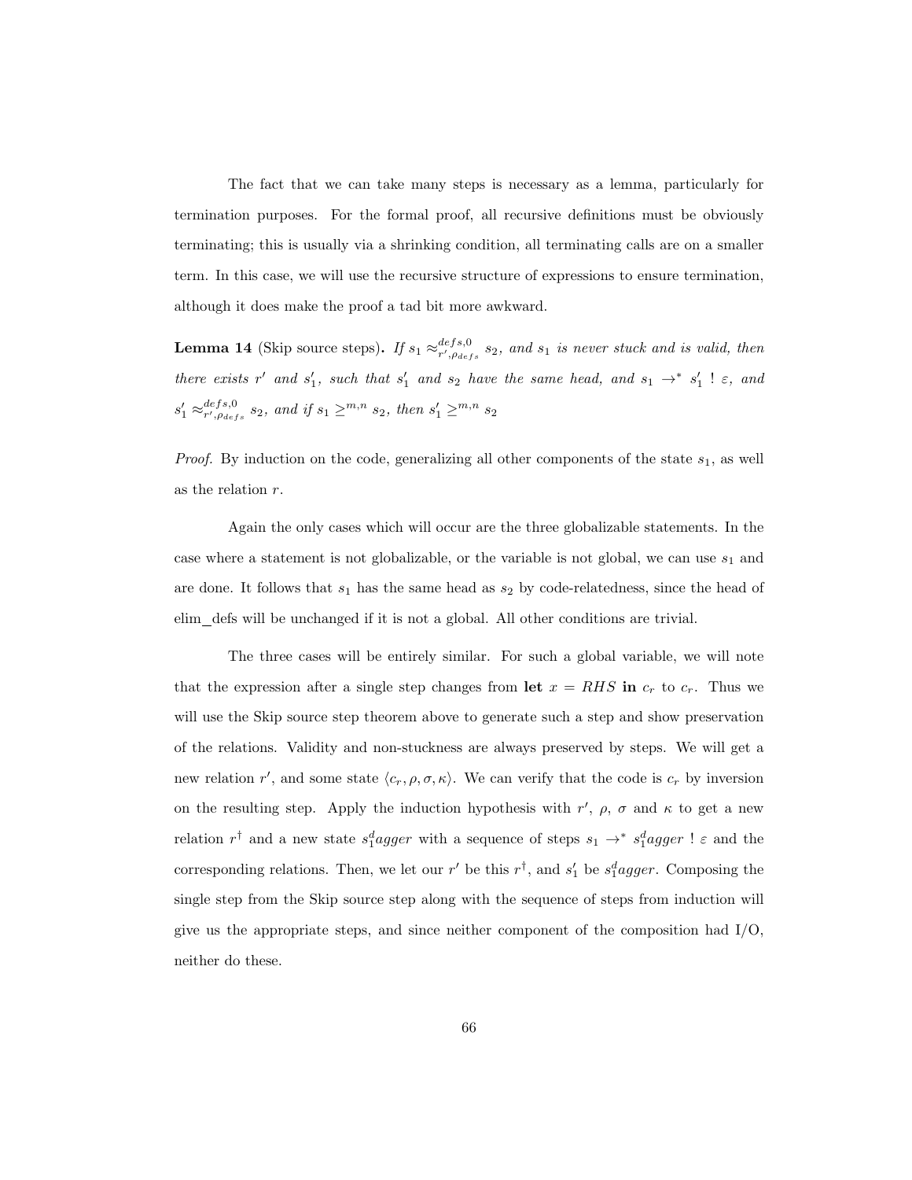The fact that we can take many steps is necessary as a lemma, particularly for termination purposes. For the formal proof, all recursive definitions must be obviously terminating; this is usually via a shrinking condition, all terminating calls are on a smaller term. In this case, we will use the recursive structure of expressions to ensure termination, although it does make the proof a tad bit more awkward.

**Lemma 14** (Skip source steps)**.** *If $s_1 \approx^{defs,0}_{r',\rho_{defs}} s_2$, and $s_1$ is never stuck and is valid, then there exists $r'$ and $s_1'$, such that $s_1'$ and $s_2$ have the same head, and $s_1 \to^* s_1' \; ! \; \varepsilon$, and $s_1' \approx^{defs,0}_{r',\rho_{defs}} s_2$, and if $s_1 \geq^{m,n} s_2$, then $s_1' \geq^{m,n} s_2$*

*Proof.* By induction on the code, generalizing all other components of the state $s_1$, as well as the relation $r$.

Again the only cases which will occur are the three globalizable statements. In the case where a statement is not globalizable, or the variable is not global, we can use $s_1$ and are done. It follows that $s_1$ has the same head as $s_2$ by code-relatedness, since the head of elim_defs will be unchanged if it is not a global. All other conditions are trivial.

The three cases will be entirely similar. For such a global variable, we will note that the expression after a single step changes from **let** $x = RHS$ **in** $c_r$ to $c_r$. Thus we will use the Skip source step theorem above to generate such a step and show preservation of the relations. Validity and non-stuckness are always preserved by steps. We will get a new relation $r'$, and some state $\langle c_r, \rho, \sigma, \kappa \rangle$. We can verify that the code is $c_r$ by inversion on the resulting step. Apply the induction hypothesis with $r'$, $\rho$, $\sigma$ and $\kappa$ to get a new relation $r^\dagger$ and a new state $s_1^d agger$ with a sequence of steps $s_1 \to^* s_1^d agger \; ! \; \varepsilon$ and the corresponding relations. Then, we let our $r'$ be this $r^\dagger$, and $s_1'$ be $s_1^d agger$. Composing the single step from the Skip source step along with the sequence of steps from induction will give us the appropriate steps, and since neither component of the composition had I/O, neither do these.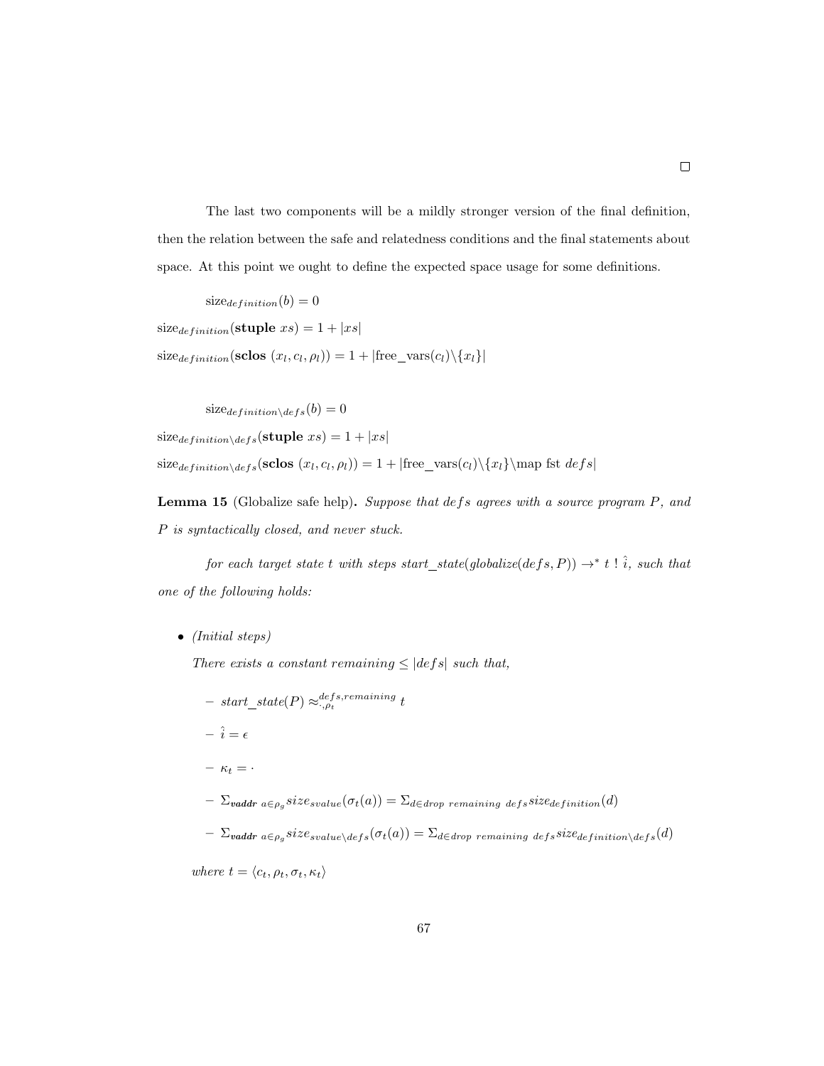□

The last two components will be a mildly stronger version of the final definition, then the relation between the safe and relatedness conditions and the final statements about space. At this point we ought to define the expected space usage for some definitions.

$$\text{size}_{definition}(b) = 0$$

$$\text{size}_{definition}(\textbf{stuple } xs) = 1 + |xs|$$

$$\text{size}_{definition}(\textbf{sclos } (x_l, c_l, \rho_l)) = 1 + |\text{free\_vars}(c_l)\backslash\{x_l\}|$$

$$\text{size}_{definition\backslash defs}(b) = 0$$

$$\text{size}_{definition\backslash defs}(\textbf{stuple } xs) = 1 + |xs|$$

$$\text{size}_{definition\backslash defs}(\textbf{sclos } (x_l, c_l, \rho_l)) = 1 + |\text{free\_vars}(c_l)\backslash\{x_l\}\backslash\text{map fst } defs|$$

**Lemma 15** (Globalize safe help)**.** *Suppose that $defs$ agrees with a source program $P$, and $P$ is syntactically closed, and never stuck.*

*for each target state $t$ with steps $start\_state(globalize(defs, P)) \to^* t \ ! \ \hat{i}$, such that one of the following holds:*

- *(Initial steps)*

  *There exists a constant $remaining \leq |defs|$ such that,*

  - $start\_state(P) \approx^{defs, remaining}_{\cdot, \rho_t} t$
  - $\hat{i} = \epsilon$
  - $\kappa_t = \cdot$
  - $\Sigma_{\textbf{\textit{vaddr}} \ a \in \rho_g} size_{svalue}(\sigma_t(a)) = \Sigma_{d \in drop \ remaining \ defs} size_{definition}(d)$
  - $\Sigma_{\textbf{\textit{vaddr}} \ a \in \rho_g} size_{svalue\backslash defs}(\sigma_t(a)) = \Sigma_{d \in drop \ remaining \ defs} size_{definition\backslash defs}(d)$

  *where $t = \langle c_t, \rho_t, \sigma_t, \kappa_t \rangle$*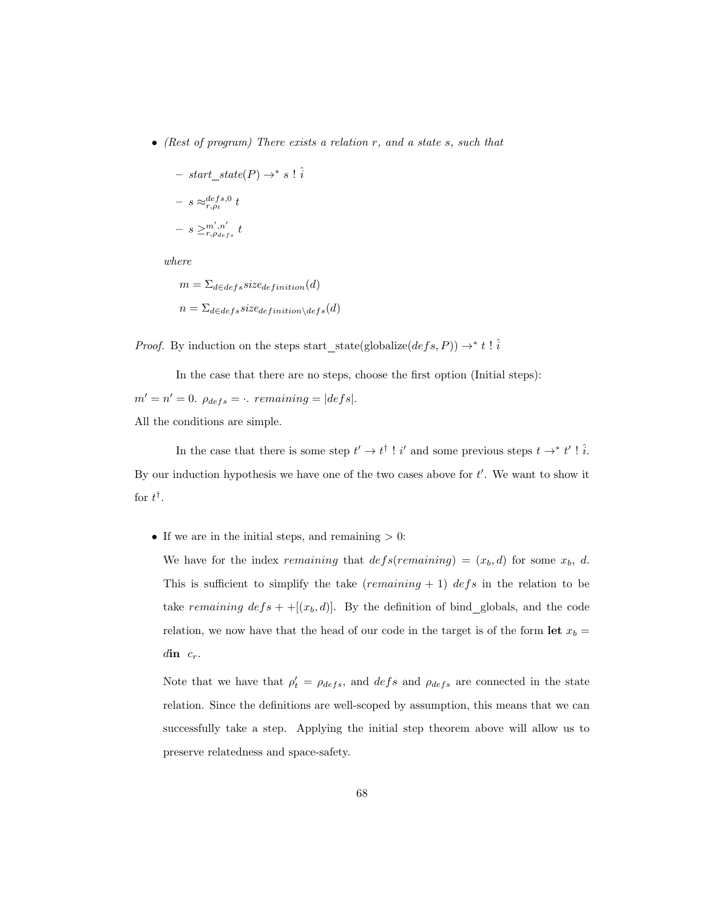- *(Rest of program) There exists a relation $r$, and a state $s$, such that*

  - $start\_state(P) \to^* s \; ! \; \hat{i}$
  - $s \approx^{defs,0}_{r,\rho_t} t$
  - $s \geq^{m',n'}_{r,\rho_{defs}} t$

  *where*

  $m = \Sigma_{d \in defs} size_{definition}(d)$

  $n = \Sigma_{d \in defs} size_{definition \setminus defs}(d)$

*Proof.* By induction on the steps start_state(globalize($defs, P$)) $\to^* t \; ! \; \hat{i}$

In the case that there are no steps, choose the first option (Initial steps): $m' = n' = 0$. $\rho_{defs} = \cdot$. $remaining = |defs|$.
All the conditions are simple.

In the case that there is some step $t' \to t^{\dagger} \; ! \; i'$ and some previous steps $t \to^* t' \; ! \; \hat{i}$. By our induction hypothesis we have one of the two cases above for $t'$. We want to show it for $t^{\dagger}$.

- If we are in the initial steps, and remaining $> 0$:

  We have for the index *remaining* that $defs(remaining) = (x_b, d)$ for some $x_b$, $d$. This is sufficient to simplify the take $(remaining + 1)$ $defs$ in the relation to be take *remaining* $defs + +[(x_b, d)]$. By the definition of bind_globals, and the code relation, we now have that the head of our code in the target is of the form **let** $x_b =$ $d$**in** $c_r$.

  Note that we have that $\rho'_t = \rho_{defs}$, and $defs$ and $\rho_{defs}$ are connected in the state relation. Since the definitions are well-scoped by assumption, this means that we can successfully take a step. Applying the initial step theorem above will allow us to preserve relatedness and space-safety.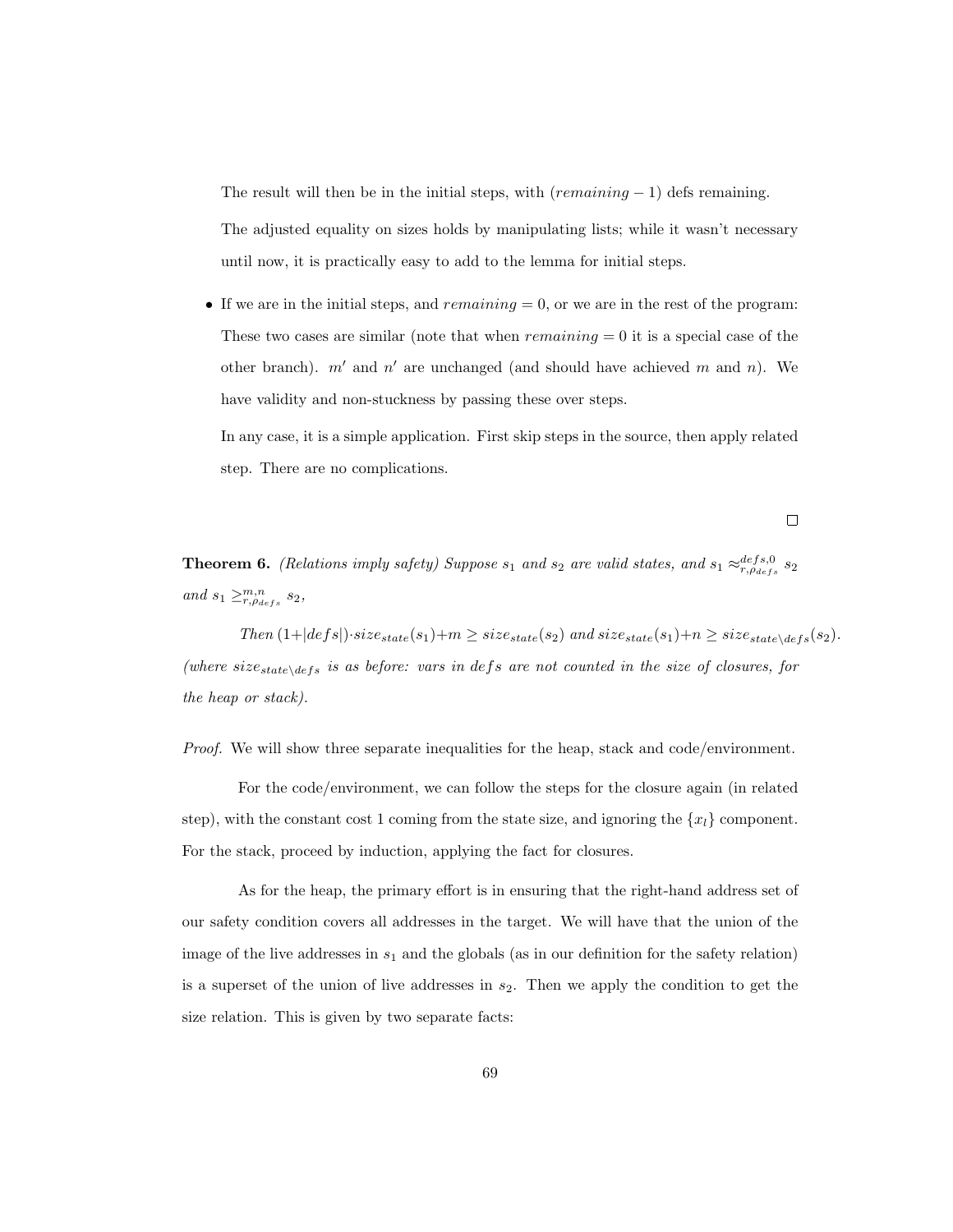The result will then be in the initial steps, with $(remaining - 1)$ defs remaining.

The adjusted equality on sizes holds by manipulating lists; while it wasn't necessary until now, it is practically easy to add to the lemma for initial steps.

- If we are in the initial steps, and $remaining = 0$, or we are in the rest of the program: These two cases are similar (note that when $remaining = 0$ it is a special case of the other branch). $m'$ and $n'$ are unchanged (and should have achieved $m$ and $n$). We have validity and non-stuckness by passing these over steps.

  In any case, it is a simple application. First skip steps in the source, then apply related step. There are no complications.

□

**Theorem 6.** *(Relations imply safety) Suppose $s_1$ and $s_2$ are valid states, and $s_1 \approx^{defs,0}_{r,\rho_{defs}} s_2$ and $s_1 \geq^{m,n}_{r,\rho_{defs}} s_2$,*

*Then $(1+|defs|)\cdot size_{state}(s_1)+m \geq size_{state}(s_2)$ and $size_{state}(s_1)+n \geq size_{state\setminus defs}(s_2)$. (where $size_{state\setminus defs}$ is as before: vars in $defs$ are not counted in the size of closures, for the heap or stack).*

*Proof.* We will show three separate inequalities for the heap, stack and code/environment.

For the code/environment, we can follow the steps for the closure again (in related step), with the constant cost 1 coming from the state size, and ignoring the $\{x_l\}$ component. For the stack, proceed by induction, applying the fact for closures.

As for the heap, the primary effort is in ensuring that the right-hand address set of our safety condition covers all addresses in the target. We will have that the union of the image of the live addresses in $s_1$ and the globals (as in our definition for the safety relation) is a superset of the union of live addresses in $s_2$. Then we apply the condition to get the size relation. This is given by two separate facts: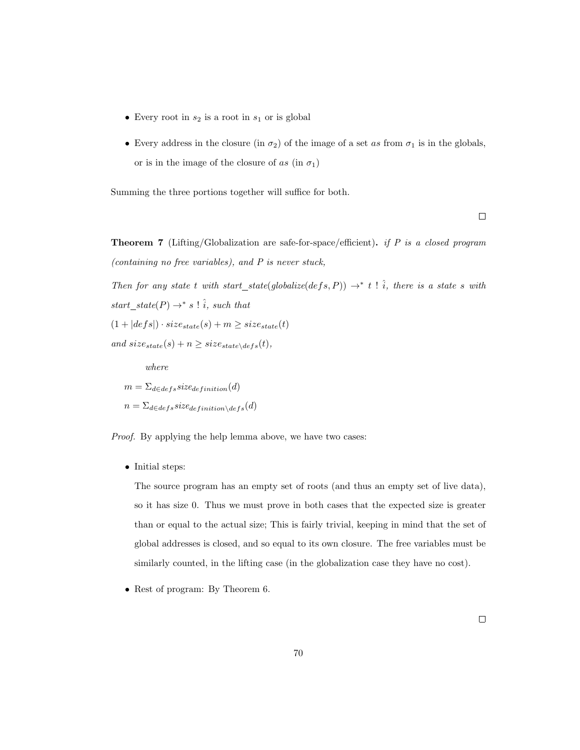- Every root in $s_2$ is a root in $s_1$ or is global
- Every address in the closure (in $\sigma_2$) of the image of a set $as$ from $\sigma_1$ is in the globals, or is in the image of the closure of $as$ (in $\sigma_1$)

Summing the three portions together will suffice for both.

□

**Theorem 7** (Lifting/Globalization are safe-for-space/efficient)**.** *if P is a closed program (containing no free variables), and P is never stuck,*

*Then for any state t with* $start\_state(globalize(defs, P)) \to^* t \; ! \; \hat{i}$*, there is a state s with* $start\_state(P) \to^* s \; ! \; \hat{i}$*, such that*

$(1 + |defs|) \cdot size_{state}(s) + m \geq size_{state}(t)$

*and* $size_{state}(s) + n \geq size_{state \setminus defs}(t)$*,*

*where*

$m = \Sigma_{d \in defs} size_{definition}(d)$

$n = \Sigma_{d \in defs} size_{definition \setminus defs}(d)$

*Proof.* By applying the help lemma above, we have two cases:

- Initial steps:

  The source program has an empty set of roots (and thus an empty set of live data), so it has size 0. Thus we must prove in both cases that the expected size is greater than or equal to the actual size; This is fairly trivial, keeping in mind that the set of global addresses is closed, and so equal to its own closure. The free variables must be similarly counted, in the lifting case (in the globalization case they have no cost).

- Rest of program: By Theorem 6.

□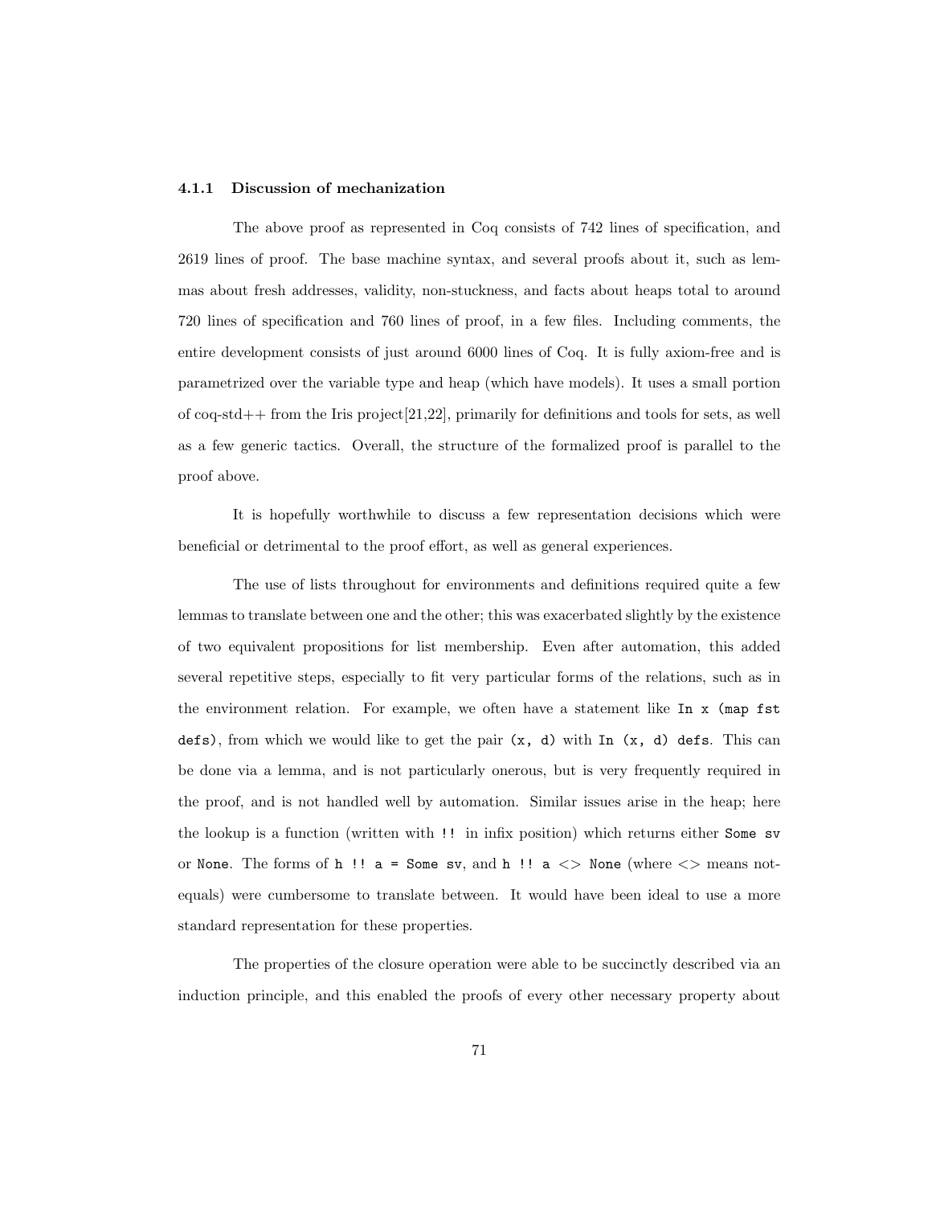### 4.1.1 Discussion of mechanization

The above proof as represented in Coq consists of 742 lines of specification, and 2619 lines of proof. The base machine syntax, and several proofs about it, such as lemmas about fresh addresses, validity, non-stuckness, and facts about heaps total to around 720 lines of specification and 760 lines of proof, in a few files. Including comments, the entire development consists of just around 6000 lines of Coq. It is fully axiom-free and is parametrized over the variable type and heap (which have models). It uses a small portion of coq-std++ from the Iris project[21,22], primarily for definitions and tools for sets, as well as a few generic tactics. Overall, the structure of the formalized proof is parallel to the proof above.

It is hopefully worthwhile to discuss a few representation decisions which were beneficial or detrimental to the proof effort, as well as general experiences.

The use of lists throughout for environments and definitions required quite a few lemmas to translate between one and the other; this was exacerbated slightly by the existence of two equivalent propositions for list membership. Even after automation, this added several repetitive steps, especially to fit very particular forms of the relations, such as in the environment relation. For example, we often have a statement like `In x (map fst defs)`, from which we would like to get the pair `(x, d)` with `In (x, d) defs`. This can be done via a lemma, and is not particularly onerous, but is very frequently required in the proof, and is not handled well by automation. Similar issues arise in the heap; here the lookup is a function (written with `!!` in infix position) which returns either `Some sv` or `None`. The forms of `h !! a = Some sv`, and `h !! a <> None` (where <> means not-equals) were cumbersome to translate between. It would have been ideal to use a more standard representation for these properties.

The properties of the closure operation were able to be succinctly described via an induction principle, and this enabled the proofs of every other necessary property about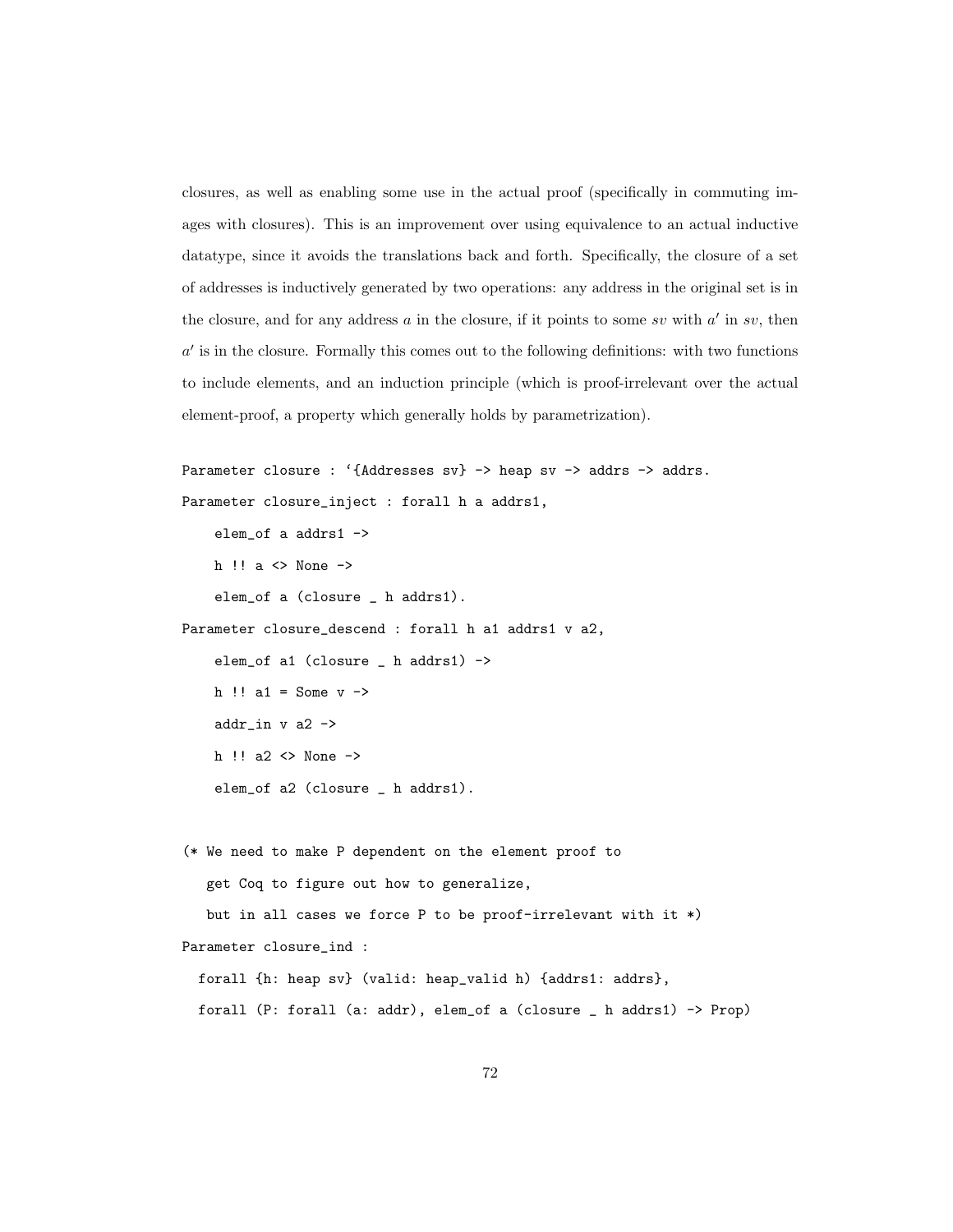closures, as well as enabling some use in the actual proof (specifically in commuting images with closures). This is an improvement over using equivalence to an actual inductive datatype, since it avoids the translations back and forth. Specifically, the closure of a set of addresses is inductively generated by two operations: any address in the original set is in the closure, and for any address $a$ in the closure, if it points to some $sv$ with $a'$ in $sv$, then $a'$ is in the closure. Formally this comes out to the following definitions: with two functions to include elements, and an induction principle (which is proof-irrelevant over the actual element-proof, a property which generally holds by parametrization).

```
Parameter closure : `{Addresses sv} -> heap sv -> addrs -> addrs.
Parameter closure_inject : forall h a addrs1,
    elem_of a addrs1 ->
    h !! a <> None ->
    elem_of a (closure _ h addrs1).
Parameter closure_descend : forall h a1 addrs1 v a2,
    elem_of a1 (closure _ h addrs1) ->
    h !! a1 = Some v ->
    addr_in v a2 ->
    h !! a2 <> None ->
    elem_of a2 (closure _ h addrs1).

(* We need to make P dependent on the element proof to
   get Coq to figure out how to generalize,
   but in all cases we force P to be proof-irrelevant with it *)
Parameter closure_ind :
  forall {h: heap sv} (valid: heap_valid h) {addrs1: addrs},
  forall (P: forall (a: addr), elem_of a (closure _ h addrs1) -> Prop)
```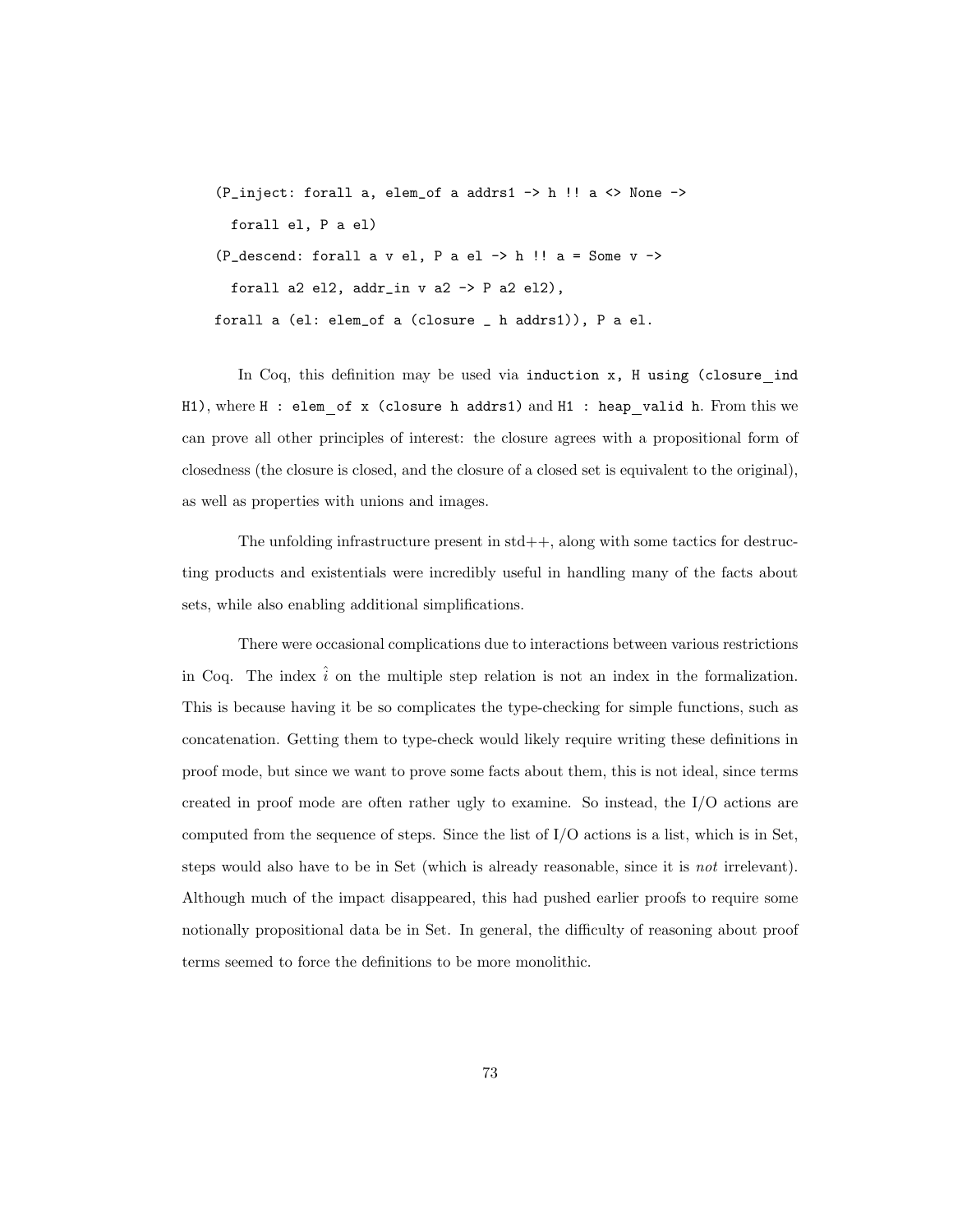```
  (P_inject: forall a, elem_of a addrs1 -> h !! a <> None ->
    forall el, P a el)
  (P_descend: forall a v el, P a el -> h !! a = Some v ->
    forall a2 el2, addr_in v a2 -> P a2 el2),
  forall a (el: elem_of a (closure _ h addrs1)), P a el.
```

In Coq, this definition may be used via `induction x, H using (closure_ind H1)`, where `H : elem_of x (closure h addrs1)` and `H1 : heap_valid h`. From this we can prove all other principles of interest: the closure agrees with a propositional form of closedness (the closure is closed, and the closure of a closed set is equivalent to the original), as well as properties with unions and images.

The unfolding infrastructure present in std++, along with some tactics for destructing products and existentials were incredibly useful in handling many of the facts about sets, while also enabling additional simplifications.

There were occasional complications due to interactions between various restrictions in Coq. The index $\hat{i}$ on the multiple step relation is not an index in the formalization. This is because having it be so complicates the type-checking for simple functions, such as concatenation. Getting them to type-check would likely require writing these definitions in proof mode, but since we want to prove some facts about them, this is not ideal, since terms created in proof mode are often rather ugly to examine. So instead, the I/O actions are computed from the sequence of steps. Since the list of I/O actions is a list, which is in Set, steps would also have to be in Set (which is already reasonable, since it is *not* irrelevant). Although much of the impact disappeared, this had pushed earlier proofs to require some notionally propositional data be in Set. In general, the difficulty of reasoning about proof terms seemed to force the definitions to be more monolithic.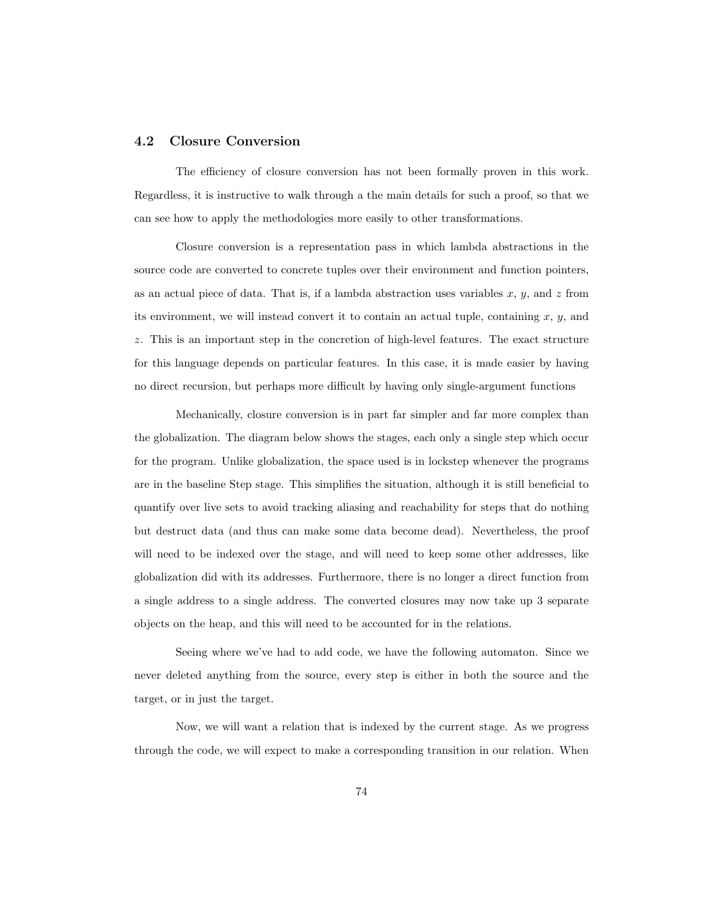## 4.2 Closure Conversion

The efficiency of closure conversion has not been formally proven in this work. Regardless, it is instructive to walk through a the main details for such a proof, so that we can see how to apply the methodologies more easily to other transformations.

Closure conversion is a representation pass in which lambda abstractions in the source code are converted to concrete tuples over their environment and function pointers, as an actual piece of data. That is, if a lambda abstraction uses variables $x$, $y$, and $z$ from its environment, we will instead convert it to contain an actual tuple, containing $x$, $y$, and $z$. This is an important step in the concretion of high-level features. The exact structure for this language depends on particular features. In this case, it is made easier by having no direct recursion, but perhaps more difficult by having only single-argument functions

Mechanically, closure conversion is in part far simpler and far more complex than the globalization. The diagram below shows the stages, each only a single step which occur for the program. Unlike globalization, the space used is in lockstep whenever the programs are in the baseline Step stage. This simplifies the situation, although it is still beneficial to quantify over live sets to avoid tracking aliasing and reachability for steps that do nothing but destruct data (and thus can make some data become dead). Nevertheless, the proof will need to be indexed over the stage, and will need to keep some other addresses, like globalization did with its addresses. Furthermore, there is no longer a direct function from a single address to a single address. The converted closures may now take up 3 separate objects on the heap, and this will need to be accounted for in the relations.

Seeing where we've had to add code, we have the following automaton. Since we never deleted anything from the source, every step is either in both the source and the target, or in just the target.

Now, we will want a relation that is indexed by the current stage. As we progress through the code, we will expect to make a corresponding transition in our relation. When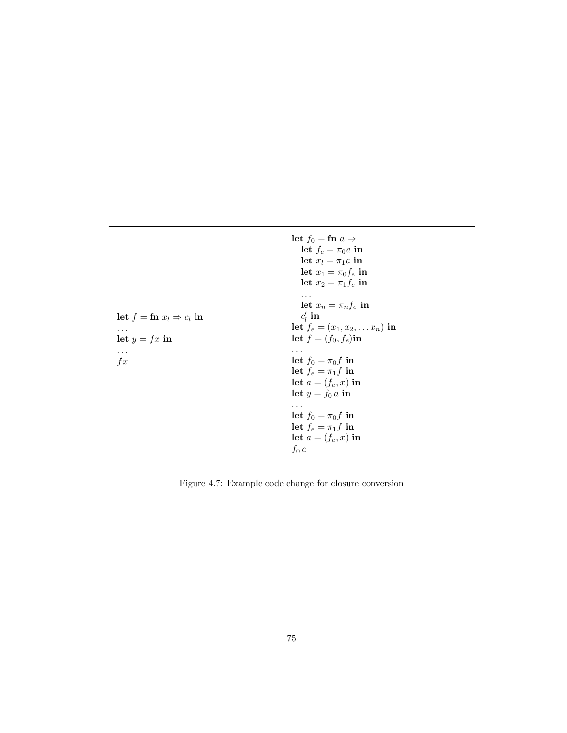| | |
|---|---|
| **let** $f =$ **fn** $x_l \Rightarrow c_l$ **in**<br>$\ldots$<br>**let** $y = fx$ **in**<br>$\ldots$<br>$fx$ | **let** $f_0 =$ **fn** $a \Rightarrow$<br>&nbsp;&nbsp;&nbsp;**let** $f_e = \pi_0 a$ **in**<br>&nbsp;&nbsp;&nbsp;**let** $x_l = \pi_1 a$ **in**<br>&nbsp;&nbsp;&nbsp;**let** $x_1 = \pi_0 f_e$ **in**<br>&nbsp;&nbsp;&nbsp;**let** $x_2 = \pi_1 f_e$ **in**<br>&nbsp;&nbsp;&nbsp;$\ldots$<br>&nbsp;&nbsp;&nbsp;**let** $x_n = \pi_n f_e$ **in**<br>&nbsp;&nbsp;&nbsp;$c'_l$ **in**<br>**let** $f_e = (x_1, x_2, \ldots x_n)$ **in**<br>**let** $f = (f_0, f_e)$**in**<br>$\ldots$<br>**let** $f_0 = \pi_0 f$ **in**<br>**let** $f_e = \pi_1 f$ **in**<br>**let** $a = (f_e, x)$ **in**<br>**let** $y = f_0\, a$ **in**<br>$\ldots$<br>**let** $f_0 = \pi_0 f$ **in**<br>**let** $f_e = \pi_1 f$ **in**<br>**let** $a = (f_e, x)$ **in**<br>$f_0\, a$ |

Figure 4.7: Example code change for closure conversion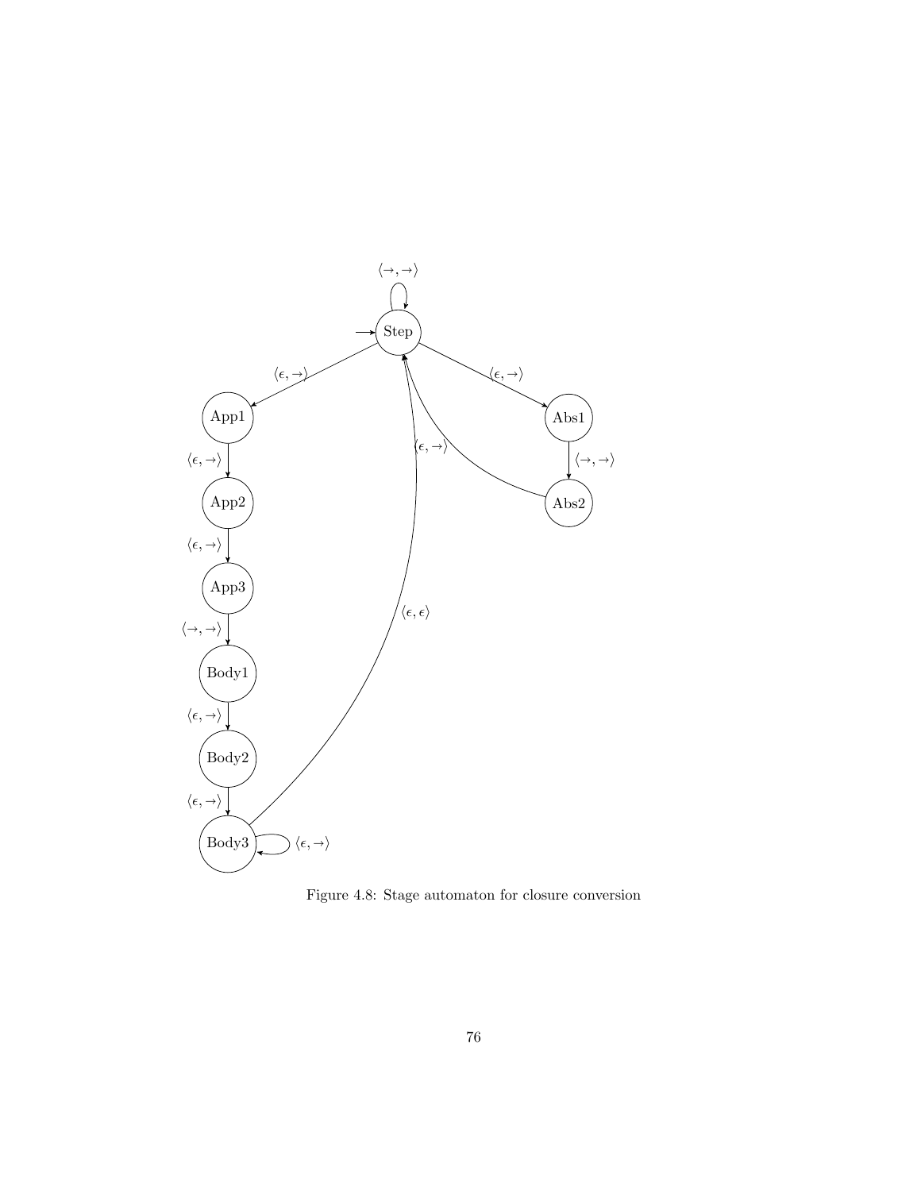Figure 4.8: Stage automaton for closure conversion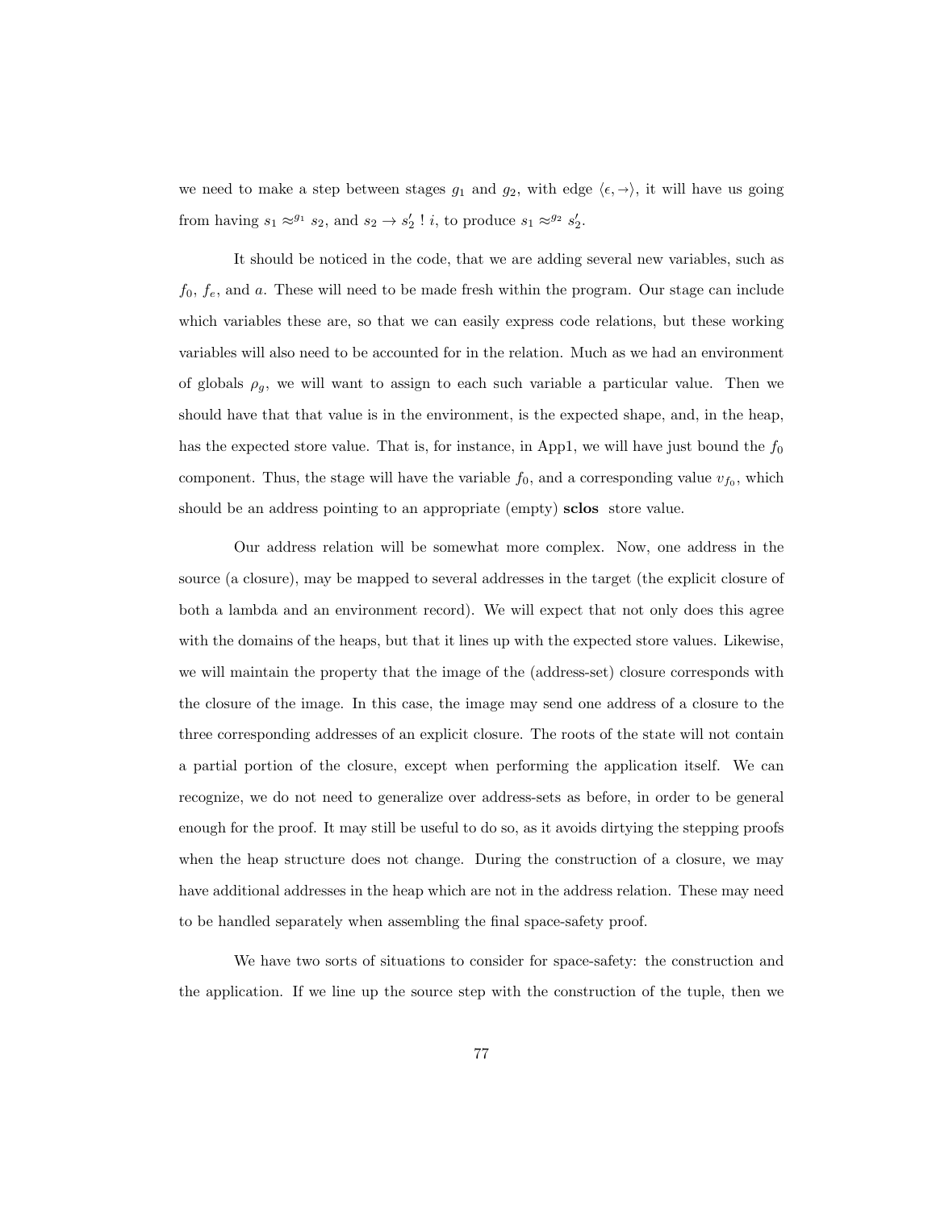we need to make a step between stages $g_1$ and $g_2$, with edge $\langle \epsilon, \rightarrow \rangle$, it will have us going from having $s_1 \approx^{g_1} s_2$, and $s_2 \rightarrow s_2' \,!\, i$, to produce $s_1 \approx^{g_2} s_2'$.

It should be noticed in the code, that we are adding several new variables, such as $f_0$, $f_e$, and $a$. These will need to be made fresh within the program. Our stage can include which variables these are, so that we can easily express code relations, but these working variables will also need to be accounted for in the relation. Much as we had an environment of globals $\rho_g$, we will want to assign to each such variable a particular value. Then we should have that that value is in the environment, is the expected shape, and, in the heap, has the expected store value. That is, for instance, in App1, we will have just bound the $f_0$ component. Thus, the stage will have the variable $f_0$, and a corresponding value $v_{f_0}$, which should be an address pointing to an appropriate (empty) **sclos** store value.

Our address relation will be somewhat more complex. Now, one address in the source (a closure), may be mapped to several addresses in the target (the explicit closure of both a lambda and an environment record). We will expect that not only does this agree with the domains of the heaps, but that it lines up with the expected store values. Likewise, we will maintain the property that the image of the (address-set) closure corresponds with the closure of the image. In this case, the image may send one address of a closure to the three corresponding addresses of an explicit closure. The roots of the state will not contain a partial portion of the closure, except when performing the application itself. We can recognize, we do not need to generalize over address-sets as before, in order to be general enough for the proof. It may still be useful to do so, as it avoids dirtying the stepping proofs when the heap structure does not change. During the construction of a closure, we may have additional addresses in the heap which are not in the address relation. These may need to be handled separately when assembling the final space-safety proof.

We have two sorts of situations to consider for space-safety: the construction and the application. If we line up the source step with the construction of the tuple, then we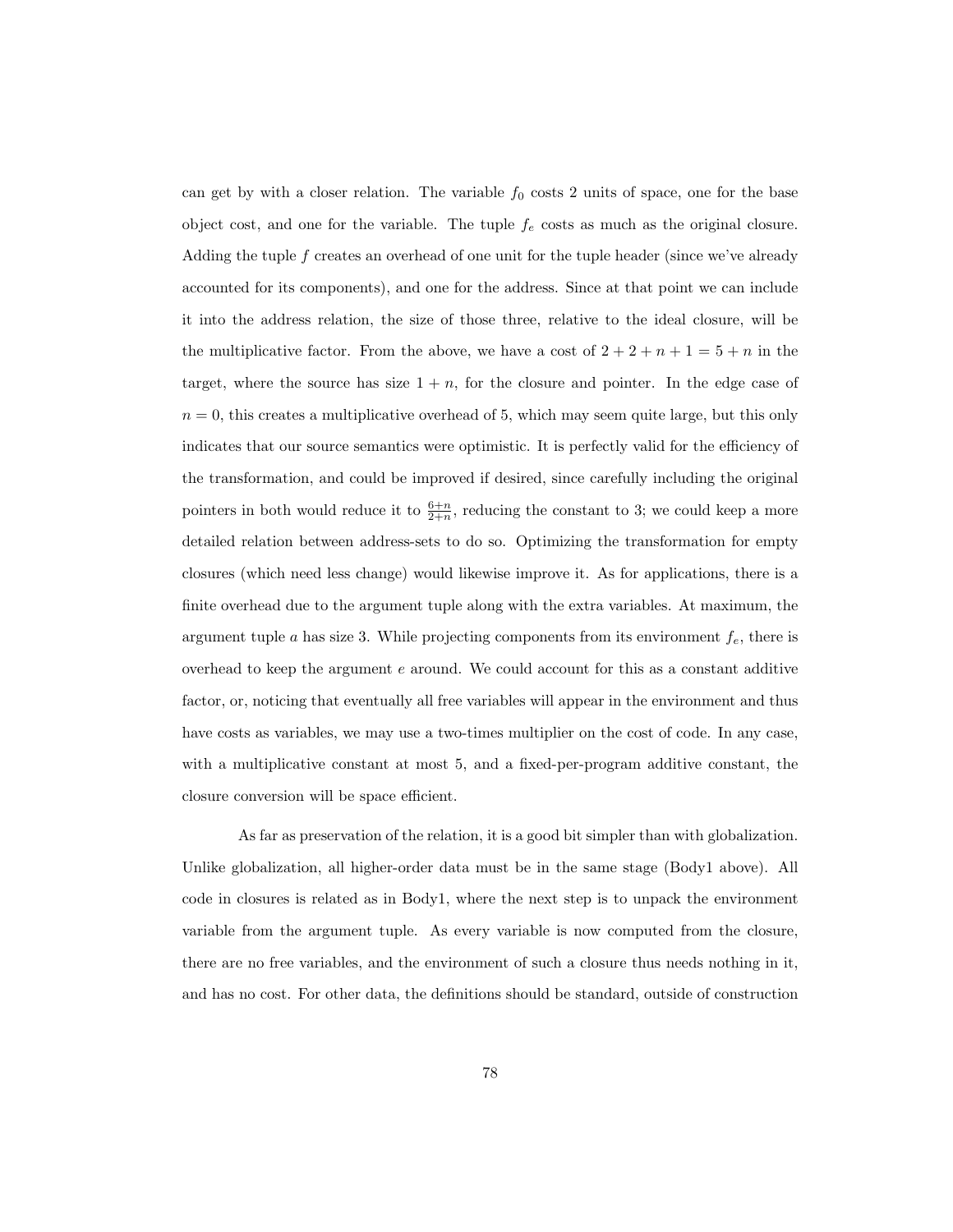can get by with a closer relation. The variable $f_0$ costs 2 units of space, one for the base object cost, and one for the variable. The tuple $f_e$ costs as much as the original closure. Adding the tuple $f$ creates an overhead of one unit for the tuple header (since we've already accounted for its components), and one for the address. Since at that point we can include it into the address relation, the size of those three, relative to the ideal closure, will be the multiplicative factor. From the above, we have a cost of $2 + 2 + n + 1 = 5 + n$ in the target, where the source has size $1 + n$, for the closure and pointer. In the edge case of $n = 0$, this creates a multiplicative overhead of 5, which may seem quite large, but this only indicates that our source semantics were optimistic. It is perfectly valid for the efficiency of the transformation, and could be improved if desired, since carefully including the original pointers in both would reduce it to $\frac{6+n}{2+n}$, reducing the constant to 3; we could keep a more detailed relation between address-sets to do so. Optimizing the transformation for empty closures (which need less change) would likewise improve it. As for applications, there is a finite overhead due to the argument tuple along with the extra variables. At maximum, the argument tuple $a$ has size 3. While projecting components from its environment $f_e$, there is overhead to keep the argument $e$ around. We could account for this as a constant additive factor, or, noticing that eventually all free variables will appear in the environment and thus have costs as variables, we may use a two-times multiplier on the cost of code. In any case, with a multiplicative constant at most 5, and a fixed-per-program additive constant, the closure conversion will be space efficient.

As far as preservation of the relation, it is a good bit simpler than with globalization. Unlike globalization, all higher-order data must be in the same stage (Body1 above). All code in closures is related as in Body1, where the next step is to unpack the environment variable from the argument tuple. As every variable is now computed from the closure, there are no free variables, and the environment of such a closure thus needs nothing in it, and has no cost. For other data, the definitions should be standard, outside of construction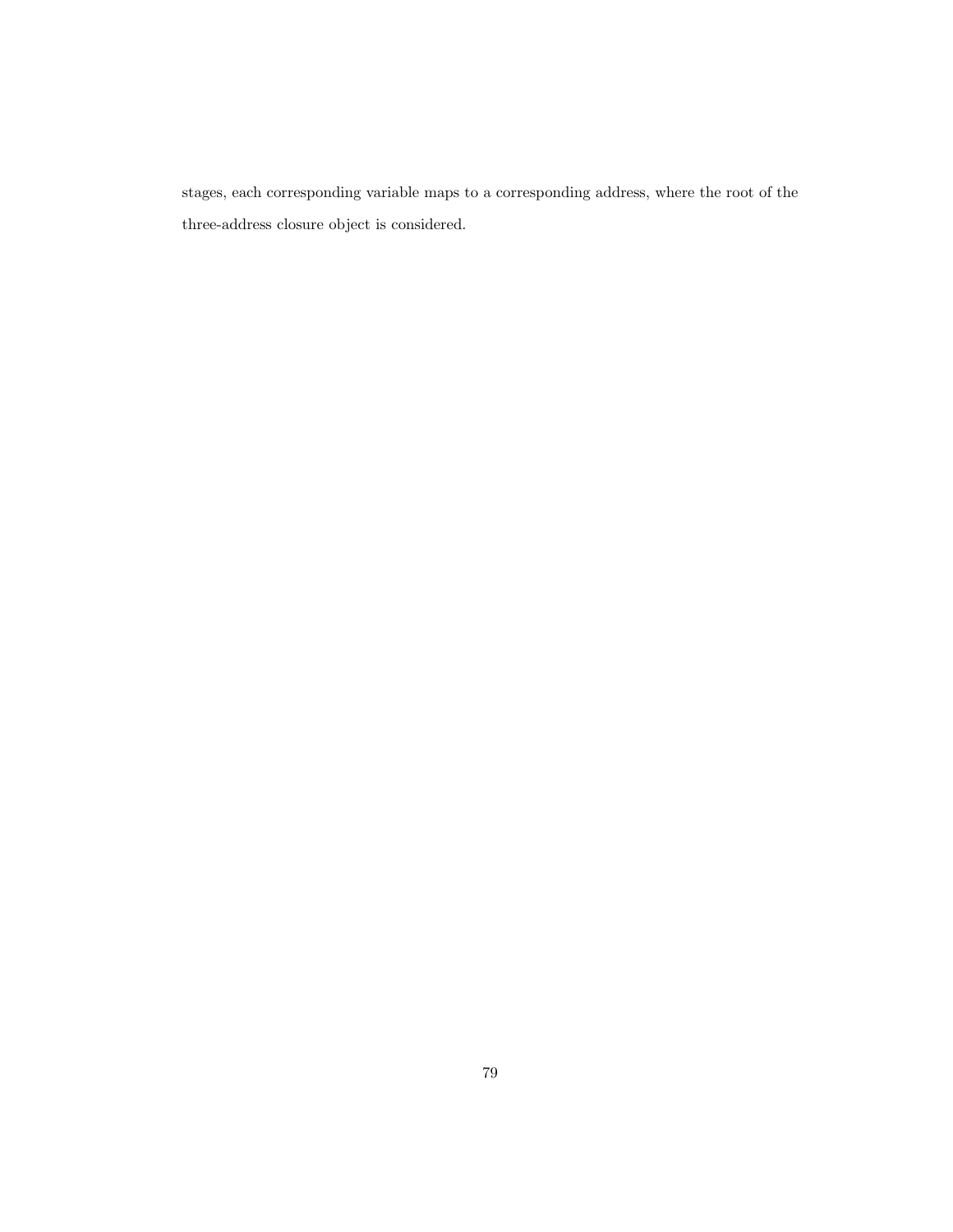stages, each corresponding variable maps to a corresponding address, where the root of the three-address closure object is considered.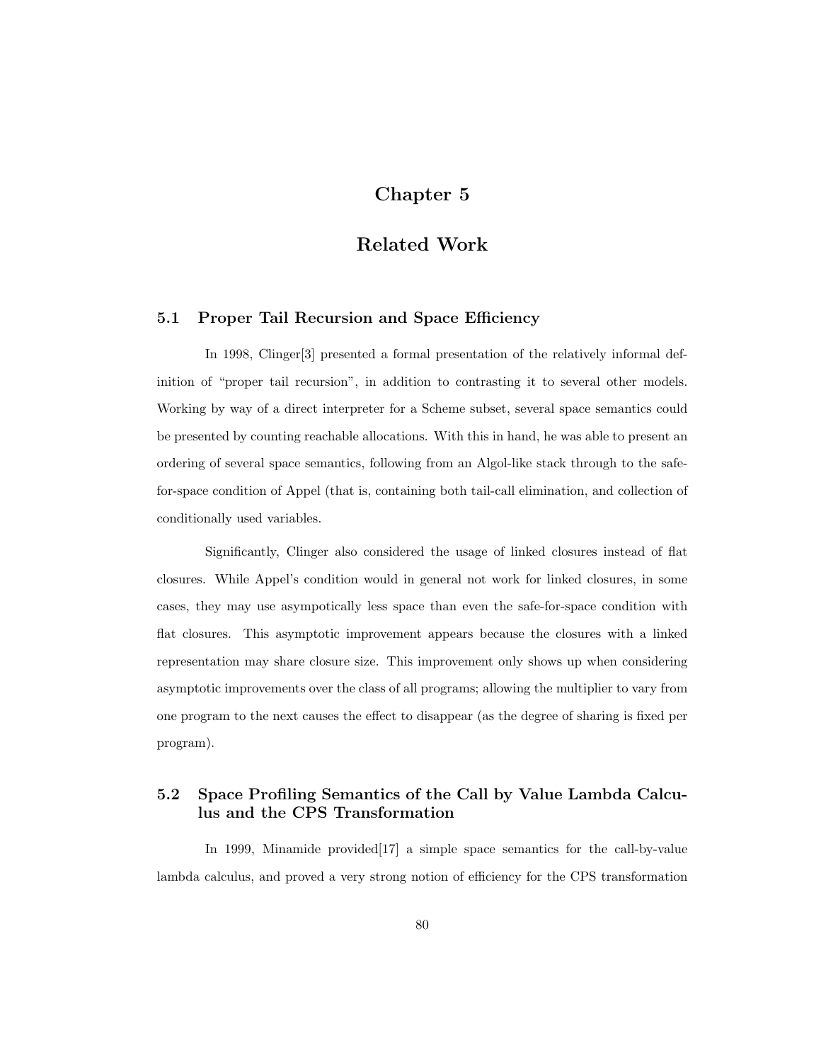# Chapter 5

# Related Work

## 5.1 Proper Tail Recursion and Space Efficiency

In 1998, Clinger[3] presented a formal presentation of the relatively informal definition of "proper tail recursion", in addition to contrasting it to several other models. Working by way of a direct interpreter for a Scheme subset, several space semantics could be presented by counting reachable allocations. With this in hand, he was able to present an ordering of several space semantics, following from an Algol-like stack through to the safe-for-space condition of Appel (that is, containing both tail-call elimination, and collection of conditionally used variables.

Significantly, Clinger also considered the usage of linked closures instead of flat closures. While Appel's condition would in general not work for linked closures, in some cases, they may use asympotically less space than even the safe-for-space condition with flat closures. This asymptotic improvement appears because the closures with a linked representation may share closure size. This improvement only shows up when considering asymptotic improvements over the class of all programs; allowing the multiplier to vary from one program to the next causes the effect to disappear (as the degree of sharing is fixed per program).

## 5.2 Space Profiling Semantics of the Call by Value Lambda Calculus and the CPS Transformation

In 1999, Minamide provided[17] a simple space semantics for the call-by-value lambda calculus, and proved a very strong notion of efficiency for the CPS transformation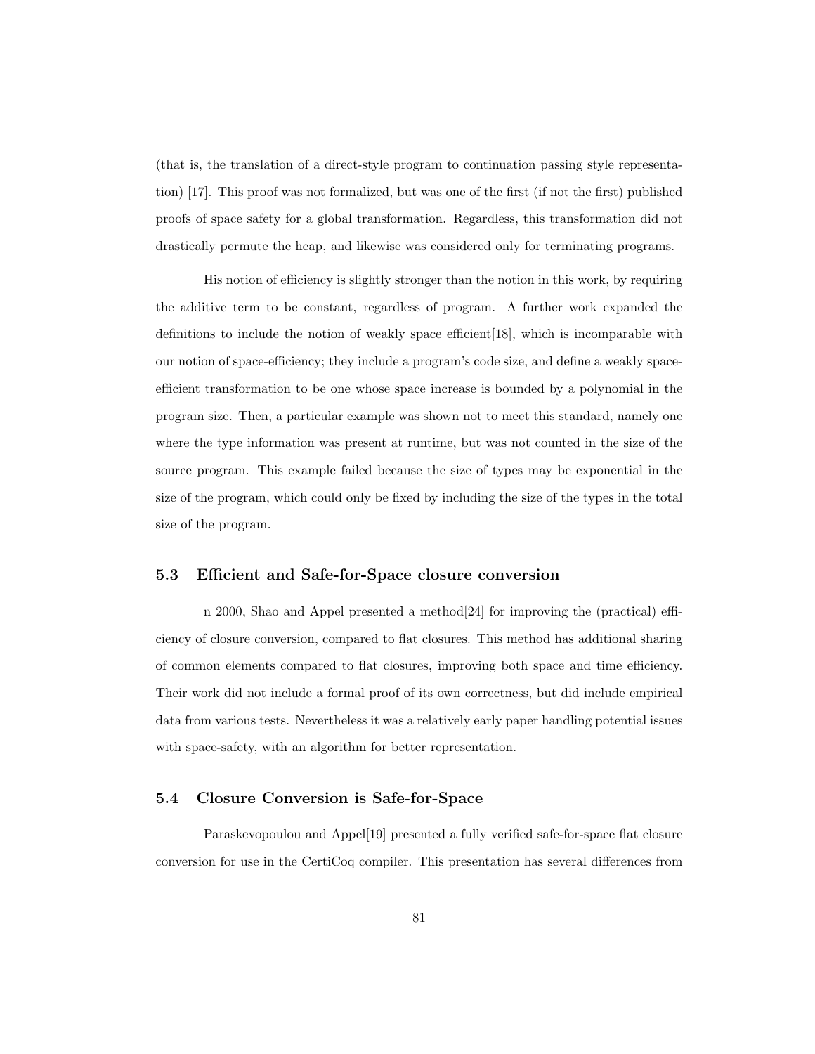(that is, the translation of a direct-style program to continuation passing style representation) [17]. This proof was not formalized, but was one of the first (if not the first) published proofs of space safety for a global transformation. Regardless, this transformation did not drastically permute the heap, and likewise was considered only for terminating programs.

His notion of efficiency is slightly stronger than the notion in this work, by requiring the additive term to be constant, regardless of program. A further work expanded the definitions to include the notion of weakly space efficient[18], which is incomparable with our notion of space-efficiency; they include a program's code size, and define a weakly space-efficient transformation to be one whose space increase is bounded by a polynomial in the program size. Then, a particular example was shown not to meet this standard, namely one where the type information was present at runtime, but was not counted in the size of the source program. This example failed because the size of types may be exponential in the size of the program, which could only be fixed by including the size of the types in the total size of the program.

## 5.3 Efficient and Safe-for-Space closure conversion

n 2000, Shao and Appel presented a method[24] for improving the (practical) efficiency of closure conversion, compared to flat closures. This method has additional sharing of common elements compared to flat closures, improving both space and time efficiency. Their work did not include a formal proof of its own correctness, but did include empirical data from various tests. Nevertheless it was a relatively early paper handling potential issues with space-safety, with an algorithm for better representation.

## 5.4 Closure Conversion is Safe-for-Space

Paraskevopoulou and Appel[19] presented a fully verified safe-for-space flat closure conversion for use in the CertiCoq compiler. This presentation has several differences from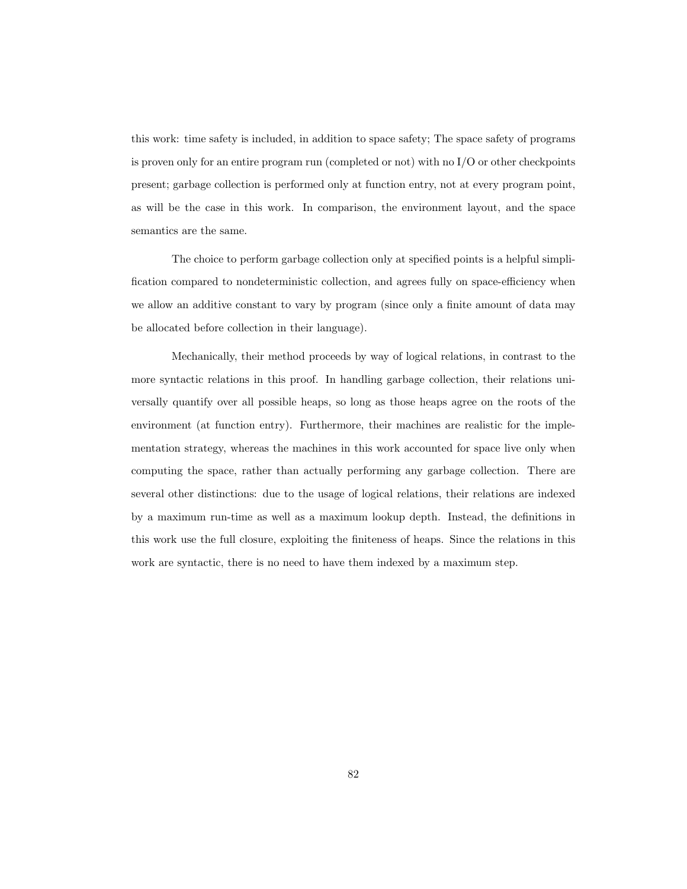this work: time safety is included, in addition to space safety; The space safety of programs is proven only for an entire program run (completed or not) with no I/O or other checkpoints present; garbage collection is performed only at function entry, not at every program point, as will be the case in this work. In comparison, the environment layout, and the space semantics are the same.

The choice to perform garbage collection only at specified points is a helpful simplification compared to nondeterministic collection, and agrees fully on space-efficiency when we allow an additive constant to vary by program (since only a finite amount of data may be allocated before collection in their language).

Mechanically, their method proceeds by way of logical relations, in contrast to the more syntactic relations in this proof. In handling garbage collection, their relations universally quantify over all possible heaps, so long as those heaps agree on the roots of the environment (at function entry). Furthermore, their machines are realistic for the implementation strategy, whereas the machines in this work accounted for space live only when computing the space, rather than actually performing any garbage collection. There are several other distinctions: due to the usage of logical relations, their relations are indexed by a maximum run-time as well as a maximum lookup depth. Instead, the definitions in this work use the full closure, exploiting the finiteness of heaps. Since the relations in this work are syntactic, there is no need to have them indexed by a maximum step.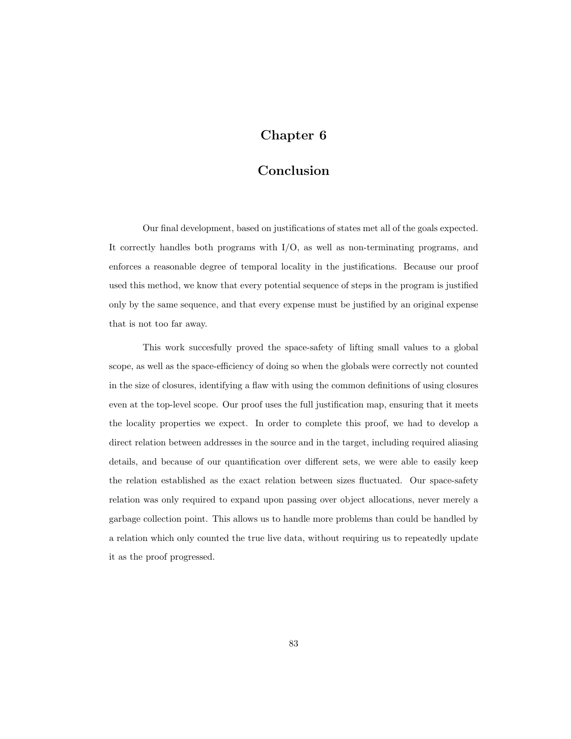# Chapter 6

# Conclusion

Our final development, based on justifications of states met all of the goals expected. It correctly handles both programs with I/O, as well as non-terminating programs, and enforces a reasonable degree of temporal locality in the justifications. Because our proof used this method, we know that every potential sequence of steps in the program is justified only by the same sequence, and that every expense must be justified by an original expense that is not too far away.

This work succesfully proved the space-safety of lifting small values to a global scope, as well as the space-efficiency of doing so when the globals were correctly not counted in the size of closures, identifying a flaw with using the common definitions of using closures even at the top-level scope. Our proof uses the full justification map, ensuring that it meets the locality properties we expect. In order to complete this proof, we had to develop a direct relation between addresses in the source and in the target, including required aliasing details, and because of our quantification over different sets, we were able to easily keep the relation established as the exact relation between sizes fluctuated. Our space-safety relation was only required to expand upon passing over object allocations, never merely a garbage collection point. This allows us to handle more problems than could be handled by a relation which only counted the true live data, without requiring us to repeatedly update it as the proof progressed.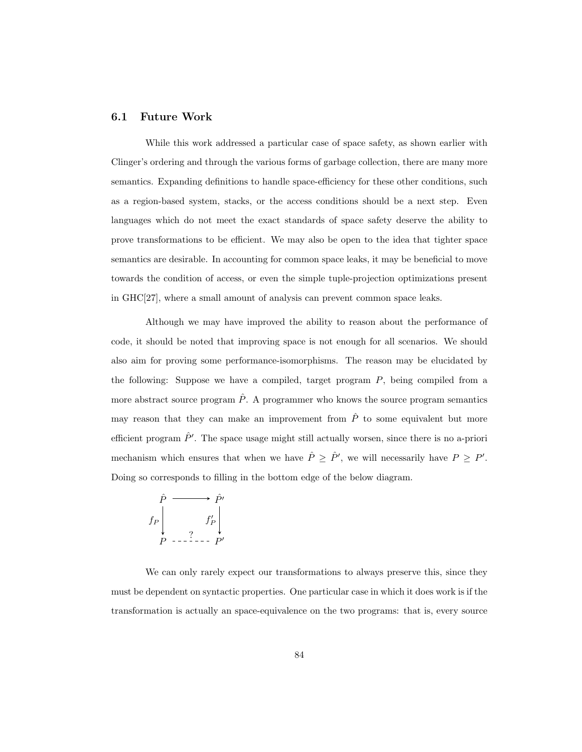### 6.1 Future Work

While this work addressed a particular case of space safety, as shown earlier with Clinger's ordering and through the various forms of garbage collection, there are many more semantics. Expanding definitions to handle space-efficiency for these other conditions, such as a region-based system, stacks, or the access conditions should be a next step. Even languages which do not meet the exact standards of space safety deserve the ability to prove transformations to be efficient. We may also be open to the idea that tighter space semantics are desirable. In accounting for common space leaks, it may be beneficial to move towards the condition of access, or even the simple tuple-projection optimizations present in GHC[27], where a small amount of analysis can prevent common space leaks.

Although we may have improved the ability to reason about the performance of code, it should be noted that improving space is not enough for all scenarios. We should also aim for proving some performance-isomorphisms. The reason may be elucidated by the following: Suppose we have a compiled, target program $P$, being compiled from a more abstract source program $\hat{P}$. A programmer who knows the source program semantics may reason that they can make an improvement from $\hat{P}$ to some equivalent but more efficient program $\hat{P}'$. The space usage might still actually worsen, since there is no a-priori mechanism which ensures that when we have $\hat{P} \geq \hat{P}'$, we will necessarily have $P \geq P'$. Doing so corresponds to filling in the bottom edge of the below diagram.

$$
\begin{array}{ccc}
\hat{P} & \longrightarrow & \hat{P}' \\
f_P \big\downarrow & & \big\downarrow f'_P \\
P & \overset{?}{- - - - - - -} & P'
\end{array}
$$

We can only rarely expect our transformations to always preserve this, since they must be dependent on syntactic properties. One particular case in which it does work is if the transformation is actually an space-equivalence on the two programs: that is, every source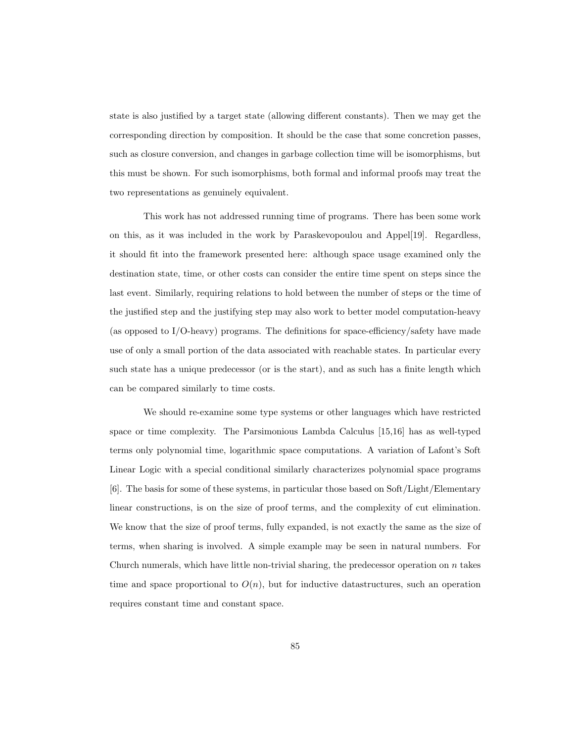state is also justified by a target state (allowing different constants). Then we may get the corresponding direction by composition. It should be the case that some concretion passes, such as closure conversion, and changes in garbage collection time will be isomorphisms, but this must be shown. For such isomorphisms, both formal and informal proofs may treat the two representations as genuinely equivalent.

This work has not addressed running time of programs. There has been some work on this, as it was included in the work by Paraskevopoulou and Appel[19]. Regardless, it should fit into the framework presented here: although space usage examined only the destination state, time, or other costs can consider the entire time spent on steps since the last event. Similarly, requiring relations to hold between the number of steps or the time of the justified step and the justifying step may also work to better model computation-heavy (as opposed to I/O-heavy) programs. The definitions for space-efficiency/safety have made use of only a small portion of the data associated with reachable states. In particular every such state has a unique predecessor (or is the start), and as such has a finite length which can be compared similarly to time costs.

We should re-examine some type systems or other languages which have restricted space or time complexity. The Parsimonious Lambda Calculus [15,16] has as well-typed terms only polynomial time, logarithmic space computations. A variation of Lafont's Soft Linear Logic with a special conditional similarly characterizes polynomial space programs [6]. The basis for some of these systems, in particular those based on Soft/Light/Elementary linear constructions, is on the size of proof terms, and the complexity of cut elimination. We know that the size of proof terms, fully expanded, is not exactly the same as the size of terms, when sharing is involved. A simple example may be seen in natural numbers. For Church numerals, which have little non-trivial sharing, the predecessor operation on $n$ takes time and space proportional to $O(n)$, but for inductive datastructures, such an operation requires constant time and constant space.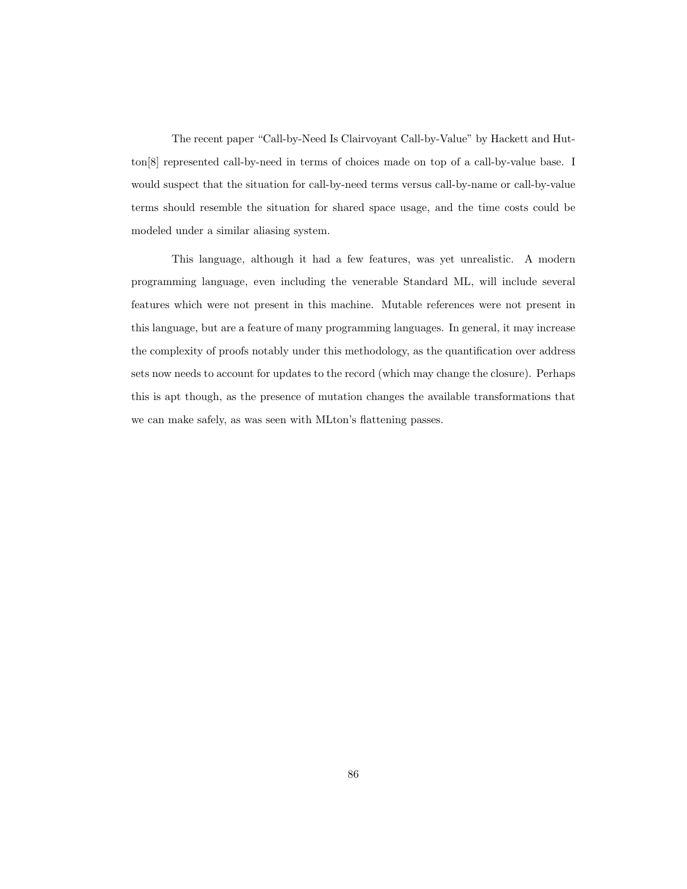The recent paper "Call-by-Need Is Clairvoyant Call-by-Value" by Hackett and Hutton[8] represented call-by-need in terms of choices made on top of a call-by-value base. I would suspect that the situation for call-by-need terms versus call-by-name or call-by-value terms should resemble the situation for shared space usage, and the time costs could be modeled under a similar aliasing system.

This language, although it had a few features, was yet unrealistic. A modern programming language, even including the venerable Standard ML, will include several features which were not present in this machine. Mutable references were not present in this language, but are a feature of many programming languages. In general, it may increase the complexity of proofs notably under this methodology, as the quantification over address sets now needs to account for updates to the record (which may change the closure). Perhaps this is apt though, as the presence of mutation changes the available transformations that we can make safely, as was seen with MLton's flattening passes.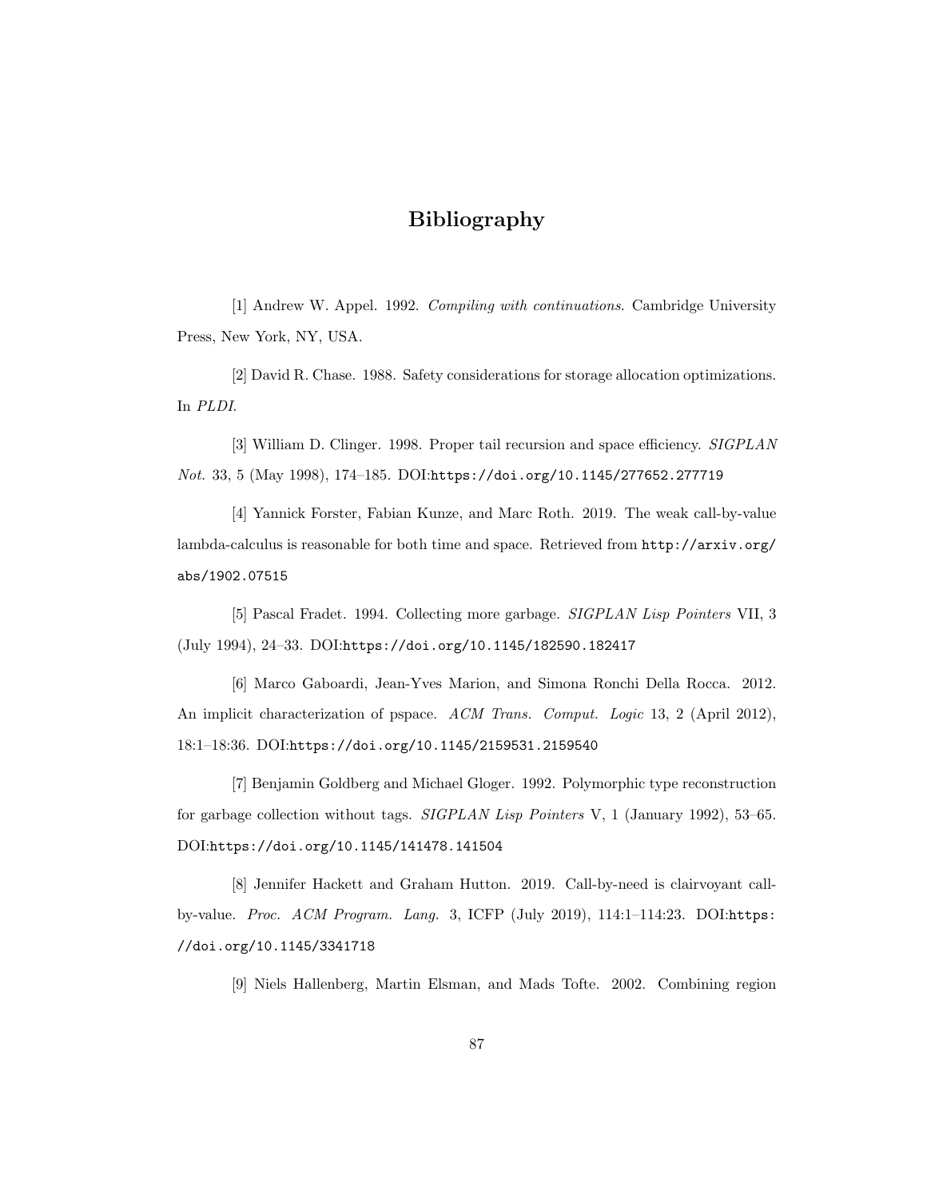# Bibliography

[1] Andrew W. Appel. 1992. *Compiling with continuations*. Cambridge University Press, New York, NY, USA.

[2] David R. Chase. 1988. Safety considerations for storage allocation optimizations. In *PLDI*.

[3] William D. Clinger. 1998. Proper tail recursion and space efficiency. *SIGPLAN Not.* 33, 5 (May 1998), 174–185. DOI:`https://doi.org/10.1145/277652.277719`

[4] Yannick Forster, Fabian Kunze, and Marc Roth. 2019. The weak call-by-value lambda-calculus is reasonable for both time and space. Retrieved from `http://arxiv.org/abs/1902.07515`

[5] Pascal Fradet. 1994. Collecting more garbage. *SIGPLAN Lisp Pointers* VII, 3 (July 1994), 24–33. DOI:`https://doi.org/10.1145/182590.182417`

[6] Marco Gaboardi, Jean-Yves Marion, and Simona Ronchi Della Rocca. 2012. An implicit characterization of pspace. *ACM Trans. Comput. Logic* 13, 2 (April 2012), 18:1–18:36. DOI:`https://doi.org/10.1145/2159531.2159540`

[7] Benjamin Goldberg and Michael Gloger. 1992. Polymorphic type reconstruction for garbage collection without tags. *SIGPLAN Lisp Pointers* V, 1 (January 1992), 53–65. DOI:`https://doi.org/10.1145/141478.141504`

[8] Jennifer Hackett and Graham Hutton. 2019. Call-by-need is clairvoyant call-by-value. *Proc. ACM Program. Lang.* 3, ICFP (July 2019), 114:1–114:23. DOI:`https://doi.org/10.1145/3341718`

[9] Niels Hallenberg, Martin Elsman, and Mads Tofte. 2002. Combining region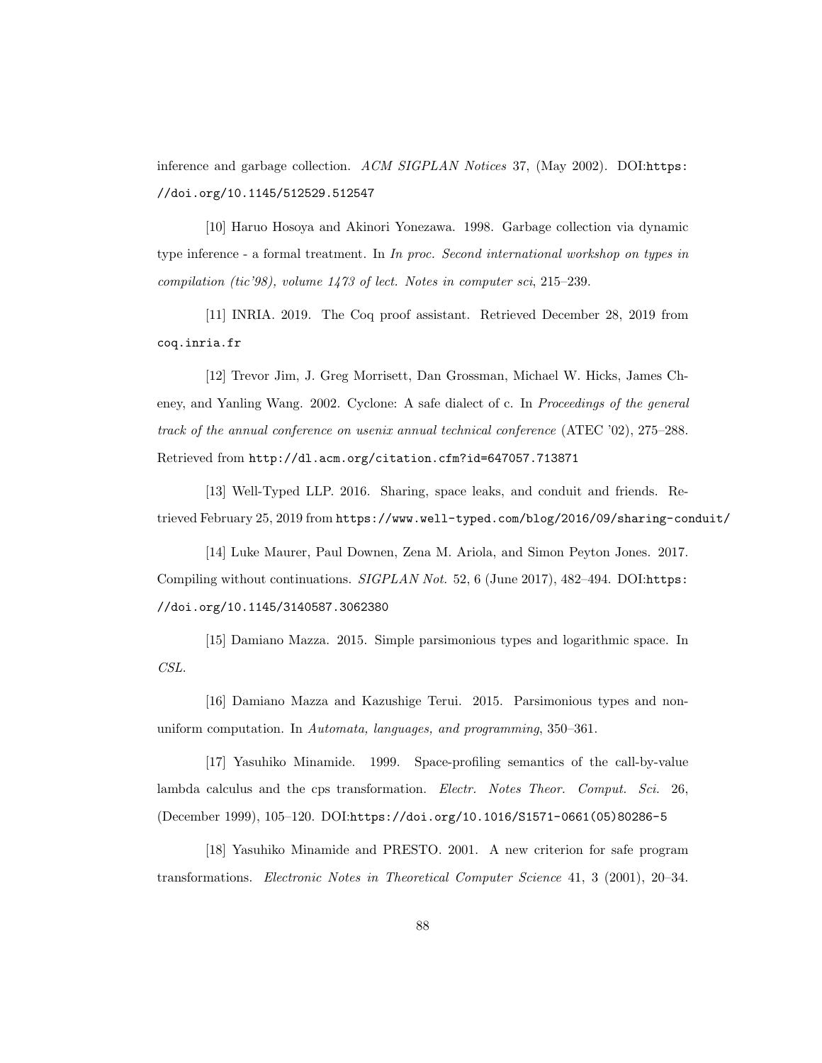inference and garbage collection. *ACM SIGPLAN Notices* 37, (May 2002). DOI:https://doi.org/10.1145/512529.512547

[10] Haruo Hosoya and Akinori Yonezawa. 1998. Garbage collection via dynamic type inference - a formal treatment. In *In proc. Second international workshop on types in compilation (tic'98), volume 1473 of lect. Notes in computer sci*, 215–239.

[11] INRIA. 2019. The Coq proof assistant. Retrieved December 28, 2019 from coq.inria.fr

[12] Trevor Jim, J. Greg Morrisett, Dan Grossman, Michael W. Hicks, James Cheney, and Yanling Wang. 2002. Cyclone: A safe dialect of c. In *Proceedings of the general track of the annual conference on usenix annual technical conference* (ATEC '02), 275–288. Retrieved from http://dl.acm.org/citation.cfm?id=647057.713871

[13] Well-Typed LLP. 2016. Sharing, space leaks, and conduit and friends. Retrieved February 25, 2019 from https://www.well-typed.com/blog/2016/09/sharing-conduit/

[14] Luke Maurer, Paul Downen, Zena M. Ariola, and Simon Peyton Jones. 2017. Compiling without continuations. *SIGPLAN Not.* 52, 6 (June 2017), 482–494. DOI:https://doi.org/10.1145/3140587.3062380

[15] Damiano Mazza. 2015. Simple parsimonious types and logarithmic space. In *CSL*.

[16] Damiano Mazza and Kazushige Terui. 2015. Parsimonious types and non-uniform computation. In *Automata, languages, and programming*, 350–361.

[17] Yasuhiko Minamide. 1999. Space-profiling semantics of the call-by-value lambda calculus and the cps transformation. *Electr. Notes Theor. Comput. Sci.* 26, (December 1999), 105–120. DOI:https://doi.org/10.1016/S1571-0661(05)80286-5

[18] Yasuhiko Minamide and PRESTO. 2001. A new criterion for safe program transformations. *Electronic Notes in Theoretical Computer Science* 41, 3 (2001), 20–34.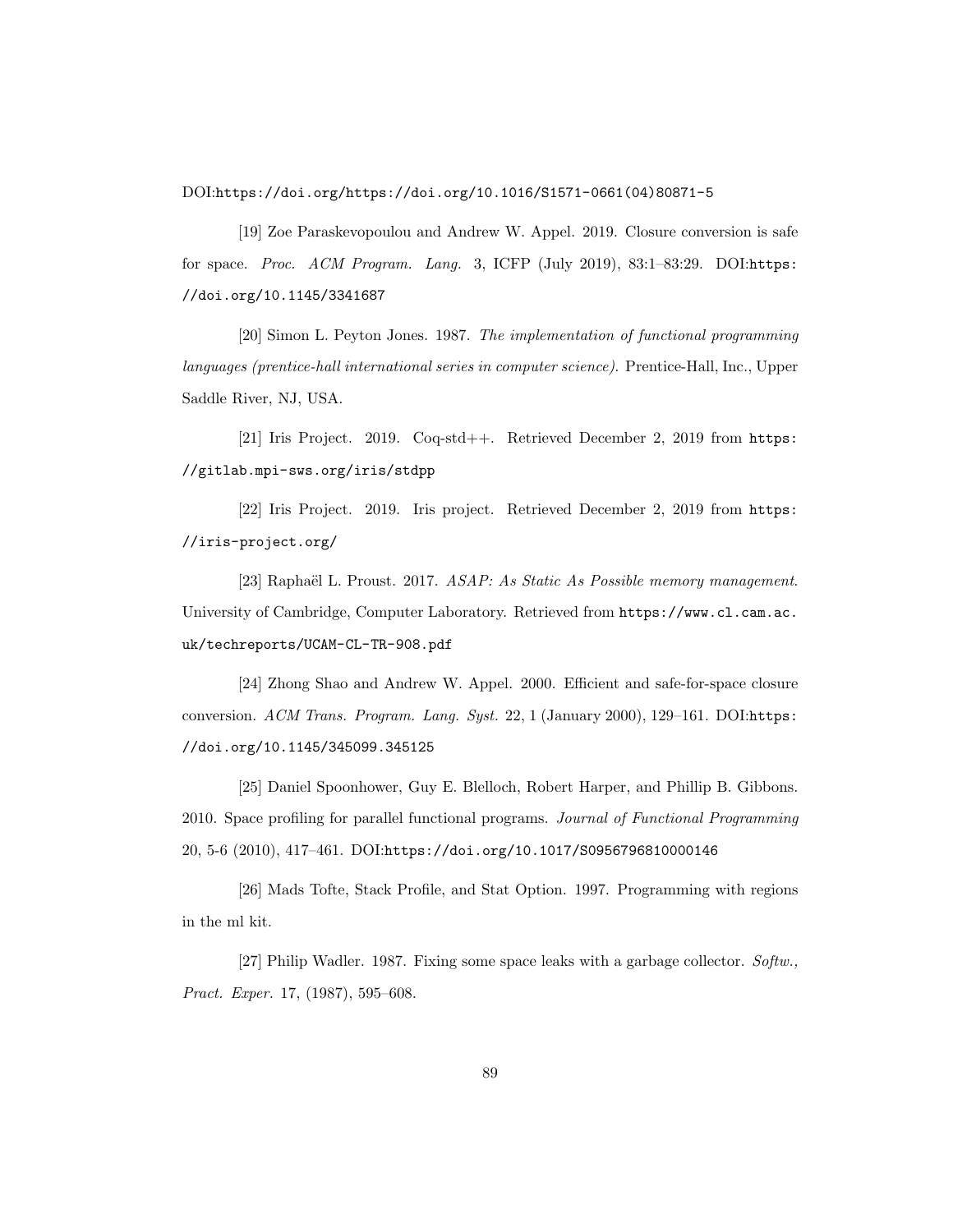DOI:https://doi.org/https://doi.org/10.1016/S1571-0661(04)80871-5

[19] Zoe Paraskevopoulou and Andrew W. Appel. 2019. Closure conversion is safe for space. *Proc. ACM Program. Lang.* 3, ICFP (July 2019), 83:1–83:29. DOI:https://doi.org/10.1145/3341687

[20] Simon L. Peyton Jones. 1987. *The implementation of functional programming languages (prentice-hall international series in computer science).* Prentice-Hall, Inc., Upper Saddle River, NJ, USA.

[21] Iris Project. 2019. Coq-std++. Retrieved December 2, 2019 from https://gitlab.mpi-sws.org/iris/stdpp

[22] Iris Project. 2019. Iris project. Retrieved December 2, 2019 from https://iris-project.org/

[23] Raphaël L. Proust. 2017. *ASAP: As Static As Possible memory management.* University of Cambridge, Computer Laboratory. Retrieved from https://www.cl.cam.ac.uk/techreports/UCAM-CL-TR-908.pdf

[24] Zhong Shao and Andrew W. Appel. 2000. Efficient and safe-for-space closure conversion. *ACM Trans. Program. Lang. Syst.* 22, 1 (January 2000), 129–161. DOI:https://doi.org/10.1145/345099.345125

[25] Daniel Spoonhower, Guy E. Blelloch, Robert Harper, and Phillip B. Gibbons. 2010. Space profiling for parallel functional programs. *Journal of Functional Programming* 20, 5-6 (2010), 417–461. DOI:https://doi.org/10.1017/S0956796810000146

[26] Mads Tofte, Stack Profile, and Stat Option. 1997. Programming with regions in the ml kit.

[27] Philip Wadler. 1987. Fixing some space leaks with a garbage collector. *Softw., Pract. Exper.* 17, (1987), 595–608.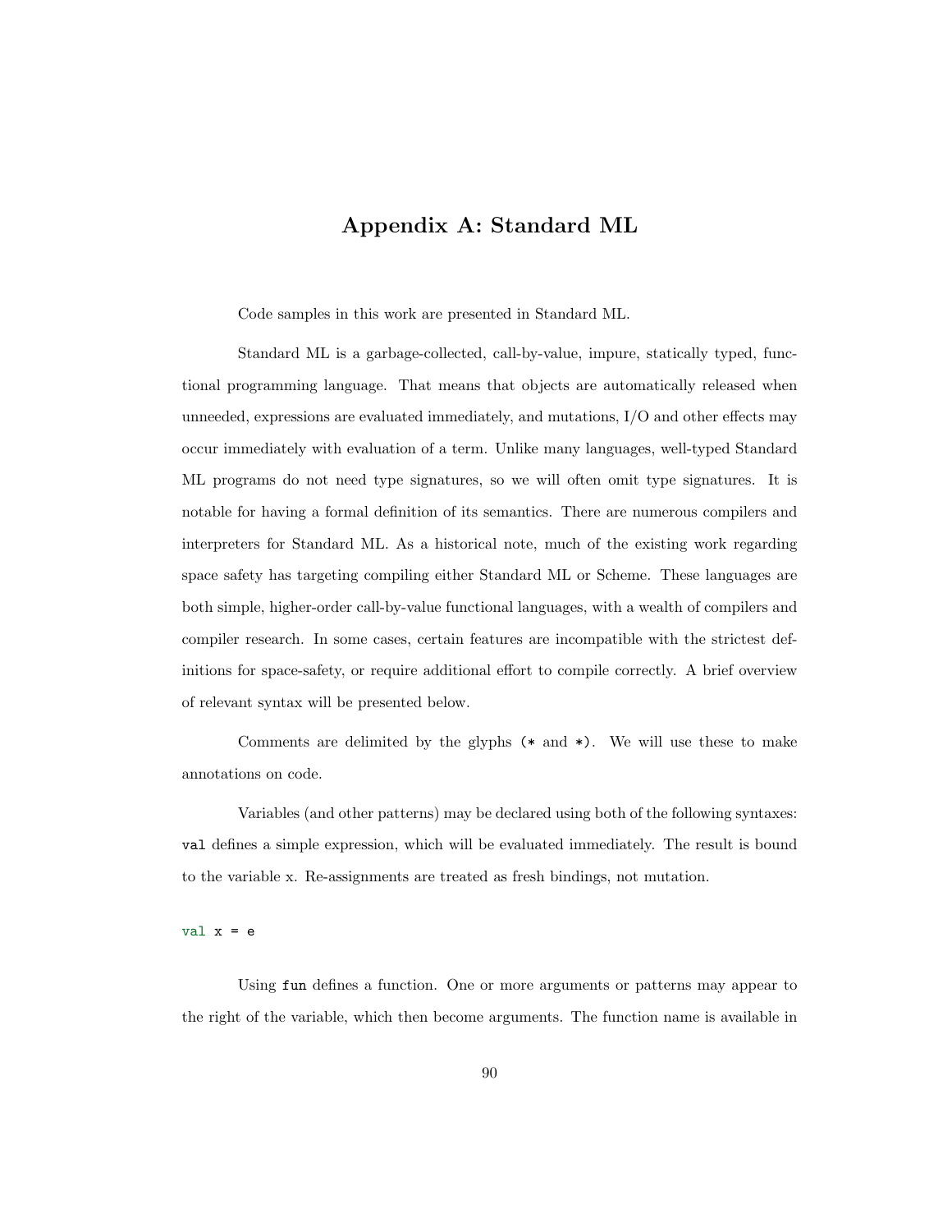# Appendix A: Standard ML

Code samples in this work are presented in Standard ML.

Standard ML is a garbage-collected, call-by-value, impure, statically typed, functional programming language. That means that objects are automatically released when unneeded, expressions are evaluated immediately, and mutations, I/O and other effects may occur immediately with evaluation of a term. Unlike many languages, well-typed Standard ML programs do not need type signatures, so we will often omit type signatures. It is notable for having a formal definition of its semantics. There are numerous compilers and interpreters for Standard ML. As a historical note, much of the existing work regarding space safety has targeting compiling either Standard ML or Scheme. These languages are both simple, higher-order call-by-value functional languages, with a wealth of compilers and compiler research. In some cases, certain features are incompatible with the strictest definitions for space-safety, or require additional effort to compile correctly. A brief overview of relevant syntax will be presented below.

Comments are delimited by the glyphs `(*` and `*)`. We will use these to make annotations on code.

Variables (and other patterns) may be declared using both of the following syntaxes: `val` defines a simple expression, which will be evaluated immediately. The result is bound to the variable x. Re-assignments are treated as fresh bindings, not mutation.

```
val x = e
```

Using `fun` defines a function. One or more arguments or patterns may appear to the right of the variable, which then become arguments. The function name is available in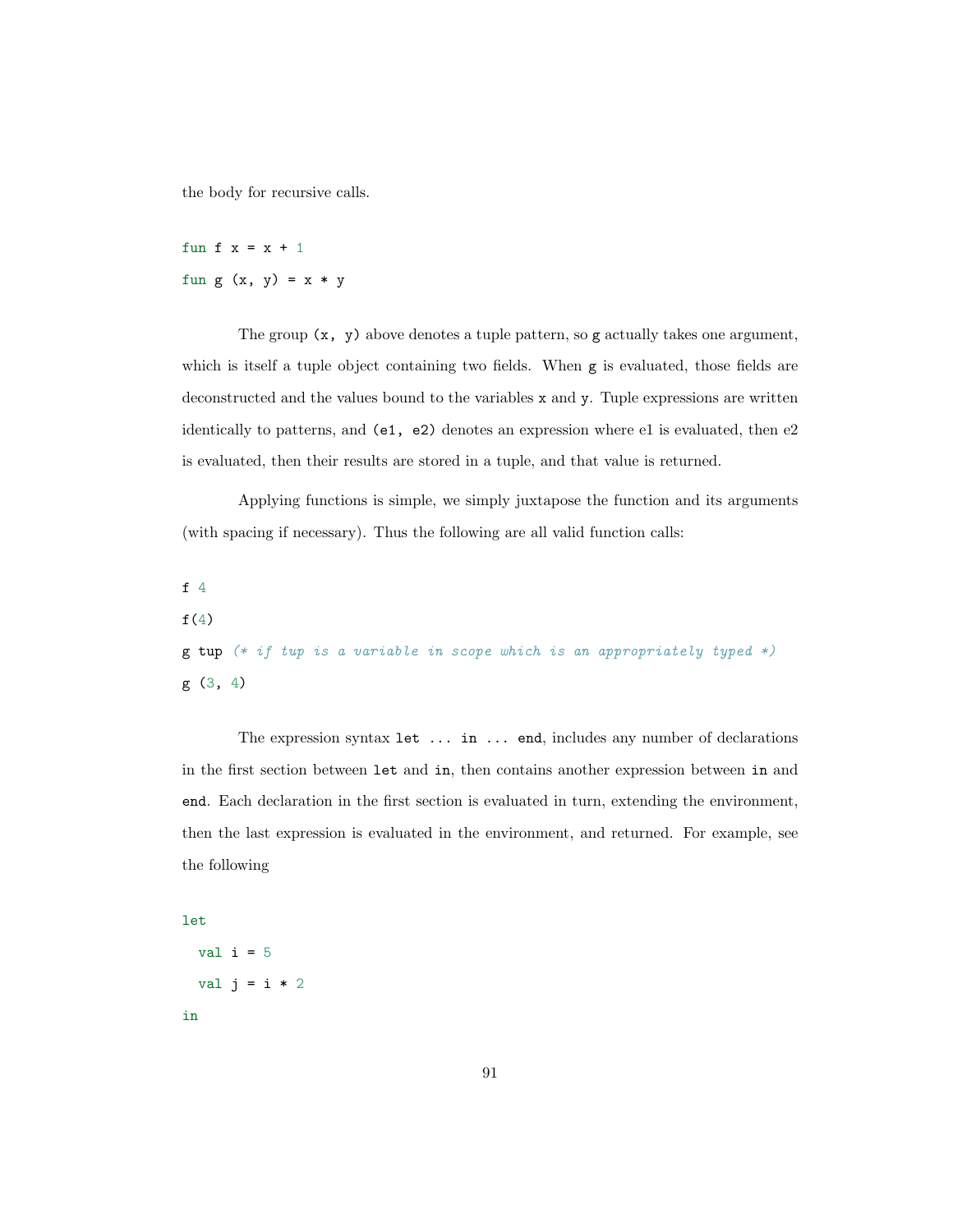the body for recursive calls.

```
fun f x = x + 1
fun g (x, y) = x * y
```

The group `(x, y)` above denotes a tuple pattern, so `g` actually takes one argument, which is itself a tuple object containing two fields. When `g` is evaluated, those fields are deconstructed and the values bound to the variables `x` and `y`. Tuple expressions are written identically to patterns, and `(e1, e2)` denotes an expression where e1 is evaluated, then e2 is evaluated, then their results are stored in a tuple, and that value is returned.

Applying functions is simple, we simply juxtapose the function and its arguments (with spacing if necessary). Thus the following are all valid function calls:

```
f 4
f(4)
g tup (* if tup is a variable in scope which is an appropriately typed *)
g (3, 4)
```

The expression syntax `let ... in ... end`, includes any number of declarations in the first section between `let` and `in`, then contains another expression between `in` and `end`. Each declaration in the first section is evaluated in turn, extending the environment, then the last expression is evaluated in the environment, and returned. For example, see the following

```
let
  val i = 5
  val j = i * 2
in
```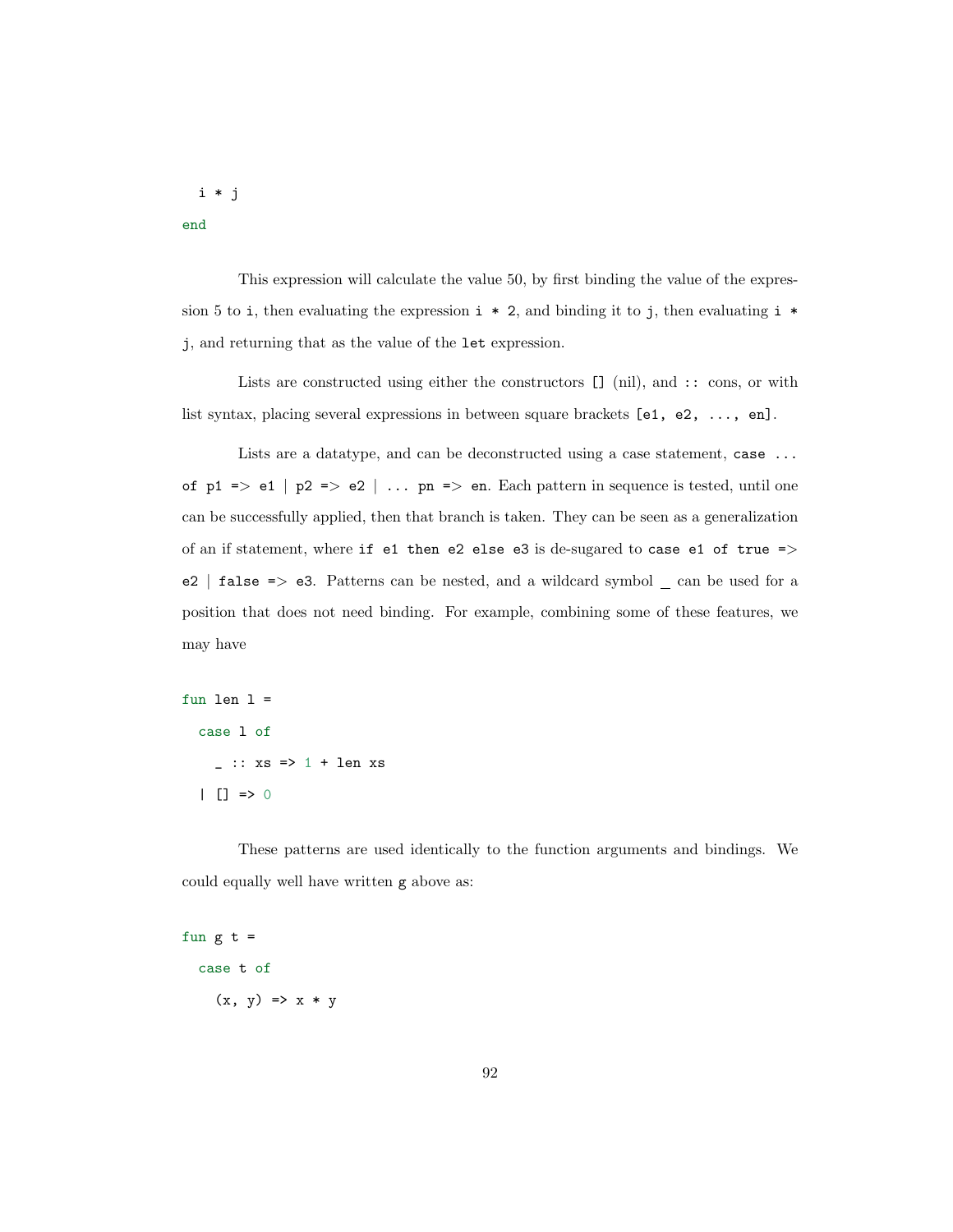```
  i * j
end
```

This expression will calculate the value 50, by first binding the value of the expression 5 to `i`, then evaluating the expression `i * 2`, and binding it to `j`, then evaluating `i * j`, and returning that as the value of the `let` expression.

Lists are constructed using either the constructors `[]` (nil), and `::` cons, or with list syntax, placing several expressions in between square brackets `[e1, e2, ..., en]`.

Lists are a datatype, and can be deconstructed using a case statement, `case ... of p1 => e1 | p2 => e2 | ... pn => en`. Each pattern in sequence is tested, until one can be successfully applied, then that branch is taken. They can be seen as a generalization of an if statement, where `if e1 then e2 else e3` is de-sugared to `case e1 of true => e2 | false => e3`. Patterns can be nested, and a wildcard symbol `_` can be used for a position that does not need binding. For example, combining some of these features, we may have

```
fun len l =
  case l of
    _ :: xs => 1 + len xs
  | [] => 0
```

These patterns are used identically to the function arguments and bindings. We could equally well have written `g` above as:

```
fun g t =
  case t of
    (x, y) => x * y
```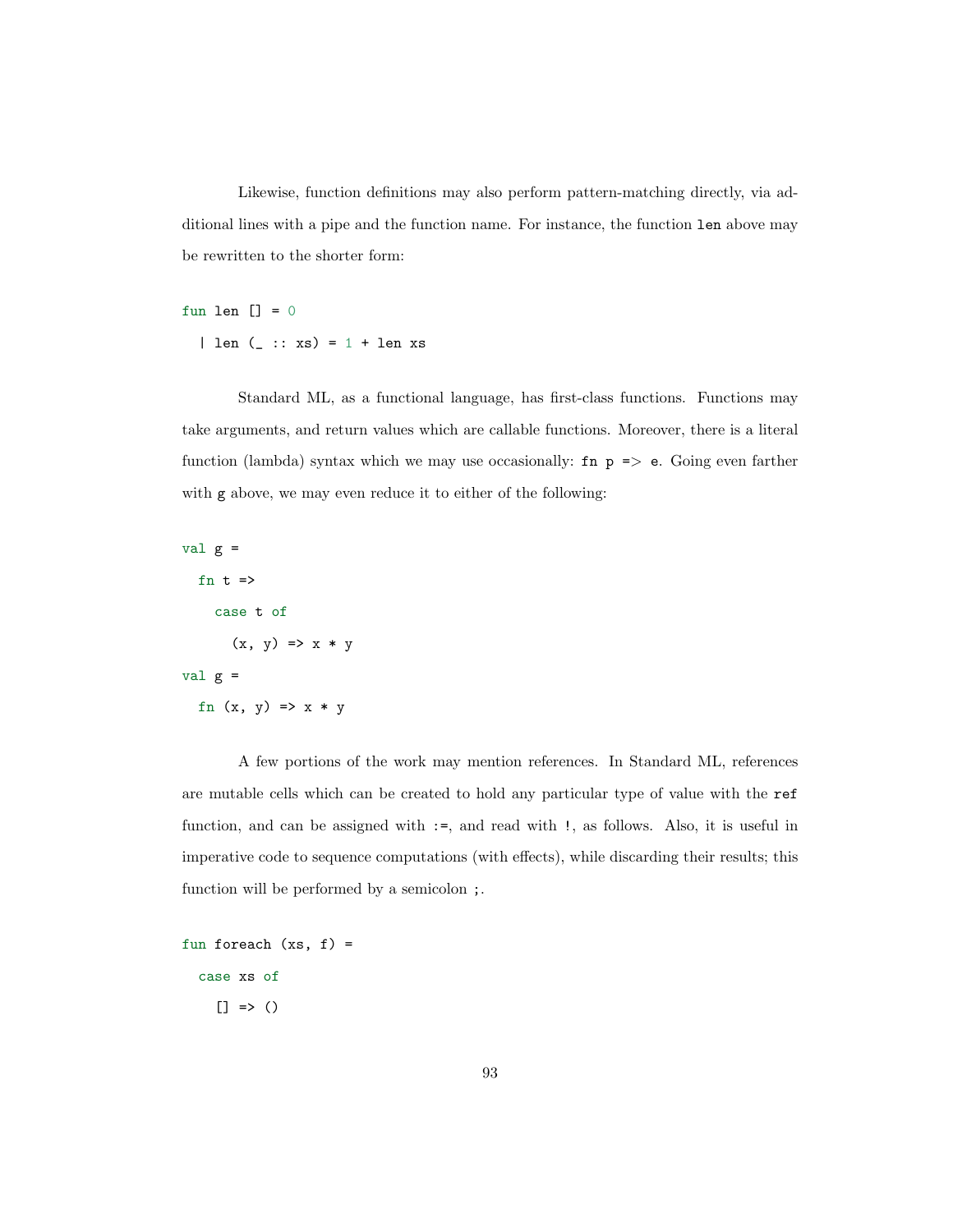Likewise, function definitions may also perform pattern-matching directly, via additional lines with a pipe and the function name. For instance, the function `len` above may be rewritten to the shorter form:

```
fun len [] = 0
  | len (_ :: xs) = 1 + len xs
```

Standard ML, as a functional language, has first-class functions. Functions may take arguments, and return values which are callable functions. Moreover, there is a literal function (lambda) syntax which we may use occasionally: `fn p => e`. Going even farther with `g` above, we may even reduce it to either of the following:

```
val g =
  fn t =>
    case t of
      (x, y) => x * y
val g =
  fn (x, y) => x * y
```

A few portions of the work may mention references. In Standard ML, references are mutable cells which can be created to hold any particular type of value with the `ref` function, and can be assigned with `:=`, and read with `!`, as follows. Also, it is useful in imperative code to sequence computations (with effects), while discarding their results; this function will be performed by a semicolon `;`.

```
fun foreach (xs, f) =
  case xs of
    [] => ()
```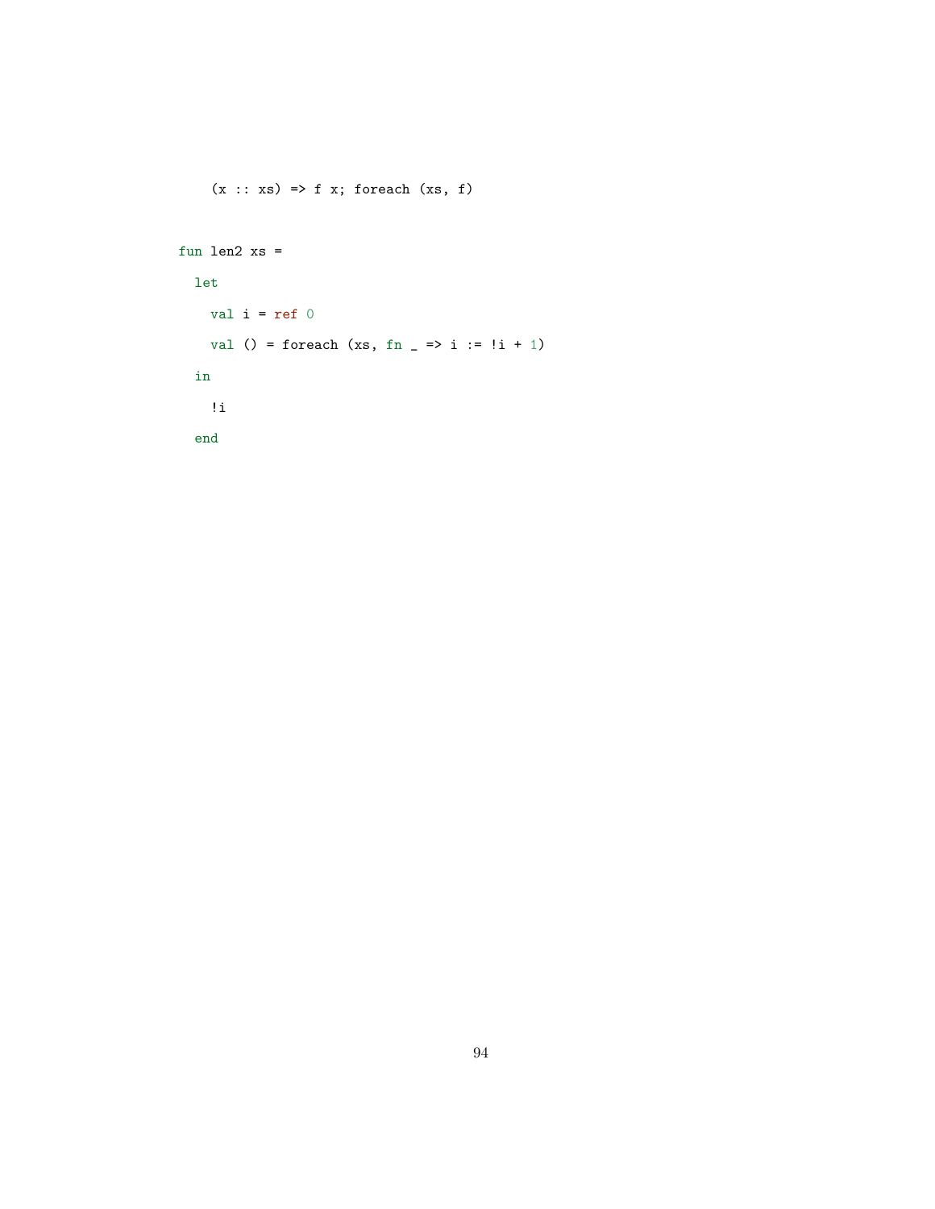```
    (x :: xs) => f x; foreach (xs, f)

fun len2 xs =
  let
    val i = ref 0
    val () = foreach (xs, fn _ => i := !i + 1)
  in
    !i
  end
```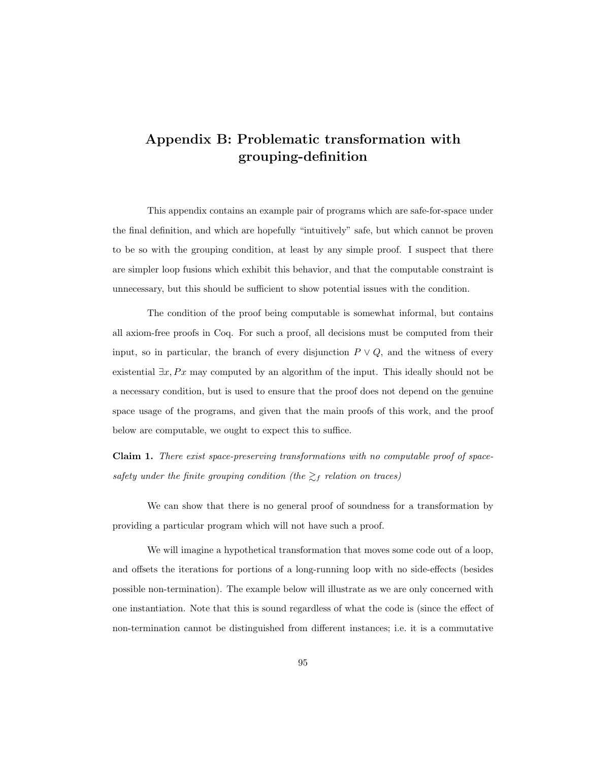# Appendix B: Problematic transformation with grouping-definition

This appendix contains an example pair of programs which are safe-for-space under the final definition, and which are hopefully "intuitively" safe, but which cannot be proven to be so with the grouping condition, at least by any simple proof. I suspect that there are simpler loop fusions which exhibit this behavior, and that the computable constraint is unnecessary, but this should be sufficient to show potential issues with the condition.

The condition of the proof being computable is somewhat informal, but contains all axiom-free proofs in Coq. For such a proof, all decisions must be computed from their input, so in particular, the branch of every disjunction $P \lor Q$, and the witness of every existential $\exists x, Px$ may computed by an algorithm of the input. This ideally should not be a necessary condition, but is used to ensure that the proof does not depend on the genuine space usage of the programs, and given that the main proofs of this work, and the proof below are computable, we ought to expect this to suffice.

**Claim 1.** *There exist space-preserving transformations with no computable proof of space-safety under the finite grouping condition (the $\gtrsim_f$ relation on traces)*

We can show that there is no general proof of soundness for a transformation by providing a particular program which will not have such a proof.

We will imagine a hypothetical transformation that moves some code out of a loop, and offsets the iterations for portions of a long-running loop with no side-effects (besides possible non-termination). The example below will illustrate as we are only concerned with one instantiation. Note that this is sound regardless of what the code is (since the effect of non-termination cannot be distinguished from different instances; i.e. it is a commutative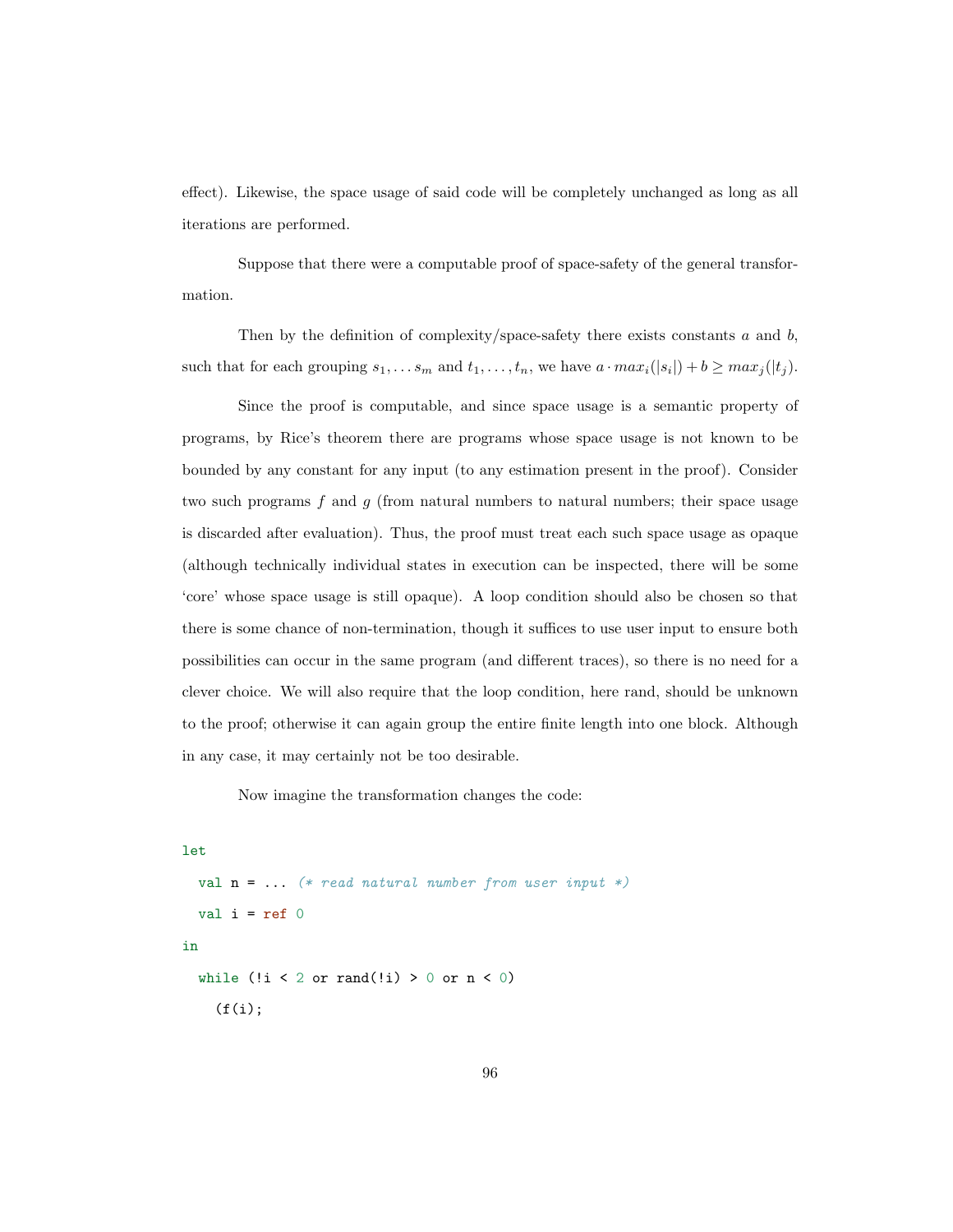effect). Likewise, the space usage of said code will be completely unchanged as long as all iterations are performed.

Suppose that there were a computable proof of space-safety of the general transformation.

Then by the definition of complexity/space-safety there exists constants $a$ and $b$, such that for each grouping $s_1, \ldots s_m$ and $t_1, \ldots, t_n$, we have $a \cdot max_i(|s_i|) + b \geq max_j(|t_j)$.

Since the proof is computable, and since space usage is a semantic property of programs, by Rice's theorem there are programs whose space usage is not known to be bounded by any constant for any input (to any estimation present in the proof). Consider two such programs $f$ and $g$ (from natural numbers to natural numbers; their space usage is discarded after evaluation). Thus, the proof must treat each such space usage as opaque (although technically individual states in execution can be inspected, there will be some 'core' whose space usage is still opaque). A loop condition should also be chosen so that there is some chance of non-termination, though it suffices to use user input to ensure both possibilities can occur in the same program (and different traces), so there is no need for a clever choice. We will also require that the loop condition, here rand, should be unknown to the proof; otherwise it can again group the entire finite length into one block. Although in any case, it may certainly not be too desirable.

Now imagine the transformation changes the code:

```
let
  val n = ... (* read natural number from user input *)
  val i = ref 0
in
  while (!i < 2 or rand(!i) > 0 or n < 0)
    (f(i);
```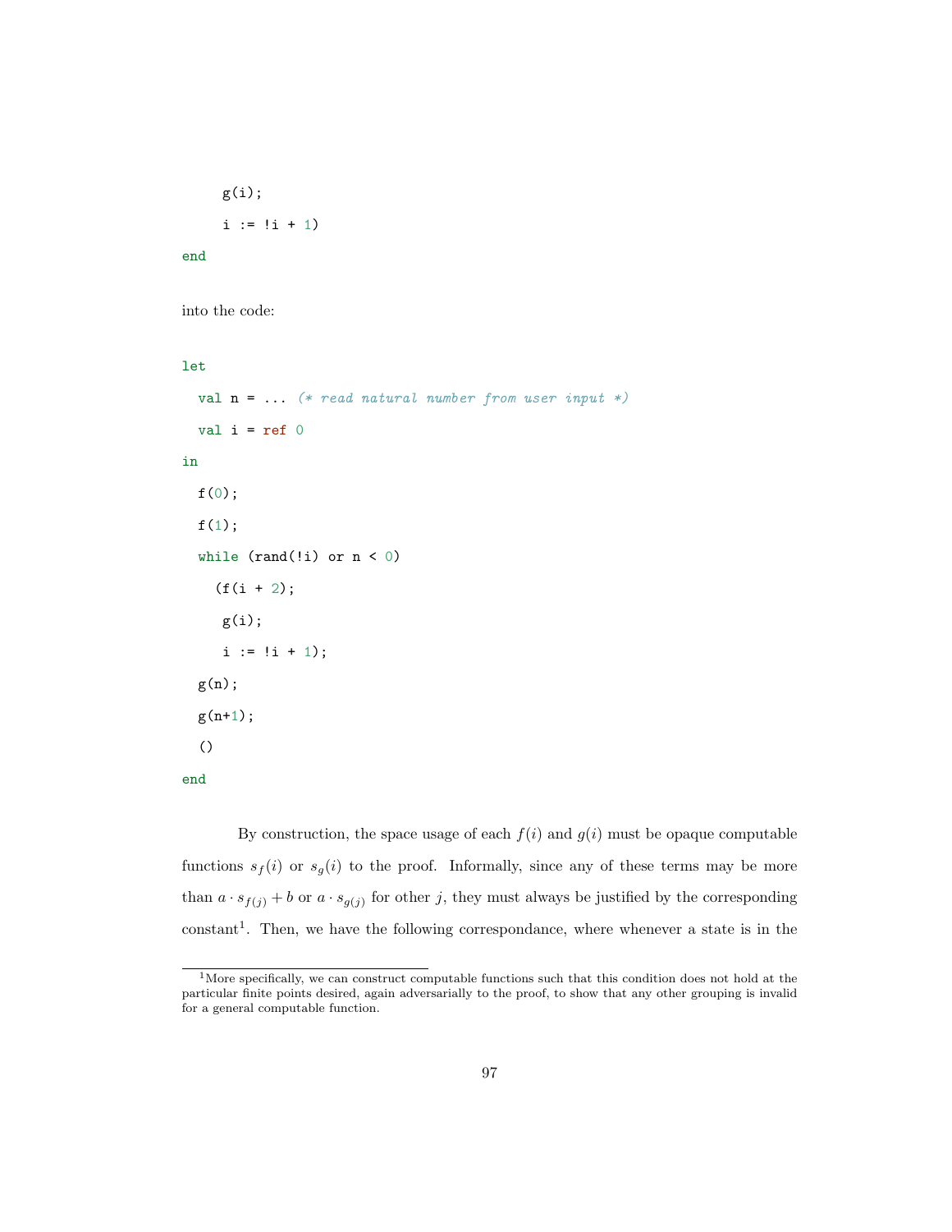```
    g(i);
    i := !i + 1)
end
```

into the code:

```
let
  val n = ... (* read natural number from user input *)
  val i = ref 0
in
  f(0);
  f(1);
  while (rand(!i) or n < 0)
    (f(i + 2);
     g(i);
     i := !i + 1);
  g(n);
  g(n+1);
  ()
end
```

By construction, the space usage of each $f(i)$ and $g(i)$ must be opaque computable functions $s_f(i)$ or $s_g(i)$ to the proof. Informally, since any of these terms may be more than $a \cdot s_{f(j)} + b$ or $a \cdot s_{g(j)}$ for other $j$, they must always be justified by the corresponding constant[1]. Then, we have the following correspondance, where whenever a state is in the

[1] More specifically, we can construct computable functions such that this condition does not hold at the particular finite points desired, again adversarially to the proof, to show that any other grouping is invalid for a general computable function.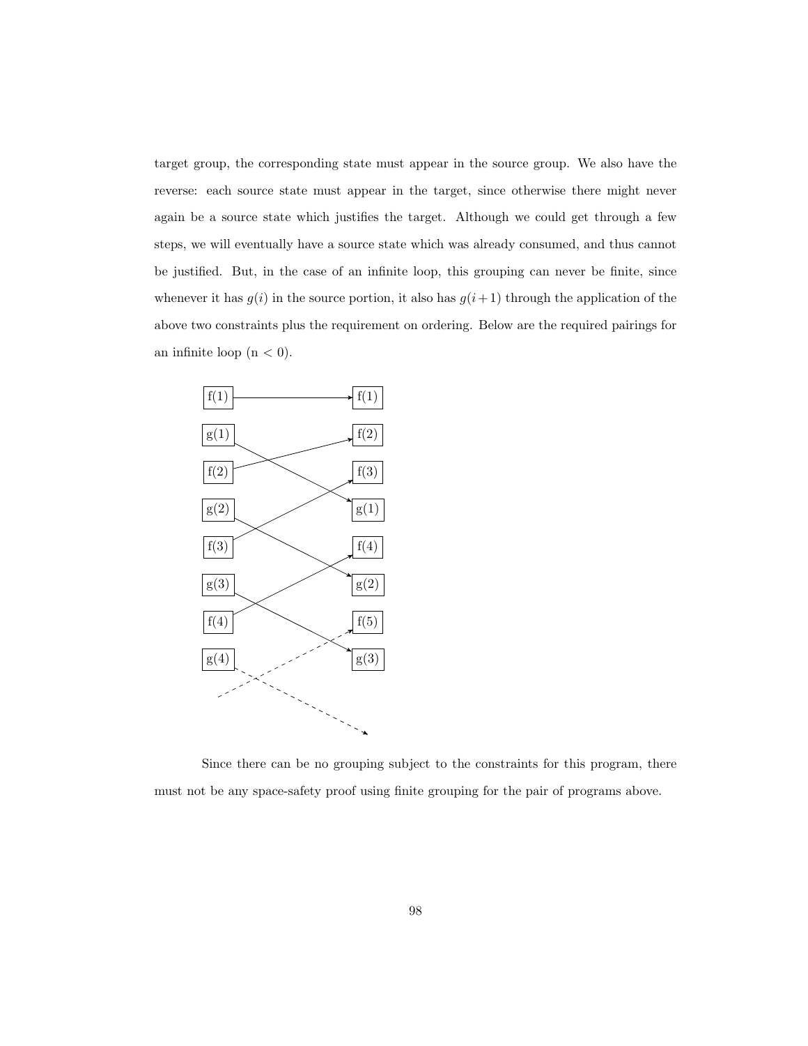target group, the corresponding state must appear in the source group. We also have the reverse: each source state must appear in the target, since otherwise there might never again be a source state which justifies the target. Although we could get through a few steps, we will eventually have a source state which was already consumed, and thus cannot be justified. But, in the case of an infinite loop, this grouping can never be finite, since whenever it has $g(i)$ in the source portion, it also has $g(i+1)$ through the application of the above two constraints plus the requirement on ordering. Below are the required pairings for an infinite loop (n < 0).

f(1)
g(1)
f(2)
g(2)
f(3)
g(3)
f(4)
g(4)

f(1)
f(2)
f(3)
g(1)
f(4)
g(2)
f(5)
g(3)

Since there can be no grouping subject to the constraints for this program, there must not be any space-safety proof using finite grouping for the pair of programs above.